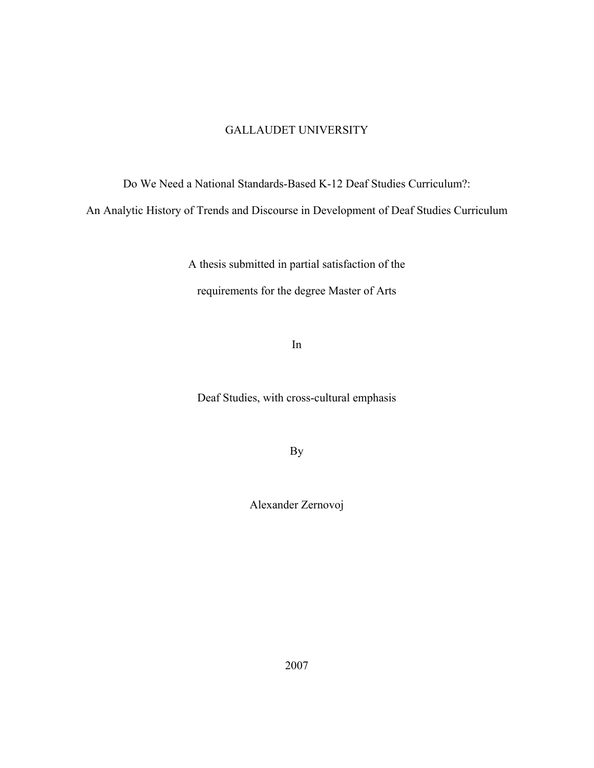GALLAUDET UNIVERSITY

# Do We Need a National Standards-Based K-12 Deaf Studies Curriculum?: An Analytic History of Trends and Discourse in Development of Deaf Studies Curriculum

A thesis submitted in partial satisfaction of the

requirements for the degree Master of Arts

In

Deaf Studies, with cross-cultural emphasis

By

Alexander Zernovoj

2007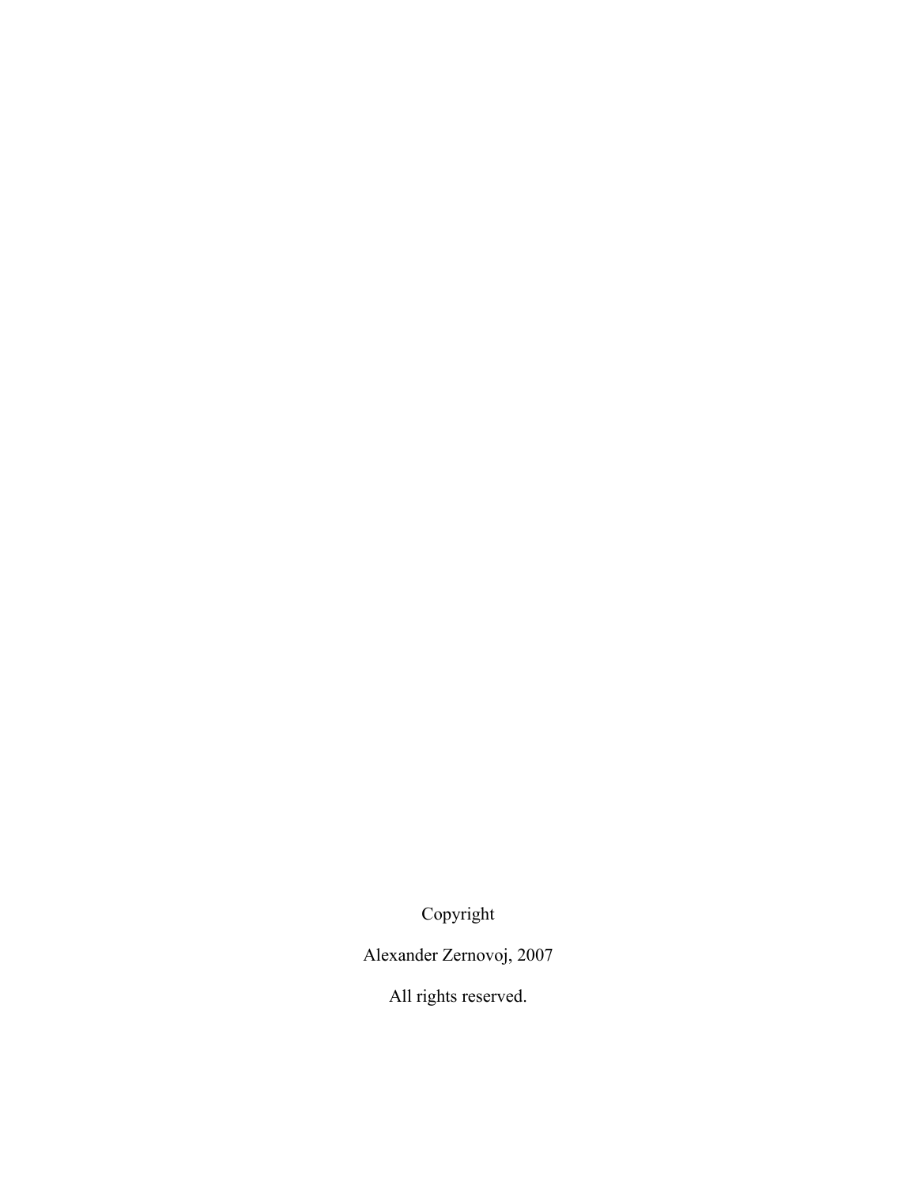Copyright

Alexander Zernovoj, 2007

All rights reserved.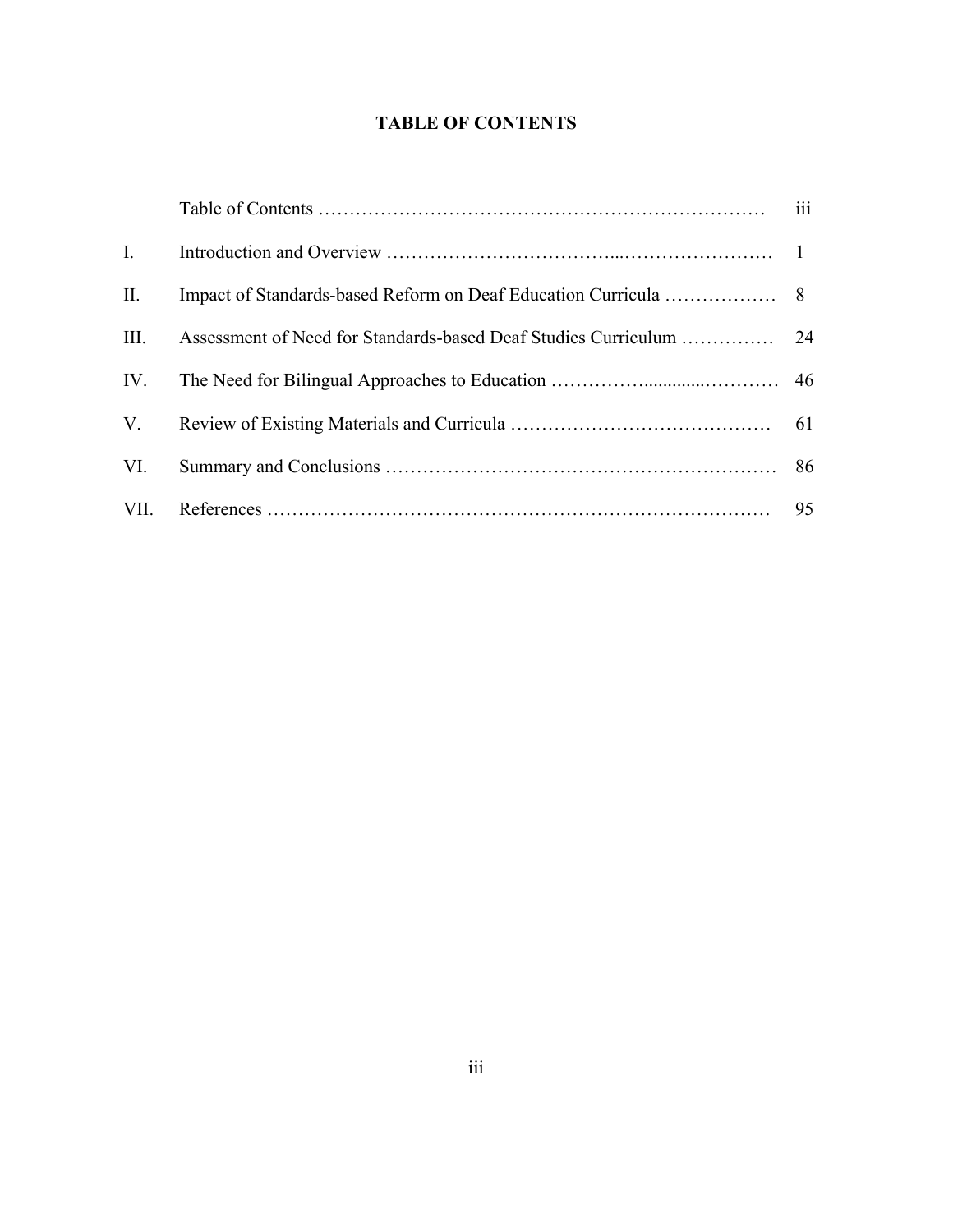# TABLE OF CONTENTS

| | | |
|---|---|---|
| | Table of Contents | iii |
| I. | Introduction and Overview | 1 |
| II. | Impact of Standards-based Reform on Deaf Education Curricula | 8 |
| III. | Assessment of Need for Standards-based Deaf Studies Curriculum | 24 |
| IV. | The Need for Bilingual Approaches to Education | 46 |
| V. | Review of Existing Materials and Curricula | 61 |
| VI. | Summary and Conclusions | 86 |
| VII. | References | 95 |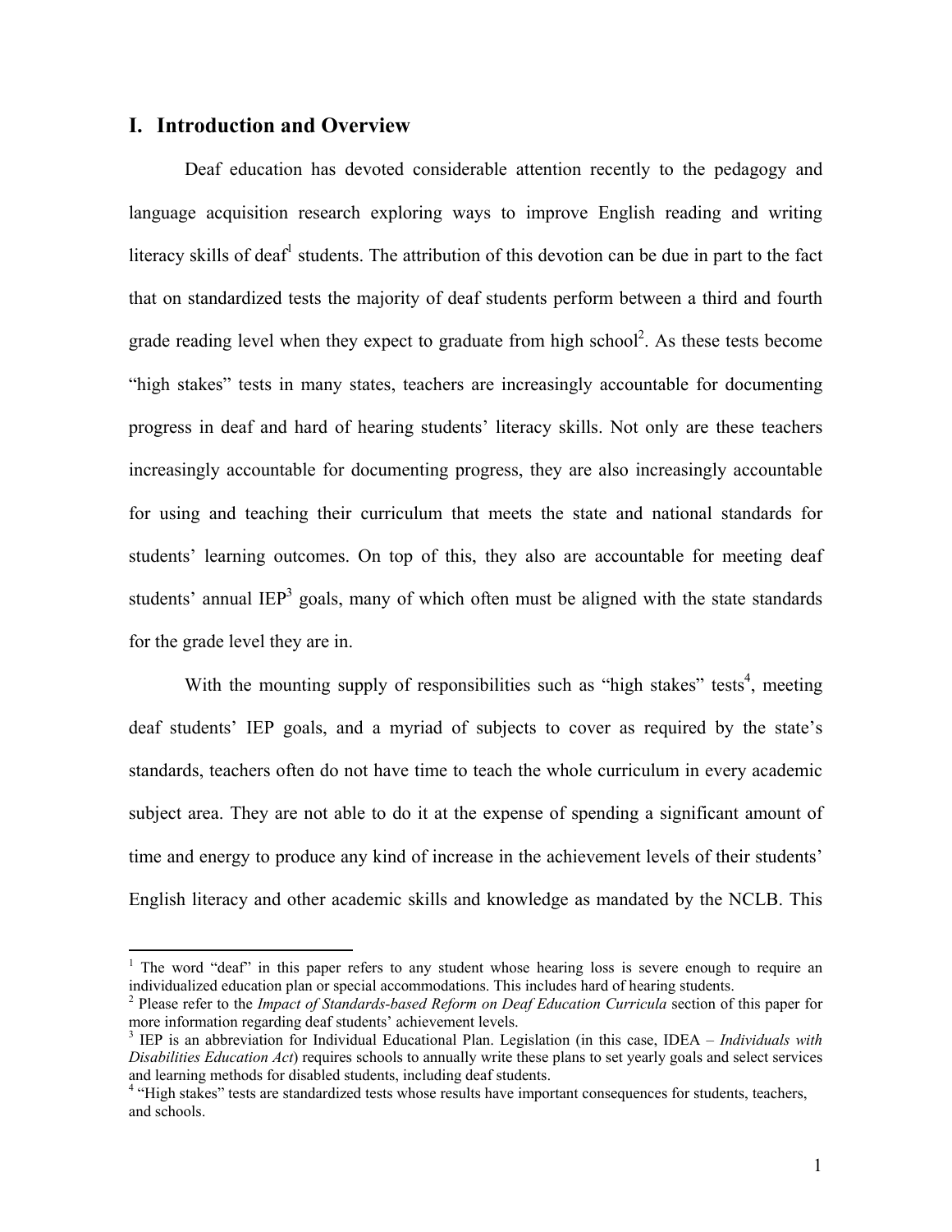## I. Introduction and Overview

Deaf education has devoted considerable attention recently to the pedagogy and language acquisition research exploring ways to improve English reading and writing literacy skills of deaf[1] students. The attribution of this devotion can be due in part to the fact that on standardized tests the majority of deaf students perform between a third and fourth grade reading level when they expect to graduate from high school[2]. As these tests become "high stakes" tests in many states, teachers are increasingly accountable for documenting progress in deaf and hard of hearing students' literacy skills. Not only are these teachers increasingly accountable for documenting progress, they are also increasingly accountable for using and teaching their curriculum that meets the state and national standards for students' learning outcomes. On top of this, they also are accountable for meeting deaf students' annual IEP[3] goals, many of which often must be aligned with the state standards for the grade level they are in.

With the mounting supply of responsibilities such as "high stakes" tests[4], meeting deaf students' IEP goals, and a myriad of subjects to cover as required by the state's standards, teachers often do not have time to teach the whole curriculum in every academic subject area. They are not able to do it at the expense of spending a significant amount of time and energy to produce any kind of increase in the achievement levels of their students' English literacy and other academic skills and knowledge as mandated by the NCLB. This

---

[1] The word "deaf" in this paper refers to any student whose hearing loss is severe enough to require an individualized education plan or special accommodations. This includes hard of hearing students.

[2] Please refer to the *Impact of Standards-based Reform on Deaf Education Curricula* section of this paper for more information regarding deaf students' achievement levels.

[3] IEP is an abbreviation for Individual Educational Plan. Legislation (in this case, IDEA – *Individuals with Disabilities Education Act*) requires schools to annually write these plans to set yearly goals and select services and learning methods for disabled students, including deaf students.

[4] "High stakes" tests are standardized tests whose results have important consequences for students, teachers, and schools.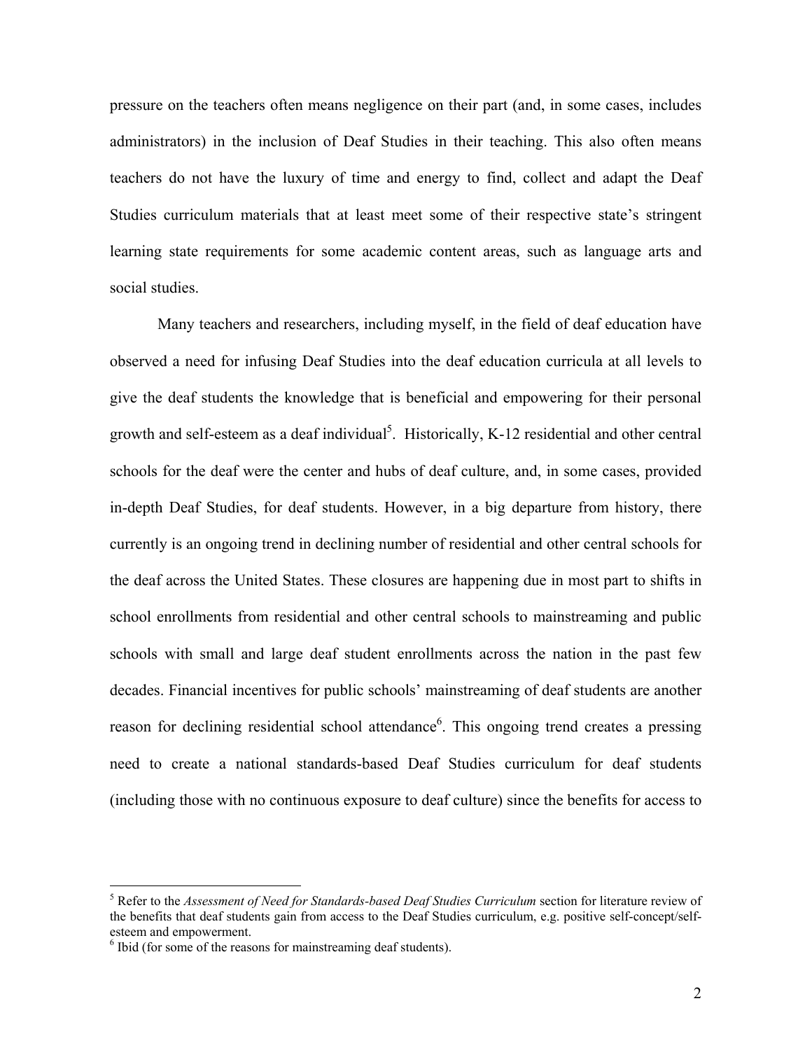pressure on the teachers often means negligence on their part (and, in some cases, includes administrators) in the inclusion of Deaf Studies in their teaching. This also often means teachers do not have the luxury of time and energy to find, collect and adapt the Deaf Studies curriculum materials that at least meet some of their respective state's stringent learning state requirements for some academic content areas, such as language arts and social studies.

Many teachers and researchers, including myself, in the field of deaf education have observed a need for infusing Deaf Studies into the deaf education curricula at all levels to give the deaf students the knowledge that is beneficial and empowering for their personal growth and self-esteem as a deaf individual[5]. Historically, K-12 residential and other central schools for the deaf were the center and hubs of deaf culture, and, in some cases, provided in-depth Deaf Studies, for deaf students. However, in a big departure from history, there currently is an ongoing trend in declining number of residential and other central schools for the deaf across the United States. These closures are happening due in most part to shifts in school enrollments from residential and other central schools to mainstreaming and public schools with small and large deaf student enrollments across the nation in the past few decades. Financial incentives for public schools' mainstreaming of deaf students are another reason for declining residential school attendance[6]. This ongoing trend creates a pressing need to create a national standards-based Deaf Studies curriculum for deaf students (including those with no continuous exposure to deaf culture) since the benefits for access to

---

[5] Refer to the *Assessment of Need for Standards-based Deaf Studies Curriculum* section for literature review of the benefits that deaf students gain from access to the Deaf Studies curriculum, e.g. positive self-concept/self-esteem and empowerment.

[6] Ibid (for some of the reasons for mainstreaming deaf students).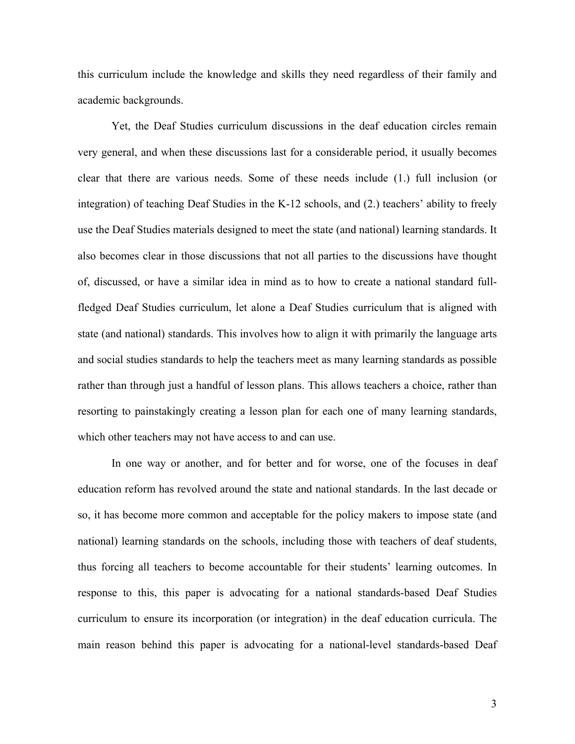this curriculum include the knowledge and skills they need regardless of their family and academic backgrounds.

Yet, the Deaf Studies curriculum discussions in the deaf education circles remain very general, and when these discussions last for a considerable period, it usually becomes clear that there are various needs. Some of these needs include (1.) full inclusion (or integration) of teaching Deaf Studies in the K-12 schools, and (2.) teachers' ability to freely use the Deaf Studies materials designed to meet the state (and national) learning standards. It also becomes clear in those discussions that not all parties to the discussions have thought of, discussed, or have a similar idea in mind as to how to create a national standard full-fledged Deaf Studies curriculum, let alone a Deaf Studies curriculum that is aligned with state (and national) standards. This involves how to align it with primarily the language arts and social studies standards to help the teachers meet as many learning standards as possible rather than through just a handful of lesson plans. This allows teachers a choice, rather than resorting to painstakingly creating a lesson plan for each one of many learning standards, which other teachers may not have access to and can use.

In one way or another, and for better and for worse, one of the focuses in deaf education reform has revolved around the state and national standards. In the last decade or so, it has become more common and acceptable for the policy makers to impose state (and national) learning standards on the schools, including those with teachers of deaf students, thus forcing all teachers to become accountable for their students' learning outcomes. In response to this, this paper is advocating for a national standards-based Deaf Studies curriculum to ensure its incorporation (or integration) in the deaf education curricula. The main reason behind this paper is advocating for a national-level standards-based Deaf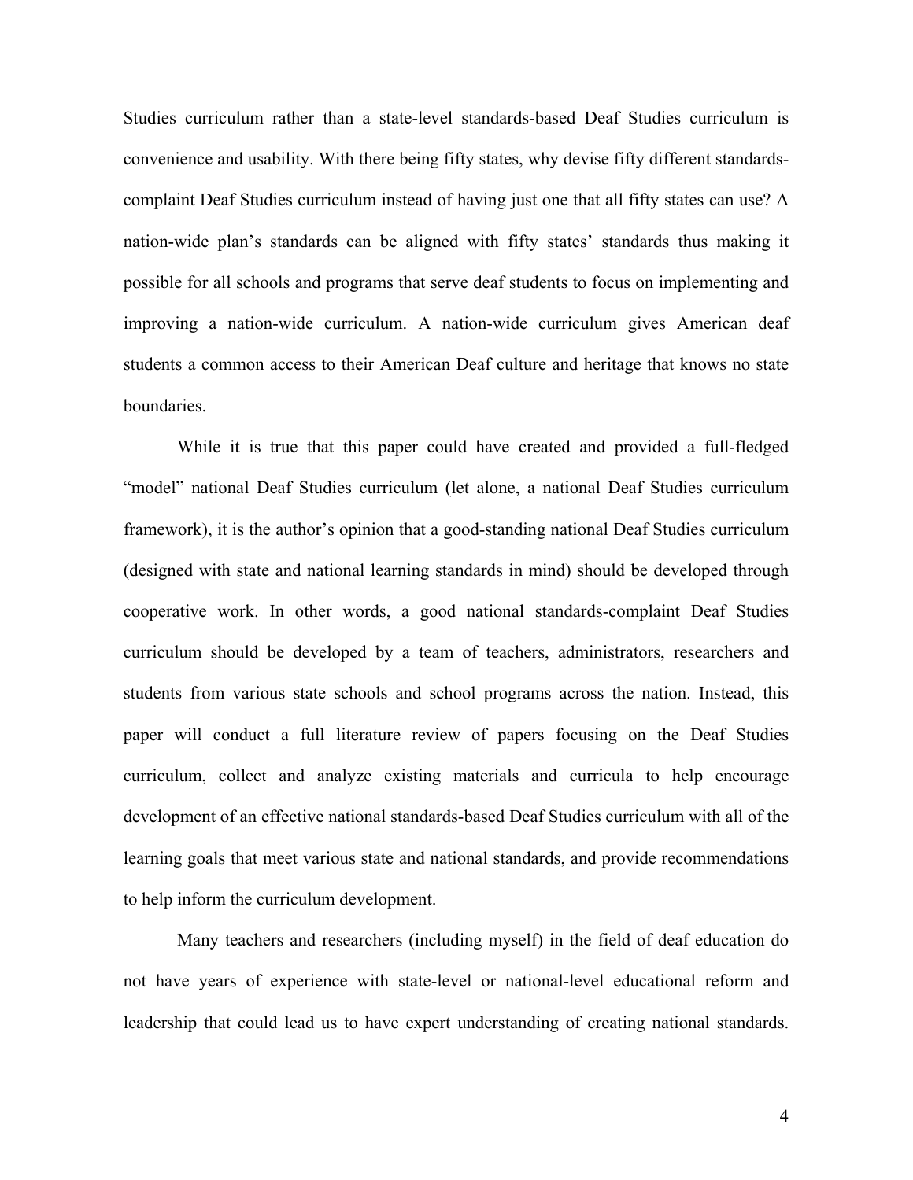Studies curriculum rather than a state-level standards-based Deaf Studies curriculum is convenience and usability. With there being fifty states, why devise fifty different standards-complaint Deaf Studies curriculum instead of having just one that all fifty states can use? A nation-wide plan's standards can be aligned with fifty states' standards thus making it possible for all schools and programs that serve deaf students to focus on implementing and improving a nation-wide curriculum. A nation-wide curriculum gives American deaf students a common access to their American Deaf culture and heritage that knows no state boundaries.

While it is true that this paper could have created and provided a full-fledged "model" national Deaf Studies curriculum (let alone, a national Deaf Studies curriculum framework), it is the author's opinion that a good-standing national Deaf Studies curriculum (designed with state and national learning standards in mind) should be developed through cooperative work. In other words, a good national standards-complaint Deaf Studies curriculum should be developed by a team of teachers, administrators, researchers and students from various state schools and school programs across the nation. Instead, this paper will conduct a full literature review of papers focusing on the Deaf Studies curriculum, collect and analyze existing materials and curricula to help encourage development of an effective national standards-based Deaf Studies curriculum with all of the learning goals that meet various state and national standards, and provide recommendations to help inform the curriculum development.

Many teachers and researchers (including myself) in the field of deaf education do not have years of experience with state-level or national-level educational reform and leadership that could lead us to have expert understanding of creating national standards.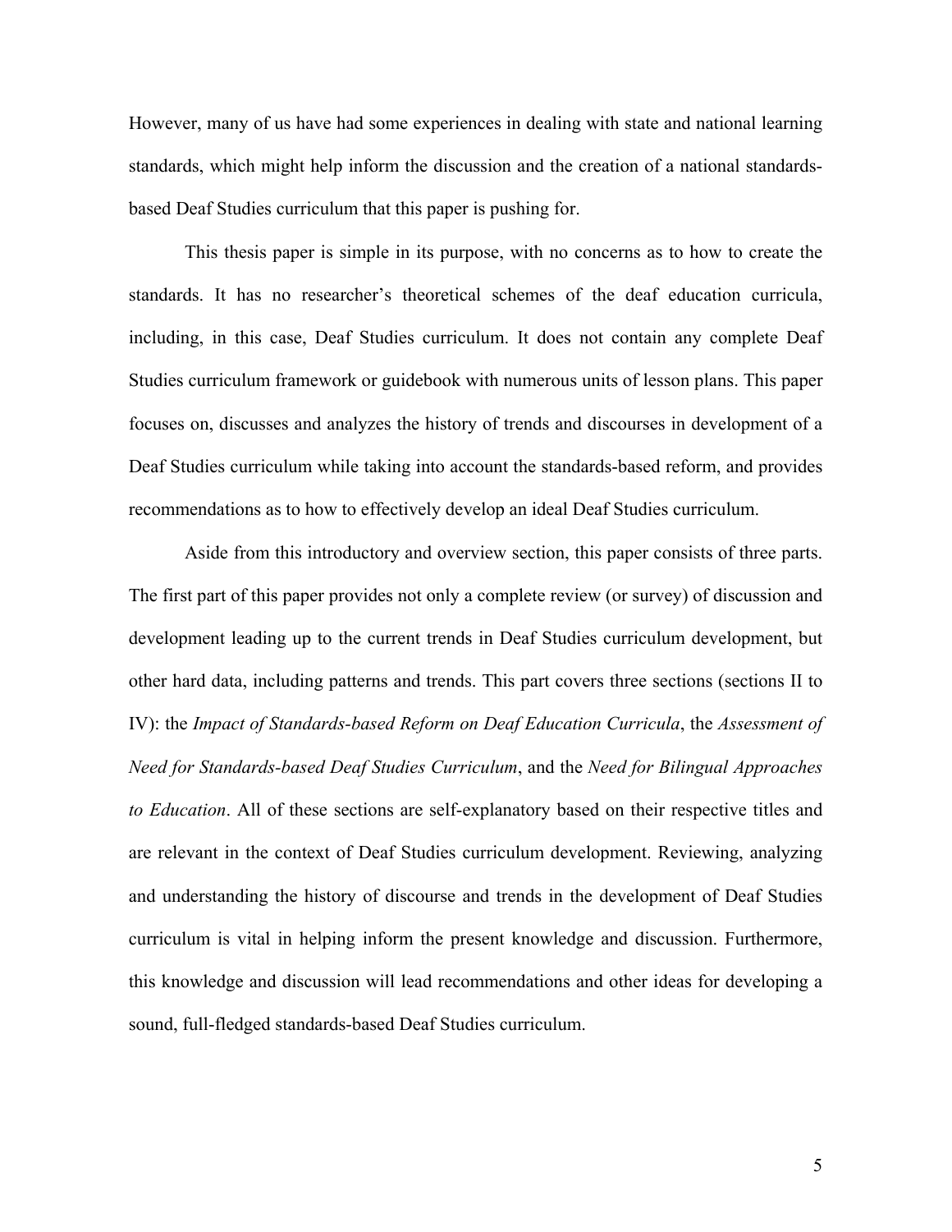However, many of us have had some experiences in dealing with state and national learning standards, which might help inform the discussion and the creation of a national standards-based Deaf Studies curriculum that this paper is pushing for.

This thesis paper is simple in its purpose, with no concerns as to how to create the standards. It has no researcher's theoretical schemes of the deaf education curricula, including, in this case, Deaf Studies curriculum. It does not contain any complete Deaf Studies curriculum framework or guidebook with numerous units of lesson plans. This paper focuses on, discusses and analyzes the history of trends and discourses in development of a Deaf Studies curriculum while taking into account the standards-based reform, and provides recommendations as to how to effectively develop an ideal Deaf Studies curriculum.

Aside from this introductory and overview section, this paper consists of three parts. The first part of this paper provides not only a complete review (or survey) of discussion and development leading up to the current trends in Deaf Studies curriculum development, but other hard data, including patterns and trends. This part covers three sections (sections II to IV): the *Impact of Standards-based Reform on Deaf Education Curricula*, the *Assessment of Need for Standards-based Deaf Studies Curriculum*, and the *Need for Bilingual Approaches to Education*. All of these sections are self-explanatory based on their respective titles and are relevant in the context of Deaf Studies curriculum development. Reviewing, analyzing and understanding the history of discourse and trends in the development of Deaf Studies curriculum is vital in helping inform the present knowledge and discussion. Furthermore, this knowledge and discussion will lead recommendations and other ideas for developing a sound, full-fledged standards-based Deaf Studies curriculum.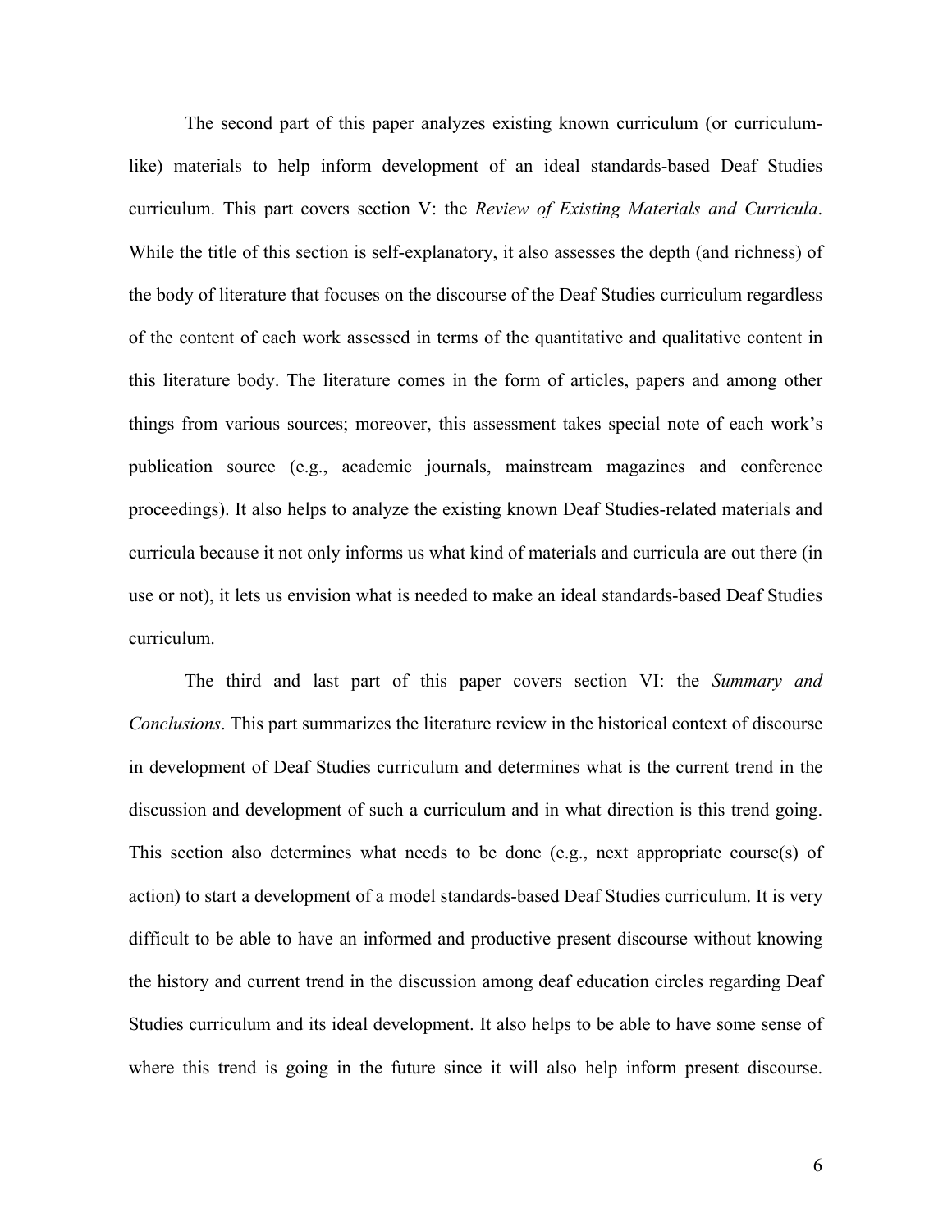The second part of this paper analyzes existing known curriculum (or curriculum-like) materials to help inform development of an ideal standards-based Deaf Studies curriculum. This part covers section V: the *Review of Existing Materials and Curricula*. While the title of this section is self-explanatory, it also assesses the depth (and richness) of the body of literature that focuses on the discourse of the Deaf Studies curriculum regardless of the content of each work assessed in terms of the quantitative and qualitative content in this literature body. The literature comes in the form of articles, papers and among other things from various sources; moreover, this assessment takes special note of each work's publication source (e.g., academic journals, mainstream magazines and conference proceedings). It also helps to analyze the existing known Deaf Studies-related materials and curricula because it not only informs us what kind of materials and curricula are out there (in use or not), it lets us envision what is needed to make an ideal standards-based Deaf Studies curriculum.

The third and last part of this paper covers section VI: the *Summary and Conclusions*. This part summarizes the literature review in the historical context of discourse in development of Deaf Studies curriculum and determines what is the current trend in the discussion and development of such a curriculum and in what direction is this trend going. This section also determines what needs to be done (e.g., next appropriate course(s) of action) to start a development of a model standards-based Deaf Studies curriculum. It is very difficult to be able to have an informed and productive present discourse without knowing the history and current trend in the discussion among deaf education circles regarding Deaf Studies curriculum and its ideal development. It also helps to be able to have some sense of where this trend is going in the future since it will also help inform present discourse.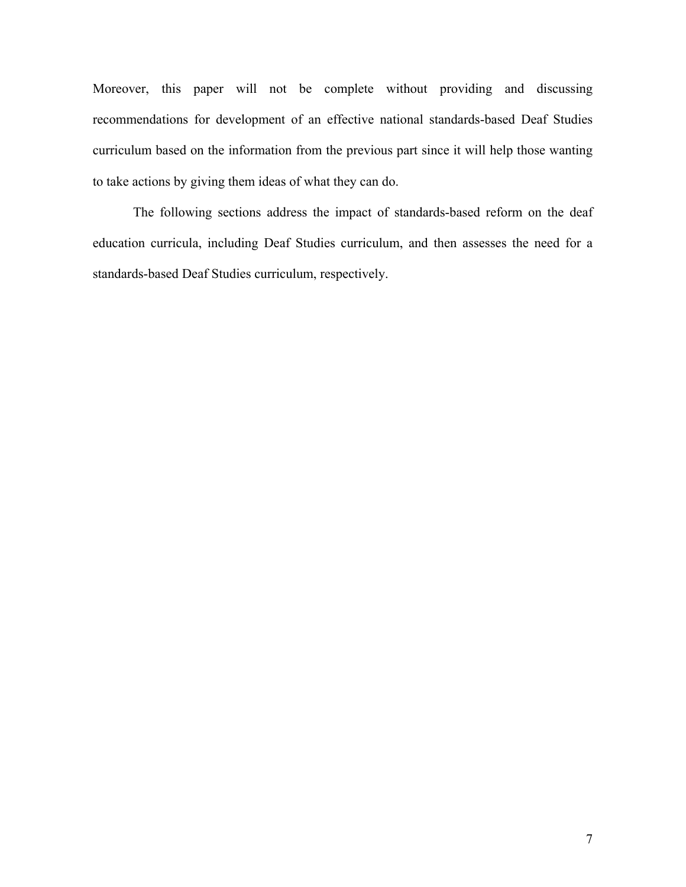Moreover, this paper will not be complete without providing and discussing recommendations for development of an effective national standards-based Deaf Studies curriculum based on the information from the previous part since it will help those wanting to take actions by giving them ideas of what they can do.

The following sections address the impact of standards-based reform on the deaf education curricula, including Deaf Studies curriculum, and then assesses the need for a standards-based Deaf Studies curriculum, respectively.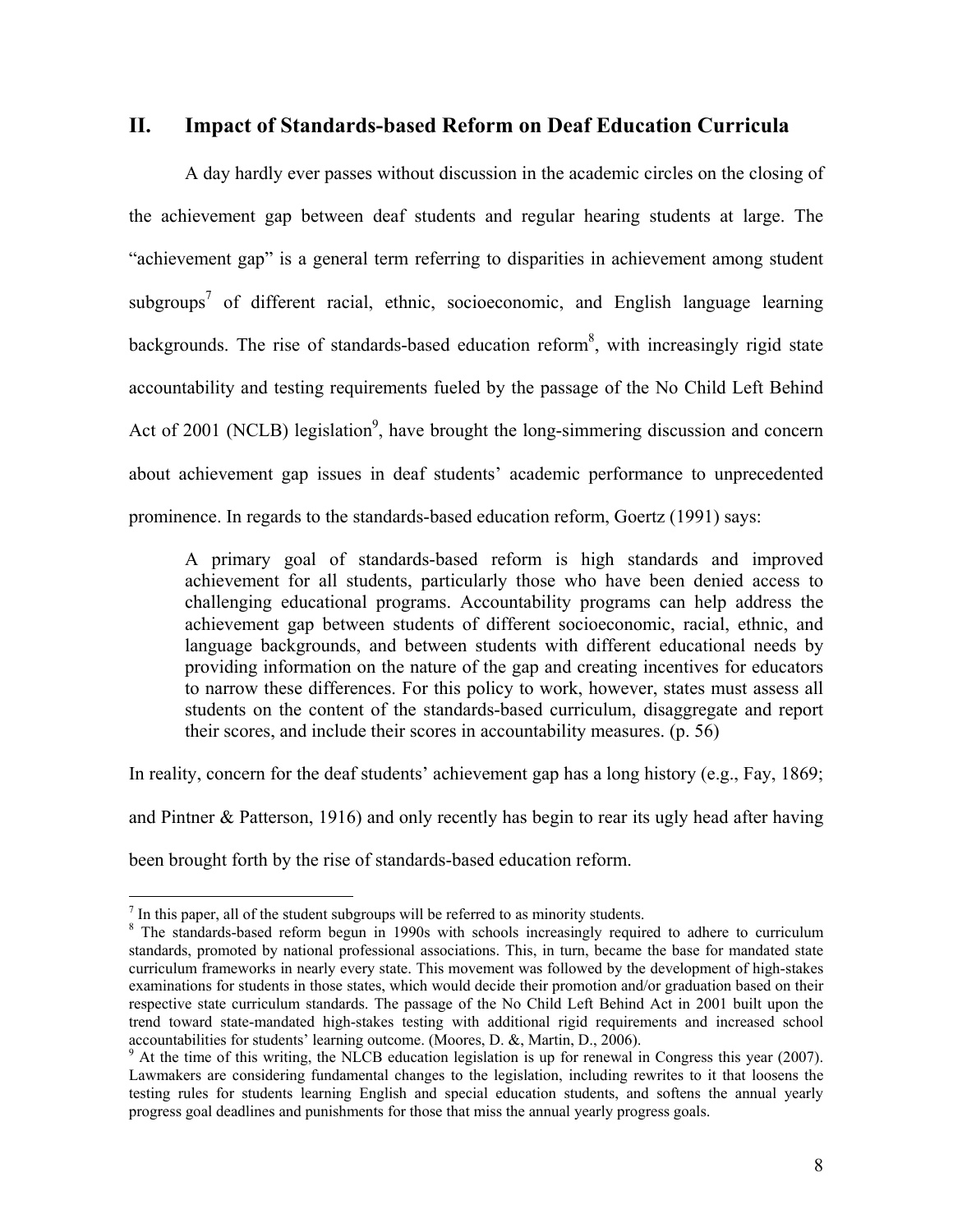## II. Impact of Standards-based Reform on Deaf Education Curricula

A day hardly ever passes without discussion in the academic circles on the closing of the achievement gap between deaf students and regular hearing students at large. The "achievement gap" is a general term referring to disparities in achievement among student subgroups[7] of different racial, ethnic, socioeconomic, and English language learning backgrounds. The rise of standards-based education reform[8], with increasingly rigid state accountability and testing requirements fueled by the passage of the No Child Left Behind Act of 2001 (NCLB) legislation[9], have brought the long-simmering discussion and concern about achievement gap issues in deaf students' academic performance to unprecedented prominence. In regards to the standards-based education reform, Goertz (1991) says:

> A primary goal of standards-based reform is high standards and improved achievement for all students, particularly those who have been denied access to challenging educational programs. Accountability programs can help address the achievement gap between students of different socioeconomic, racial, ethnic, and language backgrounds, and between students with different educational needs by providing information on the nature of the gap and creating incentives for educators to narrow these differences. For this policy to work, however, states must assess all students on the content of the standards-based curriculum, disaggregate and report their scores, and include their scores in accountability measures. (p. 56)

In reality, concern for the deaf students' achievement gap has a long history (e.g., Fay, 1869; and Pintner & Patterson, 1916) and only recently has begin to rear its ugly head after having been brought forth by the rise of standards-based education reform.

---

[7] In this paper, all of the student subgroups will be referred to as minority students.

[8] The standards-based reform begun in 1990s with schools increasingly required to adhere to curriculum standards, promoted by national professional associations. This, in turn, became the base for mandated state curriculum frameworks in nearly every state. This movement was followed by the development of high-stakes examinations for students in those states, which would decide their promotion and/or graduation based on their respective state curriculum standards. The passage of the No Child Left Behind Act in 2001 built upon the trend toward state-mandated high-stakes testing with additional rigid requirements and increased school accountabilities for students' learning outcome. (Moores, D. &, Martin, D., 2006).

[9] At the time of this writing, the NLCB education legislation is up for renewal in Congress this year (2007). Lawmakers are considering fundamental changes to the legislation, including rewrites to it that loosens the testing rules for students learning English and special education students, and softens the annual yearly progress goal deadlines and punishments for those that miss the annual yearly progress goals.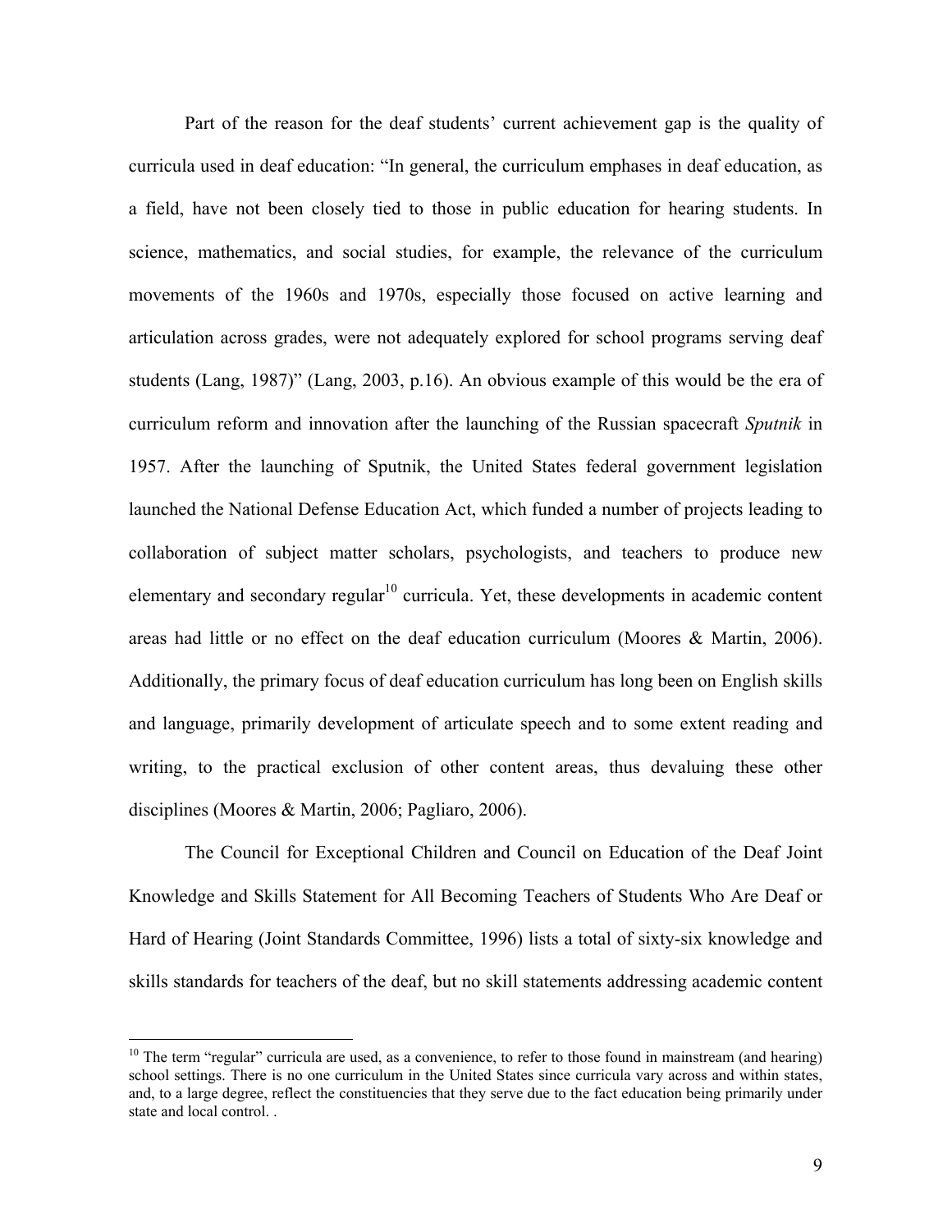Part of the reason for the deaf students' current achievement gap is the quality of curricula used in deaf education: "In general, the curriculum emphases in deaf education, as a field, have not been closely tied to those in public education for hearing students. In science, mathematics, and social studies, for example, the relevance of the curriculum movements of the 1960s and 1970s, especially those focused on active learning and articulation across grades, were not adequately explored for school programs serving deaf students (Lang, 1987)" (Lang, 2003, p.16). An obvious example of this would be the era of curriculum reform and innovation after the launching of the Russian spacecraft *Sputnik* in 1957. After the launching of Sputnik, the United States federal government legislation launched the National Defense Education Act, which funded a number of projects leading to collaboration of subject matter scholars, psychologists, and teachers to produce new elementary and secondary regular[10] curricula. Yet, these developments in academic content areas had little or no effect on the deaf education curriculum (Moores & Martin, 2006). Additionally, the primary focus of deaf education curriculum has long been on English skills and language, primarily development of articulate speech and to some extent reading and writing, to the practical exclusion of other content areas, thus devaluing these other disciplines (Moores & Martin, 2006; Pagliaro, 2006).

The Council for Exceptional Children and Council on Education of the Deaf Joint Knowledge and Skills Statement for All Becoming Teachers of Students Who Are Deaf or Hard of Hearing (Joint Standards Committee, 1996) lists a total of sixty-six knowledge and skills standards for teachers of the deaf, but no skill statements addressing academic content

---

[10] The term "regular" curricula are used, as a convenience, to refer to those found in mainstream (and hearing) school settings. There is no one curriculum in the United States since curricula vary across and within states, and, to a large degree, reflect the constituencies that they serve due to the fact education being primarily under state and local control. .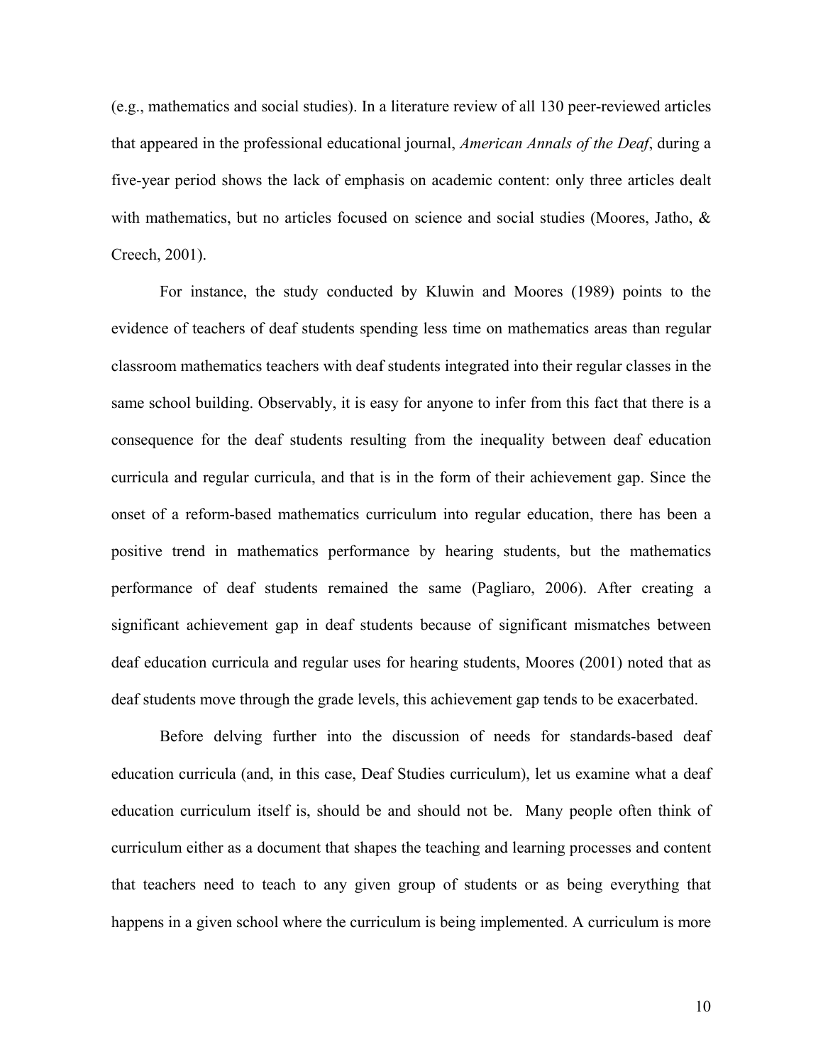(e.g., mathematics and social studies). In a literature review of all 130 peer-reviewed articles that appeared in the professional educational journal, *American Annals of the Deaf*, during a five-year period shows the lack of emphasis on academic content: only three articles dealt with mathematics, but no articles focused on science and social studies (Moores, Jatho, & Creech, 2001).

For instance, the study conducted by Kluwin and Moores (1989) points to the evidence of teachers of deaf students spending less time on mathematics areas than regular classroom mathematics teachers with deaf students integrated into their regular classes in the same school building. Observably, it is easy for anyone to infer from this fact that there is a consequence for the deaf students resulting from the inequality between deaf education curricula and regular curricula, and that is in the form of their achievement gap. Since the onset of a reform-based mathematics curriculum into regular education, there has been a positive trend in mathematics performance by hearing students, but the mathematics performance of deaf students remained the same (Pagliaro, 2006). After creating a significant achievement gap in deaf students because of significant mismatches between deaf education curricula and regular uses for hearing students, Moores (2001) noted that as deaf students move through the grade levels, this achievement gap tends to be exacerbated.

Before delving further into the discussion of needs for standards-based deaf education curricula (and, in this case, Deaf Studies curriculum), let us examine what a deaf education curriculum itself is, should be and should not be. Many people often think of curriculum either as a document that shapes the teaching and learning processes and content that teachers need to teach to any given group of students or as being everything that happens in a given school where the curriculum is being implemented. A curriculum is more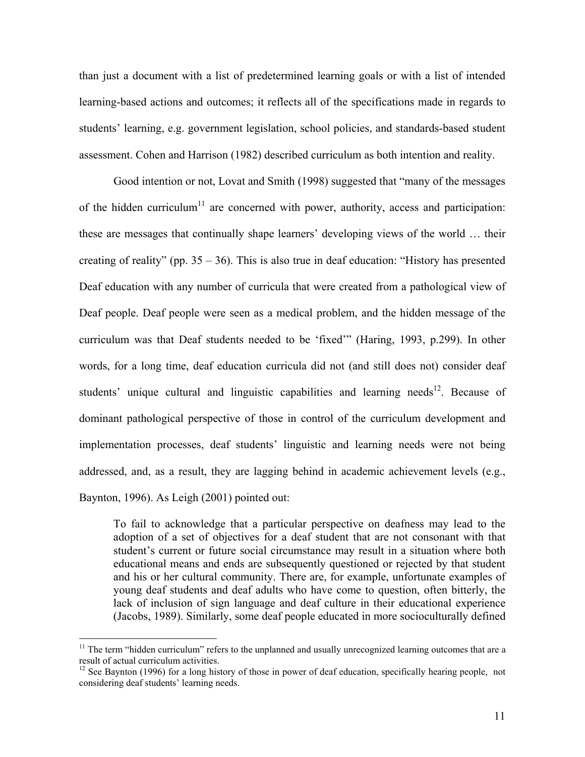than just a document with a list of predetermined learning goals or with a list of intended learning-based actions and outcomes; it reflects all of the specifications made in regards to students' learning, e.g. government legislation, school policies, and standards-based student assessment. Cohen and Harrison (1982) described curriculum as both intention and reality.

Good intention or not, Lovat and Smith (1998) suggested that "many of the messages of the hidden curriculum[11] are concerned with power, authority, access and participation: these are messages that continually shape learners' developing views of the world … their creating of reality" (pp. 35 – 36). This is also true in deaf education: "History has presented Deaf education with any number of curricula that were created from a pathological view of Deaf people. Deaf people were seen as a medical problem, and the hidden message of the curriculum was that Deaf students needed to be 'fixed'" (Haring, 1993, p.299). In other words, for a long time, deaf education curricula did not (and still does not) consider deaf students' unique cultural and linguistic capabilities and learning needs[12]. Because of dominant pathological perspective of those in control of the curriculum development and implementation processes, deaf students' linguistic and learning needs were not being addressed, and, as a result, they are lagging behind in academic achievement levels (e.g., Baynton, 1996). As Leigh (2001) pointed out:

> To fail to acknowledge that a particular perspective on deafness may lead to the adoption of a set of objectives for a deaf student that are not consonant with that student's current or future social circumstance may result in a situation where both educational means and ends are subsequently questioned or rejected by that student and his or her cultural community. There are, for example, unfortunate examples of young deaf students and deaf adults who have come to question, often bitterly, the lack of inclusion of sign language and deaf culture in their educational experience (Jacobs, 1989). Similarly, some deaf people educated in more socioculturally defined

[11] The term "hidden curriculum" refers to the unplanned and usually unrecognized learning outcomes that are a result of actual curriculum activities.

[12] See Baynton (1996) for a long history of those in power of deaf education, specifically hearing people, not considering deaf students' learning needs.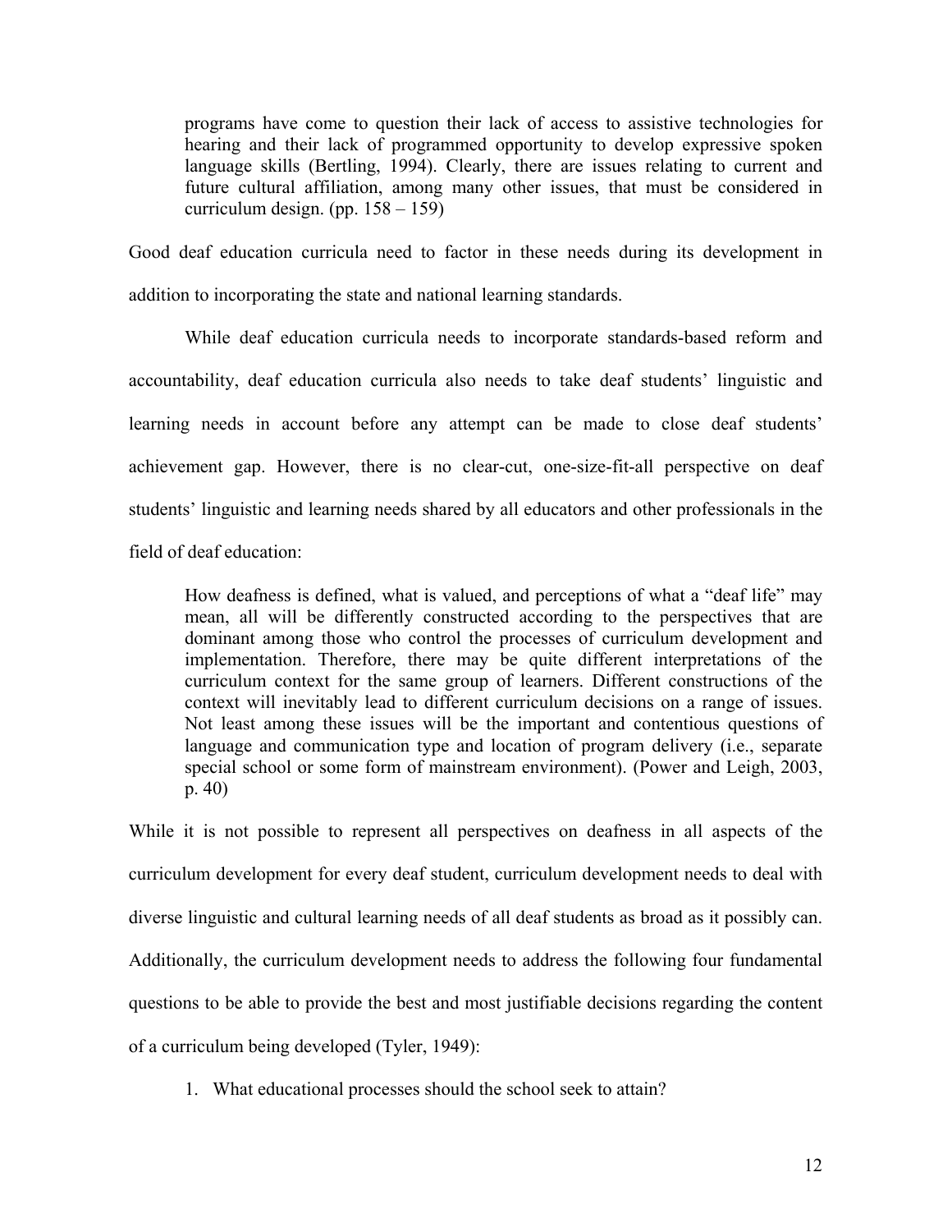> programs have come to question their lack of access to assistive technologies for hearing and their lack of programmed opportunity to develop expressive spoken language skills (Bertling, 1994). Clearly, there are issues relating to current and future cultural affiliation, among many other issues, that must be considered in curriculum design. (pp. 158 – 159)

Good deaf education curricula need to factor in these needs during its development in addition to incorporating the state and national learning standards.

While deaf education curricula needs to incorporate standards-based reform and accountability, deaf education curricula also needs to take deaf students' linguistic and learning needs in account before any attempt can be made to close deaf students' achievement gap. However, there is no clear-cut, one-size-fit-all perspective on deaf students' linguistic and learning needs shared by all educators and other professionals in the field of deaf education:

> How deafness is defined, what is valued, and perceptions of what a "deaf life" may mean, all will be differently constructed according to the perspectives that are dominant among those who control the processes of curriculum development and implementation. Therefore, there may be quite different interpretations of the curriculum context for the same group of learners. Different constructions of the context will inevitably lead to different curriculum decisions on a range of issues. Not least among these issues will be the important and contentious questions of language and communication type and location of program delivery (i.e., separate special school or some form of mainstream environment). (Power and Leigh, 2003, p. 40)

While it is not possible to represent all perspectives on deafness in all aspects of the curriculum development for every deaf student, curriculum development needs to deal with diverse linguistic and cultural learning needs of all deaf students as broad as it possibly can. Additionally, the curriculum development needs to address the following four fundamental questions to be able to provide the best and most justifiable decisions regarding the content of a curriculum being developed (Tyler, 1949):

1. What educational processes should the school seek to attain?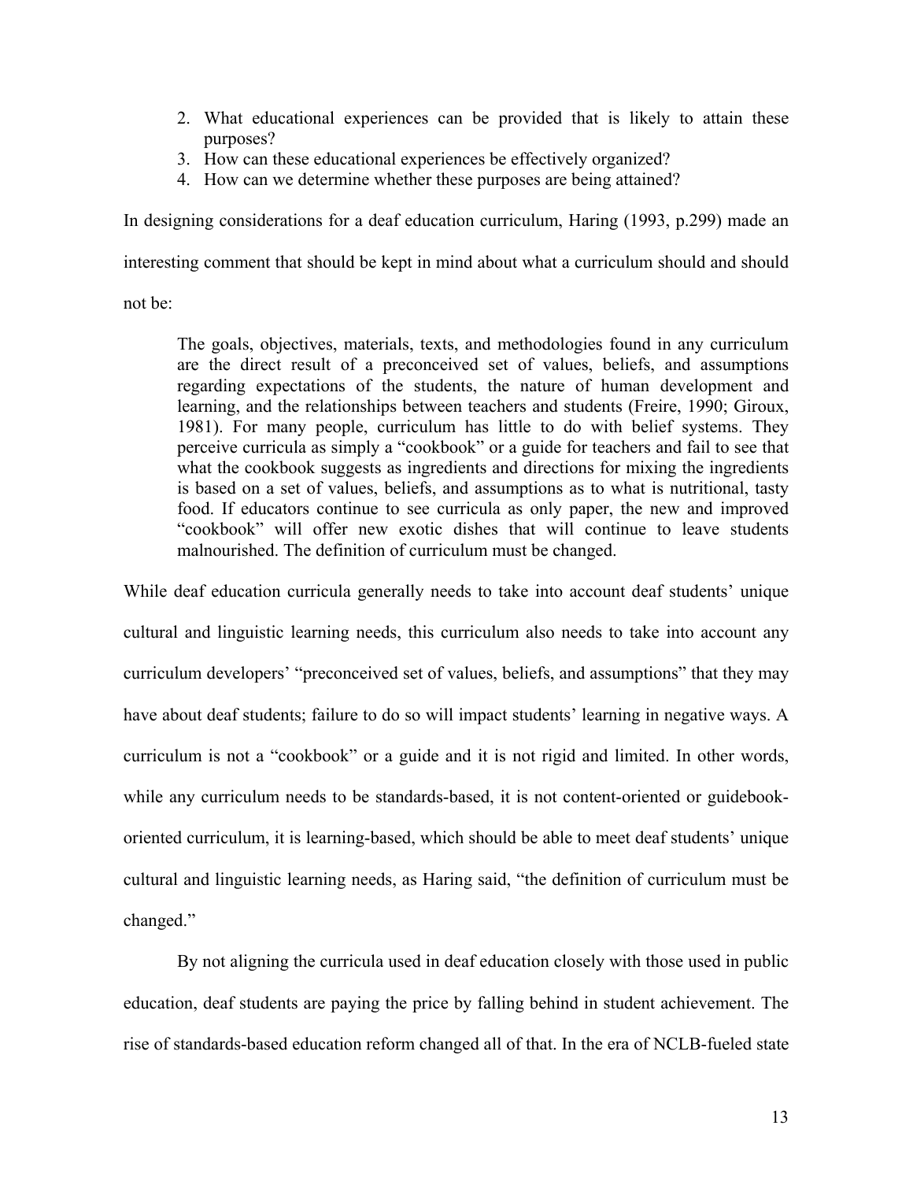2. What educational experiences can be provided that is likely to attain these purposes?
3. How can these educational experiences be effectively organized?
4. How can we determine whether these purposes are being attained?

In designing considerations for a deaf education curriculum, Haring (1993, p.299) made an interesting comment that should be kept in mind about what a curriculum should and should not be:

> The goals, objectives, materials, texts, and methodologies found in any curriculum are the direct result of a preconceived set of values, beliefs, and assumptions regarding expectations of the students, the nature of human development and learning, and the relationships between teachers and students (Freire, 1990; Giroux, 1981). For many people, curriculum has little to do with belief systems. They perceive curricula as simply a "cookbook" or a guide for teachers and fail to see that what the cookbook suggests as ingredients and directions for mixing the ingredients is based on a set of values, beliefs, and assumptions as to what is nutritional, tasty food. If educators continue to see curricula as only paper, the new and improved "cookbook" will offer new exotic dishes that will continue to leave students malnourished. The definition of curriculum must be changed.

While deaf education curricula generally needs to take into account deaf students' unique cultural and linguistic learning needs, this curriculum also needs to take into account any curriculum developers' "preconceived set of values, beliefs, and assumptions" that they may have about deaf students; failure to do so will impact students' learning in negative ways. A curriculum is not a "cookbook" or a guide and it is not rigid and limited. In other words, while any curriculum needs to be standards-based, it is not content-oriented or guidebook-oriented curriculum, it is learning-based, which should be able to meet deaf students' unique cultural and linguistic learning needs, as Haring said, "the definition of curriculum must be changed."

By not aligning the curricula used in deaf education closely with those used in public education, deaf students are paying the price by falling behind in student achievement. The rise of standards-based education reform changed all of that. In the era of NCLB-fueled state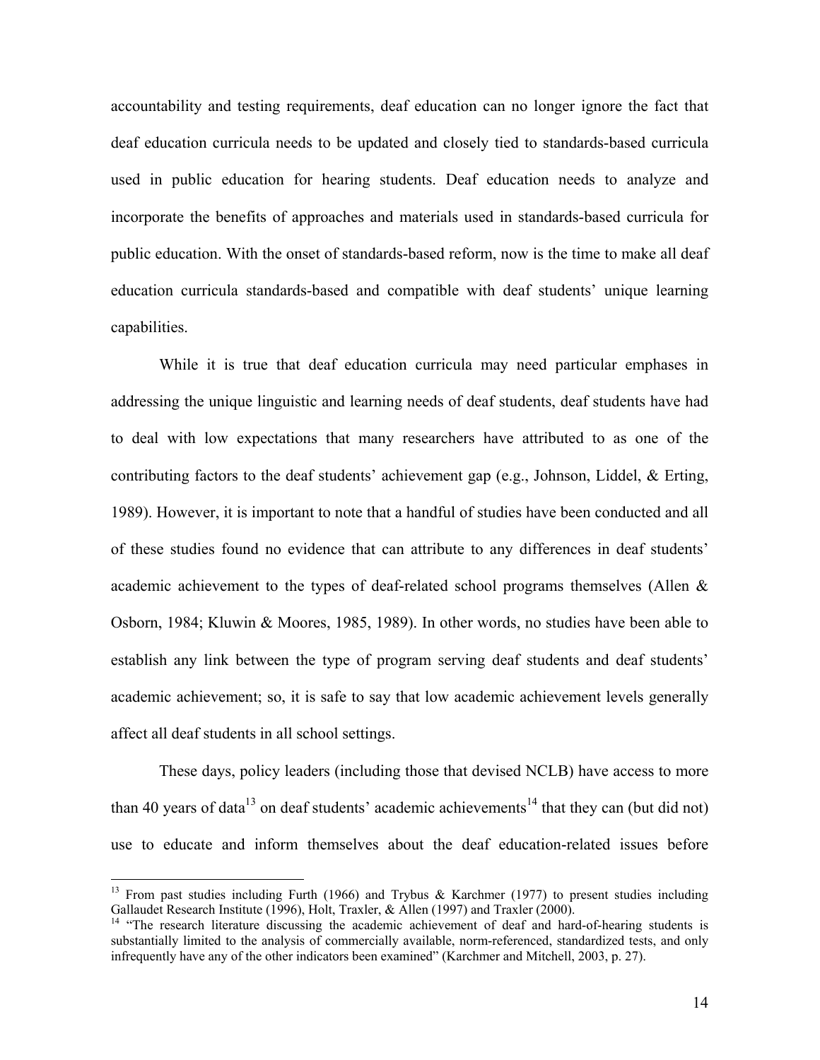accountability and testing requirements, deaf education can no longer ignore the fact that deaf education curricula needs to be updated and closely tied to standards-based curricula used in public education for hearing students. Deaf education needs to analyze and incorporate the benefits of approaches and materials used in standards-based curricula for public education. With the onset of standards-based reform, now is the time to make all deaf education curricula standards-based and compatible with deaf students' unique learning capabilities.

While it is true that deaf education curricula may need particular emphases in addressing the unique linguistic and learning needs of deaf students, deaf students have had to deal with low expectations that many researchers have attributed to as one of the contributing factors to the deaf students' achievement gap (e.g., Johnson, Liddel, & Erting, 1989). However, it is important to note that a handful of studies have been conducted and all of these studies found no evidence that can attribute to any differences in deaf students' academic achievement to the types of deaf-related school programs themselves (Allen & Osborn, 1984; Kluwin & Moores, 1985, 1989). In other words, no studies have been able to establish any link between the type of program serving deaf students and deaf students' academic achievement; so, it is safe to say that low academic achievement levels generally affect all deaf students in all school settings.

These days, policy leaders (including those that devised NCLB) have access to more than 40 years of data[13] on deaf students' academic achievements[14] that they can (but did not) use to educate and inform themselves about the deaf education-related issues before

---

[13] From past studies including Furth (1966) and Trybus & Karchmer (1977) to present studies including Gallaudet Research Institute (1996), Holt, Traxler, & Allen (1997) and Traxler (2000).

[14] "The research literature discussing the academic achievement of deaf and hard-of-hearing students is substantially limited to the analysis of commercially available, norm-referenced, standardized tests, and only infrequently have any of the other indicators been examined" (Karchmer and Mitchell, 2003, p. 27).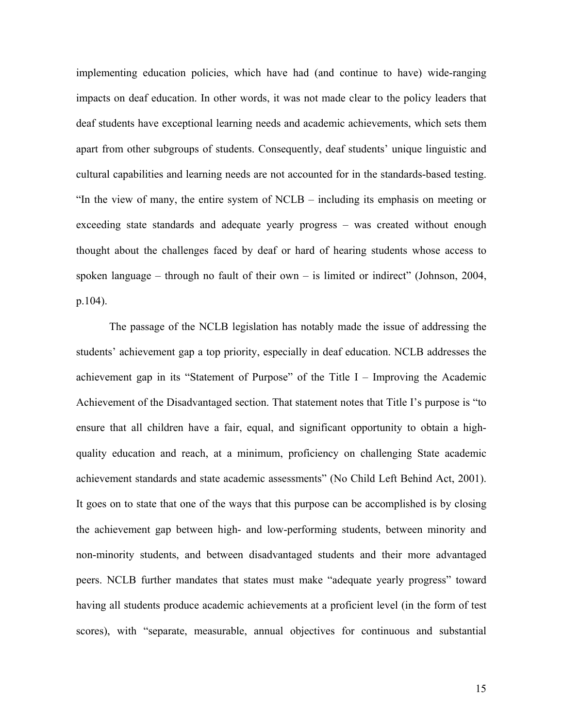implementing education policies, which have had (and continue to have) wide-ranging impacts on deaf education. In other words, it was not made clear to the policy leaders that deaf students have exceptional learning needs and academic achievements, which sets them apart from other subgroups of students. Consequently, deaf students' unique linguistic and cultural capabilities and learning needs are not accounted for in the standards-based testing. "In the view of many, the entire system of NCLB – including its emphasis on meeting or exceeding state standards and adequate yearly progress – was created without enough thought about the challenges faced by deaf or hard of hearing students whose access to spoken language – through no fault of their own – is limited or indirect" (Johnson, 2004, p.104).

The passage of the NCLB legislation has notably made the issue of addressing the students' achievement gap a top priority, especially in deaf education. NCLB addresses the achievement gap in its "Statement of Purpose" of the Title I – Improving the Academic Achievement of the Disadvantaged section. That statement notes that Title I's purpose is "to ensure that all children have a fair, equal, and significant opportunity to obtain a high-quality education and reach, at a minimum, proficiency on challenging State academic achievement standards and state academic assessments" (No Child Left Behind Act, 2001). It goes on to state that one of the ways that this purpose can be accomplished is by closing the achievement gap between high- and low-performing students, between minority and non-minority students, and between disadvantaged students and their more advantaged peers. NCLB further mandates that states must make "adequate yearly progress" toward having all students produce academic achievements at a proficient level (in the form of test scores), with "separate, measurable, annual objectives for continuous and substantial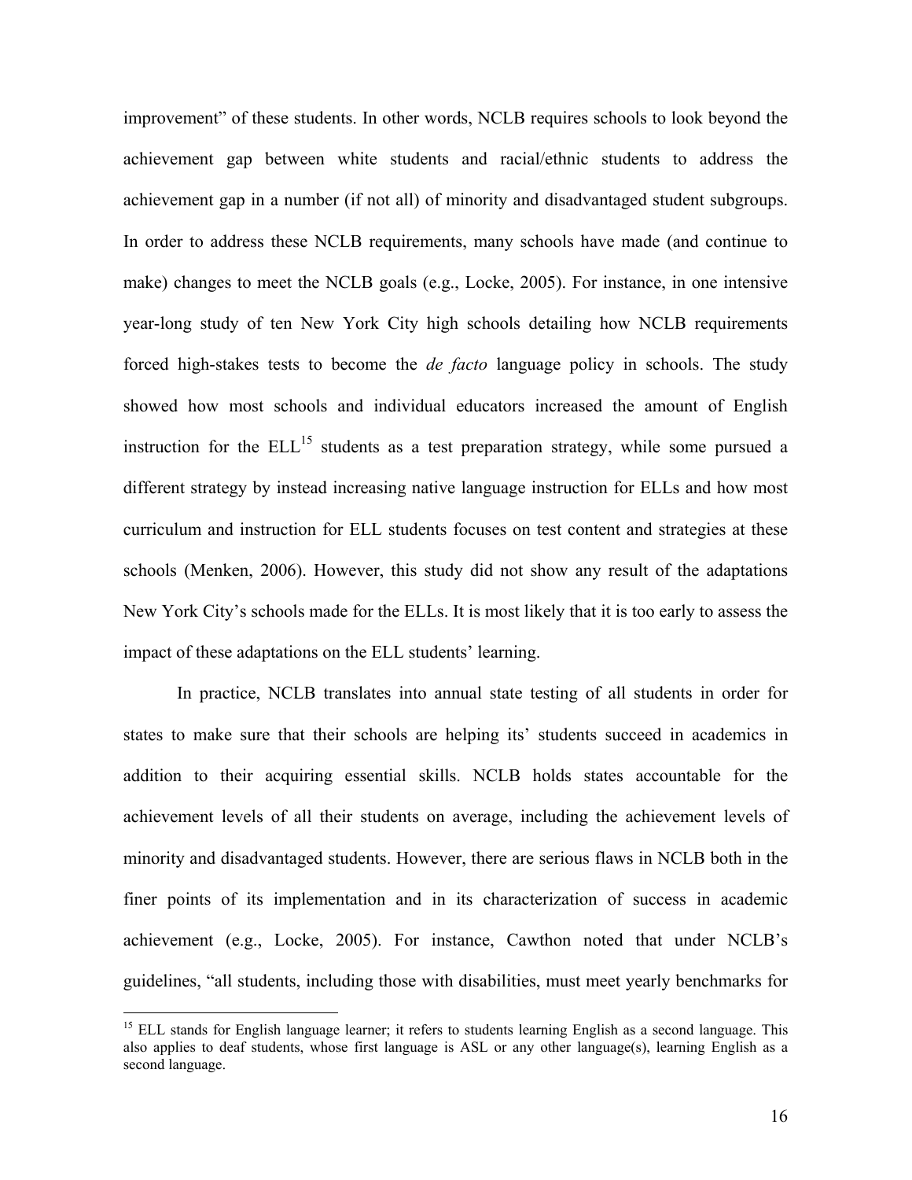improvement" of these students. In other words, NCLB requires schools to look beyond the achievement gap between white students and racial/ethnic students to address the achievement gap in a number (if not all) of minority and disadvantaged student subgroups. In order to address these NCLB requirements, many schools have made (and continue to make) changes to meet the NCLB goals (e.g., Locke, 2005). For instance, in one intensive year-long study of ten New York City high schools detailing how NCLB requirements forced high-stakes tests to become the *de facto* language policy in schools. The study showed how most schools and individual educators increased the amount of English instruction for the ELL[15] students as a test preparation strategy, while some pursued a different strategy by instead increasing native language instruction for ELLs and how most curriculum and instruction for ELL students focuses on test content and strategies at these schools (Menken, 2006). However, this study did not show any result of the adaptations New York City's schools made for the ELLs. It is most likely that it is too early to assess the impact of these adaptations on the ELL students' learning.

In practice, NCLB translates into annual state testing of all students in order for states to make sure that their schools are helping its' students succeed in academics in addition to their acquiring essential skills. NCLB holds states accountable for the achievement levels of all their students on average, including the achievement levels of minority and disadvantaged students. However, there are serious flaws in NCLB both in the finer points of its implementation and in its characterization of success in academic achievement (e.g., Locke, 2005). For instance, Cawthon noted that under NCLB's guidelines, "all students, including those with disabilities, must meet yearly benchmarks for

[15] ELL stands for English language learner; it refers to students learning English as a second language. This also applies to deaf students, whose first language is ASL or any other language(s), learning English as a second language.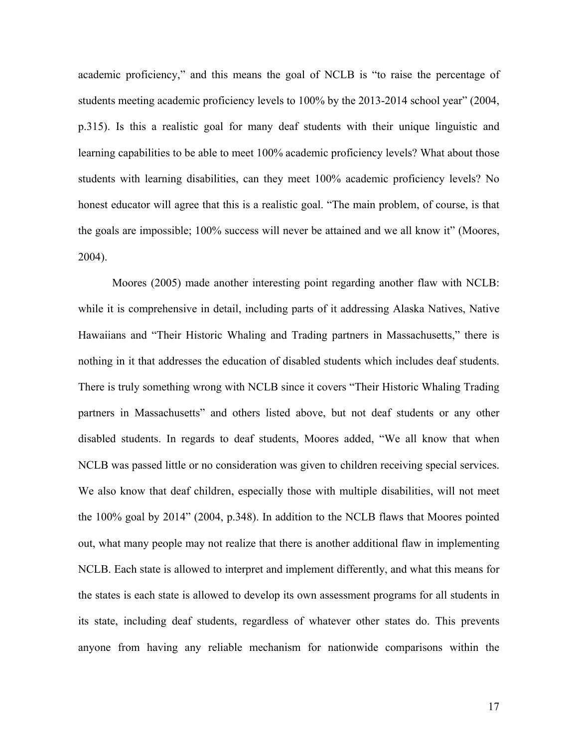academic proficiency," and this means the goal of NCLB is "to raise the percentage of students meeting academic proficiency levels to 100% by the 2013-2014 school year" (2004, p.315). Is this a realistic goal for many deaf students with their unique linguistic and learning capabilities to be able to meet 100% academic proficiency levels? What about those students with learning disabilities, can they meet 100% academic proficiency levels? No honest educator will agree that this is a realistic goal. "The main problem, of course, is that the goals are impossible; 100% success will never be attained and we all know it" (Moores, 2004).

Moores (2005) made another interesting point regarding another flaw with NCLB: while it is comprehensive in detail, including parts of it addressing Alaska Natives, Native Hawaiians and "Their Historic Whaling and Trading partners in Massachusetts," there is nothing in it that addresses the education of disabled students which includes deaf students. There is truly something wrong with NCLB since it covers "Their Historic Whaling Trading partners in Massachusetts" and others listed above, but not deaf students or any other disabled students. In regards to deaf students, Moores added, "We all know that when NCLB was passed little or no consideration was given to children receiving special services. We also know that deaf children, especially those with multiple disabilities, will not meet the 100% goal by 2014" (2004, p.348). In addition to the NCLB flaws that Moores pointed out, what many people may not realize that there is another additional flaw in implementing NCLB. Each state is allowed to interpret and implement differently, and what this means for the states is each state is allowed to develop its own assessment programs for all students in its state, including deaf students, regardless of whatever other states do. This prevents anyone from having any reliable mechanism for nationwide comparisons within the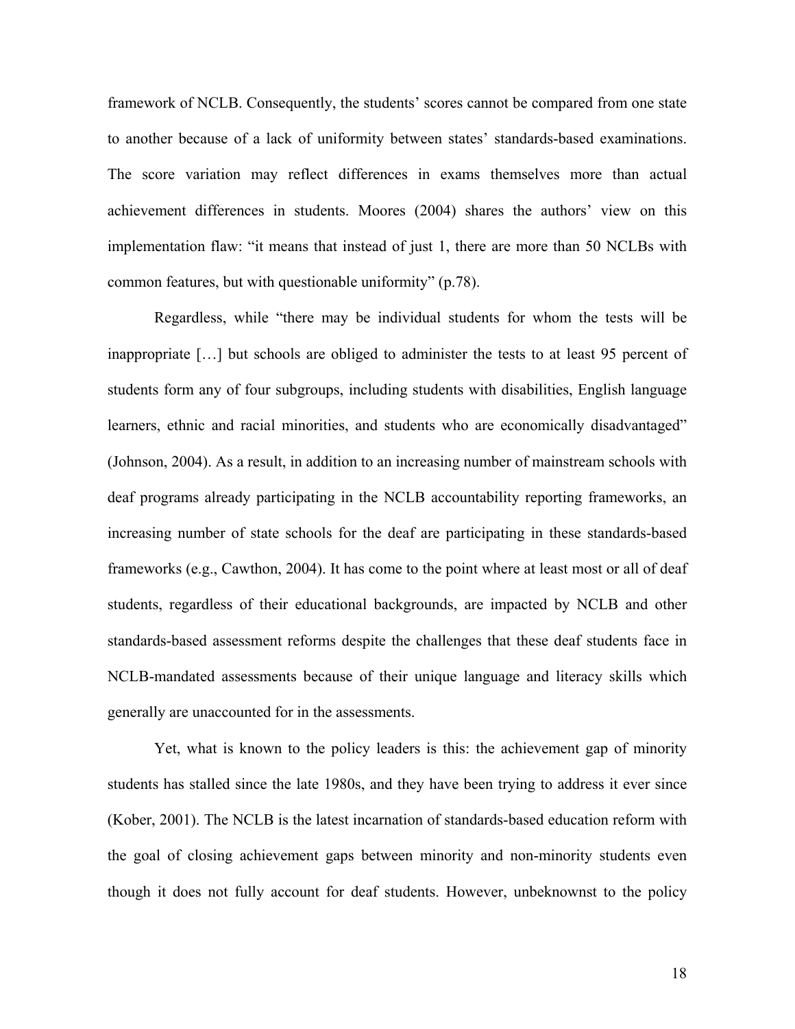framework of NCLB. Consequently, the students' scores cannot be compared from one state to another because of a lack of uniformity between states' standards-based examinations. The score variation may reflect differences in exams themselves more than actual achievement differences in students. Moores (2004) shares the authors' view on this implementation flaw: "it means that instead of just 1, there are more than 50 NCLBs with common features, but with questionable uniformity" (p.78).

Regardless, while "there may be individual students for whom the tests will be inappropriate […] but schools are obliged to administer the tests to at least 95 percent of students form any of four subgroups, including students with disabilities, English language learners, ethnic and racial minorities, and students who are economically disadvantaged" (Johnson, 2004). As a result, in addition to an increasing number of mainstream schools with deaf programs already participating in the NCLB accountability reporting frameworks, an increasing number of state schools for the deaf are participating in these standards-based frameworks (e.g., Cawthon, 2004). It has come to the point where at least most or all of deaf students, regardless of their educational backgrounds, are impacted by NCLB and other standards-based assessment reforms despite the challenges that these deaf students face in NCLB-mandated assessments because of their unique language and literacy skills which generally are unaccounted for in the assessments.

Yet, what is known to the policy leaders is this: the achievement gap of minority students has stalled since the late 1980s, and they have been trying to address it ever since (Kober, 2001). The NCLB is the latest incarnation of standards-based education reform with the goal of closing achievement gaps between minority and non-minority students even though it does not fully account for deaf students. However, unbeknownst to the policy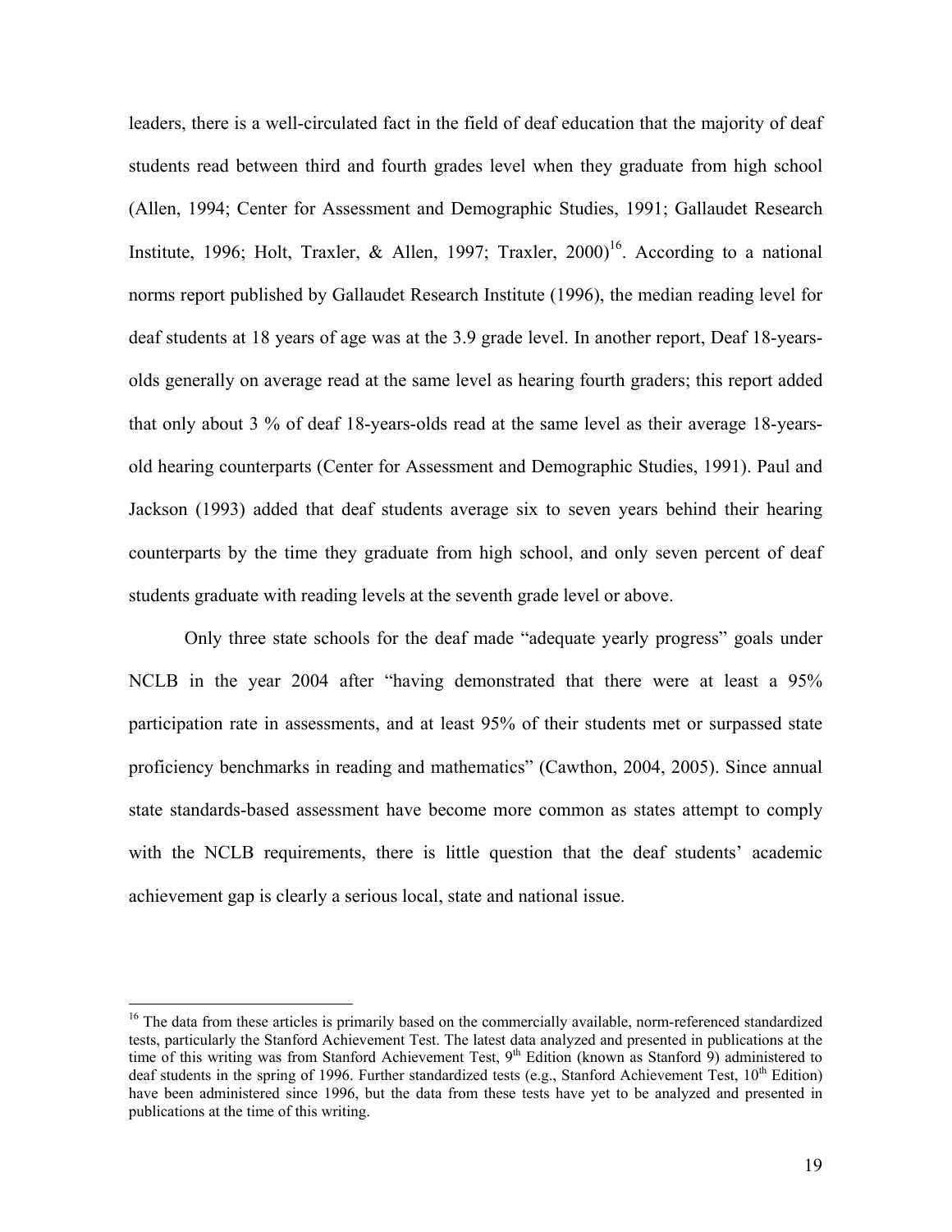leaders, there is a well-circulated fact in the field of deaf education that the majority of deaf students read between third and fourth grades level when they graduate from high school (Allen, 1994; Center for Assessment and Demographic Studies, 1991; Gallaudet Research Institute, 1996; Holt, Traxler, & Allen, 1997; Traxler, 2000)[16]. According to a national norms report published by Gallaudet Research Institute (1996), the median reading level for deaf students at 18 years of age was at the 3.9 grade level. In another report, Deaf 18-years-olds generally on average read at the same level as hearing fourth graders; this report added that only about 3 % of deaf 18-years-olds read at the same level as their average 18-years-old hearing counterparts (Center for Assessment and Demographic Studies, 1991). Paul and Jackson (1993) added that deaf students average six to seven years behind their hearing counterparts by the time they graduate from high school, and only seven percent of deaf students graduate with reading levels at the seventh grade level or above.

Only three state schools for the deaf made "adequate yearly progress" goals under NCLB in the year 2004 after "having demonstrated that there were at least a 95% participation rate in assessments, and at least 95% of their students met or surpassed state proficiency benchmarks in reading and mathematics" (Cawthon, 2004, 2005). Since annual state standards-based assessment have become more common as states attempt to comply with the NCLB requirements, there is little question that the deaf students' academic achievement gap is clearly a serious local, state and national issue.

---

[16] The data from these articles is primarily based on the commercially available, norm-referenced standardized tests, particularly the Stanford Achievement Test. The latest data analyzed and presented in publications at the time of this writing was from Stanford Achievement Test, 9th Edition (known as Stanford 9) administered to deaf students in the spring of 1996. Further standardized tests (e.g., Stanford Achievement Test, 10th Edition) have been administered since 1996, but the data from these tests have yet to be analyzed and presented in publications at the time of this writing.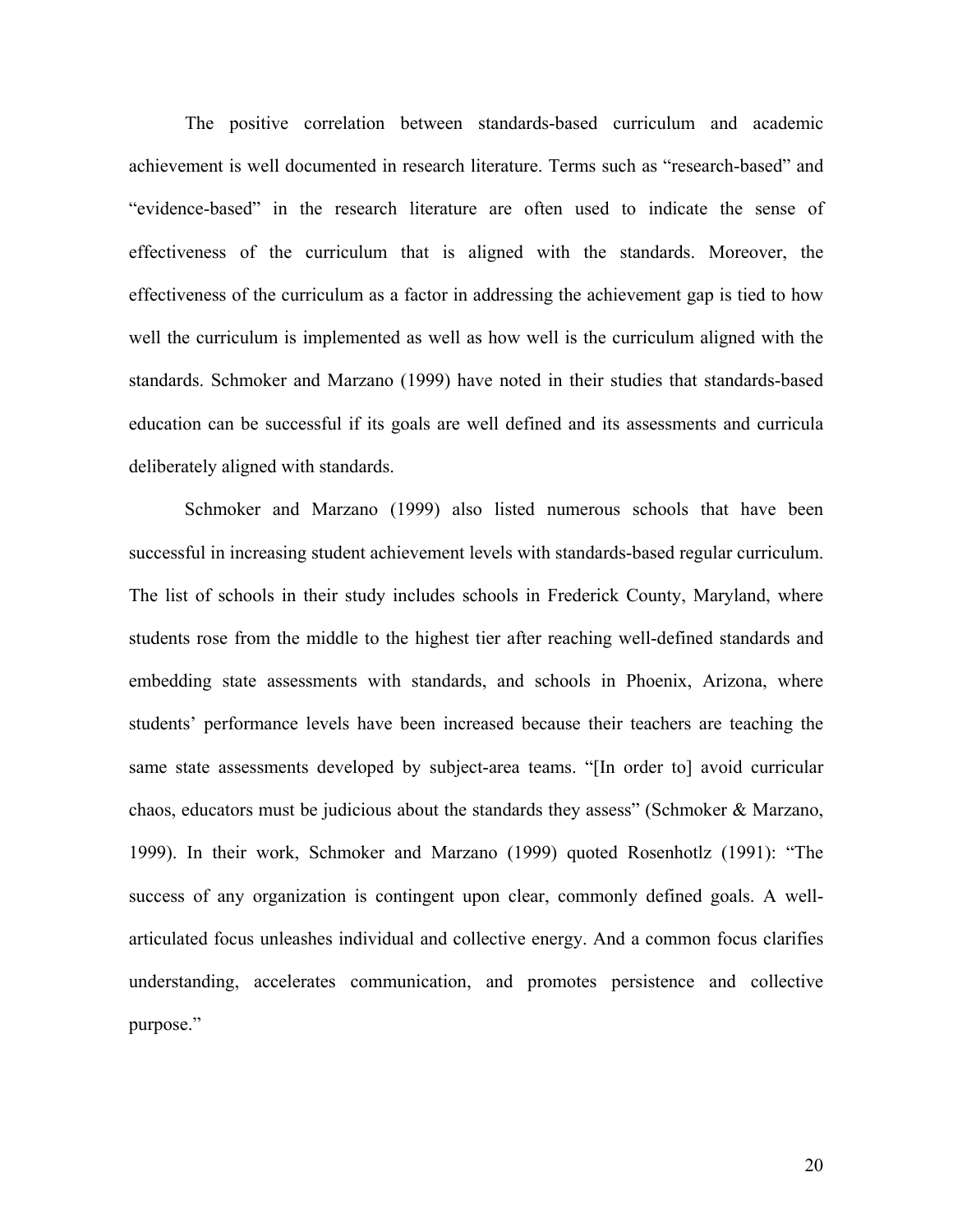The positive correlation between standards-based curriculum and academic achievement is well documented in research literature. Terms such as "research-based" and "evidence-based" in the research literature are often used to indicate the sense of effectiveness of the curriculum that is aligned with the standards. Moreover, the effectiveness of the curriculum as a factor in addressing the achievement gap is tied to how well the curriculum is implemented as well as how well is the curriculum aligned with the standards. Schmoker and Marzano (1999) have noted in their studies that standards-based education can be successful if its goals are well defined and its assessments and curricula deliberately aligned with standards.

Schmoker and Marzano (1999) also listed numerous schools that have been successful in increasing student achievement levels with standards-based regular curriculum. The list of schools in their study includes schools in Frederick County, Maryland, where students rose from the middle to the highest tier after reaching well-defined standards and embedding state assessments with standards, and schools in Phoenix, Arizona, where students' performance levels have been increased because their teachers are teaching the same state assessments developed by subject-area teams. "[In order to] avoid curricular chaos, educators must be judicious about the standards they assess" (Schmoker & Marzano, 1999). In their work, Schmoker and Marzano (1999) quoted Rosenhotlz (1991): "The success of any organization is contingent upon clear, commonly defined goals. A well-articulated focus unleashes individual and collective energy. And a common focus clarifies understanding, accelerates communication, and promotes persistence and collective purpose."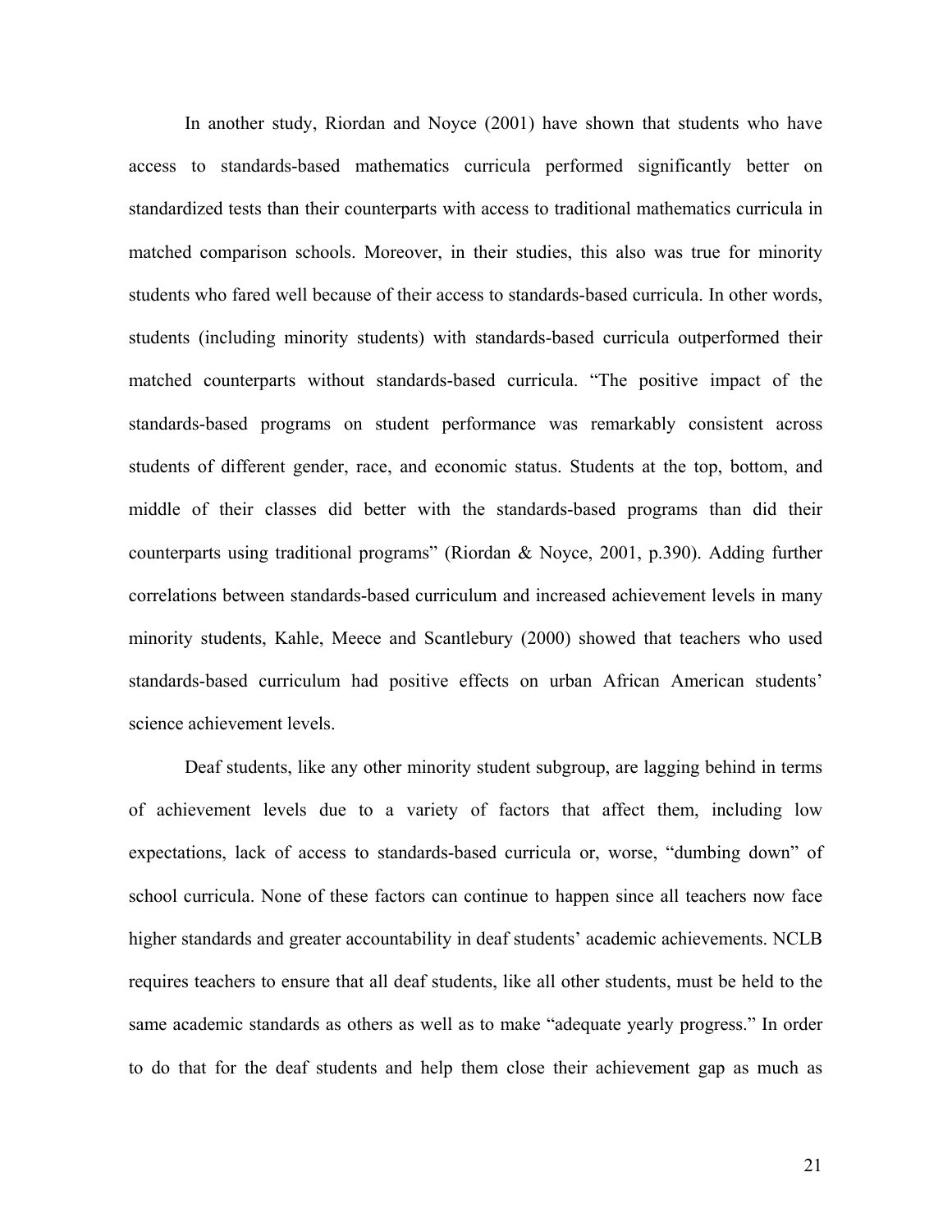In another study, Riordan and Noyce (2001) have shown that students who have access to standards-based mathematics curricula performed significantly better on standardized tests than their counterparts with access to traditional mathematics curricula in matched comparison schools. Moreover, in their studies, this also was true for minority students who fared well because of their access to standards-based curricula. In other words, students (including minority students) with standards-based curricula outperformed their matched counterparts without standards-based curricula. "The positive impact of the standards-based programs on student performance was remarkably consistent across students of different gender, race, and economic status. Students at the top, bottom, and middle of their classes did better with the standards-based programs than did their counterparts using traditional programs" (Riordan & Noyce, 2001, p.390). Adding further correlations between standards-based curriculum and increased achievement levels in many minority students, Kahle, Meece and Scantlebury (2000) showed that teachers who used standards-based curriculum had positive effects on urban African American students' science achievement levels.

Deaf students, like any other minority student subgroup, are lagging behind in terms of achievement levels due to a variety of factors that affect them, including low expectations, lack of access to standards-based curricula or, worse, "dumbing down" of school curricula. None of these factors can continue to happen since all teachers now face higher standards and greater accountability in deaf students' academic achievements. NCLB requires teachers to ensure that all deaf students, like all other students, must be held to the same academic standards as others as well as to make "adequate yearly progress." In order to do that for the deaf students and help them close their achievement gap as much as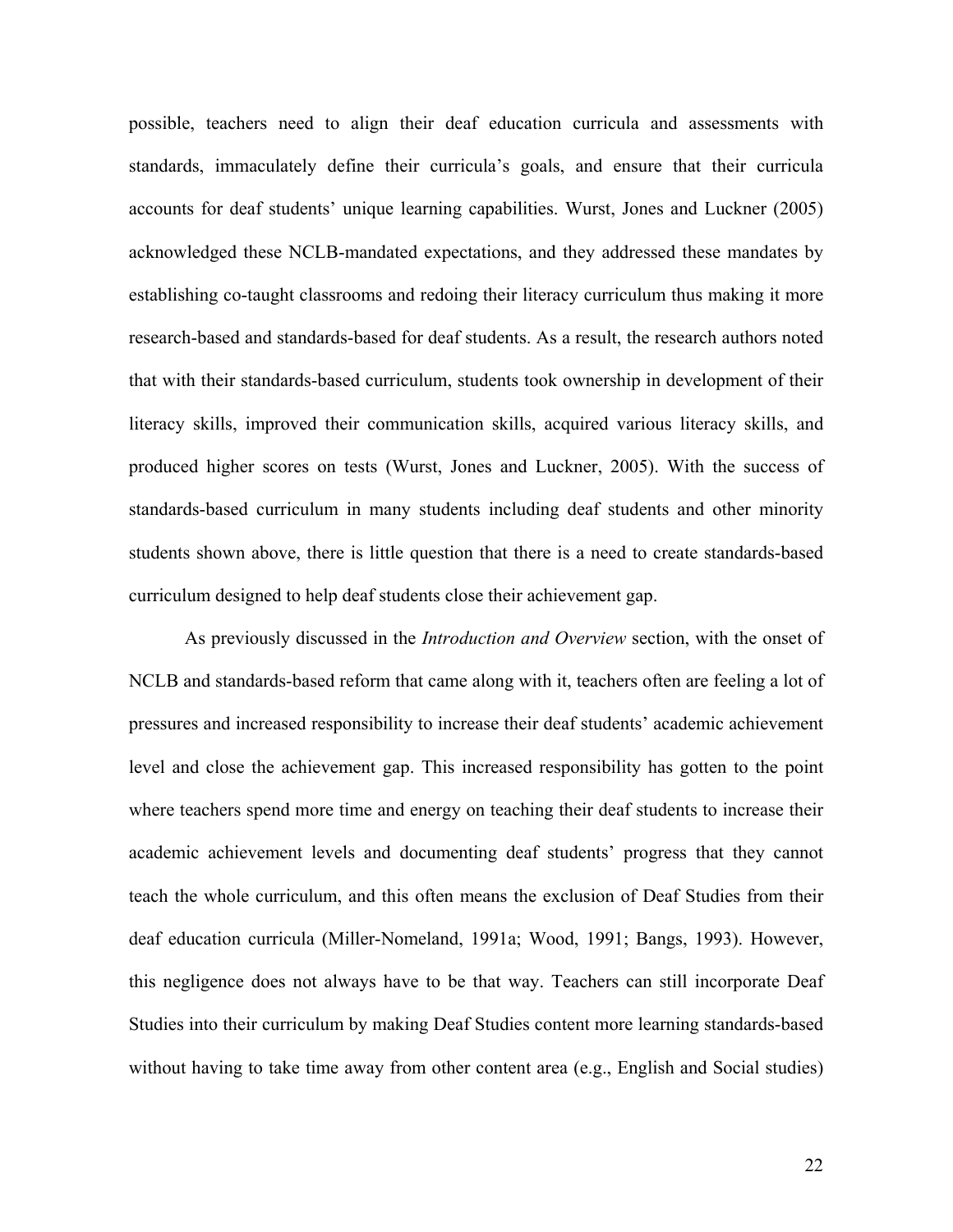possible, teachers need to align their deaf education curricula and assessments with standards, immaculately define their curricula's goals, and ensure that their curricula accounts for deaf students' unique learning capabilities. Wurst, Jones and Luckner (2005) acknowledged these NCLB-mandated expectations, and they addressed these mandates by establishing co-taught classrooms and redoing their literacy curriculum thus making it more research-based and standards-based for deaf students. As a result, the research authors noted that with their standards-based curriculum, students took ownership in development of their literacy skills, improved their communication skills, acquired various literacy skills, and produced higher scores on tests (Wurst, Jones and Luckner, 2005). With the success of standards-based curriculum in many students including deaf students and other minority students shown above, there is little question that there is a need to create standards-based curriculum designed to help deaf students close their achievement gap.

As previously discussed in the *Introduction and Overview* section, with the onset of NCLB and standards-based reform that came along with it, teachers often are feeling a lot of pressures and increased responsibility to increase their deaf students' academic achievement level and close the achievement gap. This increased responsibility has gotten to the point where teachers spend more time and energy on teaching their deaf students to increase their academic achievement levels and documenting deaf students' progress that they cannot teach the whole curriculum, and this often means the exclusion of Deaf Studies from their deaf education curricula (Miller-Nomeland, 1991a; Wood, 1991; Bangs, 1993). However, this negligence does not always have to be that way. Teachers can still incorporate Deaf Studies into their curriculum by making Deaf Studies content more learning standards-based without having to take time away from other content area (e.g., English and Social studies)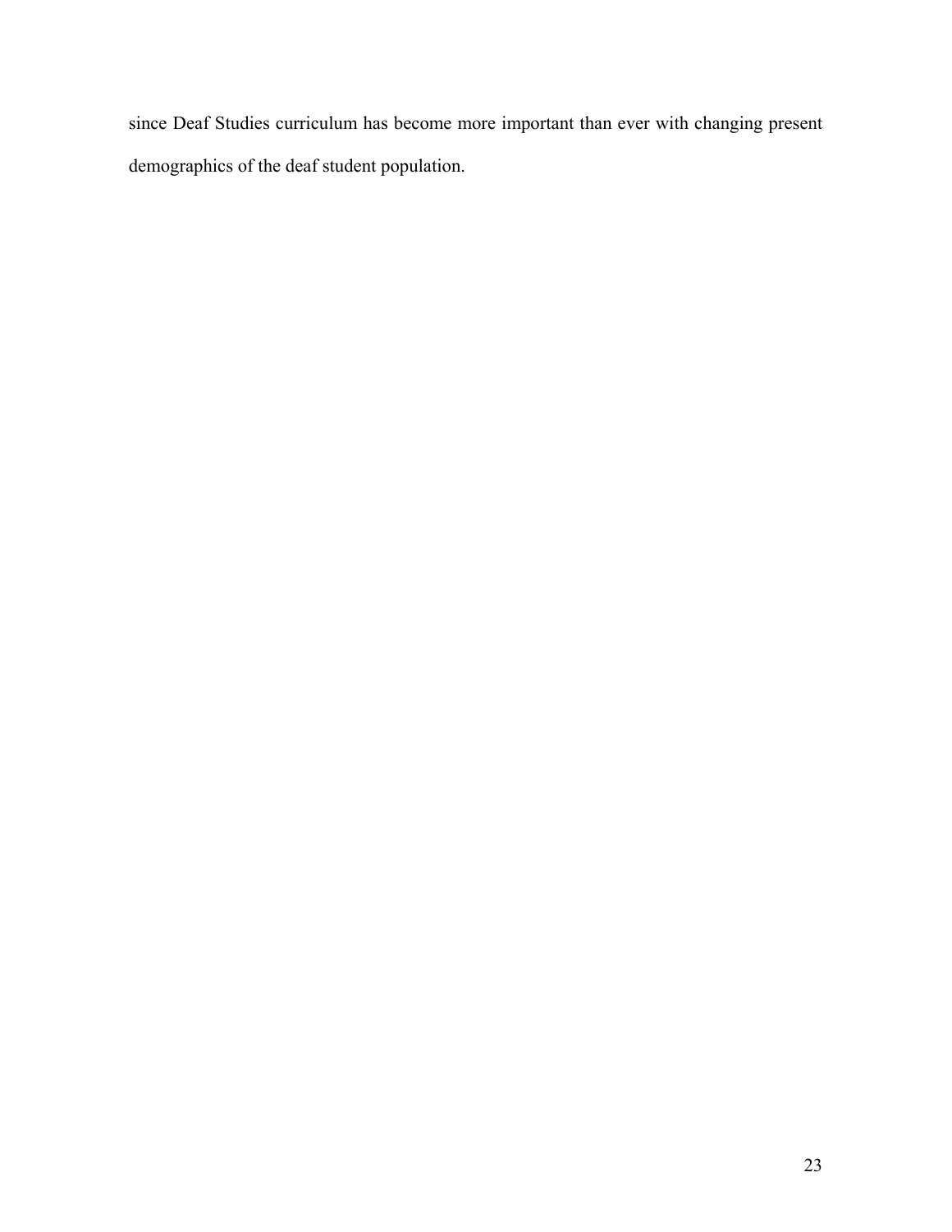since Deaf Studies curriculum has become more important than ever with changing present demographics of the deaf student population.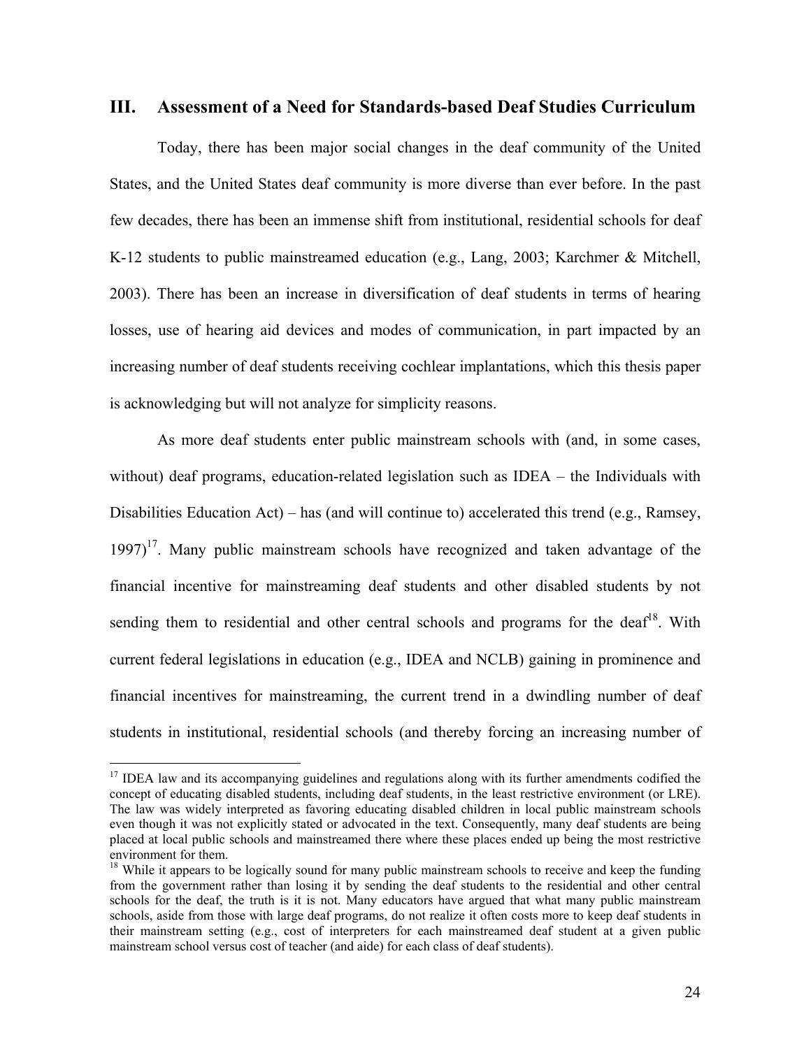## III. Assessment of a Need for Standards-based Deaf Studies Curriculum

Today, there has been major social changes in the deaf community of the United States, and the United States deaf community is more diverse than ever before. In the past few decades, there has been an immense shift from institutional, residential schools for deaf K-12 students to public mainstreamed education (e.g., Lang, 2003; Karchmer & Mitchell, 2003). There has been an increase in diversification of deaf students in terms of hearing losses, use of hearing aid devices and modes of communication, in part impacted by an increasing number of deaf students receiving cochlear implantations, which this thesis paper is acknowledging but will not analyze for simplicity reasons.

As more deaf students enter public mainstream schools with (and, in some cases, without) deaf programs, education-related legislation such as IDEA – the Individuals with Disabilities Education Act) – has (and will continue to) accelerated this trend (e.g., Ramsey, 1997)[17]. Many public mainstream schools have recognized and taken advantage of the financial incentive for mainstreaming deaf students and other disabled students by not sending them to residential and other central schools and programs for the deaf[18]. With current federal legislations in education (e.g., IDEA and NCLB) gaining in prominence and financial incentives for mainstreaming, the current trend in a dwindling number of deaf students in institutional, residential schools (and thereby forcing an increasing number of

---

[17] IDEA law and its accompanying guidelines and regulations along with its further amendments codified the concept of educating disabled students, including deaf students, in the least restrictive environment (or LRE). The law was widely interpreted as favoring educating disabled children in local public mainstream schools even though it was not explicitly stated or advocated in the text. Consequently, many deaf students are being placed at local public schools and mainstreamed there where these places ended up being the most restrictive environment for them.

[18] While it appears to be logically sound for many public mainstream schools to receive and keep the funding from the government rather than losing it by sending the deaf students to the residential and other central schools for the deaf, the truth is it is not. Many educators have argued that what many public mainstream schools, aside from those with large deaf programs, do not realize it often costs more to keep deaf students in their mainstream setting (e.g., cost of interpreters for each mainstreamed deaf student at a given public mainstream school versus cost of teacher (and aide) for each class of deaf students).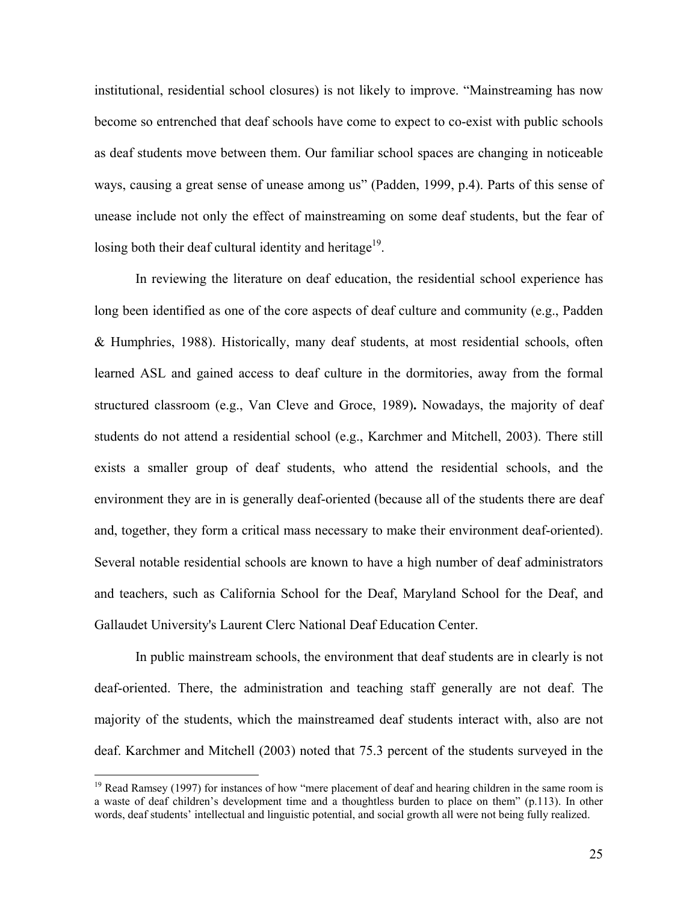institutional, residential school closures) is not likely to improve. "Mainstreaming has now become so entrenched that deaf schools have come to expect to co-exist with public schools as deaf students move between them. Our familiar school spaces are changing in noticeable ways, causing a great sense of unease among us" (Padden, 1999, p.4). Parts of this sense of unease include not only the effect of mainstreaming on some deaf students, but the fear of losing both their deaf cultural identity and heritage[19].

In reviewing the literature on deaf education, the residential school experience has long been identified as one of the core aspects of deaf culture and community (e.g., Padden & Humphries, 1988). Historically, many deaf students, at most residential schools, often learned ASL and gained access to deaf culture in the dormitories, away from the formal structured classroom (e.g., Van Cleve and Groce, 1989**).** Nowadays, the majority of deaf students do not attend a residential school (e.g., Karchmer and Mitchell, 2003). There still exists a smaller group of deaf students, who attend the residential schools, and the environment they are in is generally deaf-oriented (because all of the students there are deaf and, together, they form a critical mass necessary to make their environment deaf-oriented). Several notable residential schools are known to have a high number of deaf administrators and teachers, such as California School for the Deaf, Maryland School for the Deaf, and Gallaudet University's Laurent Clerc National Deaf Education Center.

In public mainstream schools, the environment that deaf students are in clearly is not deaf-oriented. There, the administration and teaching staff generally are not deaf. The majority of the students, which the mainstreamed deaf students interact with, also are not deaf. Karchmer and Mitchell (2003) noted that 75.3 percent of the students surveyed in the

---

[19] Read Ramsey (1997) for instances of how "mere placement of deaf and hearing children in the same room is a waste of deaf children's development time and a thoughtless burden to place on them" (p.113). In other words, deaf students' intellectual and linguistic potential, and social growth all were not being fully realized.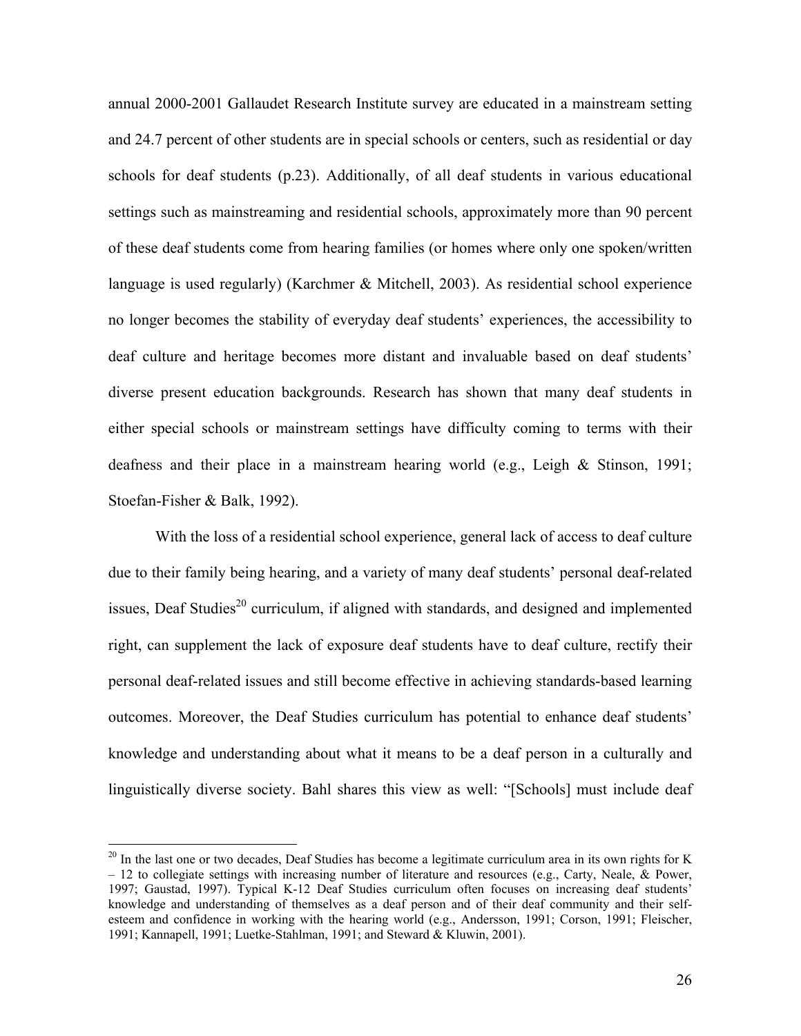annual 2000-2001 Gallaudet Research Institute survey are educated in a mainstream setting and 24.7 percent of other students are in special schools or centers, such as residential or day schools for deaf students (p.23). Additionally, of all deaf students in various educational settings such as mainstreaming and residential schools, approximately more than 90 percent of these deaf students come from hearing families (or homes where only one spoken/written language is used regularly) (Karchmer & Mitchell, 2003). As residential school experience no longer becomes the stability of everyday deaf students' experiences, the accessibility to deaf culture and heritage becomes more distant and invaluable based on deaf students' diverse present education backgrounds. Research has shown that many deaf students in either special schools or mainstream settings have difficulty coming to terms with their deafness and their place in a mainstream hearing world (e.g., Leigh & Stinson, 1991; Stoefan-Fisher & Balk, 1992).

With the loss of a residential school experience, general lack of access to deaf culture due to their family being hearing, and a variety of many deaf students' personal deaf-related issues, Deaf Studies[20] curriculum, if aligned with standards, and designed and implemented right, can supplement the lack of exposure deaf students have to deaf culture, rectify their personal deaf-related issues and still become effective in achieving standards-based learning outcomes. Moreover, the Deaf Studies curriculum has potential to enhance deaf students' knowledge and understanding about what it means to be a deaf person in a culturally and linguistically diverse society. Bahl shares this view as well: "[Schools] must include deaf

[20] In the last one or two decades, Deaf Studies has become a legitimate curriculum area in its own rights for K – 12 to collegiate settings with increasing number of literature and resources (e.g., Carty, Neale, & Power, 1997; Gaustad, 1997). Typical K-12 Deaf Studies curriculum often focuses on increasing deaf students' knowledge and understanding of themselves as a deaf person and of their deaf community and their self-esteem and confidence in working with the hearing world (e.g., Andersson, 1991; Corson, 1991; Fleischer, 1991; Kannapell, 1991; Luetke-Stahlman, 1991; and Steward & Kluwin, 2001).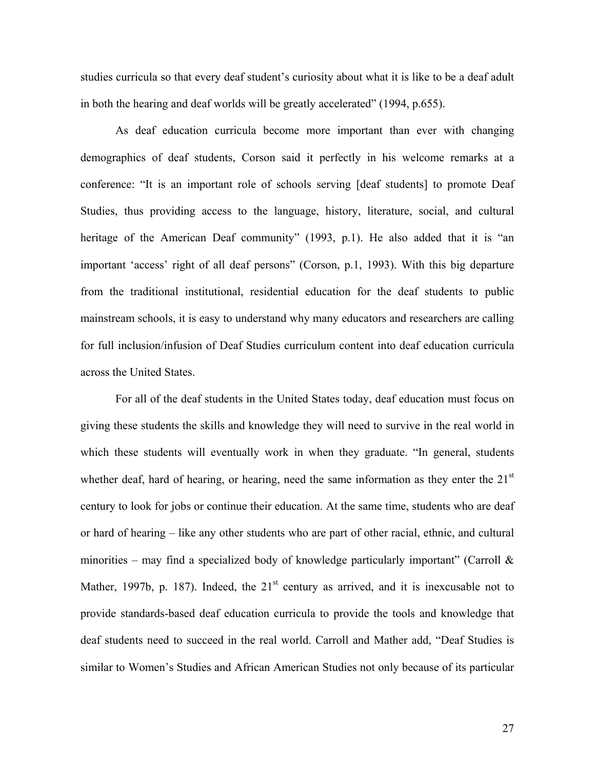studies curricula so that every deaf student's curiosity about what it is like to be a deaf adult in both the hearing and deaf worlds will be greatly accelerated" (1994, p.655).

As deaf education curricula become more important than ever with changing demographics of deaf students, Corson said it perfectly in his welcome remarks at a conference: "It is an important role of schools serving [deaf students] to promote Deaf Studies, thus providing access to the language, history, literature, social, and cultural heritage of the American Deaf community" (1993, p.1). He also added that it is "an important 'access' right of all deaf persons" (Corson, p.1, 1993). With this big departure from the traditional institutional, residential education for the deaf students to public mainstream schools, it is easy to understand why many educators and researchers are calling for full inclusion/infusion of Deaf Studies curriculum content into deaf education curricula across the United States.

For all of the deaf students in the United States today, deaf education must focus on giving these students the skills and knowledge they will need to survive in the real world in which these students will eventually work in when they graduate. "In general, students whether deaf, hard of hearing, or hearing, need the same information as they enter the 21st century to look for jobs or continue their education. At the same time, students who are deaf or hard of hearing – like any other students who are part of other racial, ethnic, and cultural minorities – may find a specialized body of knowledge particularly important" (Carroll & Mather, 1997b, p. 187). Indeed, the 21st century as arrived, and it is inexcusable not to provide standards-based deaf education curricula to provide the tools and knowledge that deaf students need to succeed in the real world. Carroll and Mather add, "Deaf Studies is similar to Women's Studies and African American Studies not only because of its particular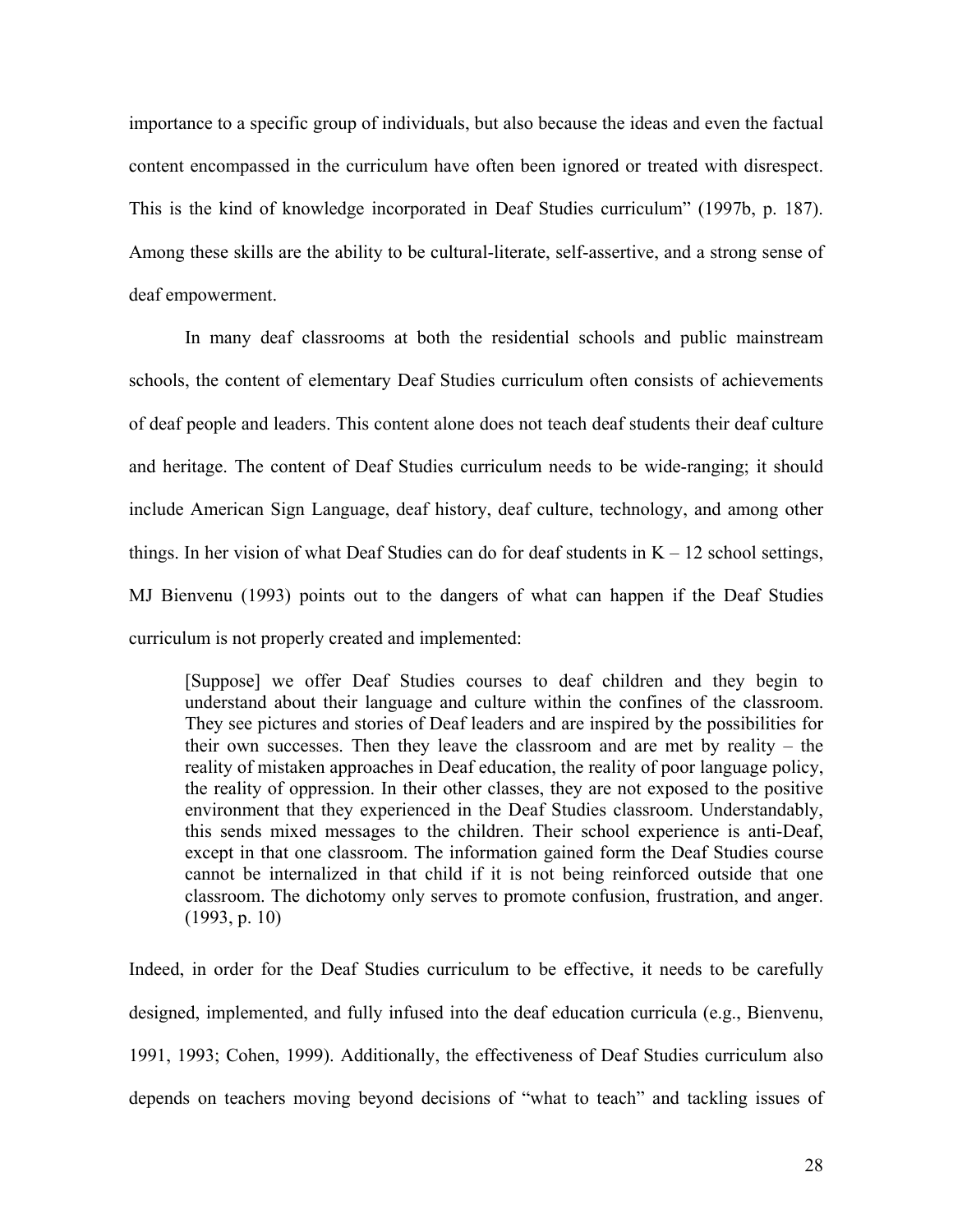importance to a specific group of individuals, but also because the ideas and even the factual content encompassed in the curriculum have often been ignored or treated with disrespect. This is the kind of knowledge incorporated in Deaf Studies curriculum" (1997b, p. 187). Among these skills are the ability to be cultural-literate, self-assertive, and a strong sense of deaf empowerment.

In many deaf classrooms at both the residential schools and public mainstream schools, the content of elementary Deaf Studies curriculum often consists of achievements of deaf people and leaders. This content alone does not teach deaf students their deaf culture and heritage. The content of Deaf Studies curriculum needs to be wide-ranging; it should include American Sign Language, deaf history, deaf culture, technology, and among other things. In her vision of what Deaf Studies can do for deaf students in K – 12 school settings, MJ Bienvenu (1993) points out to the dangers of what can happen if the Deaf Studies curriculum is not properly created and implemented:

> [Suppose] we offer Deaf Studies courses to deaf children and they begin to understand about their language and culture within the confines of the classroom. They see pictures and stories of Deaf leaders and are inspired by the possibilities for their own successes. Then they leave the classroom and are met by reality – the reality of mistaken approaches in Deaf education, the reality of poor language policy, the reality of oppression. In their other classes, they are not exposed to the positive environment that they experienced in the Deaf Studies classroom. Understandably, this sends mixed messages to the children. Their school experience is anti-Deaf, except in that one classroom. The information gained form the Deaf Studies course cannot be internalized in that child if it is not being reinforced outside that one classroom. The dichotomy only serves to promote confusion, frustration, and anger. (1993, p. 10)

Indeed, in order for the Deaf Studies curriculum to be effective, it needs to be carefully designed, implemented, and fully infused into the deaf education curricula (e.g., Bienvenu, 1991, 1993; Cohen, 1999). Additionally, the effectiveness of Deaf Studies curriculum also depends on teachers moving beyond decisions of "what to teach" and tackling issues of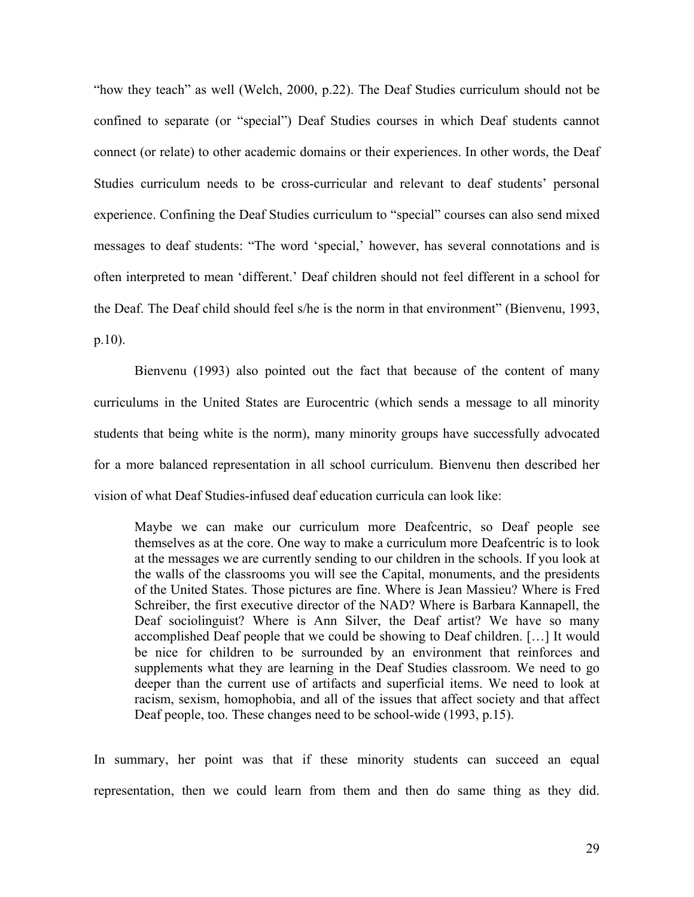"how they teach" as well (Welch, 2000, p.22). The Deaf Studies curriculum should not be confined to separate (or "special") Deaf Studies courses in which Deaf students cannot connect (or relate) to other academic domains or their experiences. In other words, the Deaf Studies curriculum needs to be cross-curricular and relevant to deaf students' personal experience. Confining the Deaf Studies curriculum to "special" courses can also send mixed messages to deaf students: "The word 'special,' however, has several connotations and is often interpreted to mean 'different.' Deaf children should not feel different in a school for the Deaf. The Deaf child should feel s/he is the norm in that environment" (Bienvenu, 1993, p.10).

Bienvenu (1993) also pointed out the fact that because of the content of many curriculums in the United States are Eurocentric (which sends a message to all minority students that being white is the norm), many minority groups have successfully advocated for a more balanced representation in all school curriculum. Bienvenu then described her vision of what Deaf Studies-infused deaf education curricula can look like:

> Maybe we can make our curriculum more Deafcentric, so Deaf people see themselves as at the core. One way to make a curriculum more Deafcentric is to look at the messages we are currently sending to our children in the schools. If you look at the walls of the classrooms you will see the Capital, monuments, and the presidents of the United States. Those pictures are fine. Where is Jean Massieu? Where is Fred Schreiber, the first executive director of the NAD? Where is Barbara Kannapell, the Deaf sociolinguist? Where is Ann Silver, the Deaf artist? We have so many accomplished Deaf people that we could be showing to Deaf children. […] It would be nice for children to be surrounded by an environment that reinforces and supplements what they are learning in the Deaf Studies classroom. We need to go deeper than the current use of artifacts and superficial items. We need to look at racism, sexism, homophobia, and all of the issues that affect society and that affect Deaf people, too. These changes need to be school-wide (1993, p.15).

In summary, her point was that if these minority students can succeed an equal representation, then we could learn from them and then do same thing as they did.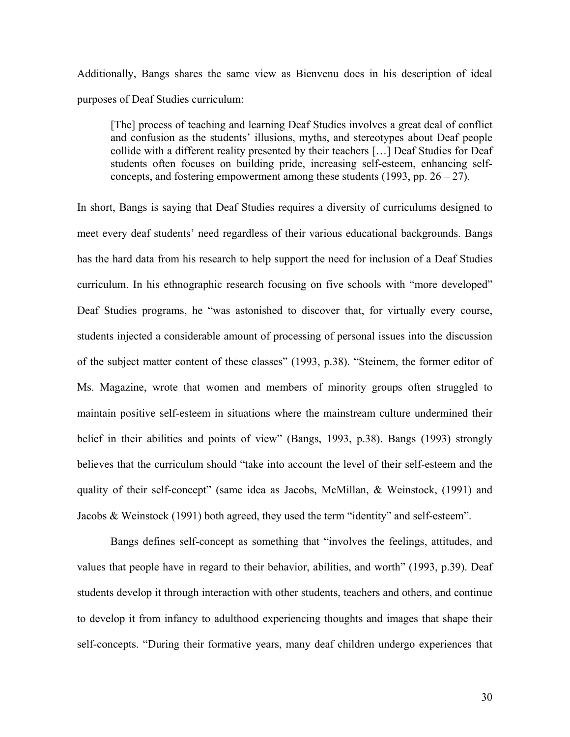Additionally, Bangs shares the same view as Bienvenu does in his description of ideal purposes of Deaf Studies curriculum:

> [The] process of teaching and learning Deaf Studies involves a great deal of conflict and confusion as the students' illusions, myths, and stereotypes about Deaf people collide with a different reality presented by their teachers […] Deaf Studies for Deaf students often focuses on building pride, increasing self-esteem, enhancing self-concepts, and fostering empowerment among these students (1993, pp. 26 – 27).

In short, Bangs is saying that Deaf Studies requires a diversity of curriculums designed to meet every deaf students' need regardless of their various educational backgrounds. Bangs has the hard data from his research to help support the need for inclusion of a Deaf Studies curriculum. In his ethnographic research focusing on five schools with "more developed" Deaf Studies programs, he "was astonished to discover that, for virtually every course, students injected a considerable amount of processing of personal issues into the discussion of the subject matter content of these classes" (1993, p.38). "Steinem, the former editor of Ms. Magazine, wrote that women and members of minority groups often struggled to maintain positive self-esteem in situations where the mainstream culture undermined their belief in their abilities and points of view" (Bangs, 1993, p.38). Bangs (1993) strongly believes that the curriculum should "take into account the level of their self-esteem and the quality of their self-concept" (same idea as Jacobs, McMillan, & Weinstock, (1991) and Jacobs & Weinstock (1991) both agreed, they used the term "identity" and self-esteem".

Bangs defines self-concept as something that "involves the feelings, attitudes, and values that people have in regard to their behavior, abilities, and worth" (1993, p.39). Deaf students develop it through interaction with other students, teachers and others, and continue to develop it from infancy to adulthood experiencing thoughts and images that shape their self-concepts. "During their formative years, many deaf children undergo experiences that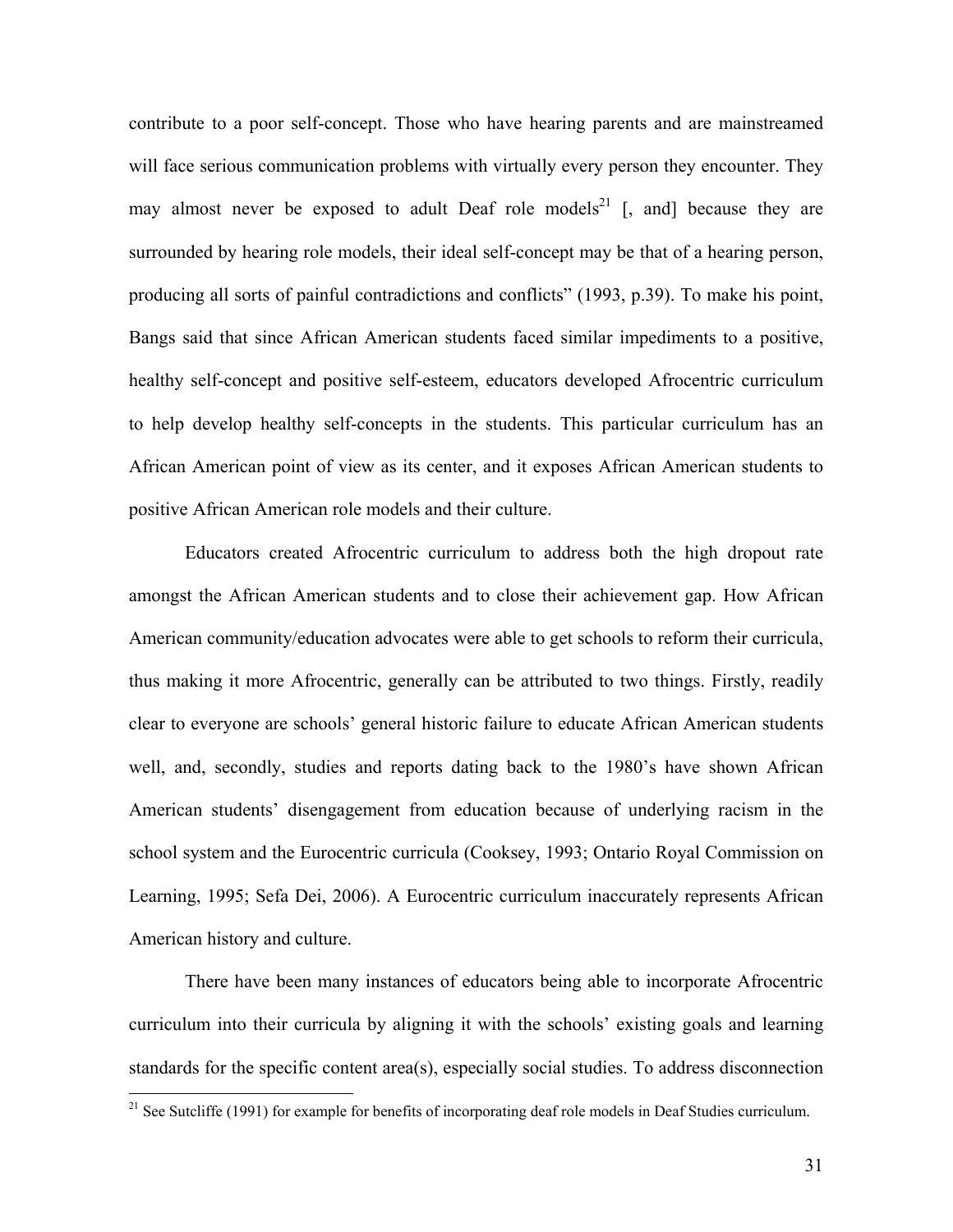contribute to a poor self-concept. Those who have hearing parents and are mainstreamed will face serious communication problems with virtually every person they encounter. They may almost never be exposed to adult Deaf role models[21] [, and] because they are surrounded by hearing role models, their ideal self-concept may be that of a hearing person, producing all sorts of painful contradictions and conflicts" (1993, p.39). To make his point, Bangs said that since African American students faced similar impediments to a positive, healthy self-concept and positive self-esteem, educators developed Afrocentric curriculum to help develop healthy self-concepts in the students. This particular curriculum has an African American point of view as its center, and it exposes African American students to positive African American role models and their culture.

Educators created Afrocentric curriculum to address both the high dropout rate amongst the African American students and to close their achievement gap. How African American community/education advocates were able to get schools to reform their curricula, thus making it more Afrocentric, generally can be attributed to two things. Firstly, readily clear to everyone are schools' general historic failure to educate African American students well, and, secondly, studies and reports dating back to the 1980's have shown African American students' disengagement from education because of underlying racism in the school system and the Eurocentric curricula (Cooksey, 1993; Ontario Royal Commission on Learning, 1995; Sefa Dei, 2006). A Eurocentric curriculum inaccurately represents African American history and culture.

There have been many instances of educators being able to incorporate Afrocentric curriculum into their curricula by aligning it with the schools' existing goals and learning standards for the specific content area(s), especially social studies. To address disconnection

[21] See Sutcliffe (1991) for example for benefits of incorporating deaf role models in Deaf Studies curriculum.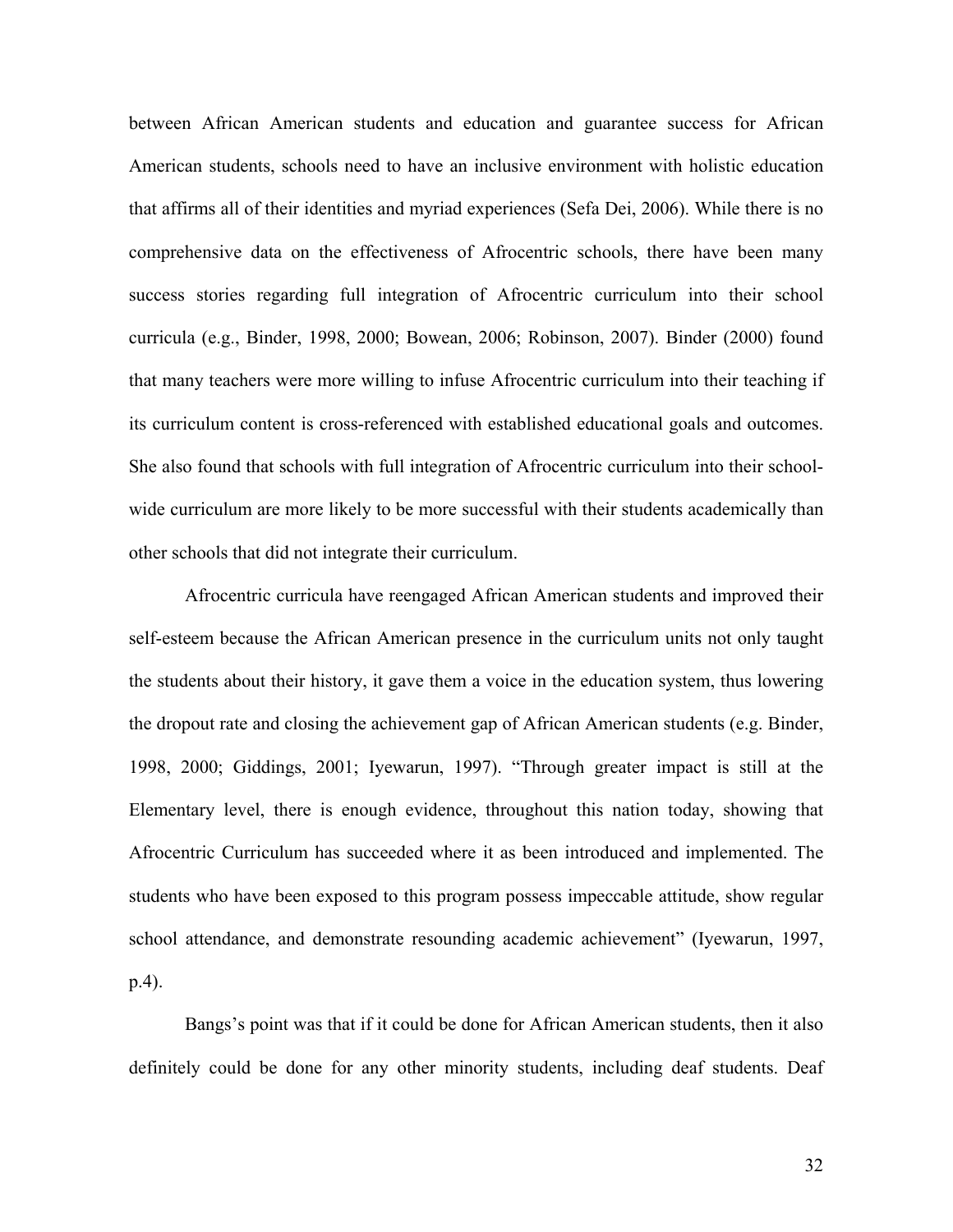between African American students and education and guarantee success for African American students, schools need to have an inclusive environment with holistic education that affirms all of their identities and myriad experiences (Sefa Dei, 2006). While there is no comprehensive data on the effectiveness of Afrocentric schools, there have been many success stories regarding full integration of Afrocentric curriculum into their school curricula (e.g., Binder, 1998, 2000; Bowean, 2006; Robinson, 2007). Binder (2000) found that many teachers were more willing to infuse Afrocentric curriculum into their teaching if its curriculum content is cross-referenced with established educational goals and outcomes. She also found that schools with full integration of Afrocentric curriculum into their school-wide curriculum are more likely to be more successful with their students academically than other schools that did not integrate their curriculum.

Afrocentric curricula have reengaged African American students and improved their self-esteem because the African American presence in the curriculum units not only taught the students about their history, it gave them a voice in the education system, thus lowering the dropout rate and closing the achievement gap of African American students (e.g. Binder, 1998, 2000; Giddings, 2001; Iyewarun, 1997). "Through greater impact is still at the Elementary level, there is enough evidence, throughout this nation today, showing that Afrocentric Curriculum has succeeded where it as been introduced and implemented. The students who have been exposed to this program possess impeccable attitude, show regular school attendance, and demonstrate resounding academic achievement" (Iyewarun, 1997, p.4).

Bangs's point was that if it could be done for African American students, then it also definitely could be done for any other minority students, including deaf students. Deaf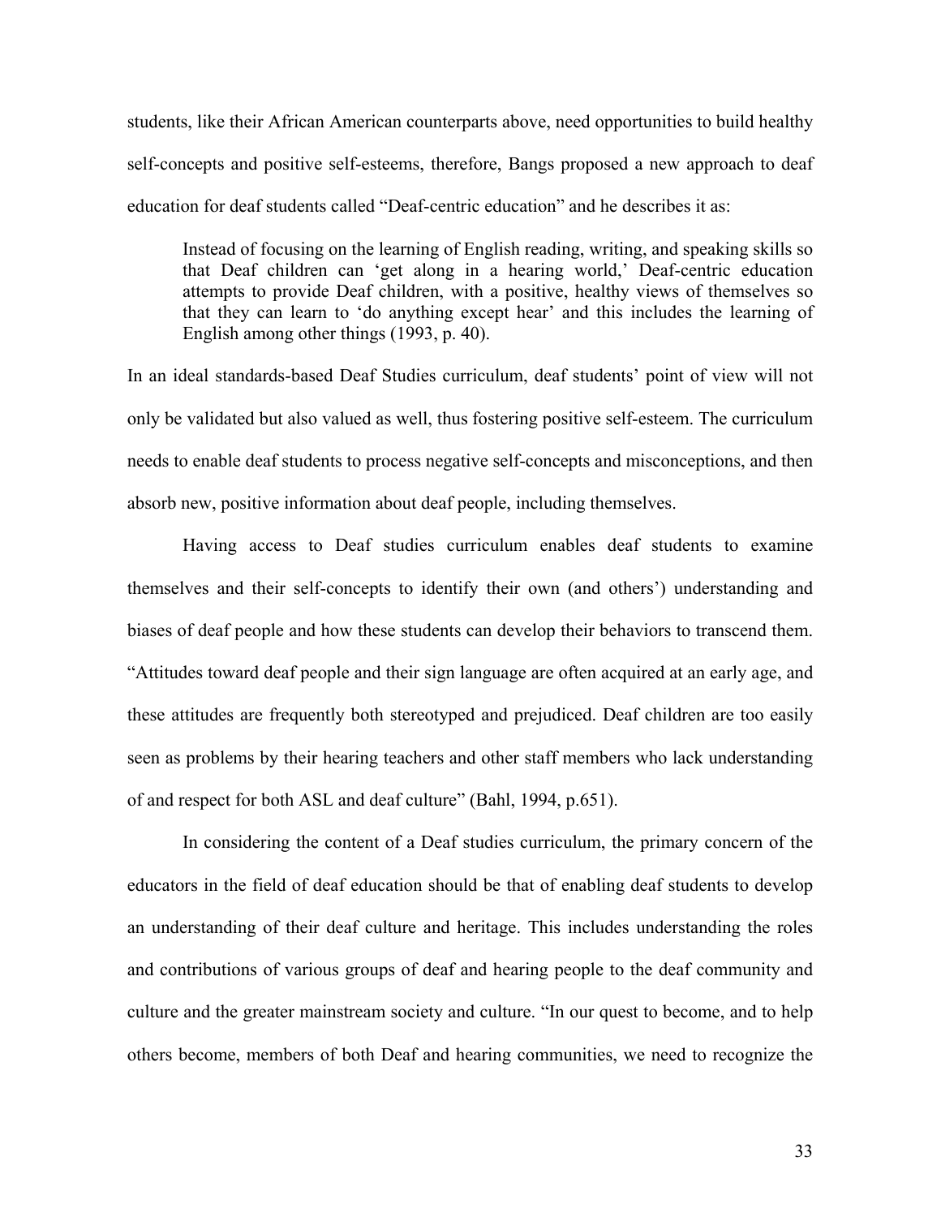students, like their African American counterparts above, need opportunities to build healthy self-concepts and positive self-esteems, therefore, Bangs proposed a new approach to deaf education for deaf students called "Deaf-centric education" and he describes it as:

> Instead of focusing on the learning of English reading, writing, and speaking skills so that Deaf children can 'get along in a hearing world,' Deaf-centric education attempts to provide Deaf children, with a positive, healthy views of themselves so that they can learn to 'do anything except hear' and this includes the learning of English among other things (1993, p. 40).

In an ideal standards-based Deaf Studies curriculum, deaf students' point of view will not only be validated but also valued as well, thus fostering positive self-esteem. The curriculum needs to enable deaf students to process negative self-concepts and misconceptions, and then absorb new, positive information about deaf people, including themselves.

Having access to Deaf studies curriculum enables deaf students to examine themselves and their self-concepts to identify their own (and others') understanding and biases of deaf people and how these students can develop their behaviors to transcend them. "Attitudes toward deaf people and their sign language are often acquired at an early age, and these attitudes are frequently both stereotyped and prejudiced. Deaf children are too easily seen as problems by their hearing teachers and other staff members who lack understanding of and respect for both ASL and deaf culture" (Bahl, 1994, p.651).

In considering the content of a Deaf studies curriculum, the primary concern of the educators in the field of deaf education should be that of enabling deaf students to develop an understanding of their deaf culture and heritage. This includes understanding the roles and contributions of various groups of deaf and hearing people to the deaf community and culture and the greater mainstream society and culture. "In our quest to become, and to help others become, members of both Deaf and hearing communities, we need to recognize the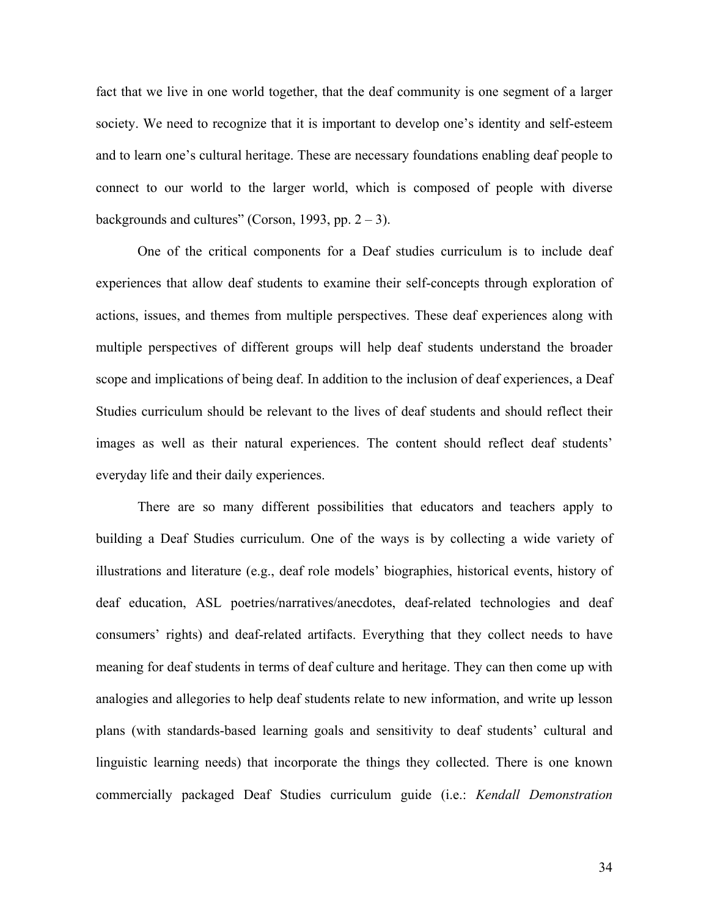fact that we live in one world together, that the deaf community is one segment of a larger society. We need to recognize that it is important to develop one's identity and self-esteem and to learn one's cultural heritage. These are necessary foundations enabling deaf people to connect to our world to the larger world, which is composed of people with diverse backgrounds and cultures" (Corson, 1993, pp. 2 – 3).

One of the critical components for a Deaf studies curriculum is to include deaf experiences that allow deaf students to examine their self-concepts through exploration of actions, issues, and themes from multiple perspectives. These deaf experiences along with multiple perspectives of different groups will help deaf students understand the broader scope and implications of being deaf. In addition to the inclusion of deaf experiences, a Deaf Studies curriculum should be relevant to the lives of deaf students and should reflect their images as well as their natural experiences. The content should reflect deaf students' everyday life and their daily experiences.

There are so many different possibilities that educators and teachers apply to building a Deaf Studies curriculum. One of the ways is by collecting a wide variety of illustrations and literature (e.g., deaf role models' biographies, historical events, history of deaf education, ASL poetries/narratives/anecdotes, deaf-related technologies and deaf consumers' rights) and deaf-related artifacts. Everything that they collect needs to have meaning for deaf students in terms of deaf culture and heritage. They can then come up with analogies and allegories to help deaf students relate to new information, and write up lesson plans (with standards-based learning goals and sensitivity to deaf students' cultural and linguistic learning needs) that incorporate the things they collected. There is one known commercially packaged Deaf Studies curriculum guide (i.e.: *Kendall Demonstration*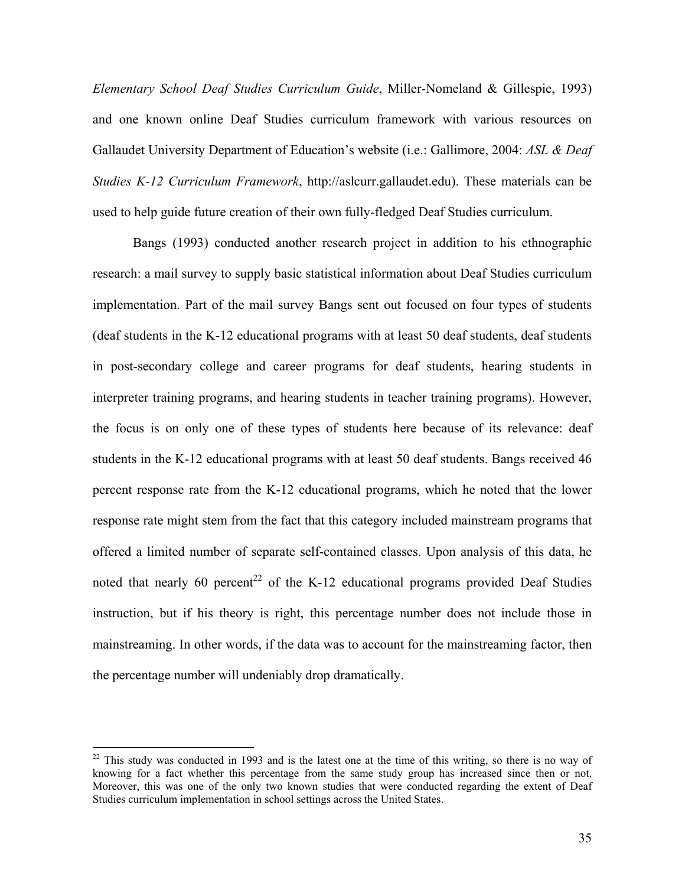*Elementary School Deaf Studies Curriculum Guide*, Miller-Nomeland & Gillespie, 1993) and one known online Deaf Studies curriculum framework with various resources on Gallaudet University Department of Education's website (i.e.: Gallimore, 2004: *ASL & Deaf Studies K-12 Curriculum Framework*, http://aslcurr.gallaudet.edu). These materials can be used to help guide future creation of their own fully-fledged Deaf Studies curriculum.

Bangs (1993) conducted another research project in addition to his ethnographic research: a mail survey to supply basic statistical information about Deaf Studies curriculum implementation. Part of the mail survey Bangs sent out focused on four types of students (deaf students in the K-12 educational programs with at least 50 deaf students, deaf students in post-secondary college and career programs for deaf students, hearing students in interpreter training programs, and hearing students in teacher training programs). However, the focus is on only one of these types of students here because of its relevance: deaf students in the K-12 educational programs with at least 50 deaf students. Bangs received 46 percent response rate from the K-12 educational programs, which he noted that the lower response rate might stem from the fact that this category included mainstream programs that offered a limited number of separate self-contained classes. Upon analysis of this data, he noted that nearly 60 percent[22] of the K-12 educational programs provided Deaf Studies instruction, but if his theory is right, this percentage number does not include those in mainstreaming. In other words, if the data was to account for the mainstreaming factor, then the percentage number will undeniably drop dramatically.

[22] This study was conducted in 1993 and is the latest one at the time of this writing, so there is no way of knowing for a fact whether this percentage from the same study group has increased since then or not. Moreover, this was one of the only two known studies that were conducted regarding the extent of Deaf Studies curriculum implementation in school settings across the United States.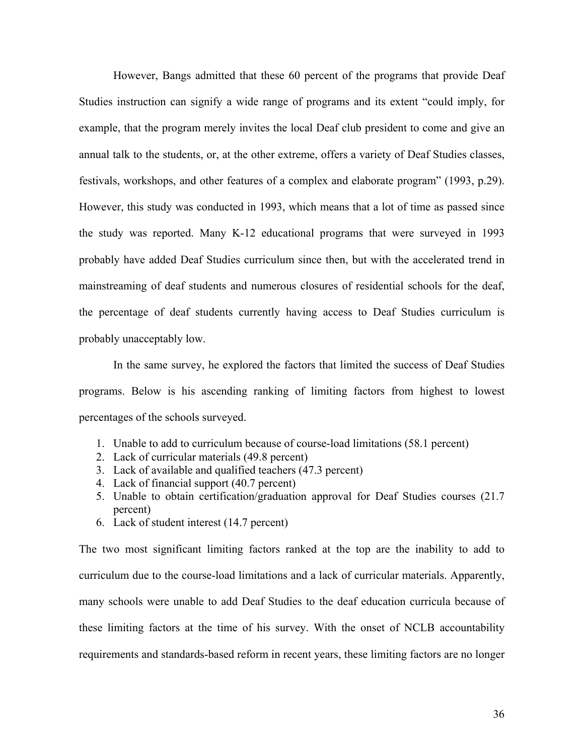However, Bangs admitted that these 60 percent of the programs that provide Deaf Studies instruction can signify a wide range of programs and its extent "could imply, for example, that the program merely invites the local Deaf club president to come and give an annual talk to the students, or, at the other extreme, offers a variety of Deaf Studies classes, festivals, workshops, and other features of a complex and elaborate program" (1993, p.29). However, this study was conducted in 1993, which means that a lot of time as passed since the study was reported. Many K-12 educational programs that were surveyed in 1993 probably have added Deaf Studies curriculum since then, but with the accelerated trend in mainstreaming of deaf students and numerous closures of residential schools for the deaf, the percentage of deaf students currently having access to Deaf Studies curriculum is probably unacceptably low.

In the same survey, he explored the factors that limited the success of Deaf Studies programs. Below is his ascending ranking of limiting factors from highest to lowest percentages of the schools surveyed.

1. Unable to add to curriculum because of course-load limitations (58.1 percent)
2. Lack of curricular materials (49.8 percent)
3. Lack of available and qualified teachers (47.3 percent)
4. Lack of financial support (40.7 percent)
5. Unable to obtain certification/graduation approval for Deaf Studies courses (21.7 percent)
6. Lack of student interest (14.7 percent)

The two most significant limiting factors ranked at the top are the inability to add to curriculum due to the course-load limitations and a lack of curricular materials. Apparently, many schools were unable to add Deaf Studies to the deaf education curricula because of these limiting factors at the time of his survey. With the onset of NCLB accountability requirements and standards-based reform in recent years, these limiting factors are no longer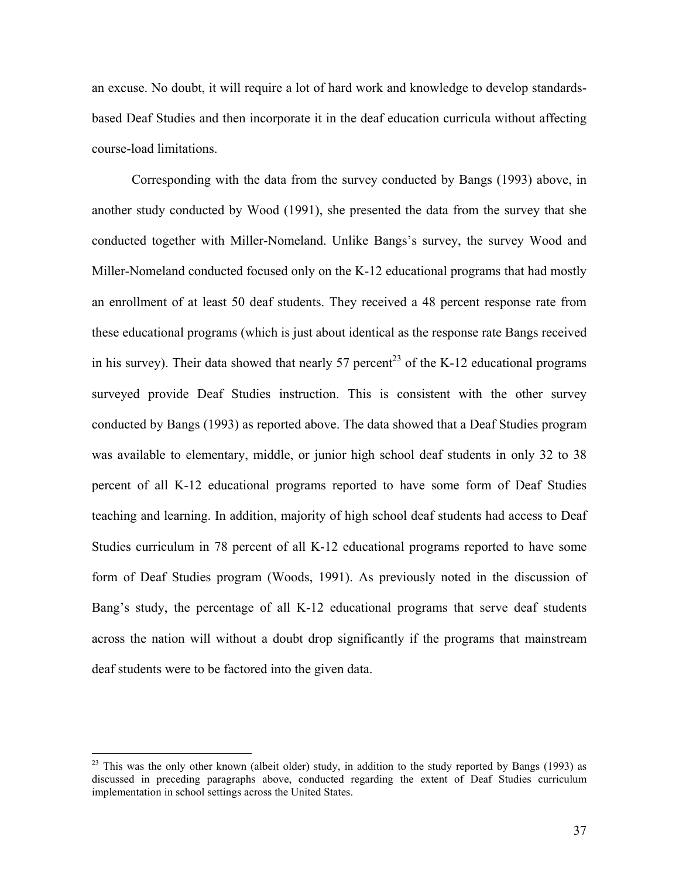an excuse. No doubt, it will require a lot of hard work and knowledge to develop standards-based Deaf Studies and then incorporate it in the deaf education curricula without affecting course-load limitations.

Corresponding with the data from the survey conducted by Bangs (1993) above, in another study conducted by Wood (1991), she presented the data from the survey that she conducted together with Miller-Nomeland. Unlike Bangs's survey, the survey Wood and Miller-Nomeland conducted focused only on the K-12 educational programs that had mostly an enrollment of at least 50 deaf students. They received a 48 percent response rate from these educational programs (which is just about identical as the response rate Bangs received in his survey). Their data showed that nearly 57 percent[23] of the K-12 educational programs surveyed provide Deaf Studies instruction. This is consistent with the other survey conducted by Bangs (1993) as reported above. The data showed that a Deaf Studies program was available to elementary, middle, or junior high school deaf students in only 32 to 38 percent of all K-12 educational programs reported to have some form of Deaf Studies teaching and learning. In addition, majority of high school deaf students had access to Deaf Studies curriculum in 78 percent of all K-12 educational programs reported to have some form of Deaf Studies program (Woods, 1991). As previously noted in the discussion of Bang's study, the percentage of all K-12 educational programs that serve deaf students across the nation will without a doubt drop significantly if the programs that mainstream deaf students were to be factored into the given data.

---

[23] This was the only other known (albeit older) study, in addition to the study reported by Bangs (1993) as discussed in preceding paragraphs above, conducted regarding the extent of Deaf Studies curriculum implementation in school settings across the United States.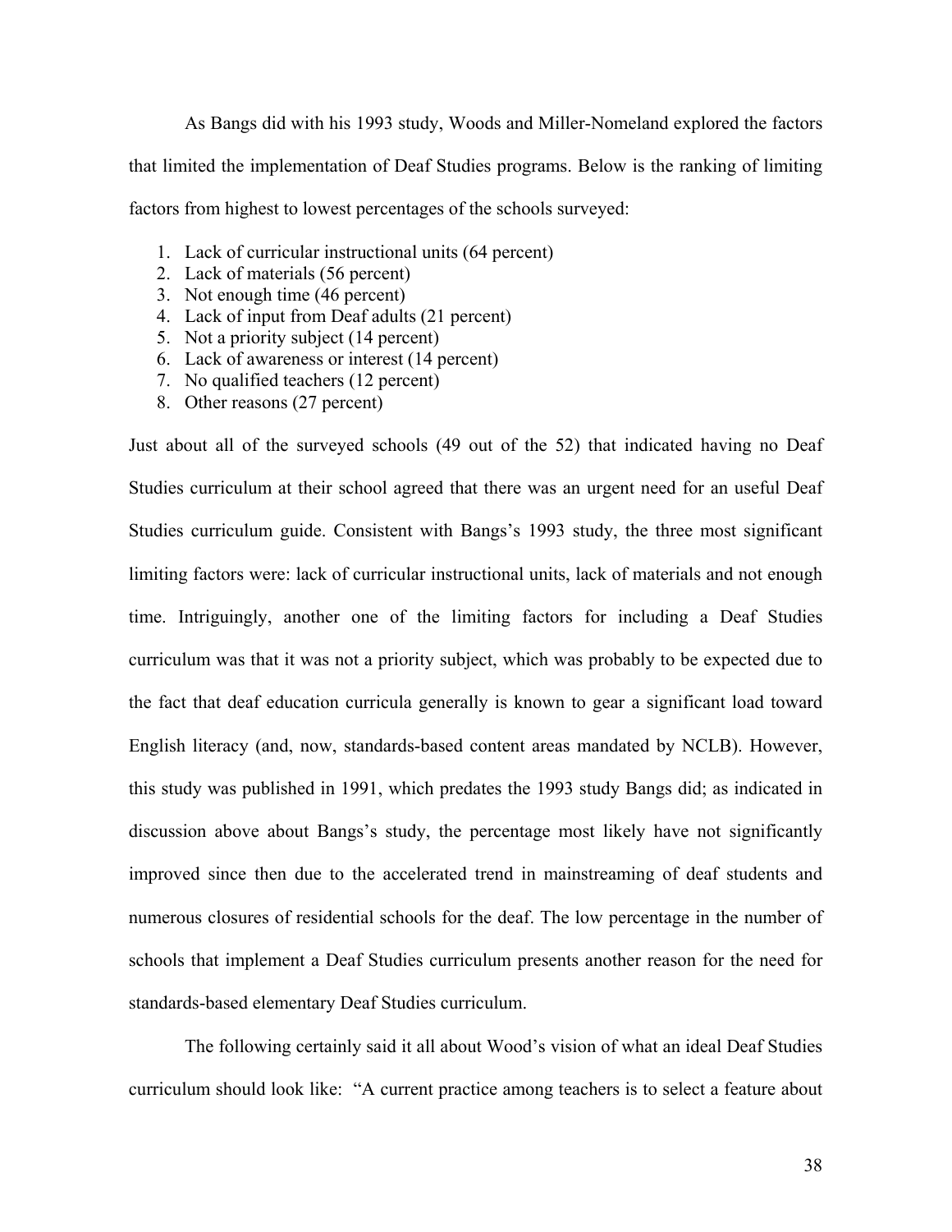As Bangs did with his 1993 study, Woods and Miller-Nomeland explored the factors that limited the implementation of Deaf Studies programs. Below is the ranking of limiting factors from highest to lowest percentages of the schools surveyed:

1. Lack of curricular instructional units (64 percent)
2. Lack of materials (56 percent)
3. Not enough time (46 percent)
4. Lack of input from Deaf adults (21 percent)
5. Not a priority subject (14 percent)
6. Lack of awareness or interest (14 percent)
7. No qualified teachers (12 percent)
8. Other reasons (27 percent)

Just about all of the surveyed schools (49 out of the 52) that indicated having no Deaf Studies curriculum at their school agreed that there was an urgent need for an useful Deaf Studies curriculum guide. Consistent with Bangs's 1993 study, the three most significant limiting factors were: lack of curricular instructional units, lack of materials and not enough time. Intriguingly, another one of the limiting factors for including a Deaf Studies curriculum was that it was not a priority subject, which was probably to be expected due to the fact that deaf education curricula generally is known to gear a significant load toward English literacy (and, now, standards-based content areas mandated by NCLB). However, this study was published in 1991, which predates the 1993 study Bangs did; as indicated in discussion above about Bangs's study, the percentage most likely have not significantly improved since then due to the accelerated trend in mainstreaming of deaf students and numerous closures of residential schools for the deaf. The low percentage in the number of schools that implement a Deaf Studies curriculum presents another reason for the need for standards-based elementary Deaf Studies curriculum.

The following certainly said it all about Wood's vision of what an ideal Deaf Studies curriculum should look like: "A current practice among teachers is to select a feature about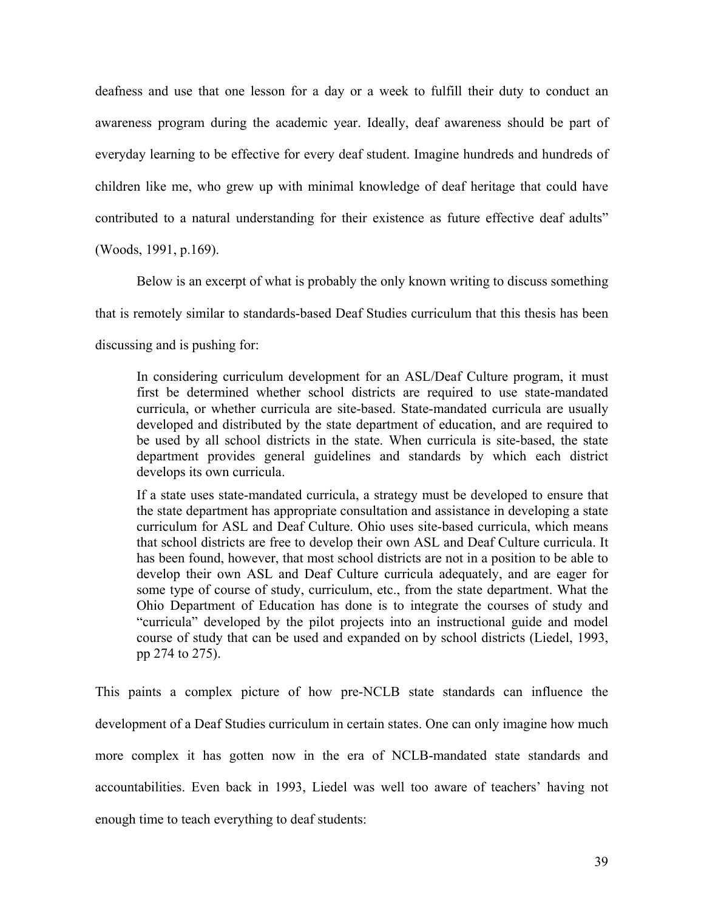deafness and use that one lesson for a day or a week to fulfill their duty to conduct an awareness program during the academic year. Ideally, deaf awareness should be part of everyday learning to be effective for every deaf student. Imagine hundreds and hundreds of children like me, who grew up with minimal knowledge of deaf heritage that could have contributed to a natural understanding for their existence as future effective deaf adults" (Woods, 1991, p.169).

Below is an excerpt of what is probably the only known writing to discuss something that is remotely similar to standards-based Deaf Studies curriculum that this thesis has been discussing and is pushing for:

> In considering curriculum development for an ASL/Deaf Culture program, it must first be determined whether school districts are required to use state-mandated curricula, or whether curricula are site-based. State-mandated curricula are usually developed and distributed by the state department of education, and are required to be used by all school districts in the state. When curricula is site-based, the state department provides general guidelines and standards by which each district develops its own curricula.
>
> If a state uses state-mandated curricula, a strategy must be developed to ensure that the state department has appropriate consultation and assistance in developing a state curriculum for ASL and Deaf Culture. Ohio uses site-based curricula, which means that school districts are free to develop their own ASL and Deaf Culture curricula. It has been found, however, that most school districts are not in a position to be able to develop their own ASL and Deaf Culture curricula adequately, and are eager for some type of course of study, curriculum, etc., from the state department. What the Ohio Department of Education has done is to integrate the courses of study and "curricula" developed by the pilot projects into an instructional guide and model course of study that can be used and expanded on by school districts (Liedel, 1993, pp 274 to 275).

This paints a complex picture of how pre-NCLB state standards can influence the development of a Deaf Studies curriculum in certain states. One can only imagine how much more complex it has gotten now in the era of NCLB-mandated state standards and accountabilities. Even back in 1993, Liedel was well too aware of teachers' having not enough time to teach everything to deaf students: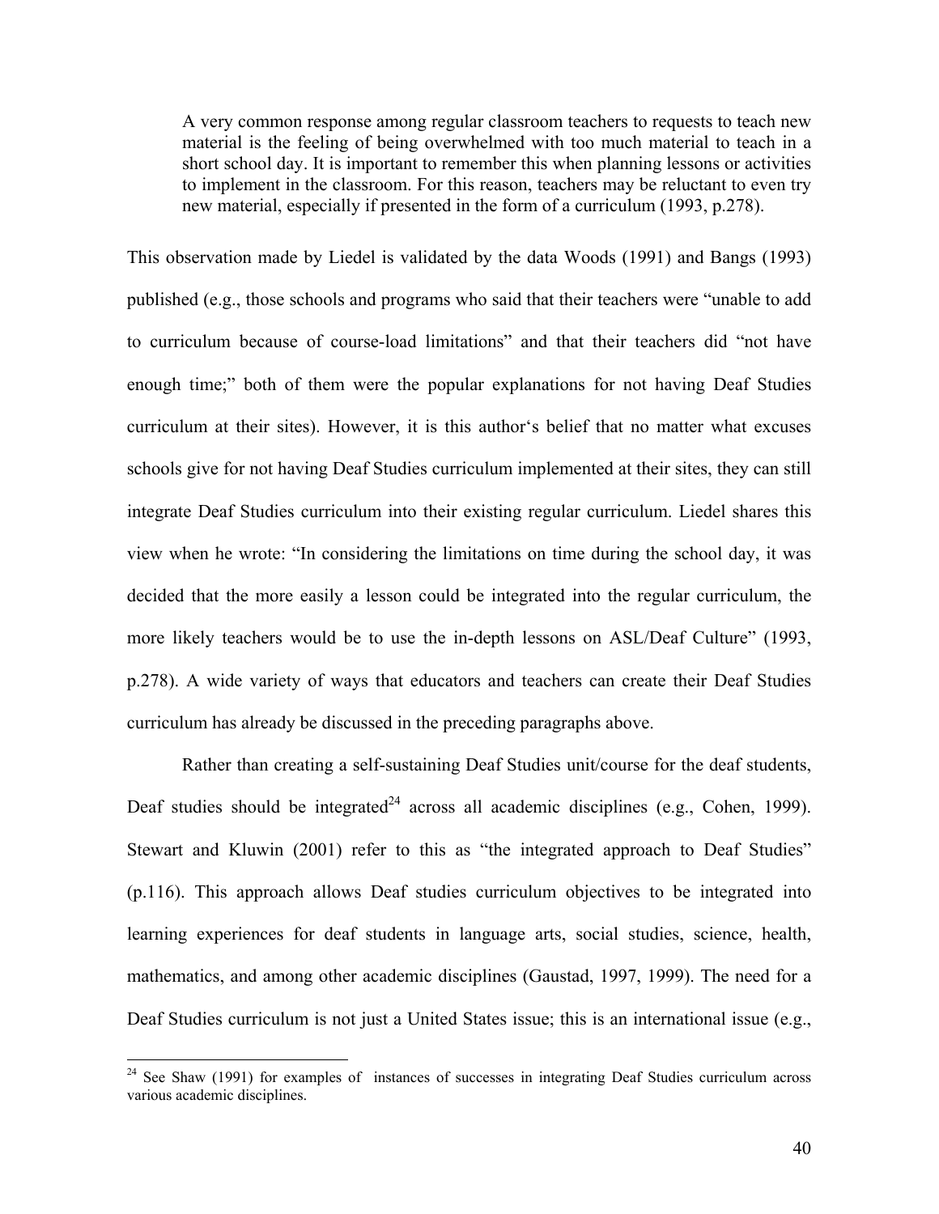> A very common response among regular classroom teachers to requests to teach new material is the feeling of being overwhelmed with too much material to teach in a short school day. It is important to remember this when planning lessons or activities to implement in the classroom. For this reason, teachers may be reluctant to even try new material, especially if presented in the form of a curriculum (1993, p.278).

This observation made by Liedel is validated by the data Woods (1991) and Bangs (1993) published (e.g., those schools and programs who said that their teachers were "unable to add to curriculum because of course-load limitations" and that their teachers did "not have enough time;" both of them were the popular explanations for not having Deaf Studies curriculum at their sites). However, it is this author's belief that no matter what excuses schools give for not having Deaf Studies curriculum implemented at their sites, they can still integrate Deaf Studies curriculum into their existing regular curriculum. Liedel shares this view when he wrote: "In considering the limitations on time during the school day, it was decided that the more easily a lesson could be integrated into the regular curriculum, the more likely teachers would be to use the in-depth lessons on ASL/Deaf Culture" (1993, p.278). A wide variety of ways that educators and teachers can create their Deaf Studies curriculum has already be discussed in the preceding paragraphs above.

Rather than creating a self-sustaining Deaf Studies unit/course for the deaf students, Deaf studies should be integrated[24] across all academic disciplines (e.g., Cohen, 1999). Stewart and Kluwin (2001) refer to this as "the integrated approach to Deaf Studies" (p.116). This approach allows Deaf studies curriculum objectives to be integrated into learning experiences for deaf students in language arts, social studies, science, health, mathematics, and among other academic disciplines (Gaustad, 1997, 1999). The need for a Deaf Studies curriculum is not just a United States issue; this is an international issue (e.g.,

---

[24] See Shaw (1991) for examples of instances of successes in integrating Deaf Studies curriculum across various academic disciplines.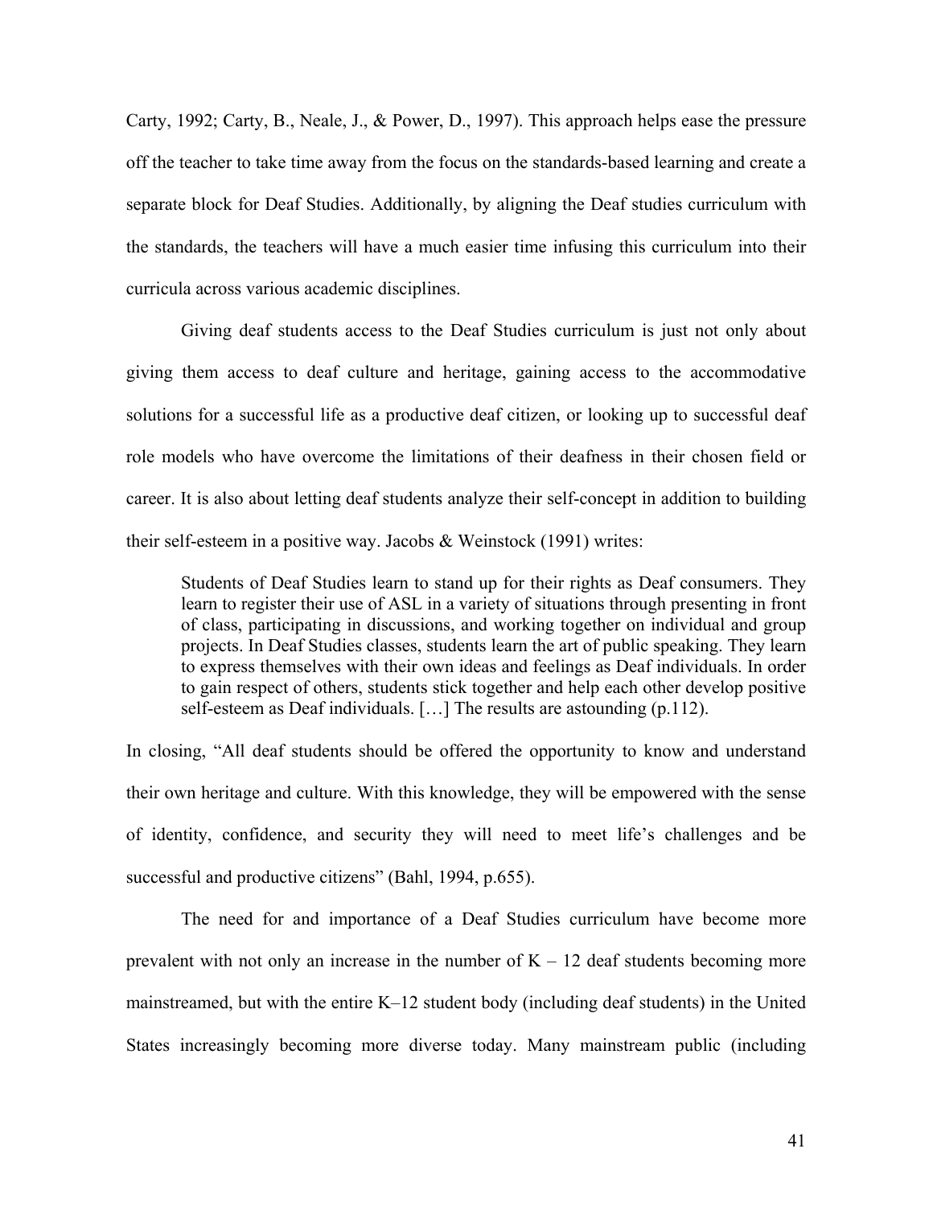Carty, 1992; Carty, B., Neale, J., & Power, D., 1997). This approach helps ease the pressure off the teacher to take time away from the focus on the standards-based learning and create a separate block for Deaf Studies. Additionally, by aligning the Deaf studies curriculum with the standards, the teachers will have a much easier time infusing this curriculum into their curricula across various academic disciplines.

Giving deaf students access to the Deaf Studies curriculum is just not only about giving them access to deaf culture and heritage, gaining access to the accommodative solutions for a successful life as a productive deaf citizen, or looking up to successful deaf role models who have overcome the limitations of their deafness in their chosen field or career. It is also about letting deaf students analyze their self-concept in addition to building their self-esteem in a positive way. Jacobs & Weinstock (1991) writes:

> Students of Deaf Studies learn to stand up for their rights as Deaf consumers. They learn to register their use of ASL in a variety of situations through presenting in front of class, participating in discussions, and working together on individual and group projects. In Deaf Studies classes, students learn the art of public speaking. They learn to express themselves with their own ideas and feelings as Deaf individuals. In order to gain respect of others, students stick together and help each other develop positive self-esteem as Deaf individuals. […] The results are astounding (p.112).

In closing, "All deaf students should be offered the opportunity to know and understand their own heritage and culture. With this knowledge, they will be empowered with the sense of identity, confidence, and security they will need to meet life's challenges and be successful and productive citizens" (Bahl, 1994, p.655).

The need for and importance of a Deaf Studies curriculum have become more prevalent with not only an increase in the number of K – 12 deaf students becoming more mainstreamed, but with the entire K–12 student body (including deaf students) in the United States increasingly becoming more diverse today. Many mainstream public (including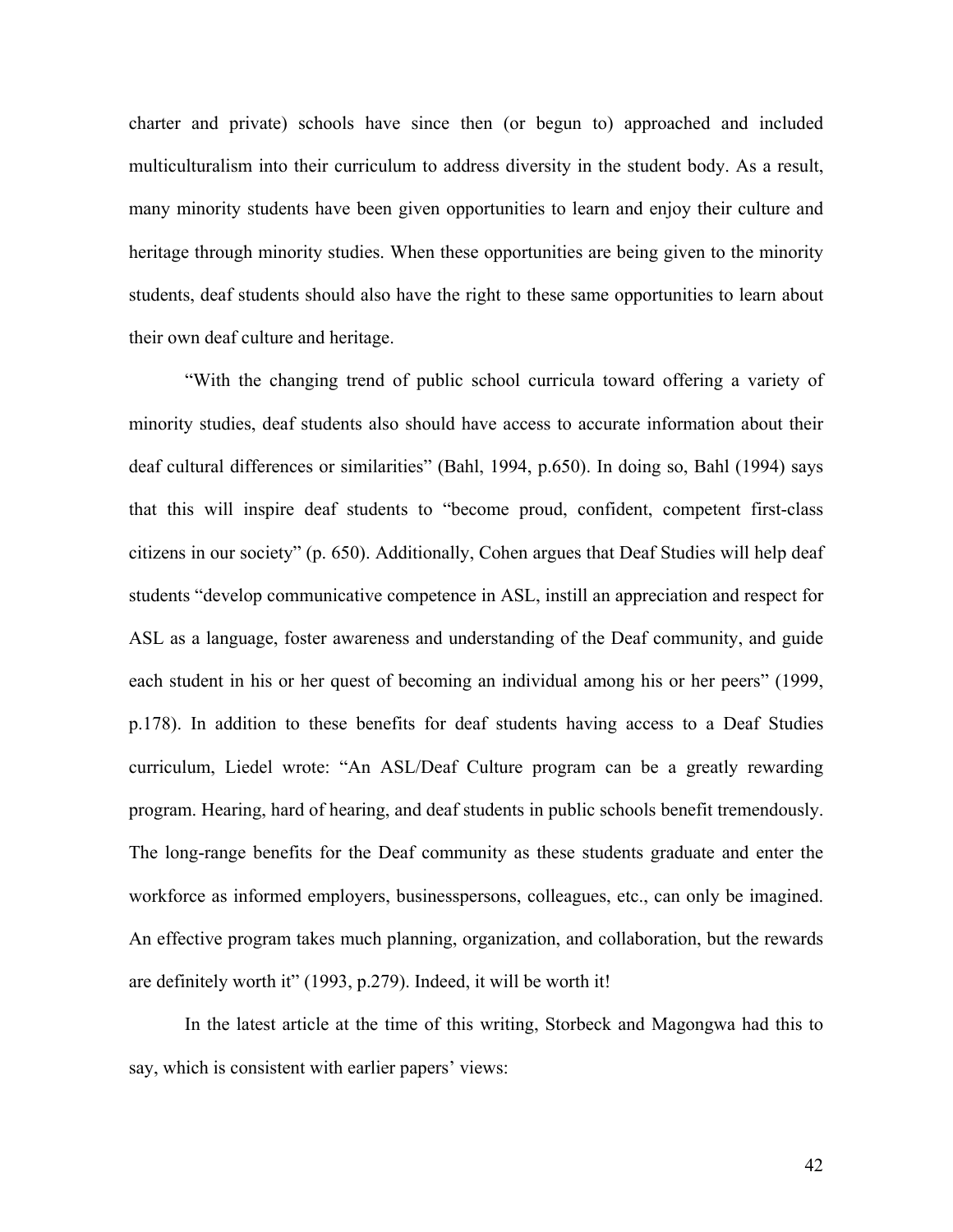charter and private) schools have since then (or begun to) approached and included multiculturalism into their curriculum to address diversity in the student body. As a result, many minority students have been given opportunities to learn and enjoy their culture and heritage through minority studies. When these opportunities are being given to the minority students, deaf students should also have the right to these same opportunities to learn about their own deaf culture and heritage.

"With the changing trend of public school curricula toward offering a variety of minority studies, deaf students also should have access to accurate information about their deaf cultural differences or similarities" (Bahl, 1994, p.650). In doing so, Bahl (1994) says that this will inspire deaf students to "become proud, confident, competent first-class citizens in our society" (p. 650). Additionally, Cohen argues that Deaf Studies will help deaf students "develop communicative competence in ASL, instill an appreciation and respect for ASL as a language, foster awareness and understanding of the Deaf community, and guide each student in his or her quest of becoming an individual among his or her peers" (1999, p.178). In addition to these benefits for deaf students having access to a Deaf Studies curriculum, Liedel wrote: "An ASL/Deaf Culture program can be a greatly rewarding program. Hearing, hard of hearing, and deaf students in public schools benefit tremendously. The long-range benefits for the Deaf community as these students graduate and enter the workforce as informed employers, businesspersons, colleagues, etc., can only be imagined. An effective program takes much planning, organization, and collaboration, but the rewards are definitely worth it" (1993, p.279). Indeed, it will be worth it!

In the latest article at the time of this writing, Storbeck and Magongwa had this to say, which is consistent with earlier papers' views: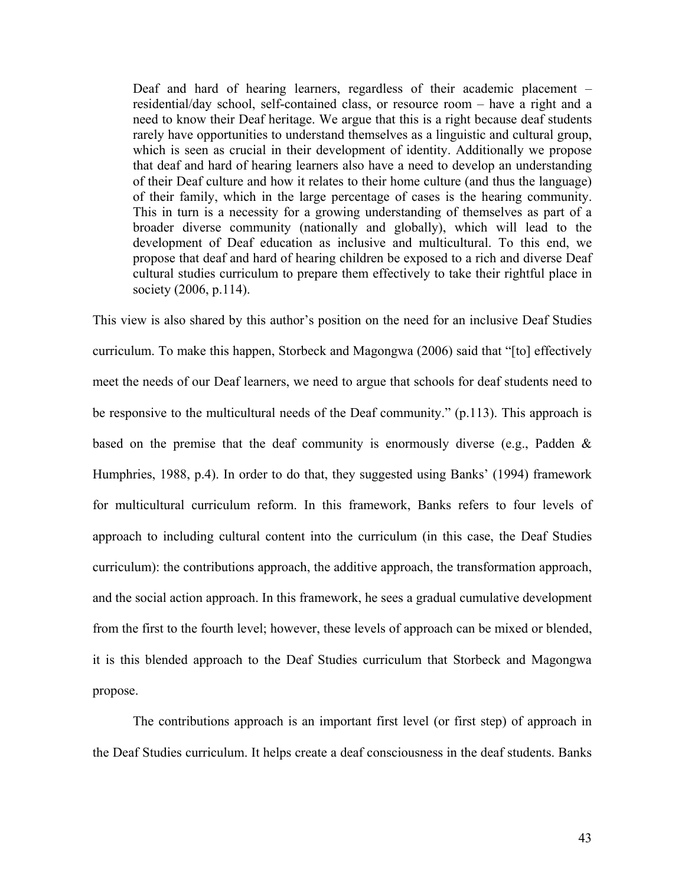> Deaf and hard of hearing learners, regardless of their academic placement – residential/day school, self-contained class, or resource room – have a right and a need to know their Deaf heritage. We argue that this is a right because deaf students rarely have opportunities to understand themselves as a linguistic and cultural group, which is seen as crucial in their development of identity. Additionally we propose that deaf and hard of hearing learners also have a need to develop an understanding of their Deaf culture and how it relates to their home culture (and thus the language) of their family, which in the large percentage of cases is the hearing community. This in turn is a necessity for a growing understanding of themselves as part of a broader diverse community (nationally and globally), which will lead to the development of Deaf education as inclusive and multicultural. To this end, we propose that deaf and hard of hearing children be exposed to a rich and diverse Deaf cultural studies curriculum to prepare them effectively to take their rightful place in society (2006, p.114).

This view is also shared by this author's position on the need for an inclusive Deaf Studies curriculum. To make this happen, Storbeck and Magongwa (2006) said that "[to] effectively meet the needs of our Deaf learners, we need to argue that schools for deaf students need to be responsive to the multicultural needs of the Deaf community." (p.113). This approach is based on the premise that the deaf community is enormously diverse (e.g., Padden & Humphries, 1988, p.4). In order to do that, they suggested using Banks' (1994) framework for multicultural curriculum reform. In this framework, Banks refers to four levels of approach to including cultural content into the curriculum (in this case, the Deaf Studies curriculum): the contributions approach, the additive approach, the transformation approach, and the social action approach. In this framework, he sees a gradual cumulative development from the first to the fourth level; however, these levels of approach can be mixed or blended, it is this blended approach to the Deaf Studies curriculum that Storbeck and Magongwa propose.

The contributions approach is an important first level (or first step) of approach in the Deaf Studies curriculum. It helps create a deaf consciousness in the deaf students. Banks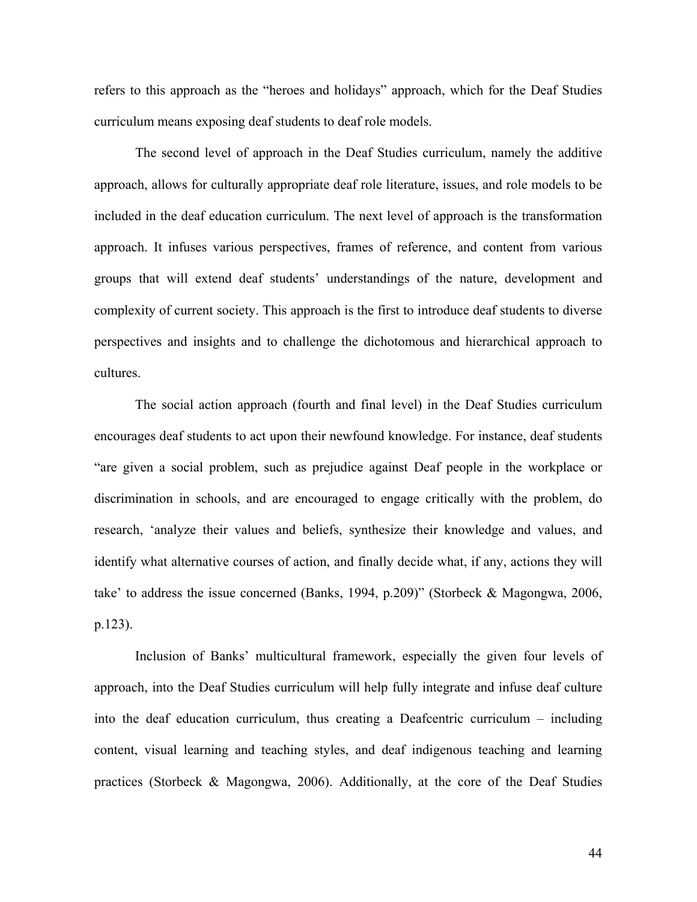refers to this approach as the "heroes and holidays" approach, which for the Deaf Studies curriculum means exposing deaf students to deaf role models.

The second level of approach in the Deaf Studies curriculum, namely the additive approach, allows for culturally appropriate deaf role literature, issues, and role models to be included in the deaf education curriculum. The next level of approach is the transformation approach. It infuses various perspectives, frames of reference, and content from various groups that will extend deaf students' understandings of the nature, development and complexity of current society. This approach is the first to introduce deaf students to diverse perspectives and insights and to challenge the dichotomous and hierarchical approach to cultures.

The social action approach (fourth and final level) in the Deaf Studies curriculum encourages deaf students to act upon their newfound knowledge. For instance, deaf students "are given a social problem, such as prejudice against Deaf people in the workplace or discrimination in schools, and are encouraged to engage critically with the problem, do research, 'analyze their values and beliefs, synthesize their knowledge and values, and identify what alternative courses of action, and finally decide what, if any, actions they will take' to address the issue concerned (Banks, 1994, p.209)" (Storbeck & Magongwa, 2006, p.123).

Inclusion of Banks' multicultural framework, especially the given four levels of approach, into the Deaf Studies curriculum will help fully integrate and infuse deaf culture into the deaf education curriculum, thus creating a Deafcentric curriculum – including content, visual learning and teaching styles, and deaf indigenous teaching and learning practices (Storbeck & Magongwa, 2006). Additionally, at the core of the Deaf Studies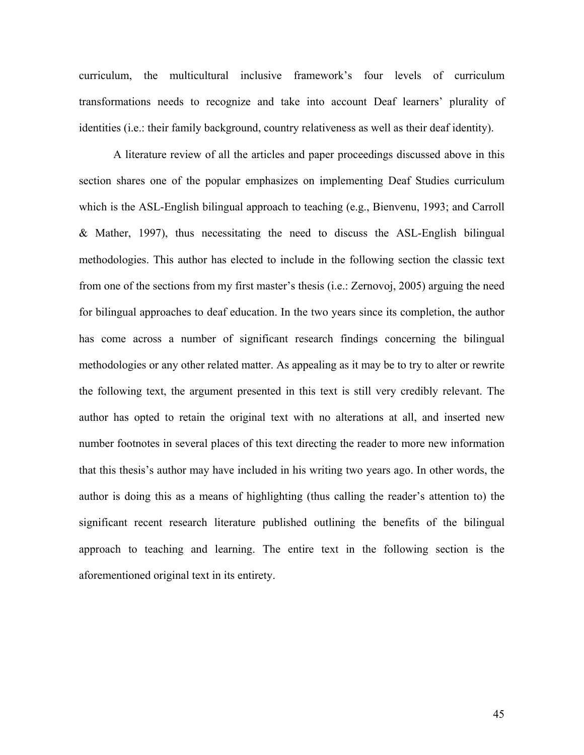curriculum, the multicultural inclusive framework's four levels of curriculum transformations needs to recognize and take into account Deaf learners' plurality of identities (i.e.: their family background, country relativeness as well as their deaf identity).

A literature review of all the articles and paper proceedings discussed above in this section shares one of the popular emphasizes on implementing Deaf Studies curriculum which is the ASL-English bilingual approach to teaching (e.g., Bienvenu, 1993; and Carroll & Mather, 1997), thus necessitating the need to discuss the ASL-English bilingual methodologies. This author has elected to include in the following section the classic text from one of the sections from my first master's thesis (i.e.: Zernovoj, 2005) arguing the need for bilingual approaches to deaf education. In the two years since its completion, the author has come across a number of significant research findings concerning the bilingual methodologies or any other related matter. As appealing as it may be to try to alter or rewrite the following text, the argument presented in this text is still very credibly relevant. The author has opted to retain the original text with no alterations at all, and inserted new number footnotes in several places of this text directing the reader to more new information that this thesis's author may have included in his writing two years ago. In other words, the author is doing this as a means of highlighting (thus calling the reader's attention to) the significant recent research literature published outlining the benefits of the bilingual approach to teaching and learning. The entire text in the following section is the aforementioned original text in its entirety.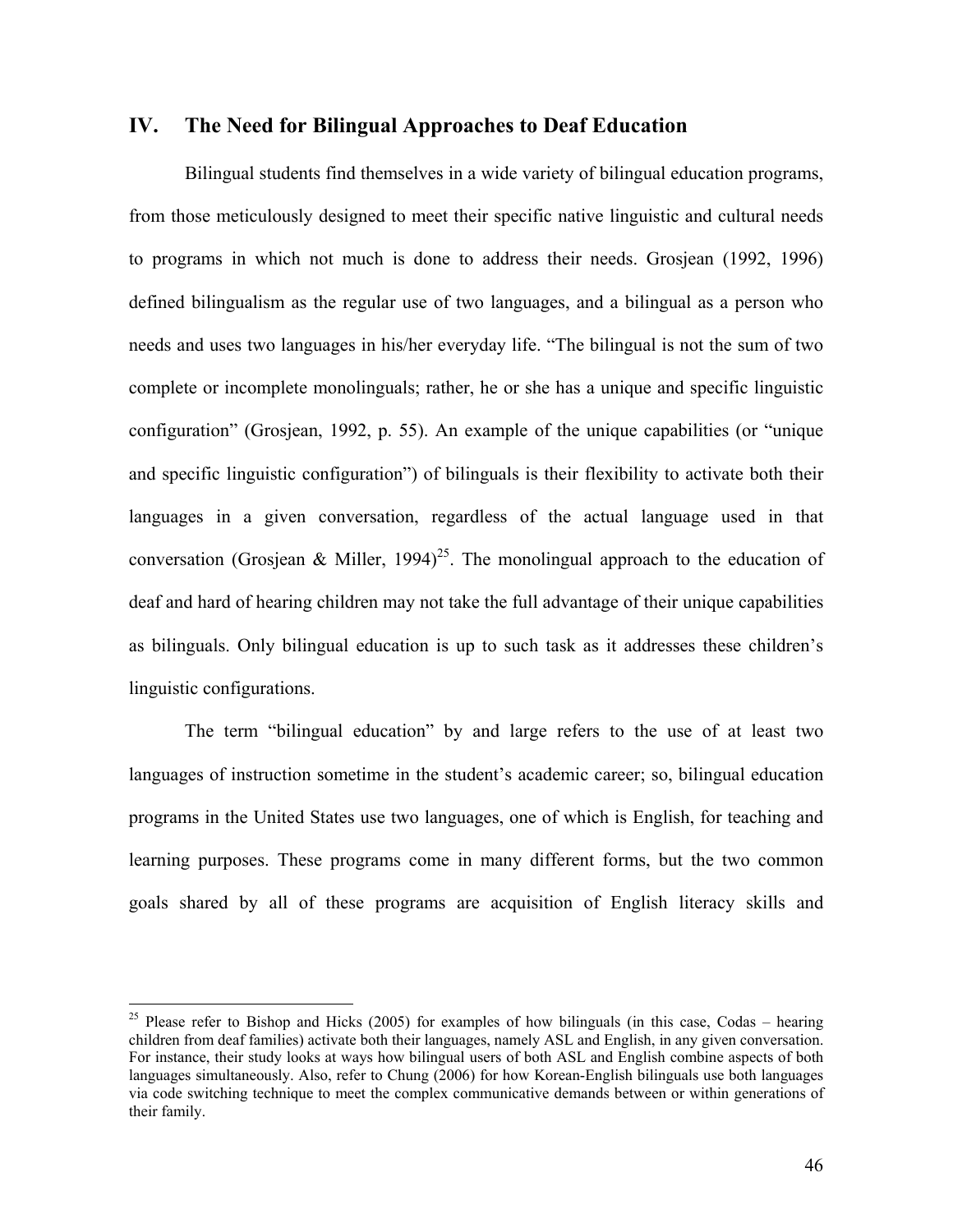## IV. The Need for Bilingual Approaches to Deaf Education

Bilingual students find themselves in a wide variety of bilingual education programs, from those meticulously designed to meet their specific native linguistic and cultural needs to programs in which not much is done to address their needs. Grosjean (1992, 1996) defined bilingualism as the regular use of two languages, and a bilingual as a person who needs and uses two languages in his/her everyday life. "The bilingual is not the sum of two complete or incomplete monolinguals; rather, he or she has a unique and specific linguistic configuration" (Grosjean, 1992, p. 55). An example of the unique capabilities (or "unique and specific linguistic configuration") of bilinguals is their flexibility to activate both their languages in a given conversation, regardless of the actual language used in that conversation (Grosjean & Miller, 1994)[25]. The monolingual approach to the education of deaf and hard of hearing children may not take the full advantage of their unique capabilities as bilinguals. Only bilingual education is up to such task as it addresses these children's linguistic configurations.

The term "bilingual education" by and large refers to the use of at least two languages of instruction sometime in the student's academic career; so, bilingual education programs in the United States use two languages, one of which is English, for teaching and learning purposes. These programs come in many different forms, but the two common goals shared by all of these programs are acquisition of English literacy skills and

---

[25] Please refer to Bishop and Hicks (2005) for examples of how bilinguals (in this case, Codas – hearing children from deaf families) activate both their languages, namely ASL and English, in any given conversation. For instance, their study looks at ways how bilingual users of both ASL and English combine aspects of both languages simultaneously. Also, refer to Chung (2006) for how Korean-English bilinguals use both languages via code switching technique to meet the complex communicative demands between or within generations of their family.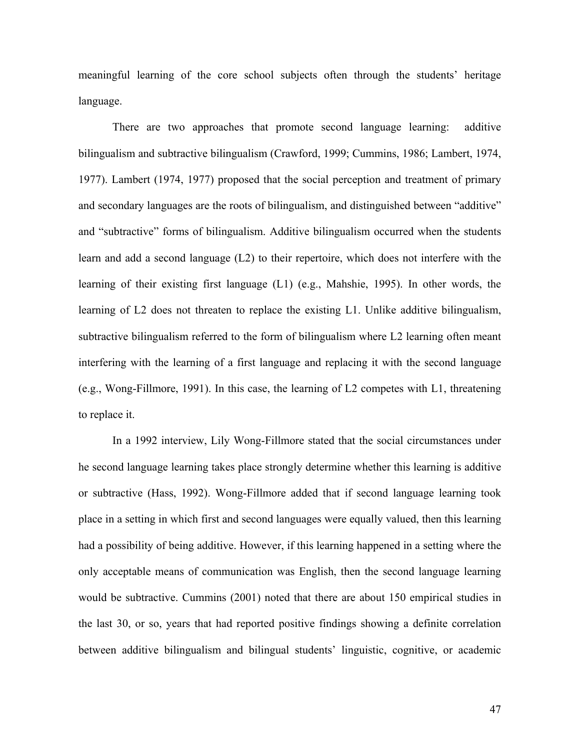meaningful learning of the core school subjects often through the students' heritage language.

There are two approaches that promote second language learning: additive bilingualism and subtractive bilingualism (Crawford, 1999; Cummins, 1986; Lambert, 1974, 1977). Lambert (1974, 1977) proposed that the social perception and treatment of primary and secondary languages are the roots of bilingualism, and distinguished between "additive" and "subtractive" forms of bilingualism. Additive bilingualism occurred when the students learn and add a second language (L2) to their repertoire, which does not interfere with the learning of their existing first language (L1) (e.g., Mahshie, 1995). In other words, the learning of L2 does not threaten to replace the existing L1. Unlike additive bilingualism, subtractive bilingualism referred to the form of bilingualism where L2 learning often meant interfering with the learning of a first language and replacing it with the second language (e.g., Wong-Fillmore, 1991). In this case, the learning of L2 competes with L1, threatening to replace it.

In a 1992 interview, Lily Wong-Fillmore stated that the social circumstances under he second language learning takes place strongly determine whether this learning is additive or subtractive (Hass, 1992). Wong-Fillmore added that if second language learning took place in a setting in which first and second languages were equally valued, then this learning had a possibility of being additive. However, if this learning happened in a setting where the only acceptable means of communication was English, then the second language learning would be subtractive. Cummins (2001) noted that there are about 150 empirical studies in the last 30, or so, years that had reported positive findings showing a definite correlation between additive bilingualism and bilingual students' linguistic, cognitive, or academic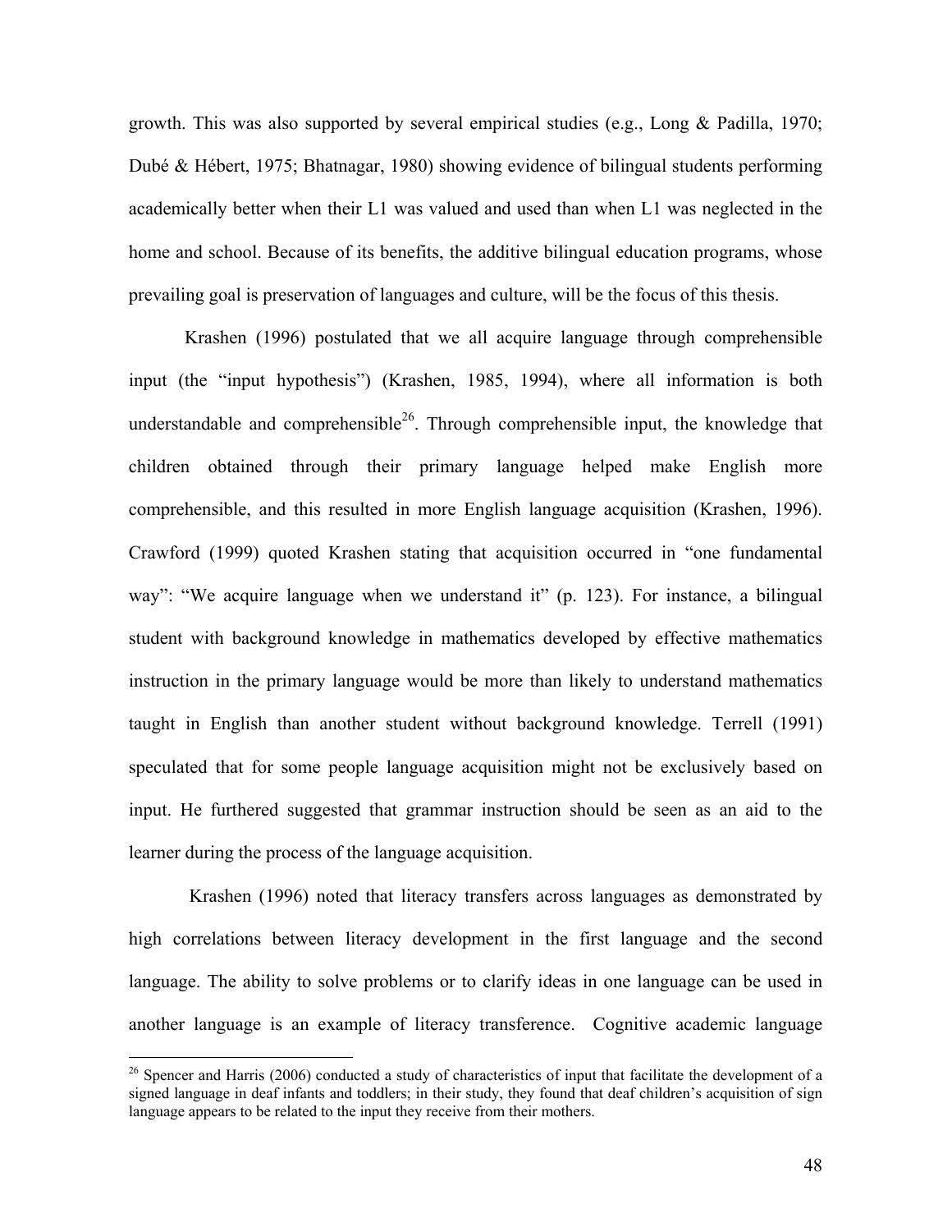growth. This was also supported by several empirical studies (e.g., Long & Padilla, 1970; Dubé & Hébert, 1975; Bhatnagar, 1980) showing evidence of bilingual students performing academically better when their L1 was valued and used than when L1 was neglected in the home and school. Because of its benefits, the additive bilingual education programs, whose prevailing goal is preservation of languages and culture, will be the focus of this thesis.

Krashen (1996) postulated that we all acquire language through comprehensible input (the "input hypothesis") (Krashen, 1985, 1994), where all information is both understandable and comprehensible[26]. Through comprehensible input, the knowledge that children obtained through their primary language helped make English more comprehensible, and this resulted in more English language acquisition (Krashen, 1996). Crawford (1999) quoted Krashen stating that acquisition occurred in "one fundamental way": "We acquire language when we understand it" (p. 123). For instance, a bilingual student with background knowledge in mathematics developed by effective mathematics instruction in the primary language would be more than likely to understand mathematics taught in English than another student without background knowledge. Terrell (1991) speculated that for some people language acquisition might not be exclusively based on input. He furthered suggested that grammar instruction should be seen as an aid to the learner during the process of the language acquisition.

Krashen (1996) noted that literacy transfers across languages as demonstrated by high correlations between literacy development in the first language and the second language. The ability to solve problems or to clarify ideas in one language can be used in another language is an example of literacy transference. Cognitive academic language

[26] Spencer and Harris (2006) conducted a study of characteristics of input that facilitate the development of a signed language in deaf infants and toddlers; in their study, they found that deaf children's acquisition of sign language appears to be related to the input they receive from their mothers.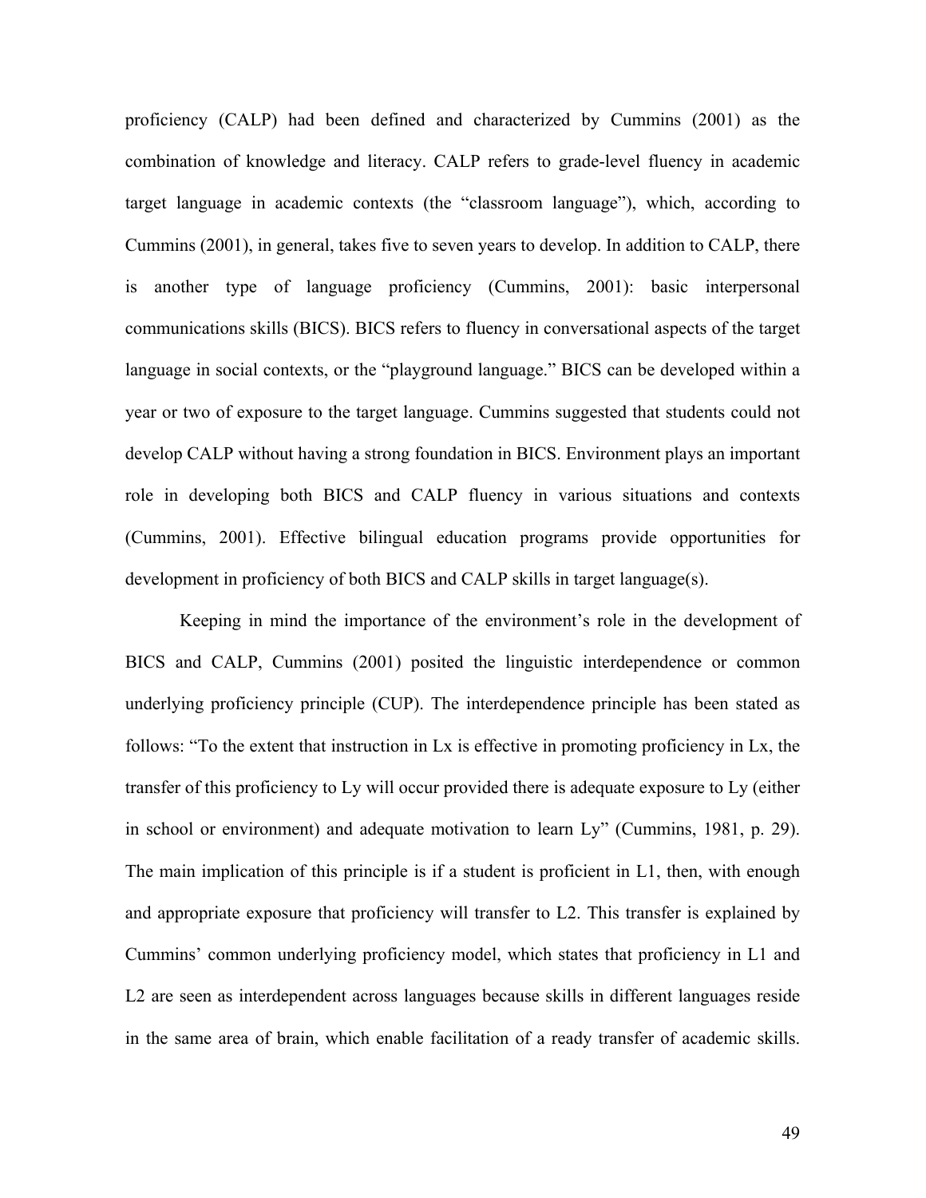proficiency (CALP) had been defined and characterized by Cummins (2001) as the combination of knowledge and literacy. CALP refers to grade-level fluency in academic target language in academic contexts (the "classroom language"), which, according to Cummins (2001), in general, takes five to seven years to develop. In addition to CALP, there is another type of language proficiency (Cummins, 2001): basic interpersonal communications skills (BICS). BICS refers to fluency in conversational aspects of the target language in social contexts, or the "playground language." BICS can be developed within a year or two of exposure to the target language. Cummins suggested that students could not develop CALP without having a strong foundation in BICS. Environment plays an important role in developing both BICS and CALP fluency in various situations and contexts (Cummins, 2001). Effective bilingual education programs provide opportunities for development in proficiency of both BICS and CALP skills in target language(s).

Keeping in mind the importance of the environment's role in the development of BICS and CALP, Cummins (2001) posited the linguistic interdependence or common underlying proficiency principle (CUP). The interdependence principle has been stated as follows: "To the extent that instruction in Lx is effective in promoting proficiency in Lx, the transfer of this proficiency to Ly will occur provided there is adequate exposure to Ly (either in school or environment) and adequate motivation to learn Ly" (Cummins, 1981, p. 29). The main implication of this principle is if a student is proficient in L1, then, with enough and appropriate exposure that proficiency will transfer to L2. This transfer is explained by Cummins' common underlying proficiency model, which states that proficiency in L1 and L2 are seen as interdependent across languages because skills in different languages reside in the same area of brain, which enable facilitation of a ready transfer of academic skills.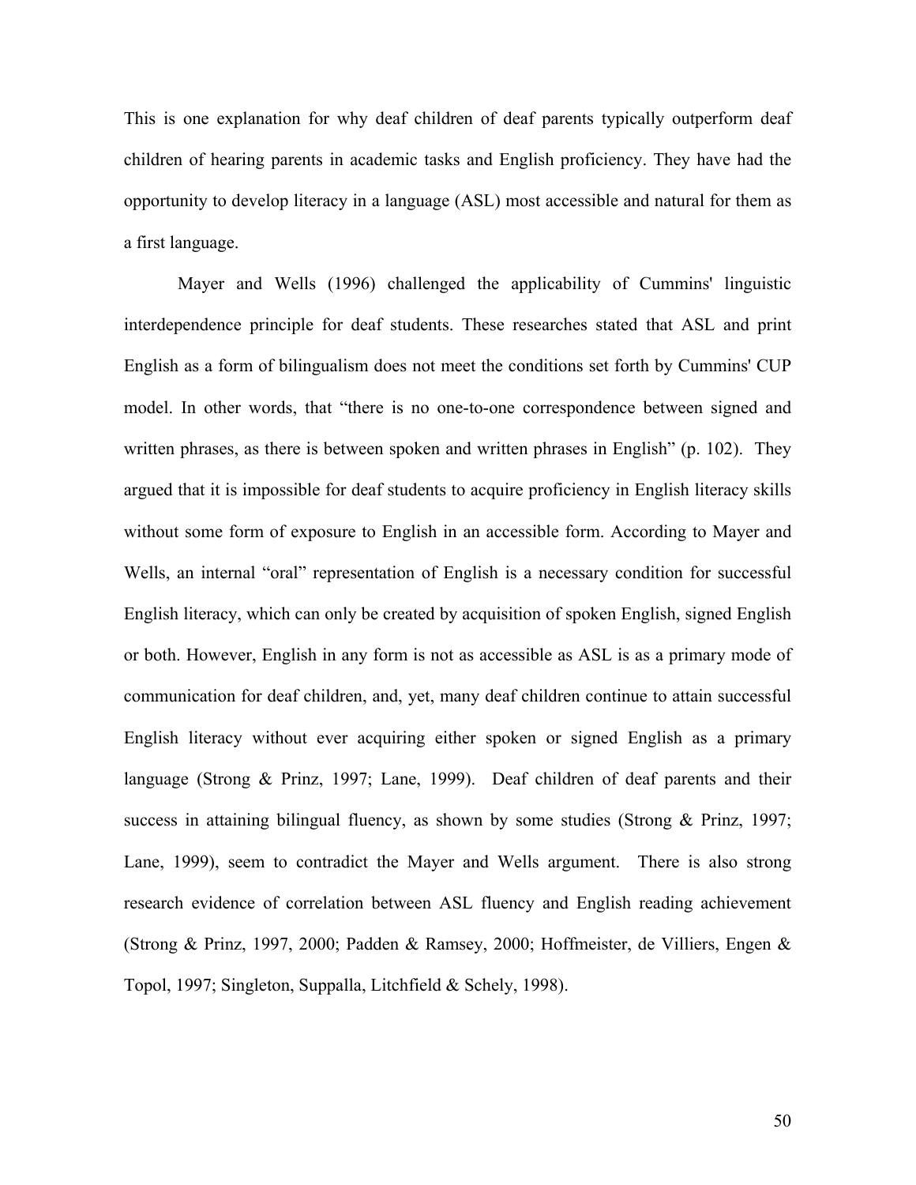This is one explanation for why deaf children of deaf parents typically outperform deaf children of hearing parents in academic tasks and English proficiency. They have had the opportunity to develop literacy in a language (ASL) most accessible and natural for them as a first language.

Mayer and Wells (1996) challenged the applicability of Cummins' linguistic interdependence principle for deaf students. These researches stated that ASL and print English as a form of bilingualism does not meet the conditions set forth by Cummins' CUP model. In other words, that "there is no one-to-one correspondence between signed and written phrases, as there is between spoken and written phrases in English" (p. 102). They argued that it is impossible for deaf students to acquire proficiency in English literacy skills without some form of exposure to English in an accessible form. According to Mayer and Wells, an internal "oral" representation of English is a necessary condition for successful English literacy, which can only be created by acquisition of spoken English, signed English or both. However, English in any form is not as accessible as ASL is as a primary mode of communication for deaf children, and, yet, many deaf children continue to attain successful English literacy without ever acquiring either spoken or signed English as a primary language (Strong & Prinz, 1997; Lane, 1999). Deaf children of deaf parents and their success in attaining bilingual fluency, as shown by some studies (Strong & Prinz, 1997; Lane, 1999), seem to contradict the Mayer and Wells argument. There is also strong research evidence of correlation between ASL fluency and English reading achievement (Strong & Prinz, 1997, 2000; Padden & Ramsey, 2000; Hoffmeister, de Villiers, Engen & Topol, 1997; Singleton, Suppalla, Litchfield & Schely, 1998).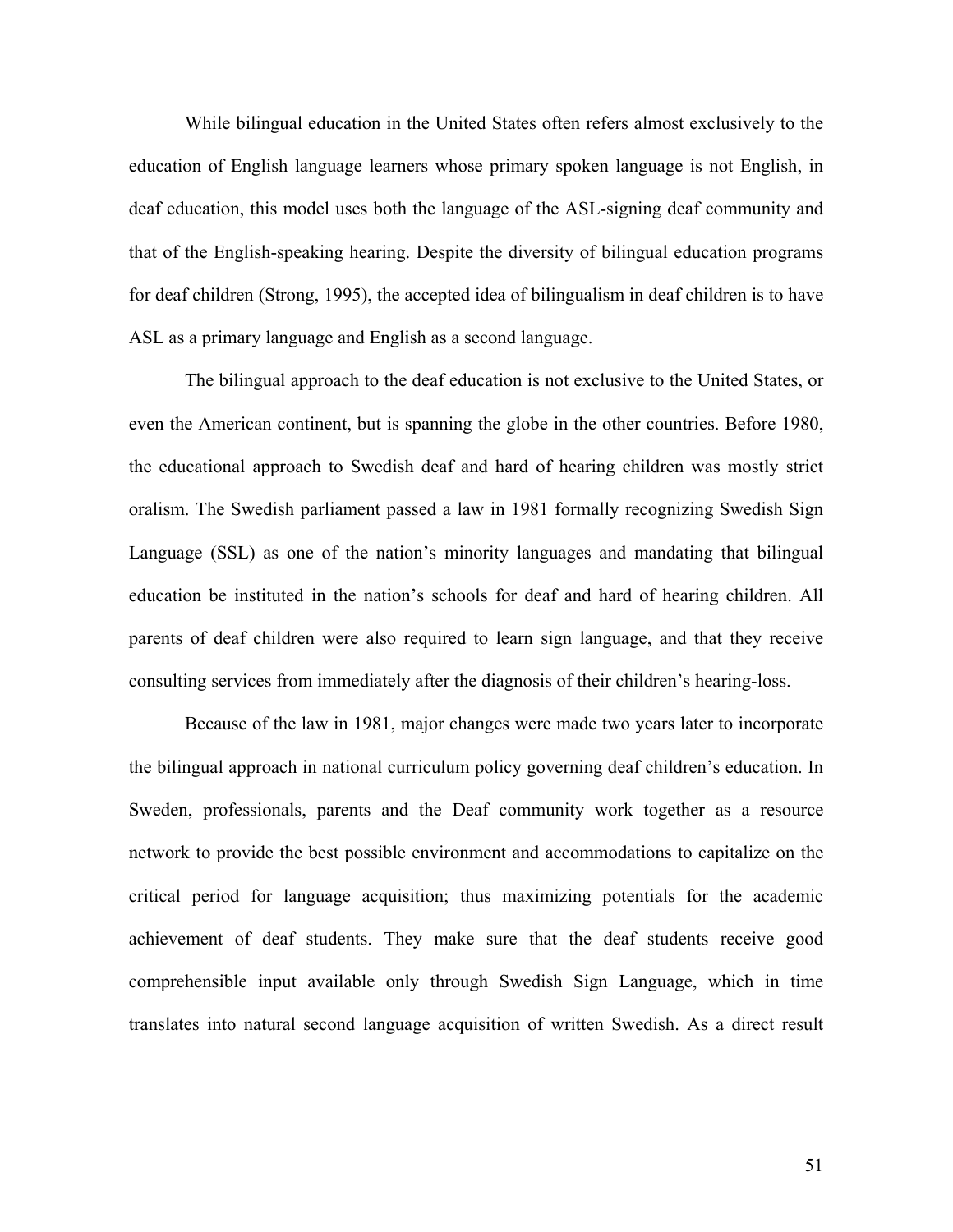While bilingual education in the United States often refers almost exclusively to the education of English language learners whose primary spoken language is not English, in deaf education, this model uses both the language of the ASL-signing deaf community and that of the English-speaking hearing. Despite the diversity of bilingual education programs for deaf children (Strong, 1995), the accepted idea of bilingualism in deaf children is to have ASL as a primary language and English as a second language.

The bilingual approach to the deaf education is not exclusive to the United States, or even the American continent, but is spanning the globe in the other countries. Before 1980, the educational approach to Swedish deaf and hard of hearing children was mostly strict oralism. The Swedish parliament passed a law in 1981 formally recognizing Swedish Sign Language (SSL) as one of the nation's minority languages and mandating that bilingual education be instituted in the nation's schools for deaf and hard of hearing children. All parents of deaf children were also required to learn sign language, and that they receive consulting services from immediately after the diagnosis of their children's hearing-loss.

Because of the law in 1981, major changes were made two years later to incorporate the bilingual approach in national curriculum policy governing deaf children's education. In Sweden, professionals, parents and the Deaf community work together as a resource network to provide the best possible environment and accommodations to capitalize on the critical period for language acquisition; thus maximizing potentials for the academic achievement of deaf students. They make sure that the deaf students receive good comprehensible input available only through Swedish Sign Language, which in time translates into natural second language acquisition of written Swedish. As a direct result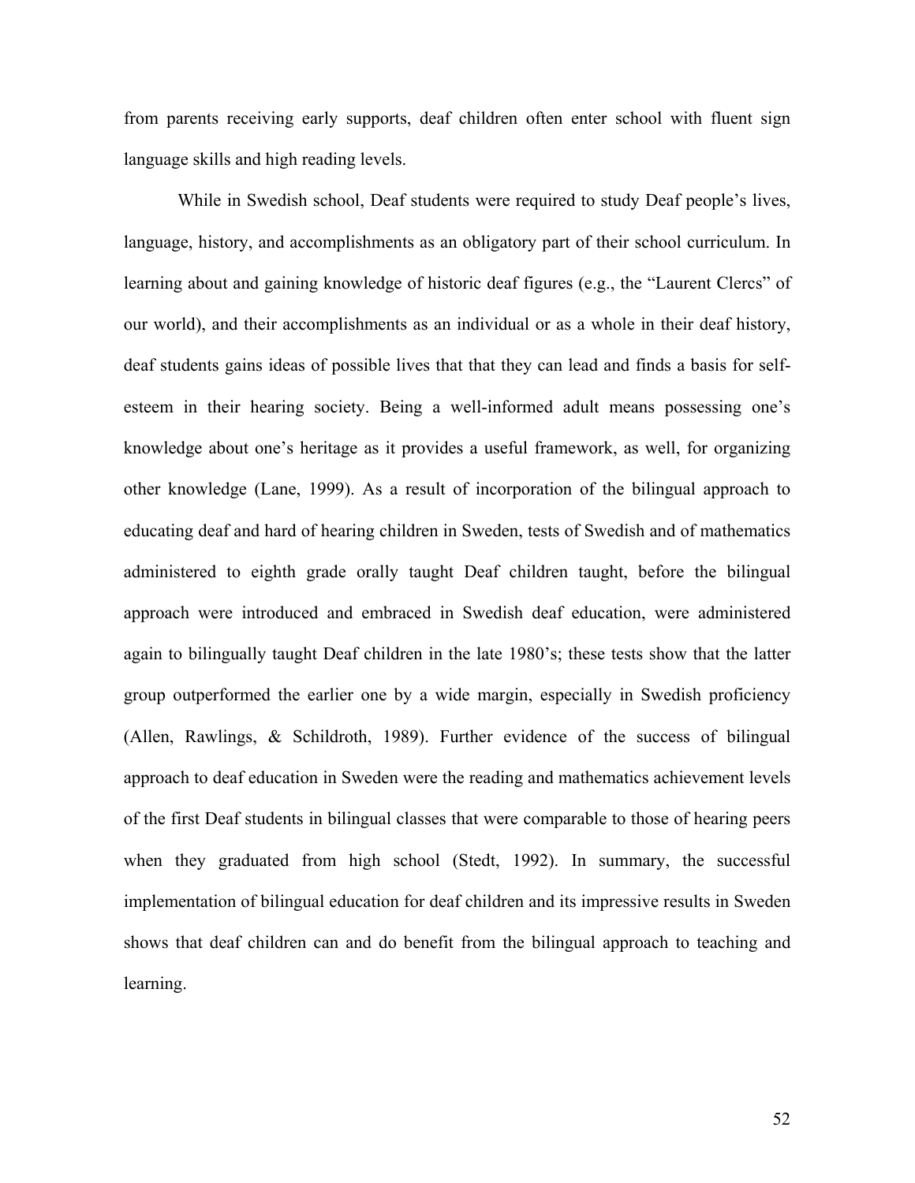from parents receiving early supports, deaf children often enter school with fluent sign language skills and high reading levels.

While in Swedish school, Deaf students were required to study Deaf people's lives, language, history, and accomplishments as an obligatory part of their school curriculum. In learning about and gaining knowledge of historic deaf figures (e.g., the "Laurent Clercs" of our world), and their accomplishments as an individual or as a whole in their deaf history, deaf students gains ideas of possible lives that that they can lead and finds a basis for self-esteem in their hearing society. Being a well-informed adult means possessing one's knowledge about one's heritage as it provides a useful framework, as well, for organizing other knowledge (Lane, 1999). As a result of incorporation of the bilingual approach to educating deaf and hard of hearing children in Sweden, tests of Swedish and of mathematics administered to eighth grade orally taught Deaf children taught, before the bilingual approach were introduced and embraced in Swedish deaf education, were administered again to bilingually taught Deaf children in the late 1980's; these tests show that the latter group outperformed the earlier one by a wide margin, especially in Swedish proficiency (Allen, Rawlings, & Schildroth, 1989). Further evidence of the success of bilingual approach to deaf education in Sweden were the reading and mathematics achievement levels of the first Deaf students in bilingual classes that were comparable to those of hearing peers when they graduated from high school (Stedt, 1992). In summary, the successful implementation of bilingual education for deaf children and its impressive results in Sweden shows that deaf children can and do benefit from the bilingual approach to teaching and learning.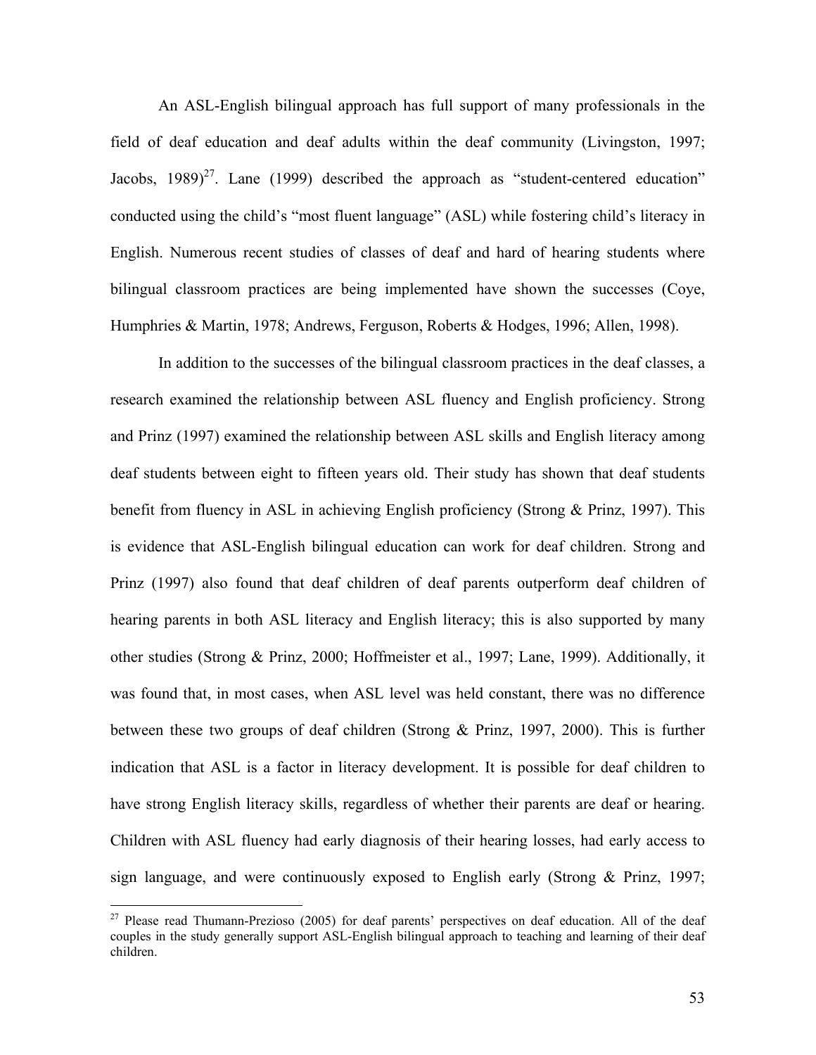An ASL-English bilingual approach has full support of many professionals in the field of deaf education and deaf adults within the deaf community (Livingston, 1997; Jacobs, 1989)[27]. Lane (1999) described the approach as "student-centered education" conducted using the child's "most fluent language" (ASL) while fostering child's literacy in English. Numerous recent studies of classes of deaf and hard of hearing students where bilingual classroom practices are being implemented have shown the successes (Coye, Humphries & Martin, 1978; Andrews, Ferguson, Roberts & Hodges, 1996; Allen, 1998).

In addition to the successes of the bilingual classroom practices in the deaf classes, a research examined the relationship between ASL fluency and English proficiency. Strong and Prinz (1997) examined the relationship between ASL skills and English literacy among deaf students between eight to fifteen years old. Their study has shown that deaf students benefit from fluency in ASL in achieving English proficiency (Strong & Prinz, 1997). This is evidence that ASL-English bilingual education can work for deaf children. Strong and Prinz (1997) also found that deaf children of deaf parents outperform deaf children of hearing parents in both ASL literacy and English literacy; this is also supported by many other studies (Strong & Prinz, 2000; Hoffmeister et al., 1997; Lane, 1999). Additionally, it was found that, in most cases, when ASL level was held constant, there was no difference between these two groups of deaf children (Strong & Prinz, 1997, 2000). This is further indication that ASL is a factor in literacy development. It is possible for deaf children to have strong English literacy skills, regardless of whether their parents are deaf or hearing. Children with ASL fluency had early diagnosis of their hearing losses, had early access to sign language, and were continuously exposed to English early (Strong & Prinz, 1997;

[27] Please read Thumann-Prezioso (2005) for deaf parents' perspectives on deaf education. All of the deaf couples in the study generally support ASL-English bilingual approach to teaching and learning of their deaf children.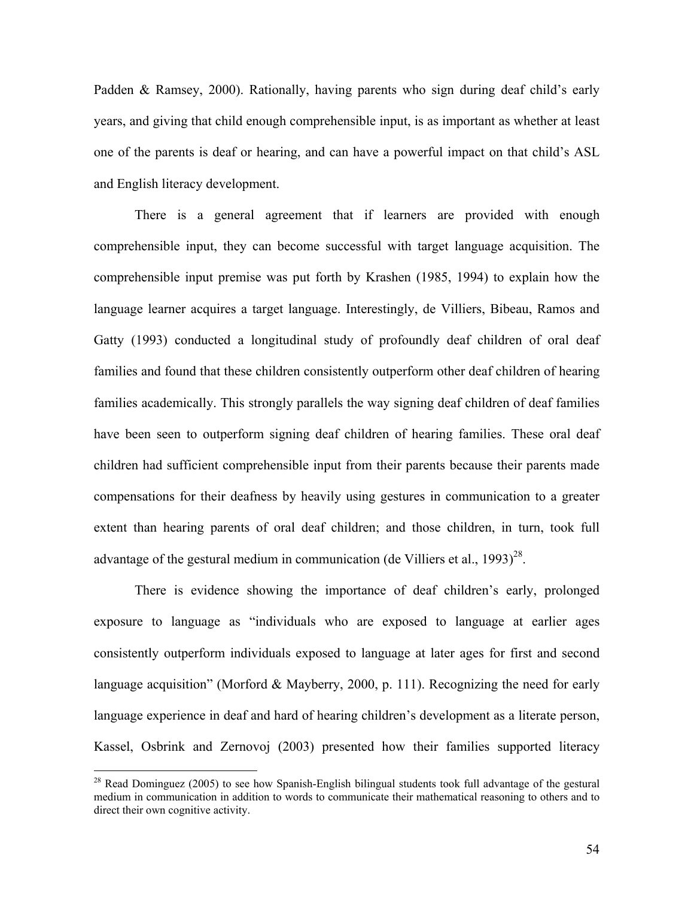Padden & Ramsey, 2000). Rationally, having parents who sign during deaf child's early years, and giving that child enough comprehensible input, is as important as whether at least one of the parents is deaf or hearing, and can have a powerful impact on that child's ASL and English literacy development.

There is a general agreement that if learners are provided with enough comprehensible input, they can become successful with target language acquisition. The comprehensible input premise was put forth by Krashen (1985, 1994) to explain how the language learner acquires a target language. Interestingly, de Villiers, Bibeau, Ramos and Gatty (1993) conducted a longitudinal study of profoundly deaf children of oral deaf families and found that these children consistently outperform other deaf children of hearing families academically. This strongly parallels the way signing deaf children of deaf families have been seen to outperform signing deaf children of hearing families. These oral deaf children had sufficient comprehensible input from their parents because their parents made compensations for their deafness by heavily using gestures in communication to a greater extent than hearing parents of oral deaf children; and those children, in turn, took full advantage of the gestural medium in communication (de Villiers et al., 1993)[28].

There is evidence showing the importance of deaf children's early, prolonged exposure to language as "individuals who are exposed to language at earlier ages consistently outperform individuals exposed to language at later ages for first and second language acquisition" (Morford & Mayberry, 2000, p. 111). Recognizing the need for early language experience in deaf and hard of hearing children's development as a literate person, Kassel, Osbrink and Zernovoj (2003) presented how their families supported literacy

[28] Read Dominguez (2005) to see how Spanish-English bilingual students took full advantage of the gestural medium in communication in addition to words to communicate their mathematical reasoning to others and to direct their own cognitive activity.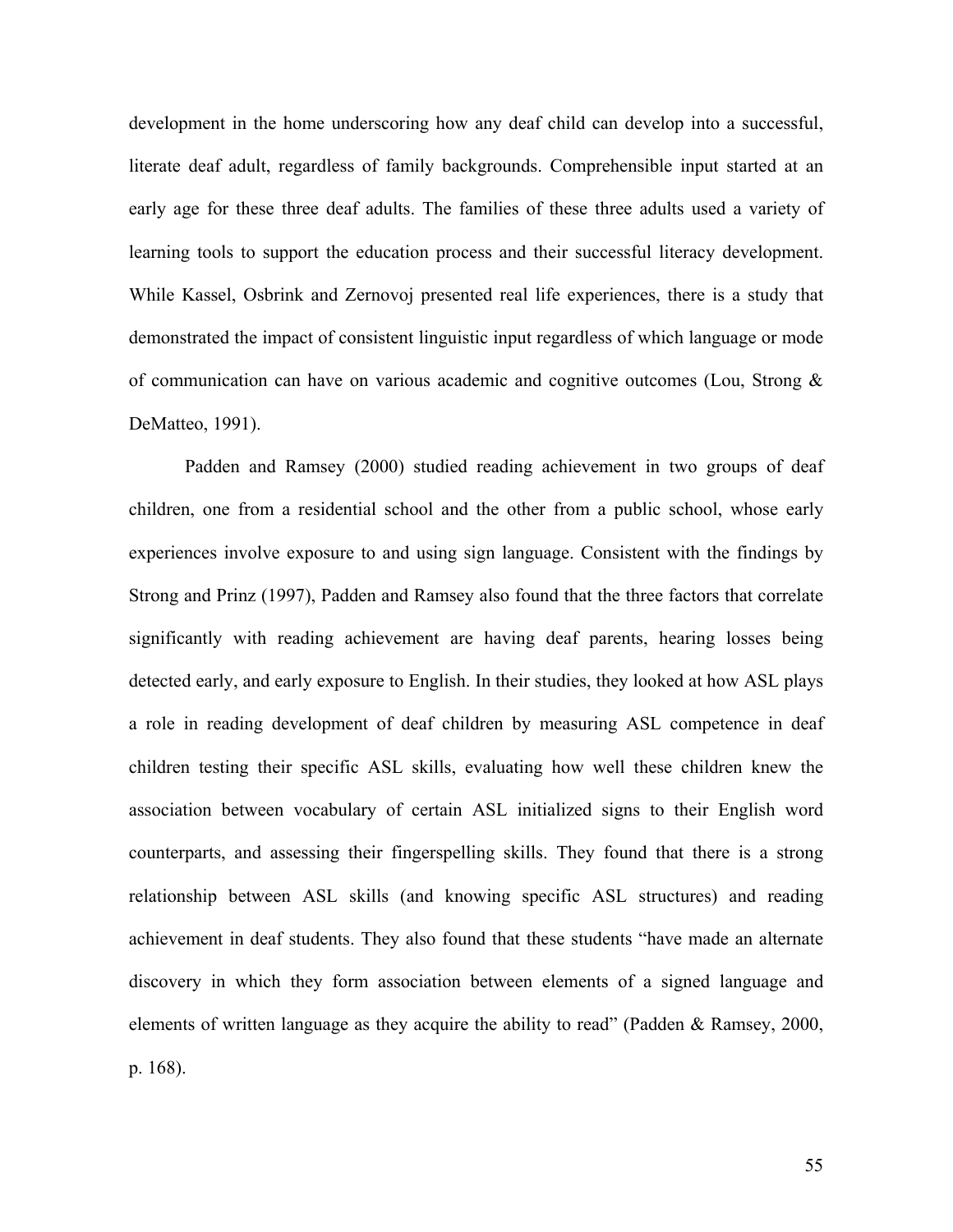development in the home underscoring how any deaf child can develop into a successful, literate deaf adult, regardless of family backgrounds. Comprehensible input started at an early age for these three deaf adults. The families of these three adults used a variety of learning tools to support the education process and their successful literacy development. While Kassel, Osbrink and Zernovoj presented real life experiences, there is a study that demonstrated the impact of consistent linguistic input regardless of which language or mode of communication can have on various academic and cognitive outcomes (Lou, Strong & DeMatteo, 1991).

Padden and Ramsey (2000) studied reading achievement in two groups of deaf children, one from a residential school and the other from a public school, whose early experiences involve exposure to and using sign language. Consistent with the findings by Strong and Prinz (1997), Padden and Ramsey also found that the three factors that correlate significantly with reading achievement are having deaf parents, hearing losses being detected early, and early exposure to English. In their studies, they looked at how ASL plays a role in reading development of deaf children by measuring ASL competence in deaf children testing their specific ASL skills, evaluating how well these children knew the association between vocabulary of certain ASL initialized signs to their English word counterparts, and assessing their fingerspelling skills. They found that there is a strong relationship between ASL skills (and knowing specific ASL structures) and reading achievement in deaf students. They also found that these students "have made an alternate discovery in which they form association between elements of a signed language and elements of written language as they acquire the ability to read" (Padden & Ramsey, 2000, p. 168).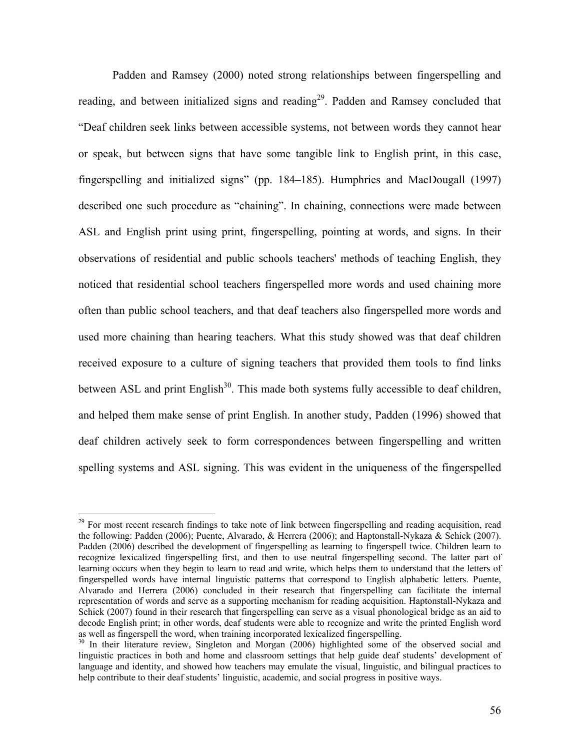Padden and Ramsey (2000) noted strong relationships between fingerspelling and reading, and between initialized signs and reading[29]. Padden and Ramsey concluded that "Deaf children seek links between accessible systems, not between words they cannot hear or speak, but between signs that have some tangible link to English print, in this case, fingerspelling and initialized signs" (pp. 184–185). Humphries and MacDougall (1997) described one such procedure as "chaining". In chaining, connections were made between ASL and English print using print, fingerspelling, pointing at words, and signs. In their observations of residential and public schools teachers' methods of teaching English, they noticed that residential school teachers fingerspelled more words and used chaining more often than public school teachers, and that deaf teachers also fingerspelled more words and used more chaining than hearing teachers. What this study showed was that deaf children received exposure to a culture of signing teachers that provided them tools to find links between ASL and print English[30]. This made both systems fully accessible to deaf children, and helped them make sense of print English. In another study, Padden (1996) showed that deaf children actively seek to form correspondences between fingerspelling and written spelling systems and ASL signing. This was evident in the uniqueness of the fingerspelled

---

[29] For most recent research findings to take note of link between fingerspelling and reading acquisition, read the following: Padden (2006); Puente, Alvarado, & Herrera (2006); and Haptonstall-Nykaza & Schick (2007). Padden (2006) described the development of fingerspelling as learning to fingerspell twice. Children learn to recognize lexicalized fingerspelling first, and then to use neutral fingerspelling second. The latter part of learning occurs when they begin to learn to read and write, which helps them to understand that the letters of fingerspelled words have internal linguistic patterns that correspond to English alphabetic letters. Puente, Alvarado and Herrera (2006) concluded in their research that fingerspelling can facilitate the internal representation of words and serve as a supporting mechanism for reading acquisition. Haptonstall-Nykaza and Schick (2007) found in their research that fingerspelling can serve as a visual phonological bridge as an aid to decode English print; in other words, deaf students were able to recognize and write the printed English word as well as fingerspell the word, when training incorporated lexicalized fingerspelling.

[30] In their literature review, Singleton and Morgan (2006) highlighted some of the observed social and linguistic practices in both and home and classroom settings that help guide deaf students' development of language and identity, and showed how teachers may emulate the visual, linguistic, and bilingual practices to help contribute to their deaf students' linguistic, academic, and social progress in positive ways.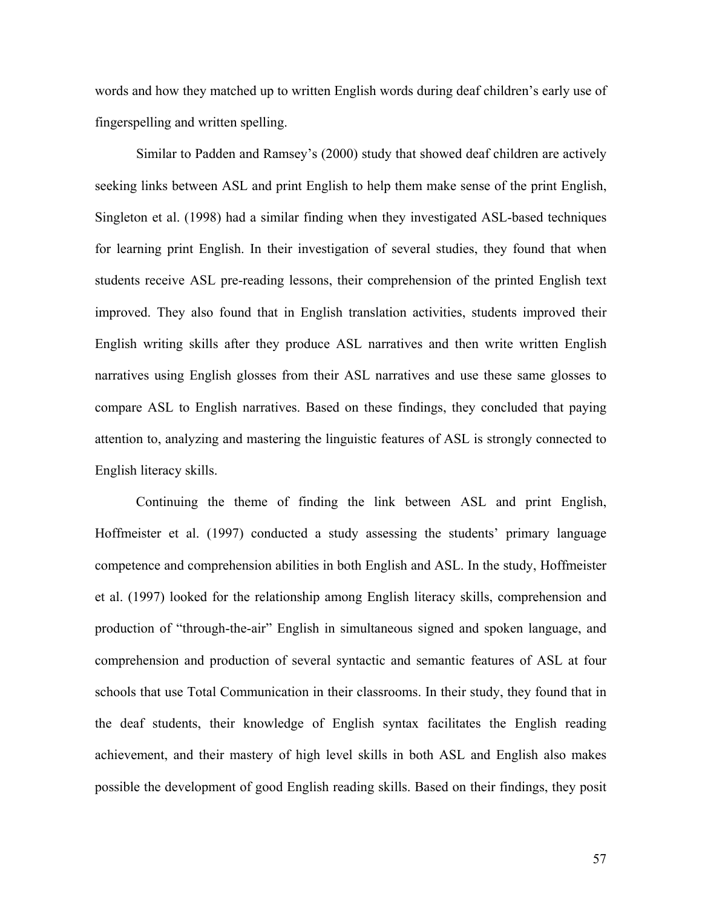words and how they matched up to written English words during deaf children's early use of fingerspelling and written spelling.

Similar to Padden and Ramsey's (2000) study that showed deaf children are actively seeking links between ASL and print English to help them make sense of the print English, Singleton et al. (1998) had a similar finding when they investigated ASL-based techniques for learning print English. In their investigation of several studies, they found that when students receive ASL pre-reading lessons, their comprehension of the printed English text improved. They also found that in English translation activities, students improved their English writing skills after they produce ASL narratives and then write written English narratives using English glosses from their ASL narratives and use these same glosses to compare ASL to English narratives. Based on these findings, they concluded that paying attention to, analyzing and mastering the linguistic features of ASL is strongly connected to English literacy skills.

Continuing the theme of finding the link between ASL and print English, Hoffmeister et al. (1997) conducted a study assessing the students' primary language competence and comprehension abilities in both English and ASL. In the study, Hoffmeister et al. (1997) looked for the relationship among English literacy skills, comprehension and production of "through-the-air" English in simultaneous signed and spoken language, and comprehension and production of several syntactic and semantic features of ASL at four schools that use Total Communication in their classrooms. In their study, they found that in the deaf students, their knowledge of English syntax facilitates the English reading achievement, and their mastery of high level skills in both ASL and English also makes possible the development of good English reading skills. Based on their findings, they posit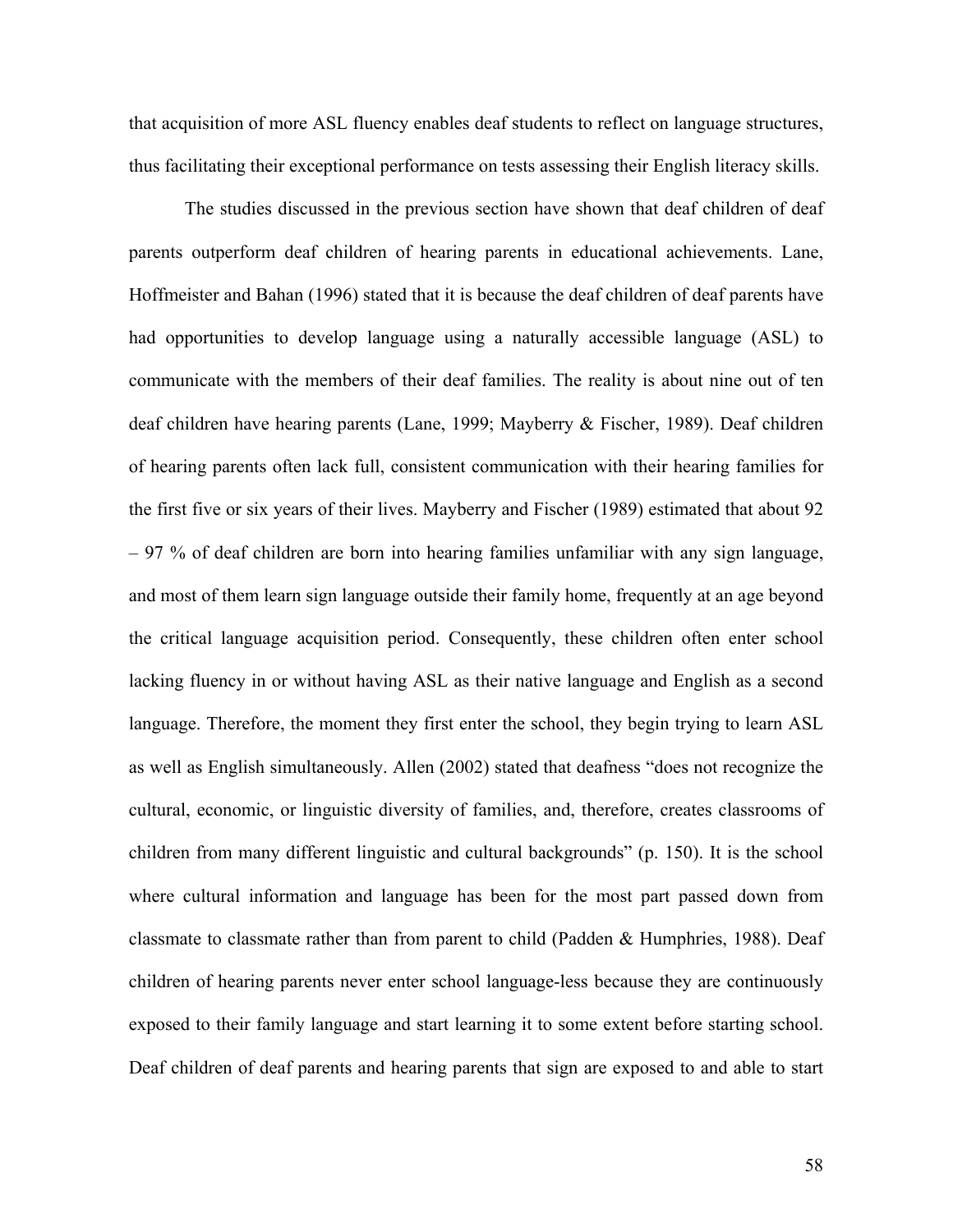that acquisition of more ASL fluency enables deaf students to reflect on language structures, thus facilitating their exceptional performance on tests assessing their English literacy skills.

The studies discussed in the previous section have shown that deaf children of deaf parents outperform deaf children of hearing parents in educational achievements. Lane, Hoffmeister and Bahan (1996) stated that it is because the deaf children of deaf parents have had opportunities to develop language using a naturally accessible language (ASL) to communicate with the members of their deaf families. The reality is about nine out of ten deaf children have hearing parents (Lane, 1999; Mayberry & Fischer, 1989). Deaf children of hearing parents often lack full, consistent communication with their hearing families for the first five or six years of their lives. Mayberry and Fischer (1989) estimated that about 92 – 97 % of deaf children are born into hearing families unfamiliar with any sign language, and most of them learn sign language outside their family home, frequently at an age beyond the critical language acquisition period. Consequently, these children often enter school lacking fluency in or without having ASL as their native language and English as a second language. Therefore, the moment they first enter the school, they begin trying to learn ASL as well as English simultaneously. Allen (2002) stated that deafness "does not recognize the cultural, economic, or linguistic diversity of families, and, therefore, creates classrooms of children from many different linguistic and cultural backgrounds" (p. 150). It is the school where cultural information and language has been for the most part passed down from classmate to classmate rather than from parent to child (Padden & Humphries, 1988). Deaf children of hearing parents never enter school language-less because they are continuously exposed to their family language and start learning it to some extent before starting school. Deaf children of deaf parents and hearing parents that sign are exposed to and able to start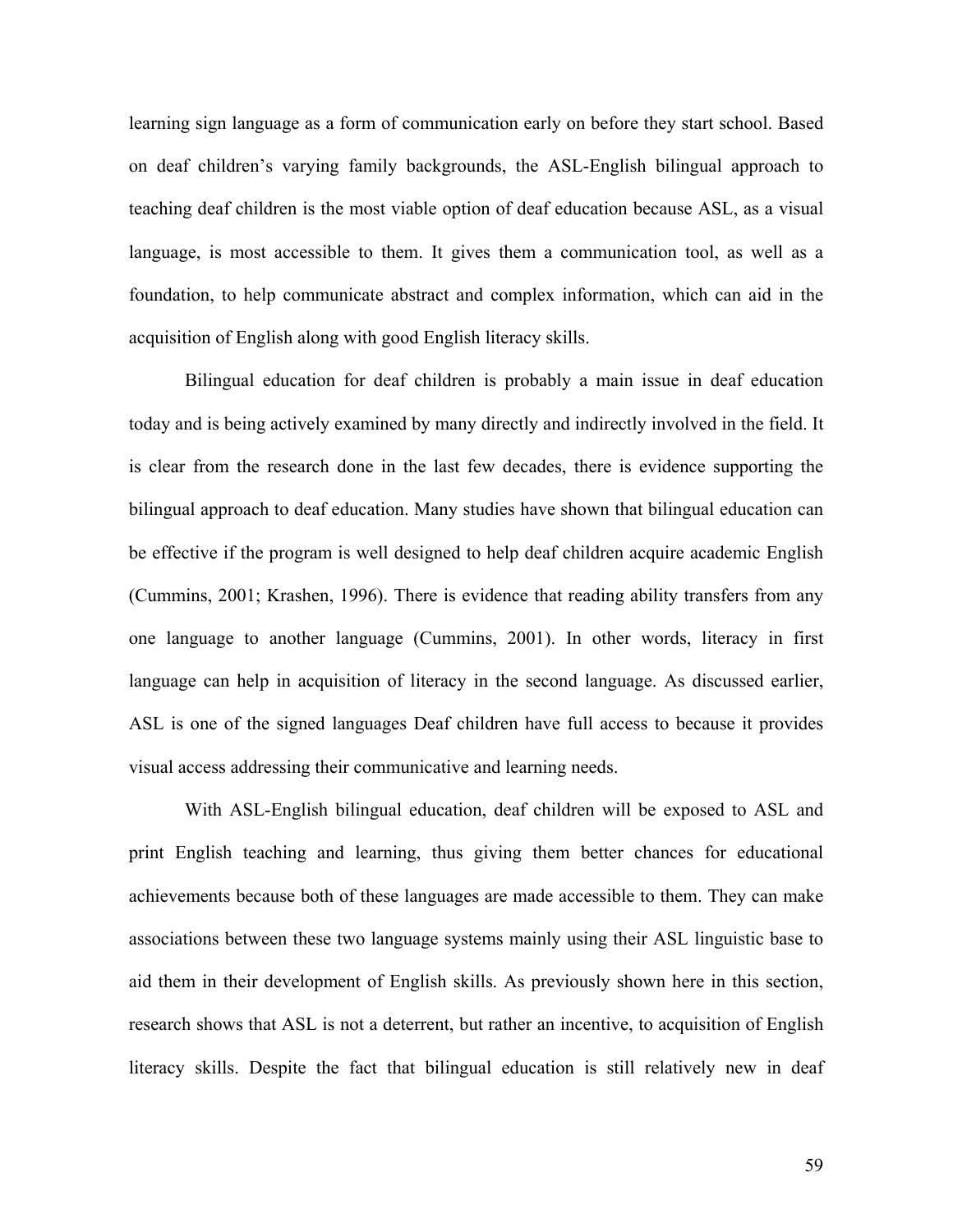learning sign language as a form of communication early on before they start school. Based on deaf children's varying family backgrounds, the ASL-English bilingual approach to teaching deaf children is the most viable option of deaf education because ASL, as a visual language, is most accessible to them. It gives them a communication tool, as well as a foundation, to help communicate abstract and complex information, which can aid in the acquisition of English along with good English literacy skills.

Bilingual education for deaf children is probably a main issue in deaf education today and is being actively examined by many directly and indirectly involved in the field. It is clear from the research done in the last few decades, there is evidence supporting the bilingual approach to deaf education. Many studies have shown that bilingual education can be effective if the program is well designed to help deaf children acquire academic English (Cummins, 2001; Krashen, 1996). There is evidence that reading ability transfers from any one language to another language (Cummins, 2001). In other words, literacy in first language can help in acquisition of literacy in the second language. As discussed earlier, ASL is one of the signed languages Deaf children have full access to because it provides visual access addressing their communicative and learning needs.

With ASL-English bilingual education, deaf children will be exposed to ASL and print English teaching and learning, thus giving them better chances for educational achievements because both of these languages are made accessible to them. They can make associations between these two language systems mainly using their ASL linguistic base to aid them in their development of English skills. As previously shown here in this section, research shows that ASL is not a deterrent, but rather an incentive, to acquisition of English literacy skills. Despite the fact that bilingual education is still relatively new in deaf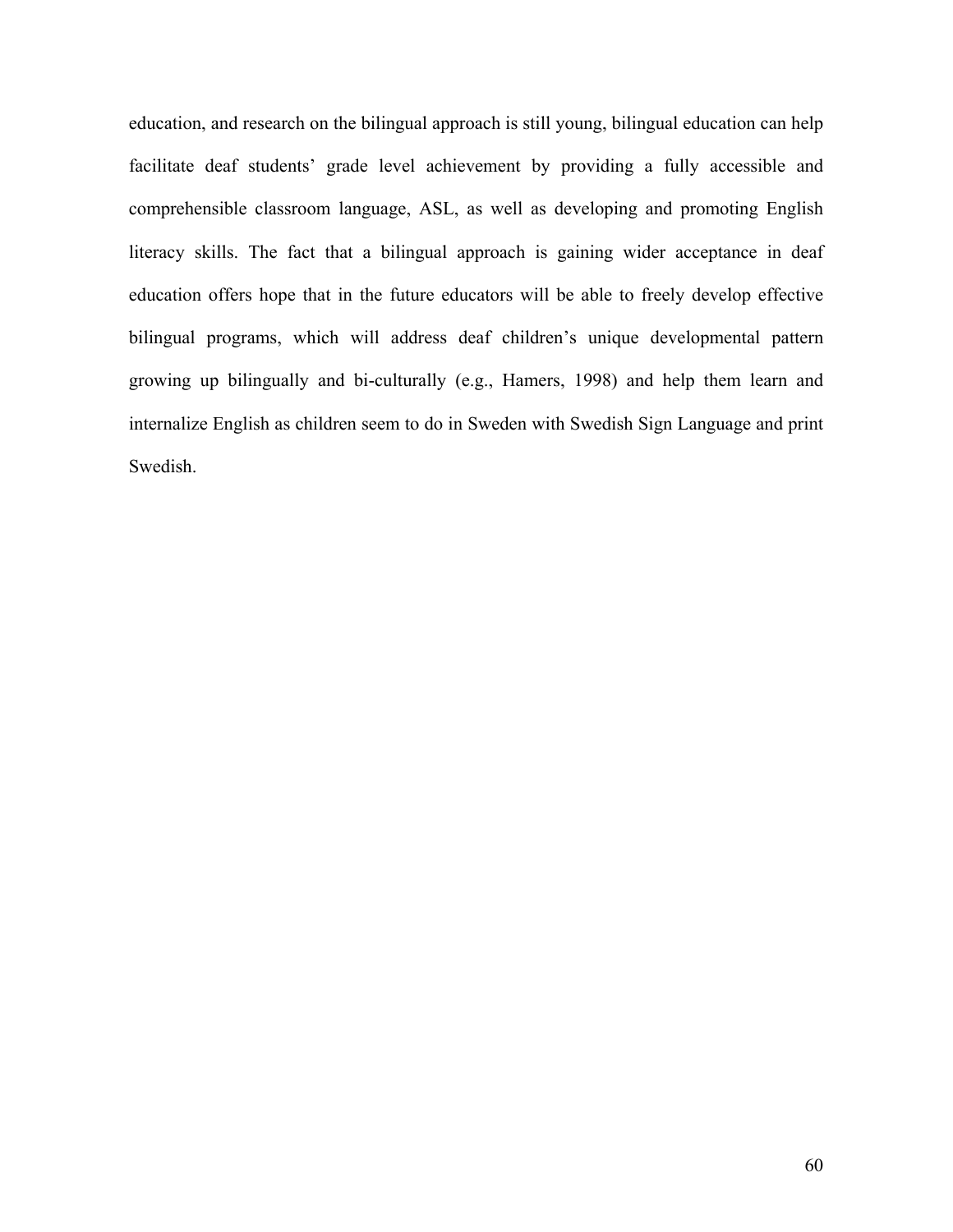education, and research on the bilingual approach is still young, bilingual education can help facilitate deaf students' grade level achievement by providing a fully accessible and comprehensible classroom language, ASL, as well as developing and promoting English literacy skills. The fact that a bilingual approach is gaining wider acceptance in deaf education offers hope that in the future educators will be able to freely develop effective bilingual programs, which will address deaf children's unique developmental pattern growing up bilingually and bi-culturally (e.g., Hamers, 1998) and help them learn and internalize English as children seem to do in Sweden with Swedish Sign Language and print Swedish.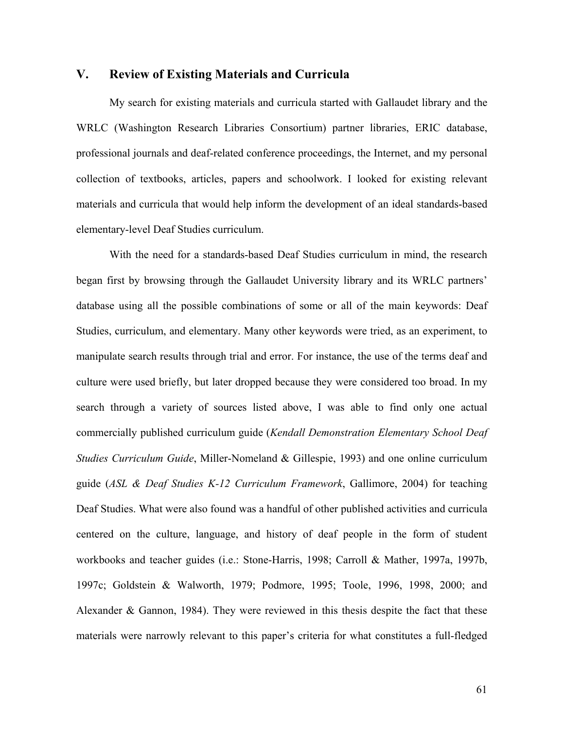## V. Review of Existing Materials and Curricula

My search for existing materials and curricula started with Gallaudet library and the WRLC (Washington Research Libraries Consortium) partner libraries, ERIC database, professional journals and deaf-related conference proceedings, the Internet, and my personal collection of textbooks, articles, papers and schoolwork. I looked for existing relevant materials and curricula that would help inform the development of an ideal standards-based elementary-level Deaf Studies curriculum.

With the need for a standards-based Deaf Studies curriculum in mind, the research began first by browsing through the Gallaudet University library and its WRLC partners' database using all the possible combinations of some or all of the main keywords: Deaf Studies, curriculum, and elementary. Many other keywords were tried, as an experiment, to manipulate search results through trial and error. For instance, the use of the terms deaf and culture were used briefly, but later dropped because they were considered too broad. In my search through a variety of sources listed above, I was able to find only one actual commercially published curriculum guide (*Kendall Demonstration Elementary School Deaf Studies Curriculum Guide*, Miller-Nomeland & Gillespie, 1993) and one online curriculum guide (*ASL & Deaf Studies K-12 Curriculum Framework*, Gallimore, 2004) for teaching Deaf Studies. What were also found was a handful of other published activities and curricula centered on the culture, language, and history of deaf people in the form of student workbooks and teacher guides (i.e.: Stone-Harris, 1998; Carroll & Mather, 1997a, 1997b, 1997c; Goldstein & Walworth, 1979; Podmore, 1995; Toole, 1996, 1998, 2000; and Alexander & Gannon, 1984). They were reviewed in this thesis despite the fact that these materials were narrowly relevant to this paper's criteria for what constitutes a full-fledged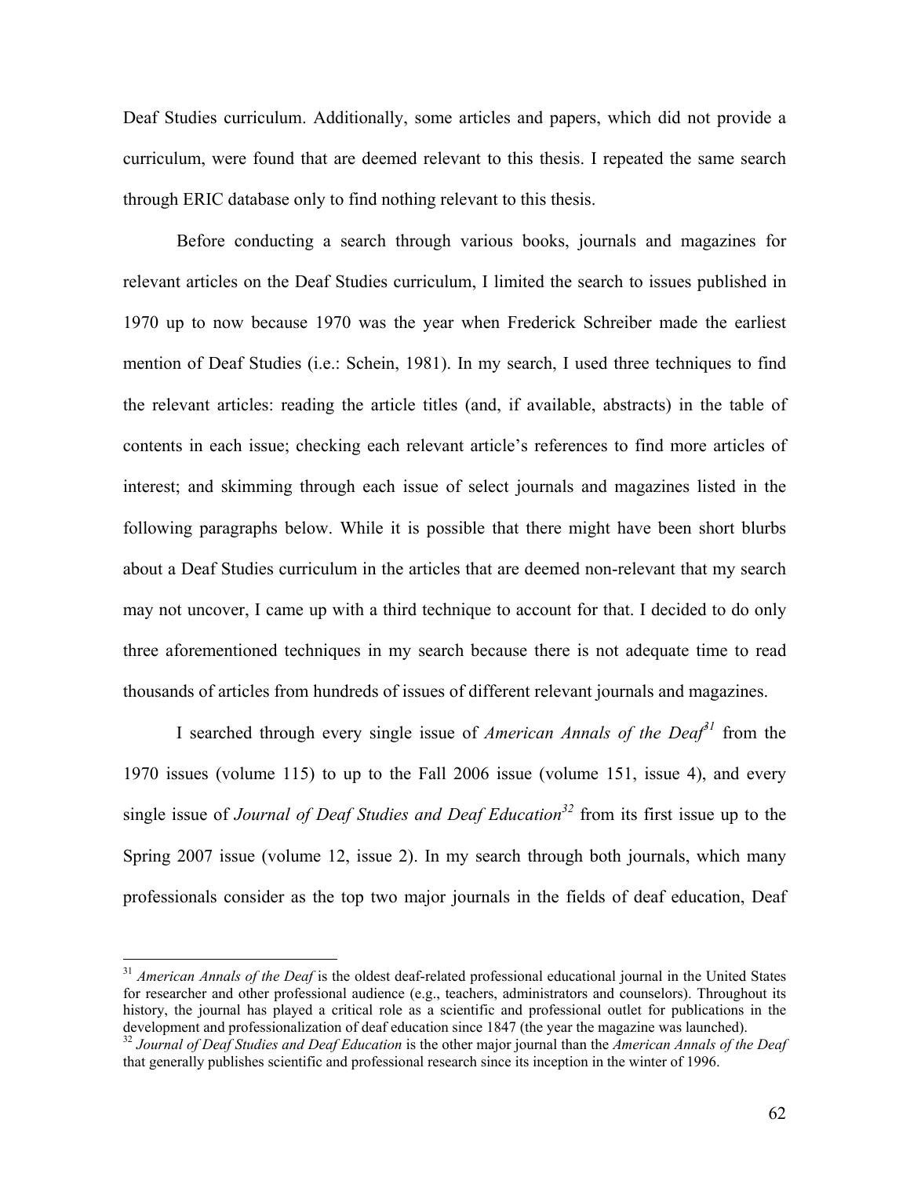Deaf Studies curriculum. Additionally, some articles and papers, which did not provide a curriculum, were found that are deemed relevant to this thesis. I repeated the same search through ERIC database only to find nothing relevant to this thesis.

Before conducting a search through various books, journals and magazines for relevant articles on the Deaf Studies curriculum, I limited the search to issues published in 1970 up to now because 1970 was the year when Frederick Schreiber made the earliest mention of Deaf Studies (i.e.: Schein, 1981). In my search, I used three techniques to find the relevant articles: reading the article titles (and, if available, abstracts) in the table of contents in each issue; checking each relevant article's references to find more articles of interest; and skimming through each issue of select journals and magazines listed in the following paragraphs below. While it is possible that there might have been short blurbs about a Deaf Studies curriculum in the articles that are deemed non-relevant that my search may not uncover, I came up with a third technique to account for that. I decided to do only three aforementioned techniques in my search because there is not adequate time to read thousands of articles from hundreds of issues of different relevant journals and magazines.

I searched through every single issue of *American Annals of the Deaf*[31] from the 1970 issues (volume 115) to up to the Fall 2006 issue (volume 151, issue 4), and every single issue of *Journal of Deaf Studies and Deaf Education*[32] from its first issue up to the Spring 2007 issue (volume 12, issue 2). In my search through both journals, which many professionals consider as the top two major journals in the fields of deaf education, Deaf

---

[31] *American Annals of the Deaf* is the oldest deaf-related professional educational journal in the United States for researcher and other professional audience (e.g., teachers, administrators and counselors). Throughout its history, the journal has played a critical role as a scientific and professional outlet for publications in the development and professionalization of deaf education since 1847 (the year the magazine was launched).

[32] *Journal of Deaf Studies and Deaf Education* is the other major journal than the *American Annals of the Deaf* that generally publishes scientific and professional research since its inception in the winter of 1996.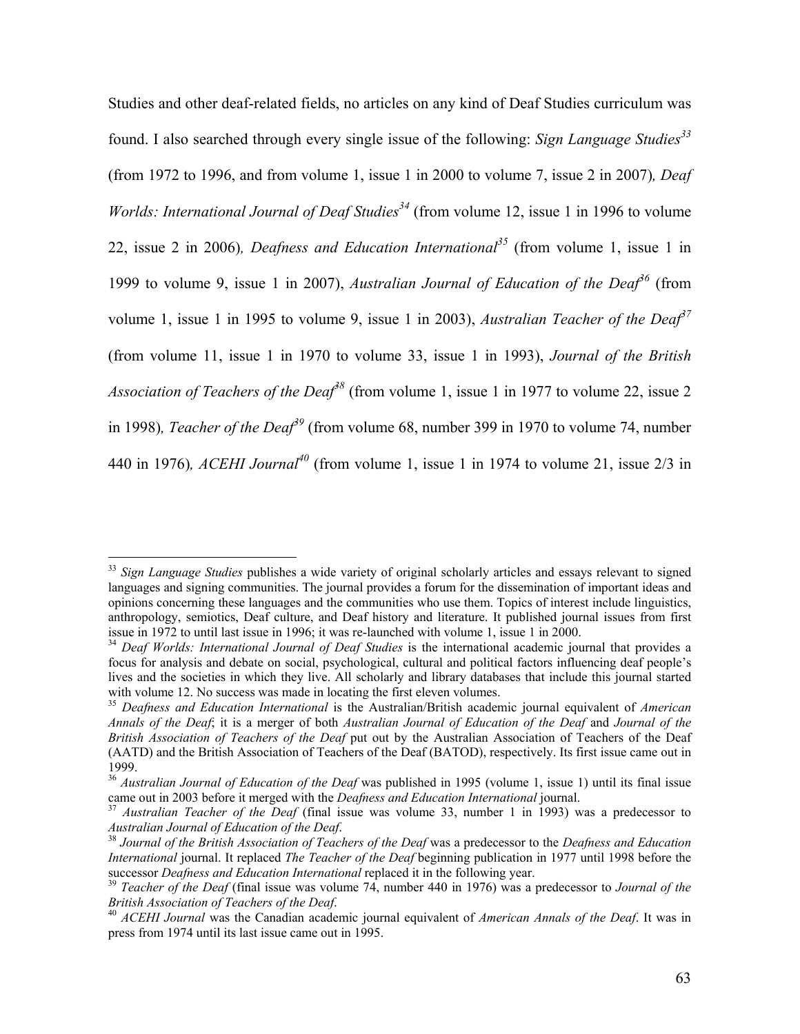Studies and other deaf-related fields, no articles on any kind of Deaf Studies curriculum was found. I also searched through every single issue of the following: *Sign Language Studies*[33] (from 1972 to 1996, and from volume 1, issue 1 in 2000 to volume 7, issue 2 in 2007), *Deaf Worlds: International Journal of Deaf Studies*[34] (from volume 12, issue 1 in 1996 to volume 22, issue 2 in 2006), *Deafness and Education International*[35] (from volume 1, issue 1 in 1999 to volume 9, issue 1 in 2007), *Australian Journal of Education of the Deaf*[36] (from volume 1, issue 1 in 1995 to volume 9, issue 1 in 2003), *Australian Teacher of the Deaf*[37] (from volume 11, issue 1 in 1970 to volume 33, issue 1 in 1993), *Journal of the British Association of Teachers of the Deaf*[38] (from volume 1, issue 1 in 1977 to volume 22, issue 2 in 1998), *Teacher of the Deaf*[39] (from volume 68, number 399 in 1970 to volume 74, number 440 in 1976), *ACEHI Journal*[40] (from volume 1, issue 1 in 1974 to volume 21, issue 2/3 in

---

[33] *Sign Language Studies* publishes a wide variety of original scholarly articles and essays relevant to signed languages and signing communities. The journal provides a forum for the dissemination of important ideas and opinions concerning these languages and the communities who use them. Topics of interest include linguistics, anthropology, semiotics, Deaf culture, and Deaf history and literature. It published journal issues from first issue in 1972 to until last issue in 1996; it was re-launched with volume 1, issue 1 in 2000.

[34] *Deaf Worlds: International Journal of Deaf Studies* is the international academic journal that provides a focus for analysis and debate on social, psychological, cultural and political factors influencing deaf people's lives and the societies in which they live. All scholarly and library databases that include this journal started with volume 12. No success was made in locating the first eleven volumes.

[35] *Deafness and Education International* is the Australian/British academic journal equivalent of *American Annals of the Deaf*; it is a merger of both *Australian Journal of Education of the Deaf* and *Journal of the British Association of Teachers of the Deaf* put out by the Australian Association of Teachers of the Deaf (AATD) and the British Association of Teachers of the Deaf (BATOD), respectively. Its first issue came out in 1999.

[36] *Australian Journal of Education of the Deaf* was published in 1995 (volume 1, issue 1) until its final issue came out in 2003 before it merged with the *Deafness and Education International* journal.

[37] *Australian Teacher of the Deaf* (final issue was volume 33, number 1 in 1993) was a predecessor to *Australian Journal of Education of the Deaf*.

[38] *Journal of the British Association of Teachers of the Deaf* was a predecessor to the *Deafness and Education International* journal. It replaced *The Teacher of the Deaf* beginning publication in 1977 until 1998 before the successor *Deafness and Education International* replaced it in the following year.

[39] *Teacher of the Deaf* (final issue was volume 74, number 440 in 1976) was a predecessor to *Journal of the British Association of Teachers of the Deaf*.

[40] *ACEHI Journal* was the Canadian academic journal equivalent of *American Annals of the Deaf*. It was in press from 1974 until its last issue came out in 1995.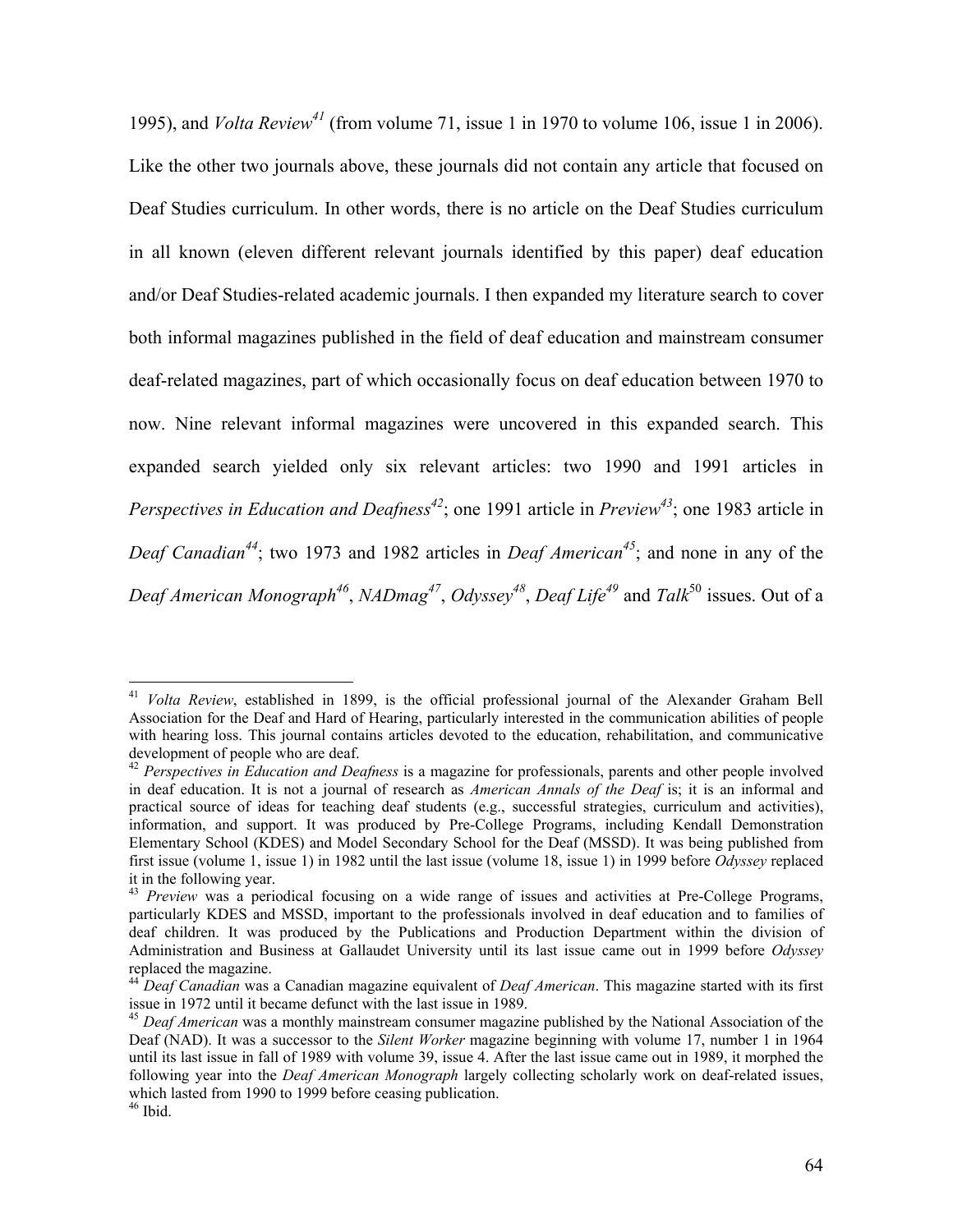1995), and *Volta Review*[41] (from volume 71, issue 1 in 1970 to volume 106, issue 1 in 2006). Like the other two journals above, these journals did not contain any article that focused on Deaf Studies curriculum. In other words, there is no article on the Deaf Studies curriculum in all known (eleven different relevant journals identified by this paper) deaf education and/or Deaf Studies-related academic journals. I then expanded my literature search to cover both informal magazines published in the field of deaf education and mainstream consumer deaf-related magazines, part of which occasionally focus on deaf education between 1970 to now. Nine relevant informal magazines were uncovered in this expanded search. This expanded search yielded only six relevant articles: two 1990 and 1991 articles in *Perspectives in Education and Deafness*[42]; one 1991 article in *Preview*[43]; one 1983 article in *Deaf Canadian*[44]; two 1973 and 1982 articles in *Deaf American*[45]; and none in any of the *Deaf American Monograph*[46], *NADmag*[47], *Odyssey*[48], *Deaf Life*[49] and *Talk*[50] issues. Out of a

---

[41] *Volta Review*, established in 1899, is the official professional journal of the Alexander Graham Bell Association for the Deaf and Hard of Hearing, particularly interested in the communication abilities of people with hearing loss. This journal contains articles devoted to the education, rehabilitation, and communicative development of people who are deaf.

[42] *Perspectives in Education and Deafness* is a magazine for professionals, parents and other people involved in deaf education. It is not a journal of research as *American Annals of the Deaf* is; it is an informal and practical source of ideas for teaching deaf students (e.g., successful strategies, curriculum and activities), information, and support. It was produced by Pre-College Programs, including Kendall Demonstration Elementary School (KDES) and Model Secondary School for the Deaf (MSSD). It was being published from first issue (volume 1, issue 1) in 1982 until the last issue (volume 18, issue 1) in 1999 before *Odyssey* replaced it in the following year.

[43] *Preview* was a periodical focusing on a wide range of issues and activities at Pre-College Programs, particularly KDES and MSSD, important to the professionals involved in deaf education and to families of deaf children. It was produced by the Publications and Production Department within the division of Administration and Business at Gallaudet University until its last issue came out in 1999 before *Odyssey* replaced the magazine.

[44] *Deaf Canadian* was a Canadian magazine equivalent of *Deaf American*. This magazine started with its first issue in 1972 until it became defunct with the last issue in 1989.

[45] *Deaf American* was a monthly mainstream consumer magazine published by the National Association of the Deaf (NAD). It was a successor to the *Silent Worker* magazine beginning with volume 17, number 1 in 1964 until its last issue in fall of 1989 with volume 39, issue 4. After the last issue came out in 1989, it morphed the following year into the *Deaf American Monograph* largely collecting scholarly work on deaf-related issues, which lasted from 1990 to 1999 before ceasing publication.

[46] Ibid.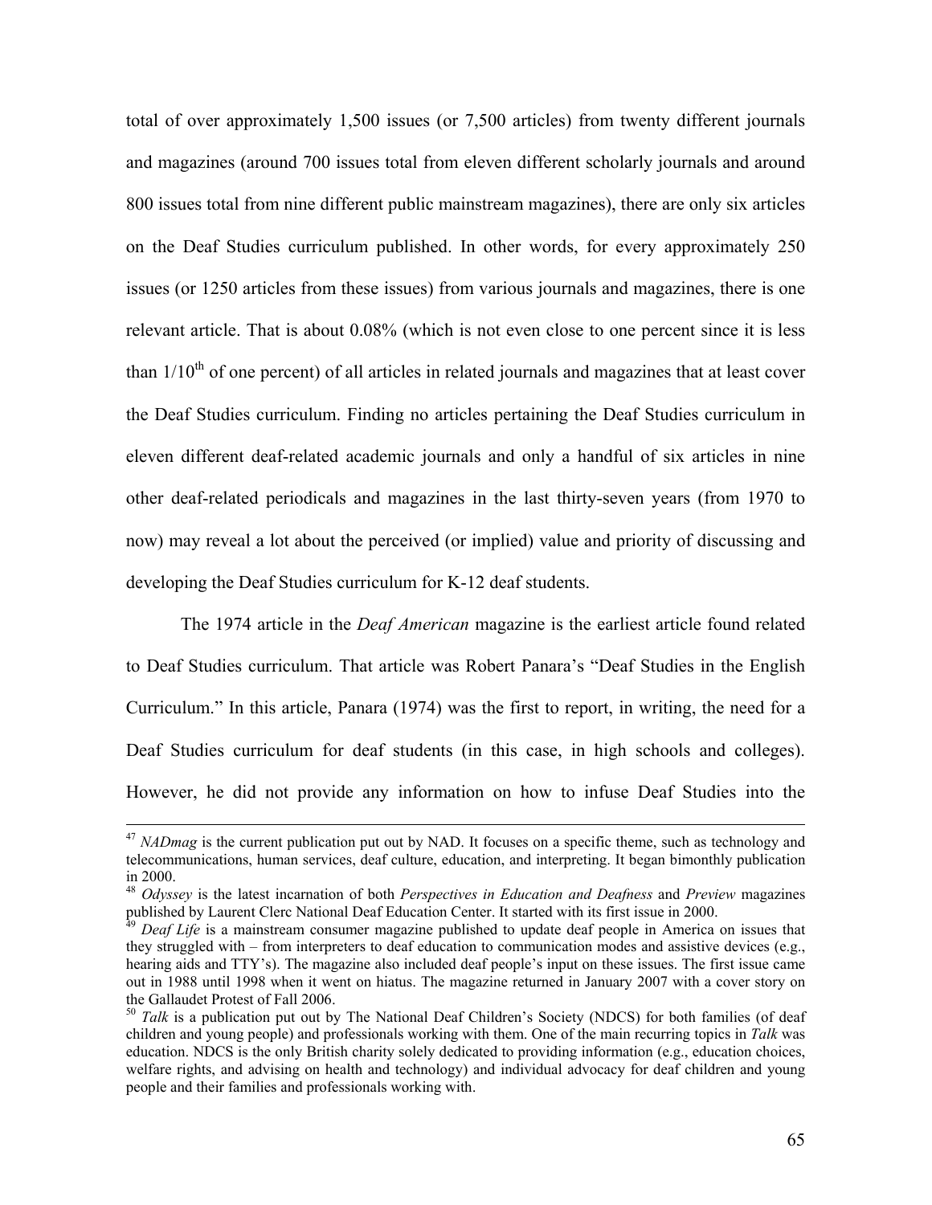total of over approximately 1,500 issues (or 7,500 articles) from twenty different journals and magazines (around 700 issues total from eleven different scholarly journals and around 800 issues total from nine different public mainstream magazines), there are only six articles on the Deaf Studies curriculum published. In other words, for every approximately 250 issues (or 1250 articles from these issues) from various journals and magazines, there is one relevant article. That is about 0.08% (which is not even close to one percent since it is less than 1/10th of one percent) of all articles in related journals and magazines that at least cover the Deaf Studies curriculum. Finding no articles pertaining the Deaf Studies curriculum in eleven different deaf-related academic journals and only a handful of six articles in nine other deaf-related periodicals and magazines in the last thirty-seven years (from 1970 to now) may reveal a lot about the perceived (or implied) value and priority of discussing and developing the Deaf Studies curriculum for K-12 deaf students.

The 1974 article in the *Deaf American* magazine is the earliest article found related to Deaf Studies curriculum. That article was Robert Panara's "Deaf Studies in the English Curriculum." In this article, Panara (1974) was the first to report, in writing, the need for a Deaf Studies curriculum for deaf students (in this case, in high schools and colleges). However, he did not provide any information on how to infuse Deaf Studies into the

---

[47] *NADmag* is the current publication put out by NAD. It focuses on a specific theme, such as technology and telecommunications, human services, deaf culture, education, and interpreting. It began bimonthly publication in 2000.

[48] *Odyssey* is the latest incarnation of both *Perspectives in Education and Deafness* and *Preview* magazines published by Laurent Clerc National Deaf Education Center. It started with its first issue in 2000.

[49] *Deaf Life* is a mainstream consumer magazine published to update deaf people in America on issues that they struggled with – from interpreters to deaf education to communication modes and assistive devices (e.g., hearing aids and TTY's). The magazine also included deaf people's input on these issues. The first issue came out in 1988 until 1998 when it went on hiatus. The magazine returned in January 2007 with a cover story on the Gallaudet Protest of Fall 2006.

[50] *Talk* is a publication put out by The National Deaf Children's Society (NDCS) for both families (of deaf children and young people) and professionals working with them. One of the main recurring topics in *Talk* was education. NDCS is the only British charity solely dedicated to providing information (e.g., education choices, welfare rights, and advising on health and technology) and individual advocacy for deaf children and young people and their families and professionals working with.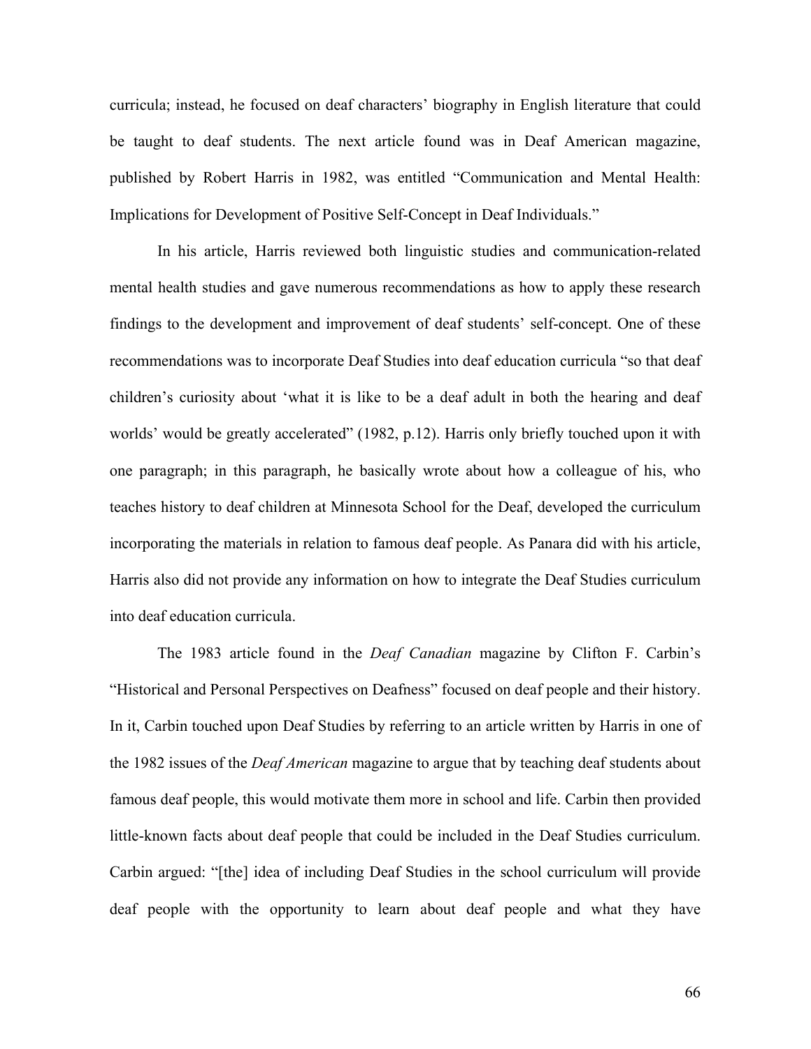curricula; instead, he focused on deaf characters' biography in English literature that could be taught to deaf students. The next article found was in Deaf American magazine, published by Robert Harris in 1982, was entitled "Communication and Mental Health: Implications for Development of Positive Self-Concept in Deaf Individuals."

In his article, Harris reviewed both linguistic studies and communication-related mental health studies and gave numerous recommendations as how to apply these research findings to the development and improvement of deaf students' self-concept. One of these recommendations was to incorporate Deaf Studies into deaf education curricula "so that deaf children's curiosity about 'what it is like to be a deaf adult in both the hearing and deaf worlds' would be greatly accelerated" (1982, p.12). Harris only briefly touched upon it with one paragraph; in this paragraph, he basically wrote about how a colleague of his, who teaches history to deaf children at Minnesota School for the Deaf, developed the curriculum incorporating the materials in relation to famous deaf people. As Panara did with his article, Harris also did not provide any information on how to integrate the Deaf Studies curriculum into deaf education curricula.

The 1983 article found in the *Deaf Canadian* magazine by Clifton F. Carbin's "Historical and Personal Perspectives on Deafness" focused on deaf people and their history. In it, Carbin touched upon Deaf Studies by referring to an article written by Harris in one of the 1982 issues of the *Deaf American* magazine to argue that by teaching deaf students about famous deaf people, this would motivate them more in school and life. Carbin then provided little-known facts about deaf people that could be included in the Deaf Studies curriculum. Carbin argued: "[the] idea of including Deaf Studies in the school curriculum will provide deaf people with the opportunity to learn about deaf people and what they have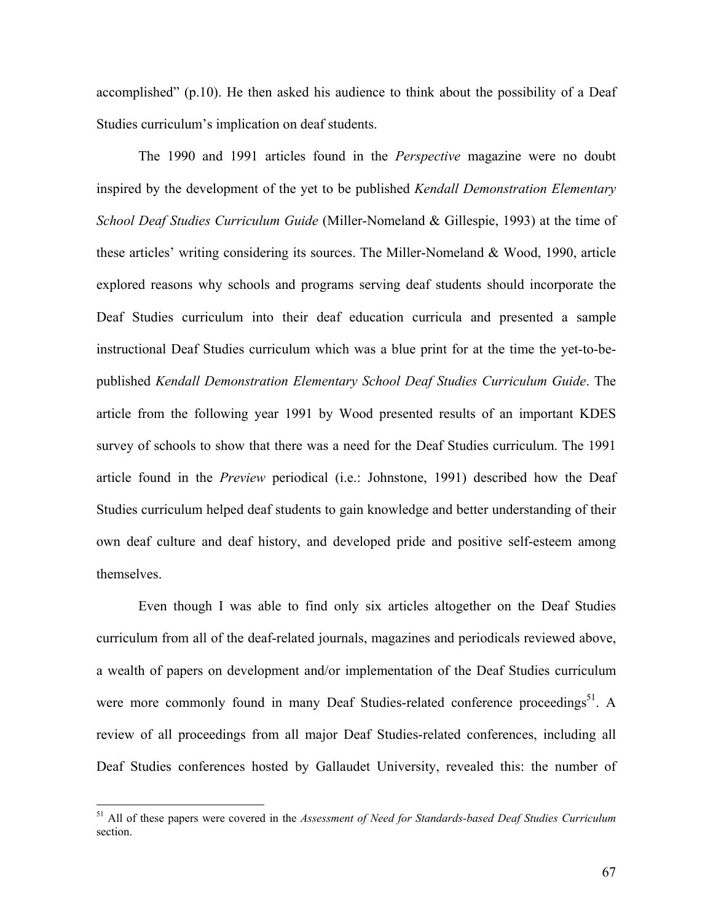accomplished" (p.10). He then asked his audience to think about the possibility of a Deaf Studies curriculum's implication on deaf students.

The 1990 and 1991 articles found in the *Perspective* magazine were no doubt inspired by the development of the yet to be published *Kendall Demonstration Elementary School Deaf Studies Curriculum Guide* (Miller-Nomeland & Gillespie, 1993) at the time of these articles' writing considering its sources. The Miller-Nomeland & Wood, 1990, article explored reasons why schools and programs serving deaf students should incorporate the Deaf Studies curriculum into their deaf education curricula and presented a sample instructional Deaf Studies curriculum which was a blue print for at the time the yet-to-be-published *Kendall Demonstration Elementary School Deaf Studies Curriculum Guide*. The article from the following year 1991 by Wood presented results of an important KDES survey of schools to show that there was a need for the Deaf Studies curriculum. The 1991 article found in the *Preview* periodical (i.e.: Johnstone, 1991) described how the Deaf Studies curriculum helped deaf students to gain knowledge and better understanding of their own deaf culture and deaf history, and developed pride and positive self-esteem among themselves.

Even though I was able to find only six articles altogether on the Deaf Studies curriculum from all of the deaf-related journals, magazines and periodicals reviewed above, a wealth of papers on development and/or implementation of the Deaf Studies curriculum were more commonly found in many Deaf Studies-related conference proceedings[51]. A review of all proceedings from all major Deaf Studies-related conferences, including all Deaf Studies conferences hosted by Gallaudet University, revealed this: the number of

[51] All of these papers were covered in the *Assessment of Need for Standards-based Deaf Studies Curriculum* section.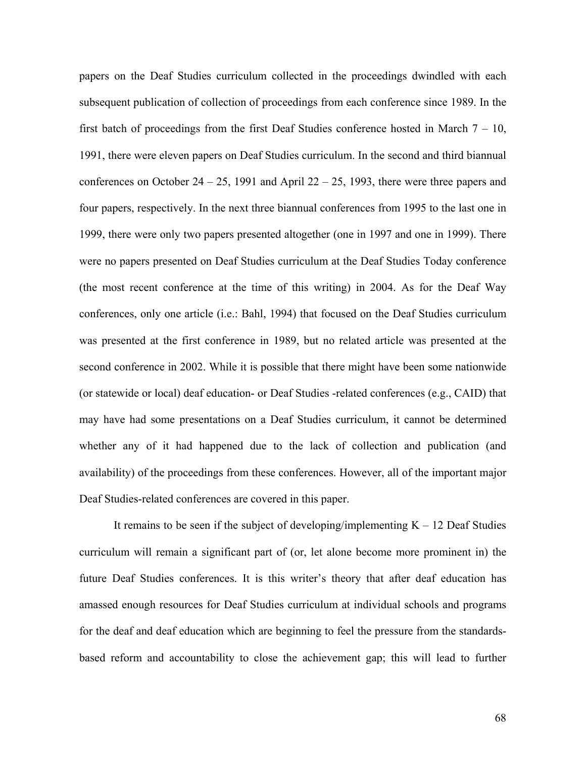papers on the Deaf Studies curriculum collected in the proceedings dwindled with each subsequent publication of collection of proceedings from each conference since 1989. In the first batch of proceedings from the first Deaf Studies conference hosted in March 7 – 10, 1991, there were eleven papers on Deaf Studies curriculum. In the second and third biannual conferences on October 24 – 25, 1991 and April 22 – 25, 1993, there were three papers and four papers, respectively. In the next three biannual conferences from 1995 to the last one in 1999, there were only two papers presented altogether (one in 1997 and one in 1999). There were no papers presented on Deaf Studies curriculum at the Deaf Studies Today conference (the most recent conference at the time of this writing) in 2004. As for the Deaf Way conferences, only one article (i.e.: Bahl, 1994) that focused on the Deaf Studies curriculum was presented at the first conference in 1989, but no related article was presented at the second conference in 2002. While it is possible that there might have been some nationwide (or statewide or local) deaf education- or Deaf Studies -related conferences (e.g., CAID) that may have had some presentations on a Deaf Studies curriculum, it cannot be determined whether any of it had happened due to the lack of collection and publication (and availability) of the proceedings from these conferences. However, all of the important major Deaf Studies-related conferences are covered in this paper.

It remains to be seen if the subject of developing/implementing K – 12 Deaf Studies curriculum will remain a significant part of (or, let alone become more prominent in) the future Deaf Studies conferences. It is this writer's theory that after deaf education has amassed enough resources for Deaf Studies curriculum at individual schools and programs for the deaf and deaf education which are beginning to feel the pressure from the standards-based reform and accountability to close the achievement gap; this will lead to further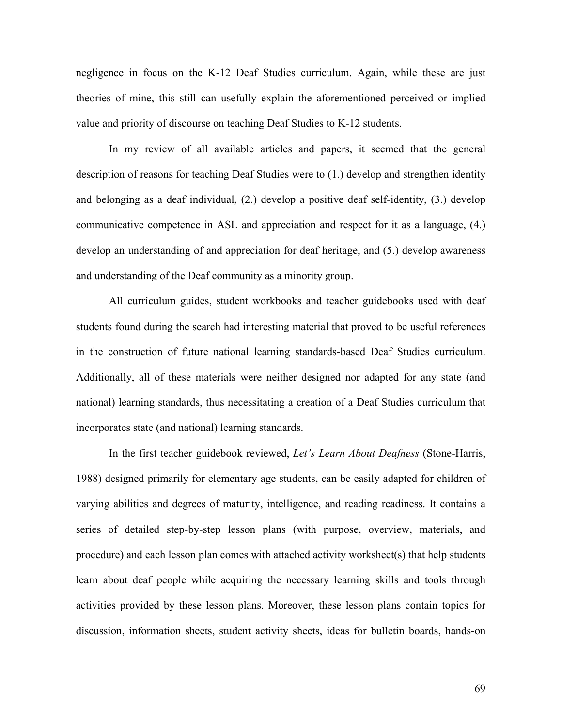negligence in focus on the K-12 Deaf Studies curriculum. Again, while these are just theories of mine, this still can usefully explain the aforementioned perceived or implied value and priority of discourse on teaching Deaf Studies to K-12 students.

In my review of all available articles and papers, it seemed that the general description of reasons for teaching Deaf Studies were to (1.) develop and strengthen identity and belonging as a deaf individual, (2.) develop a positive deaf self-identity, (3.) develop communicative competence in ASL and appreciation and respect for it as a language, (4.) develop an understanding of and appreciation for deaf heritage, and (5.) develop awareness and understanding of the Deaf community as a minority group.

All curriculum guides, student workbooks and teacher guidebooks used with deaf students found during the search had interesting material that proved to be useful references in the construction of future national learning standards-based Deaf Studies curriculum. Additionally, all of these materials were neither designed nor adapted for any state (and national) learning standards, thus necessitating a creation of a Deaf Studies curriculum that incorporates state (and national) learning standards.

In the first teacher guidebook reviewed, *Let's Learn About Deafness* (Stone-Harris, 1988) designed primarily for elementary age students, can be easily adapted for children of varying abilities and degrees of maturity, intelligence, and reading readiness. It contains a series of detailed step-by-step lesson plans (with purpose, overview, materials, and procedure) and each lesson plan comes with attached activity worksheet(s) that help students learn about deaf people while acquiring the necessary learning skills and tools through activities provided by these lesson plans. Moreover, these lesson plans contain topics for discussion, information sheets, student activity sheets, ideas for bulletin boards, hands-on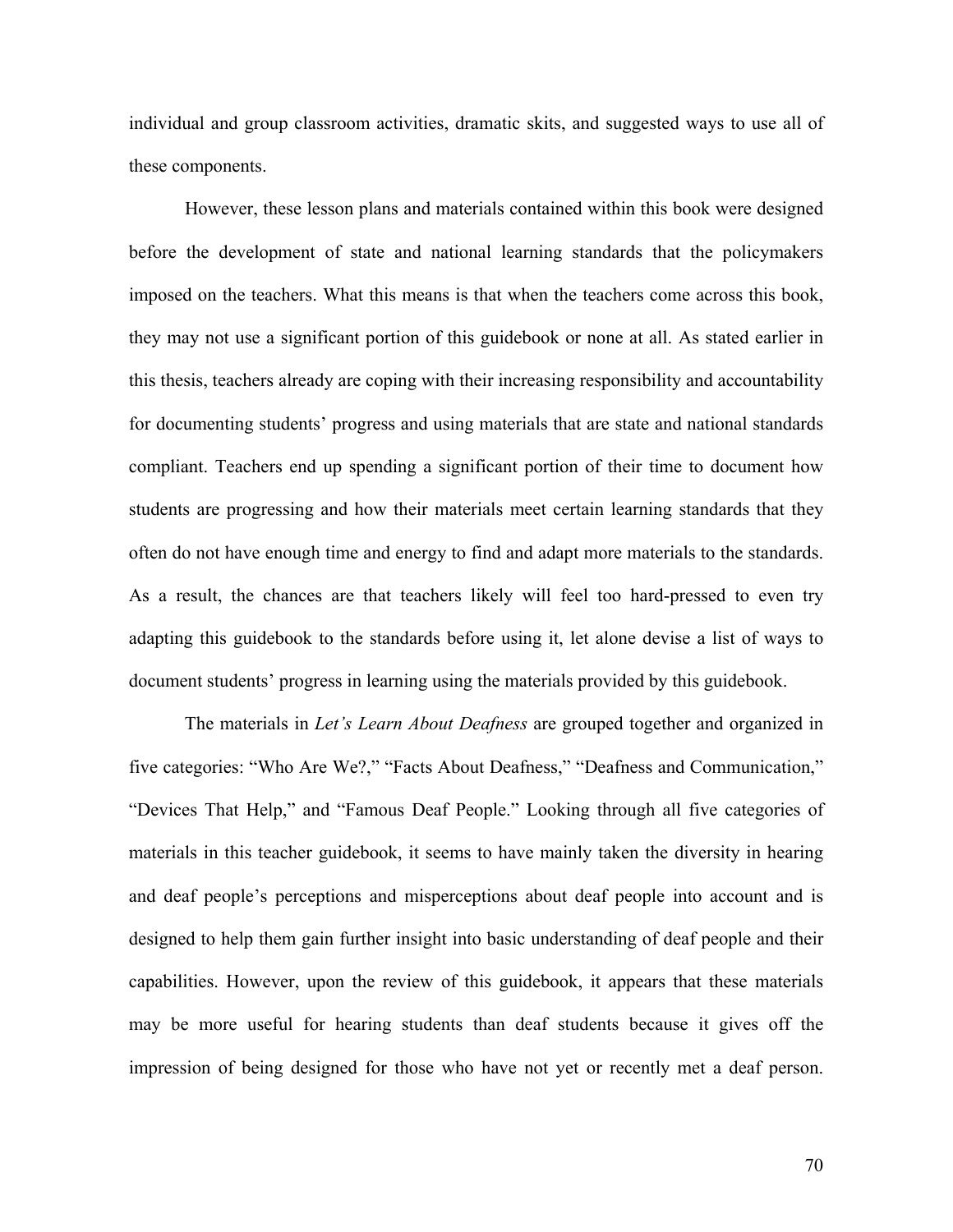individual and group classroom activities, dramatic skits, and suggested ways to use all of these components.

However, these lesson plans and materials contained within this book were designed before the development of state and national learning standards that the policymakers imposed on the teachers. What this means is that when the teachers come across this book, they may not use a significant portion of this guidebook or none at all. As stated earlier in this thesis, teachers already are coping with their increasing responsibility and accountability for documenting students' progress and using materials that are state and national standards compliant. Teachers end up spending a significant portion of their time to document how students are progressing and how their materials meet certain learning standards that they often do not have enough time and energy to find and adapt more materials to the standards. As a result, the chances are that teachers likely will feel too hard-pressed to even try adapting this guidebook to the standards before using it, let alone devise a list of ways to document students' progress in learning using the materials provided by this guidebook.

The materials in *Let's Learn About Deafness* are grouped together and organized in five categories: "Who Are We?," "Facts About Deafness," "Deafness and Communication," "Devices That Help," and "Famous Deaf People." Looking through all five categories of materials in this teacher guidebook, it seems to have mainly taken the diversity in hearing and deaf people's perceptions and misperceptions about deaf people into account and is designed to help them gain further insight into basic understanding of deaf people and their capabilities. However, upon the review of this guidebook, it appears that these materials may be more useful for hearing students than deaf students because it gives off the impression of being designed for those who have not yet or recently met a deaf person.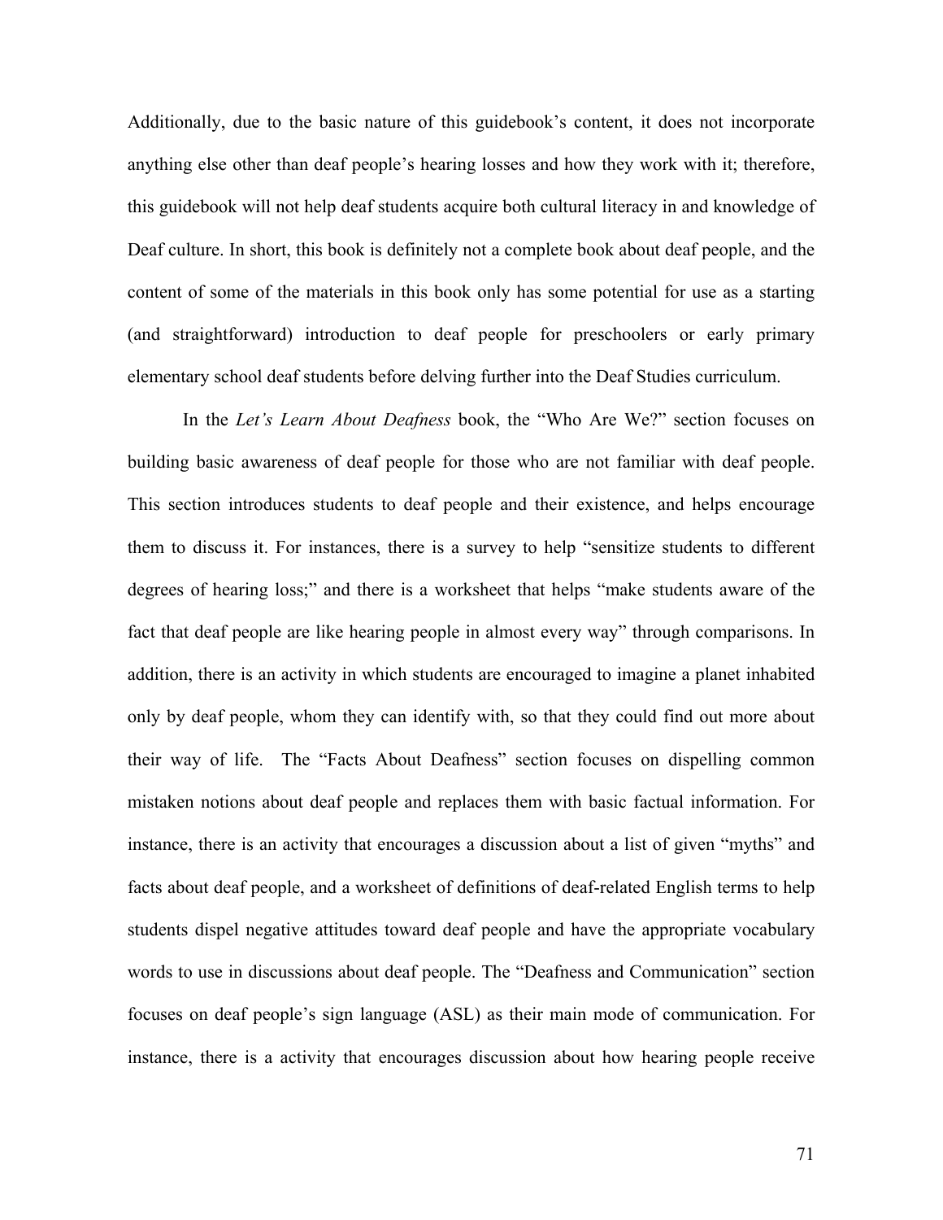Additionally, due to the basic nature of this guidebook's content, it does not incorporate anything else other than deaf people's hearing losses and how they work with it; therefore, this guidebook will not help deaf students acquire both cultural literacy in and knowledge of Deaf culture. In short, this book is definitely not a complete book about deaf people, and the content of some of the materials in this book only has some potential for use as a starting (and straightforward) introduction to deaf people for preschoolers or early primary elementary school deaf students before delving further into the Deaf Studies curriculum.

In the *Let's Learn About Deafness* book, the "Who Are We?" section focuses on building basic awareness of deaf people for those who are not familiar with deaf people. This section introduces students to deaf people and their existence, and helps encourage them to discuss it. For instances, there is a survey to help "sensitize students to different degrees of hearing loss;" and there is a worksheet that helps "make students aware of the fact that deaf people are like hearing people in almost every way" through comparisons. In addition, there is an activity in which students are encouraged to imagine a planet inhabited only by deaf people, whom they can identify with, so that they could find out more about their way of life. The "Facts About Deafness" section focuses on dispelling common mistaken notions about deaf people and replaces them with basic factual information. For instance, there is an activity that encourages a discussion about a list of given "myths" and facts about deaf people, and a worksheet of definitions of deaf-related English terms to help students dispel negative attitudes toward deaf people and have the appropriate vocabulary words to use in discussions about deaf people. The "Deafness and Communication" section focuses on deaf people's sign language (ASL) as their main mode of communication. For instance, there is a activity that encourages discussion about how hearing people receive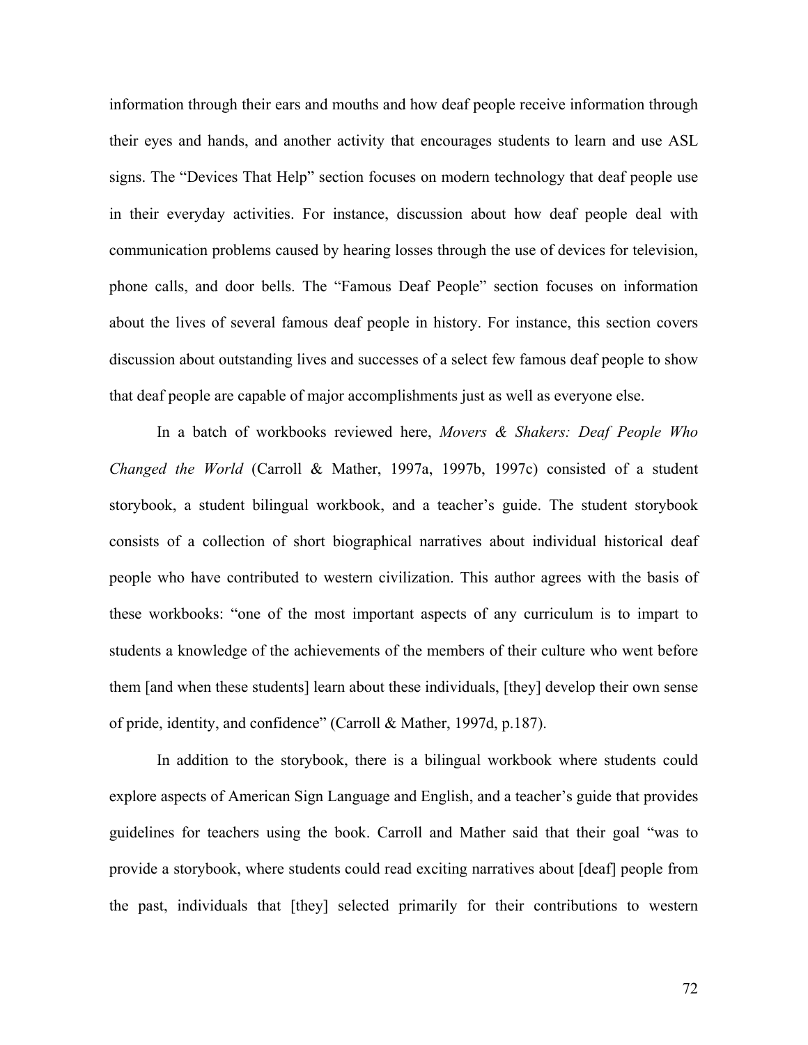information through their ears and mouths and how deaf people receive information through their eyes and hands, and another activity that encourages students to learn and use ASL signs. The "Devices That Help" section focuses on modern technology that deaf people use in their everyday activities. For instance, discussion about how deaf people deal with communication problems caused by hearing losses through the use of devices for television, phone calls, and door bells. The "Famous Deaf People" section focuses on information about the lives of several famous deaf people in history. For instance, this section covers discussion about outstanding lives and successes of a select few famous deaf people to show that deaf people are capable of major accomplishments just as well as everyone else.

In a batch of workbooks reviewed here, *Movers & Shakers: Deaf People Who Changed the World* (Carroll & Mather, 1997a, 1997b, 1997c) consisted of a student storybook, a student bilingual workbook, and a teacher's guide. The student storybook consists of a collection of short biographical narratives about individual historical deaf people who have contributed to western civilization. This author agrees with the basis of these workbooks: "one of the most important aspects of any curriculum is to impart to students a knowledge of the achievements of the members of their culture who went before them [and when these students] learn about these individuals, [they] develop their own sense of pride, identity, and confidence" (Carroll & Mather, 1997d, p.187).

In addition to the storybook, there is a bilingual workbook where students could explore aspects of American Sign Language and English, and a teacher's guide that provides guidelines for teachers using the book. Carroll and Mather said that their goal "was to provide a storybook, where students could read exciting narratives about [deaf] people from the past, individuals that [they] selected primarily for their contributions to western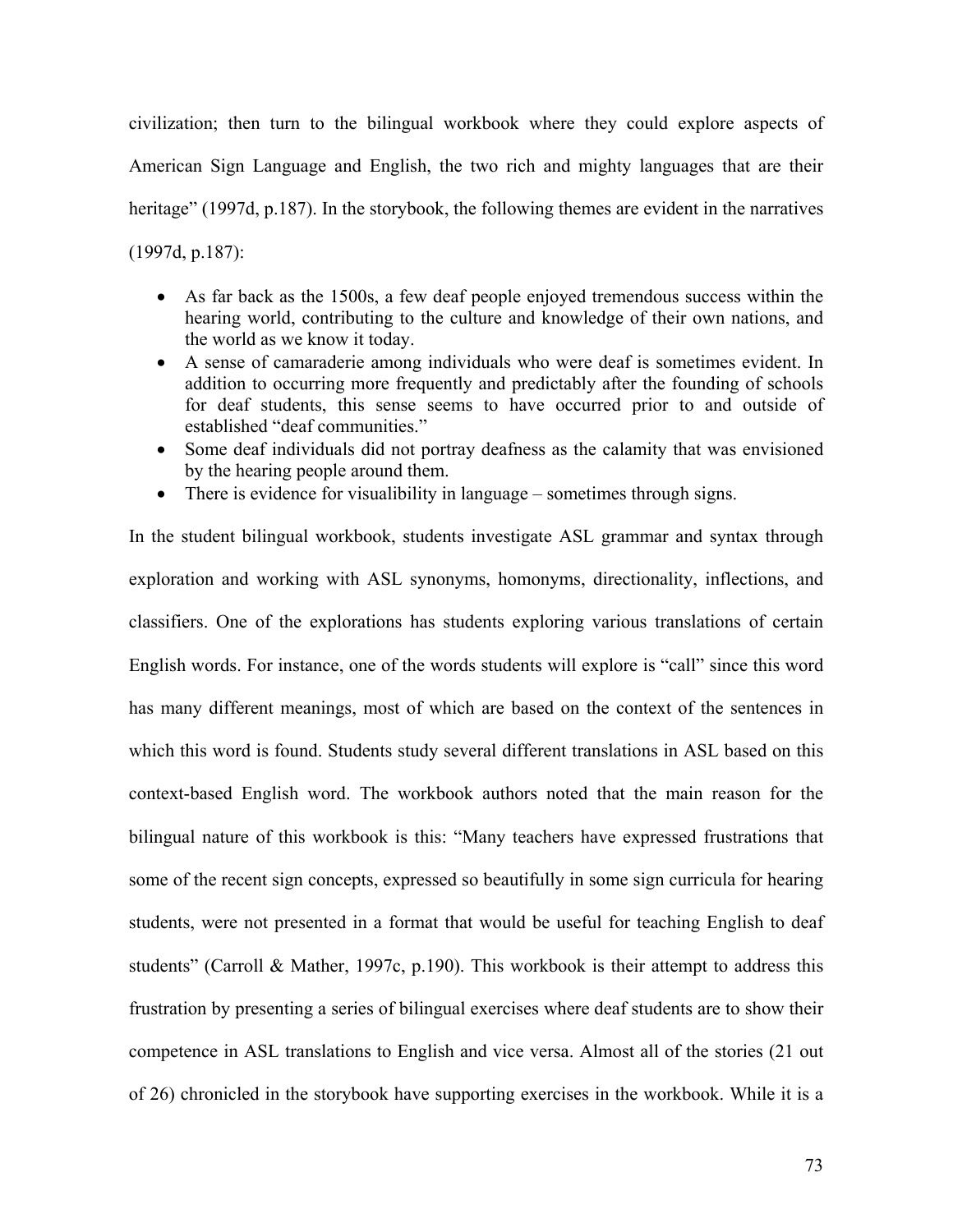civilization; then turn to the bilingual workbook where they could explore aspects of American Sign Language and English, the two rich and mighty languages that are their heritage" (1997d, p.187). In the storybook, the following themes are evident in the narratives (1997d, p.187):

- As far back as the 1500s, a few deaf people enjoyed tremendous success within the hearing world, contributing to the culture and knowledge of their own nations, and the world as we know it today.
- A sense of camaraderie among individuals who were deaf is sometimes evident. In addition to occurring more frequently and predictably after the founding of schools for deaf students, this sense seems to have occurred prior to and outside of established "deaf communities."
- Some deaf individuals did not portray deafness as the calamity that was envisioned by the hearing people around them.
- There is evidence for visualibility in language – sometimes through signs.

In the student bilingual workbook, students investigate ASL grammar and syntax through exploration and working with ASL synonyms, homonyms, directionality, inflections, and classifiers. One of the explorations has students exploring various translations of certain English words. For instance, one of the words students will explore is "call" since this word has many different meanings, most of which are based on the context of the sentences in which this word is found. Students study several different translations in ASL based on this context-based English word. The workbook authors noted that the main reason for the bilingual nature of this workbook is this: "Many teachers have expressed frustrations that some of the recent sign concepts, expressed so beautifully in some sign curricula for hearing students, were not presented in a format that would be useful for teaching English to deaf students" (Carroll & Mather, 1997c, p.190). This workbook is their attempt to address this frustration by presenting a series of bilingual exercises where deaf students are to show their competence in ASL translations to English and vice versa. Almost all of the stories (21 out of 26) chronicled in the storybook have supporting exercises in the workbook. While it is a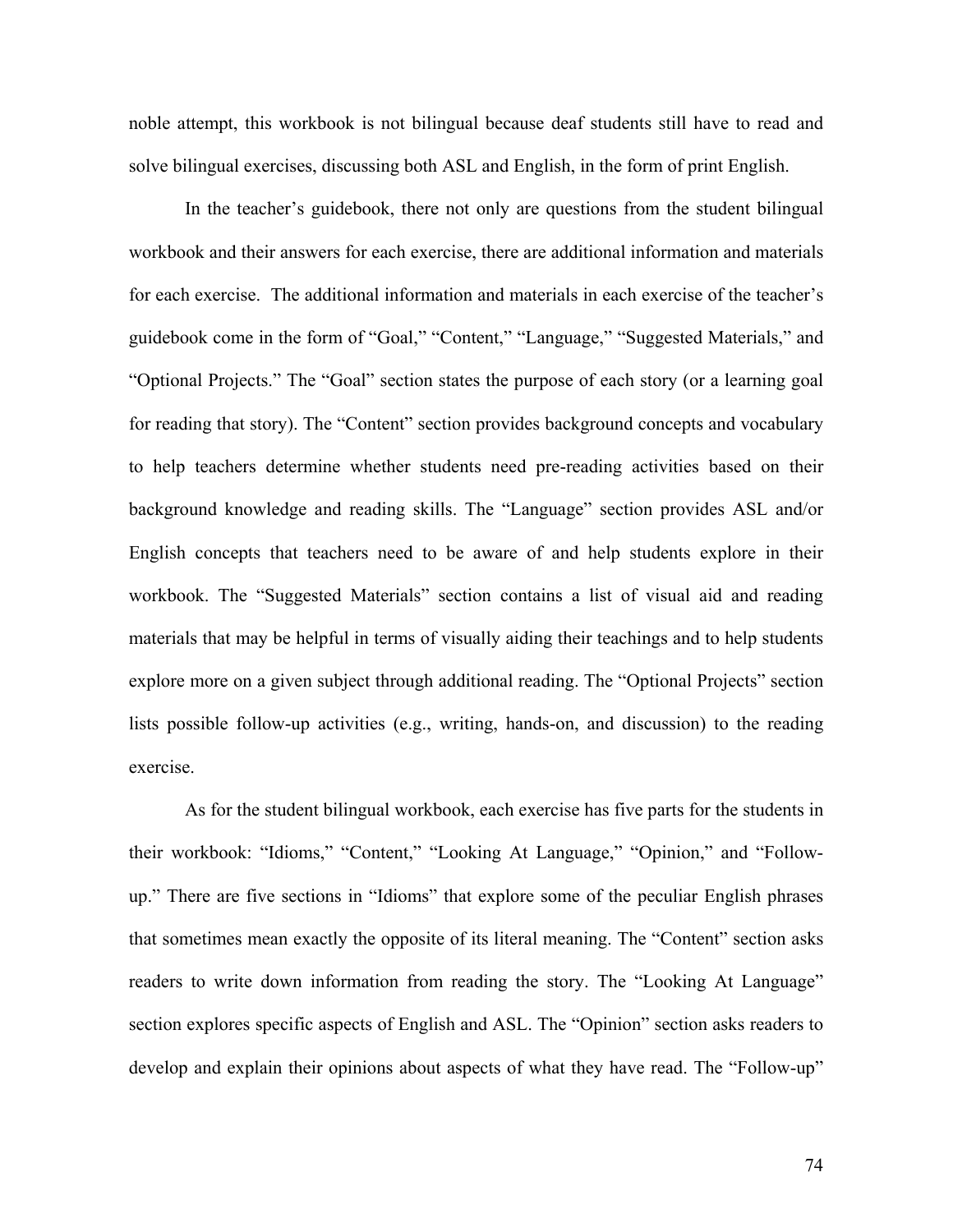noble attempt, this workbook is not bilingual because deaf students still have to read and solve bilingual exercises, discussing both ASL and English, in the form of print English.

In the teacher's guidebook, there not only are questions from the student bilingual workbook and their answers for each exercise, there are additional information and materials for each exercise. The additional information and materials in each exercise of the teacher's guidebook come in the form of "Goal," "Content," "Language," "Suggested Materials," and "Optional Projects." The "Goal" section states the purpose of each story (or a learning goal for reading that story). The "Content" section provides background concepts and vocabulary to help teachers determine whether students need pre-reading activities based on their background knowledge and reading skills. The "Language" section provides ASL and/or English concepts that teachers need to be aware of and help students explore in their workbook. The "Suggested Materials" section contains a list of visual aid and reading materials that may be helpful in terms of visually aiding their teachings and to help students explore more on a given subject through additional reading. The "Optional Projects" section lists possible follow-up activities (e.g., writing, hands-on, and discussion) to the reading exercise.

As for the student bilingual workbook, each exercise has five parts for the students in their workbook: "Idioms," "Content," "Looking At Language," "Opinion," and "Follow-up." There are five sections in "Idioms" that explore some of the peculiar English phrases that sometimes mean exactly the opposite of its literal meaning. The "Content" section asks readers to write down information from reading the story. The "Looking At Language" section explores specific aspects of English and ASL. The "Opinion" section asks readers to develop and explain their opinions about aspects of what they have read. The "Follow-up"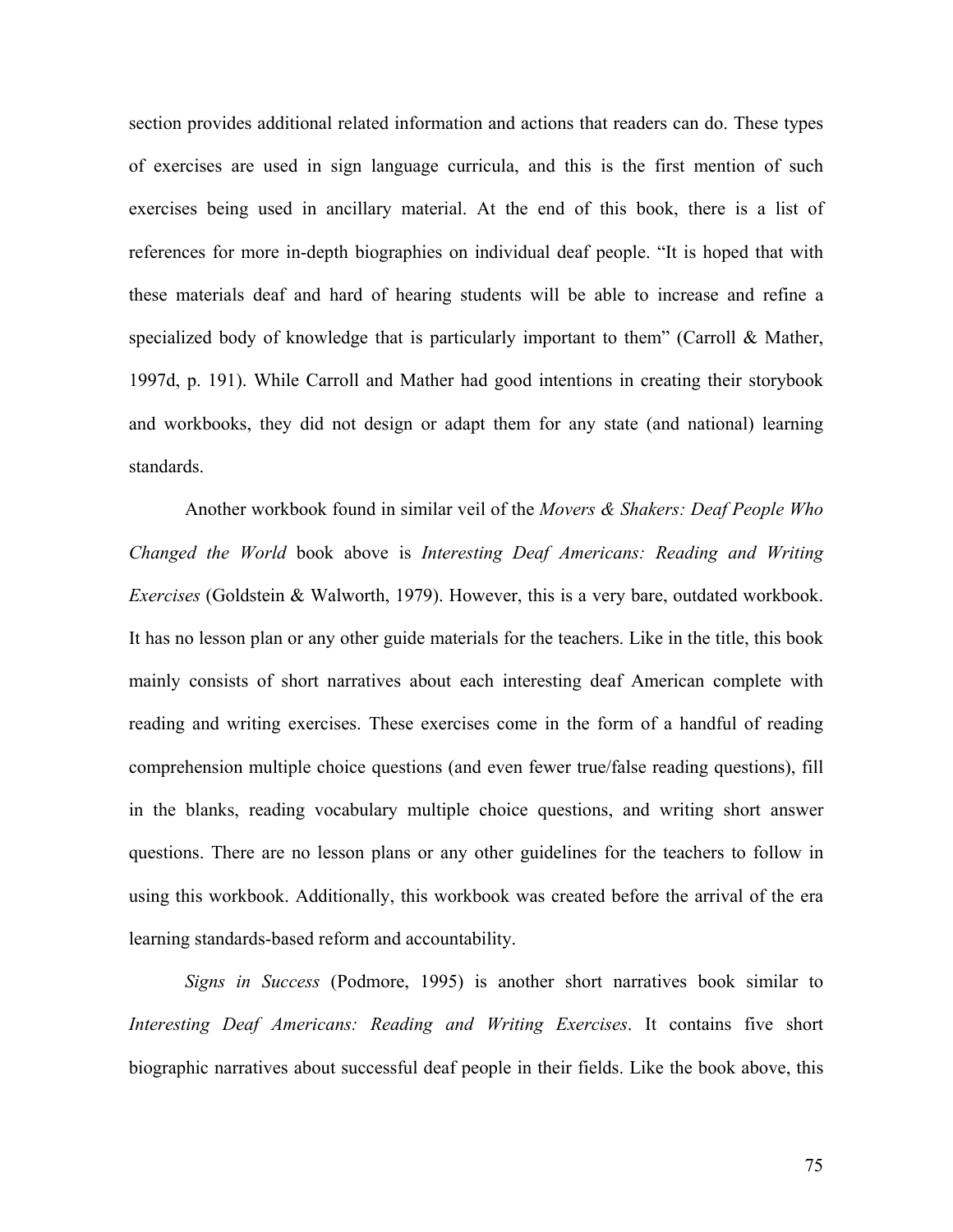section provides additional related information and actions that readers can do. These types of exercises are used in sign language curricula, and this is the first mention of such exercises being used in ancillary material. At the end of this book, there is a list of references for more in-depth biographies on individual deaf people. "It is hoped that with these materials deaf and hard of hearing students will be able to increase and refine a specialized body of knowledge that is particularly important to them" (Carroll & Mather, 1997d, p. 191). While Carroll and Mather had good intentions in creating their storybook and workbooks, they did not design or adapt them for any state (and national) learning standards.

Another workbook found in similar veil of the *Movers & Shakers: Deaf People Who Changed the World* book above is *Interesting Deaf Americans: Reading and Writing Exercises* (Goldstein & Walworth, 1979). However, this is a very bare, outdated workbook. It has no lesson plan or any other guide materials for the teachers. Like in the title, this book mainly consists of short narratives about each interesting deaf American complete with reading and writing exercises. These exercises come in the form of a handful of reading comprehension multiple choice questions (and even fewer true/false reading questions), fill in the blanks, reading vocabulary multiple choice questions, and writing short answer questions. There are no lesson plans or any other guidelines for the teachers to follow in using this workbook. Additionally, this workbook was created before the arrival of the era learning standards-based reform and accountability.

*Signs in Success* (Podmore, 1995) is another short narratives book similar to *Interesting Deaf Americans: Reading and Writing Exercises*. It contains five short biographic narratives about successful deaf people in their fields. Like the book above, this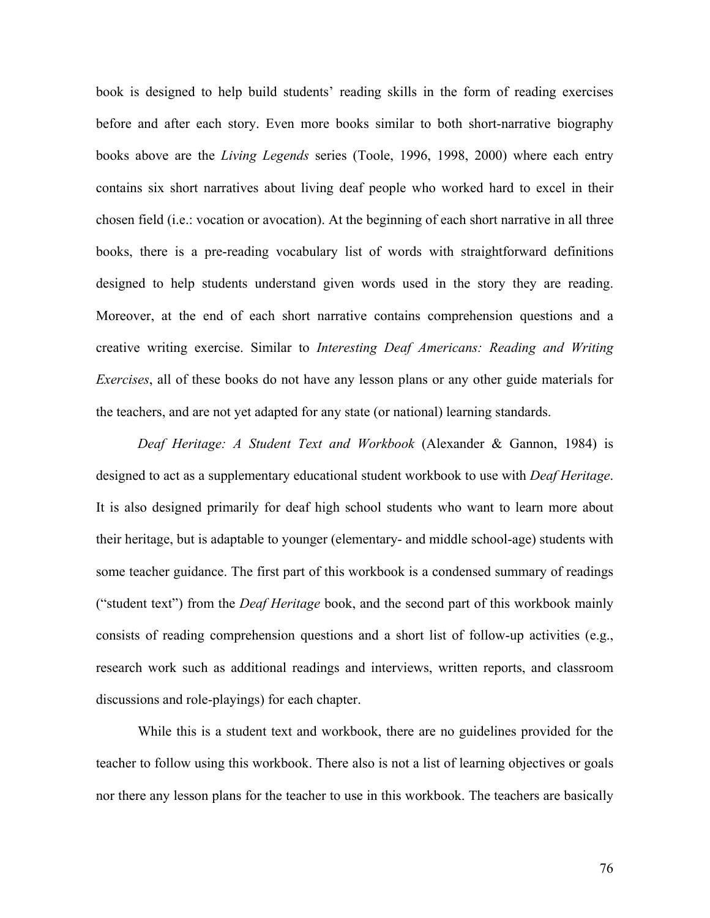book is designed to help build students' reading skills in the form of reading exercises before and after each story. Even more books similar to both short-narrative biography books above are the *Living Legends* series (Toole, 1996, 1998, 2000) where each entry contains six short narratives about living deaf people who worked hard to excel in their chosen field (i.e.: vocation or avocation). At the beginning of each short narrative in all three books, there is a pre-reading vocabulary list of words with straightforward definitions designed to help students understand given words used in the story they are reading. Moreover, at the end of each short narrative contains comprehension questions and a creative writing exercise. Similar to *Interesting Deaf Americans: Reading and Writing Exercises*, all of these books do not have any lesson plans or any other guide materials for the teachers, and are not yet adapted for any state (or national) learning standards.

*Deaf Heritage: A Student Text and Workbook* (Alexander & Gannon, 1984) is designed to act as a supplementary educational student workbook to use with *Deaf Heritage*. It is also designed primarily for deaf high school students who want to learn more about their heritage, but is adaptable to younger (elementary- and middle school-age) students with some teacher guidance. The first part of this workbook is a condensed summary of readings ("student text") from the *Deaf Heritage* book, and the second part of this workbook mainly consists of reading comprehension questions and a short list of follow-up activities (e.g., research work such as additional readings and interviews, written reports, and classroom discussions and role-playings) for each chapter.

While this is a student text and workbook, there are no guidelines provided for the teacher to follow using this workbook. There also is not a list of learning objectives or goals nor there any lesson plans for the teacher to use in this workbook. The teachers are basically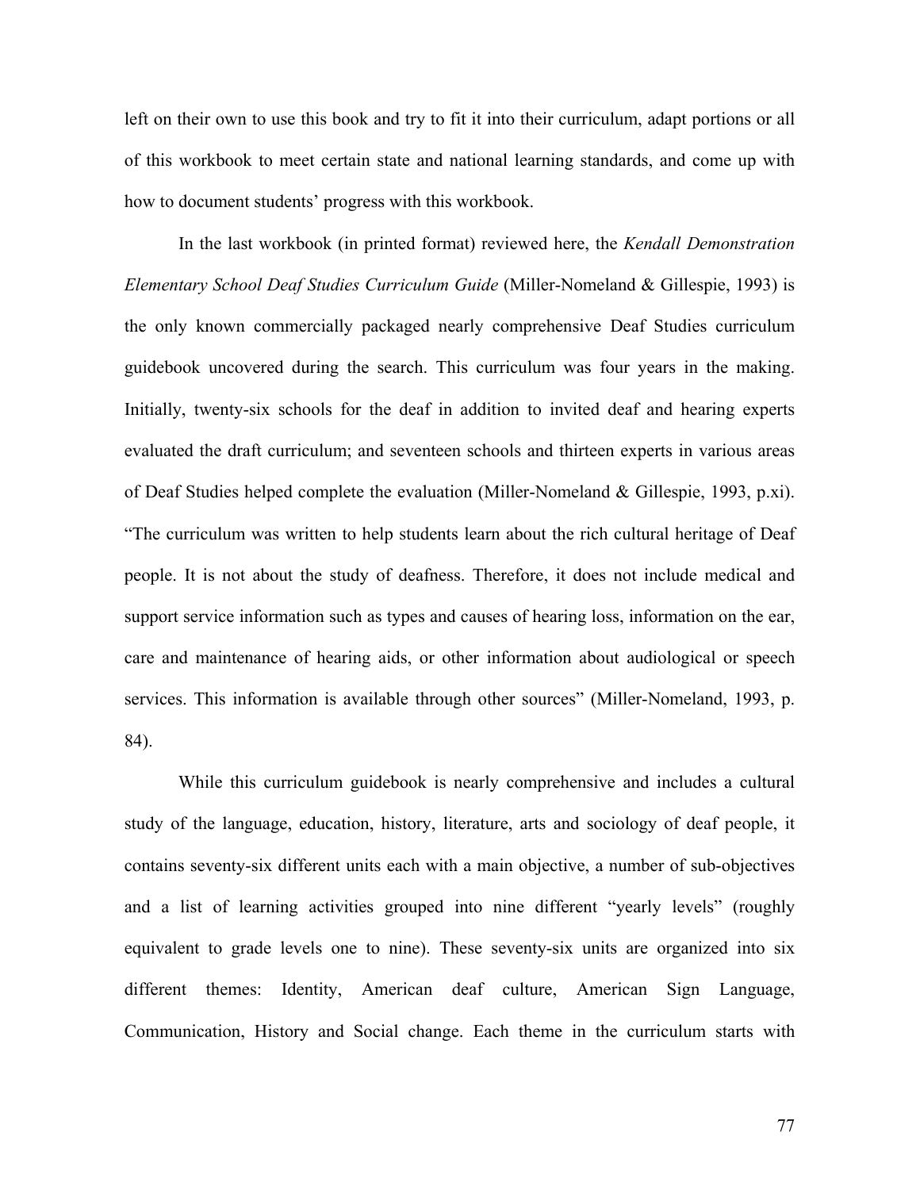left on their own to use this book and try to fit it into their curriculum, adapt portions or all of this workbook to meet certain state and national learning standards, and come up with how to document students' progress with this workbook.

In the last workbook (in printed format) reviewed here, the *Kendall Demonstration Elementary School Deaf Studies Curriculum Guide* (Miller-Nomeland & Gillespie, 1993) is the only known commercially packaged nearly comprehensive Deaf Studies curriculum guidebook uncovered during the search. This curriculum was four years in the making. Initially, twenty-six schools for the deaf in addition to invited deaf and hearing experts evaluated the draft curriculum; and seventeen schools and thirteen experts in various areas of Deaf Studies helped complete the evaluation (Miller-Nomeland & Gillespie, 1993, p.xi). "The curriculum was written to help students learn about the rich cultural heritage of Deaf people. It is not about the study of deafness. Therefore, it does not include medical and support service information such as types and causes of hearing loss, information on the ear, care and maintenance of hearing aids, or other information about audiological or speech services. This information is available through other sources" (Miller-Nomeland, 1993, p. 84).

While this curriculum guidebook is nearly comprehensive and includes a cultural study of the language, education, history, literature, arts and sociology of deaf people, it contains seventy-six different units each with a main objective, a number of sub-objectives and a list of learning activities grouped into nine different "yearly levels" (roughly equivalent to grade levels one to nine). These seventy-six units are organized into six different themes: Identity, American deaf culture, American Sign Language, Communication, History and Social change. Each theme in the curriculum starts with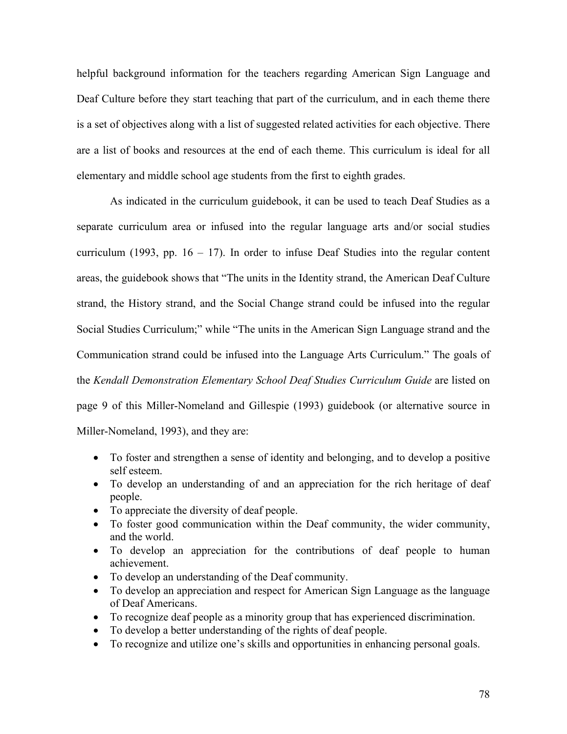helpful background information for the teachers regarding American Sign Language and Deaf Culture before they start teaching that part of the curriculum, and in each theme there is a set of objectives along with a list of suggested related activities for each objective. There are a list of books and resources at the end of each theme. This curriculum is ideal for all elementary and middle school age students from the first to eighth grades.

As indicated in the curriculum guidebook, it can be used to teach Deaf Studies as a separate curriculum area or infused into the regular language arts and/or social studies curriculum (1993, pp. 16 – 17). In order to infuse Deaf Studies into the regular content areas, the guidebook shows that "The units in the Identity strand, the American Deaf Culture strand, the History strand, and the Social Change strand could be infused into the regular Social Studies Curriculum;" while "The units in the American Sign Language strand and the Communication strand could be infused into the Language Arts Curriculum." The goals of the *Kendall Demonstration Elementary School Deaf Studies Curriculum Guide* are listed on page 9 of this Miller-Nomeland and Gillespie (1993) guidebook (or alternative source in Miller-Nomeland, 1993), and they are:

- To foster and strengthen a sense of identity and belonging, and to develop a positive self esteem.
- To develop an understanding of and an appreciation for the rich heritage of deaf people.
- To appreciate the diversity of deaf people.
- To foster good communication within the Deaf community, the wider community, and the world.
- To develop an appreciation for the contributions of deaf people to human achievement.
- To develop an understanding of the Deaf community.
- To develop an appreciation and respect for American Sign Language as the language of Deaf Americans.
- To recognize deaf people as a minority group that has experienced discrimination.
- To develop a better understanding of the rights of deaf people.
- To recognize and utilize one's skills and opportunities in enhancing personal goals.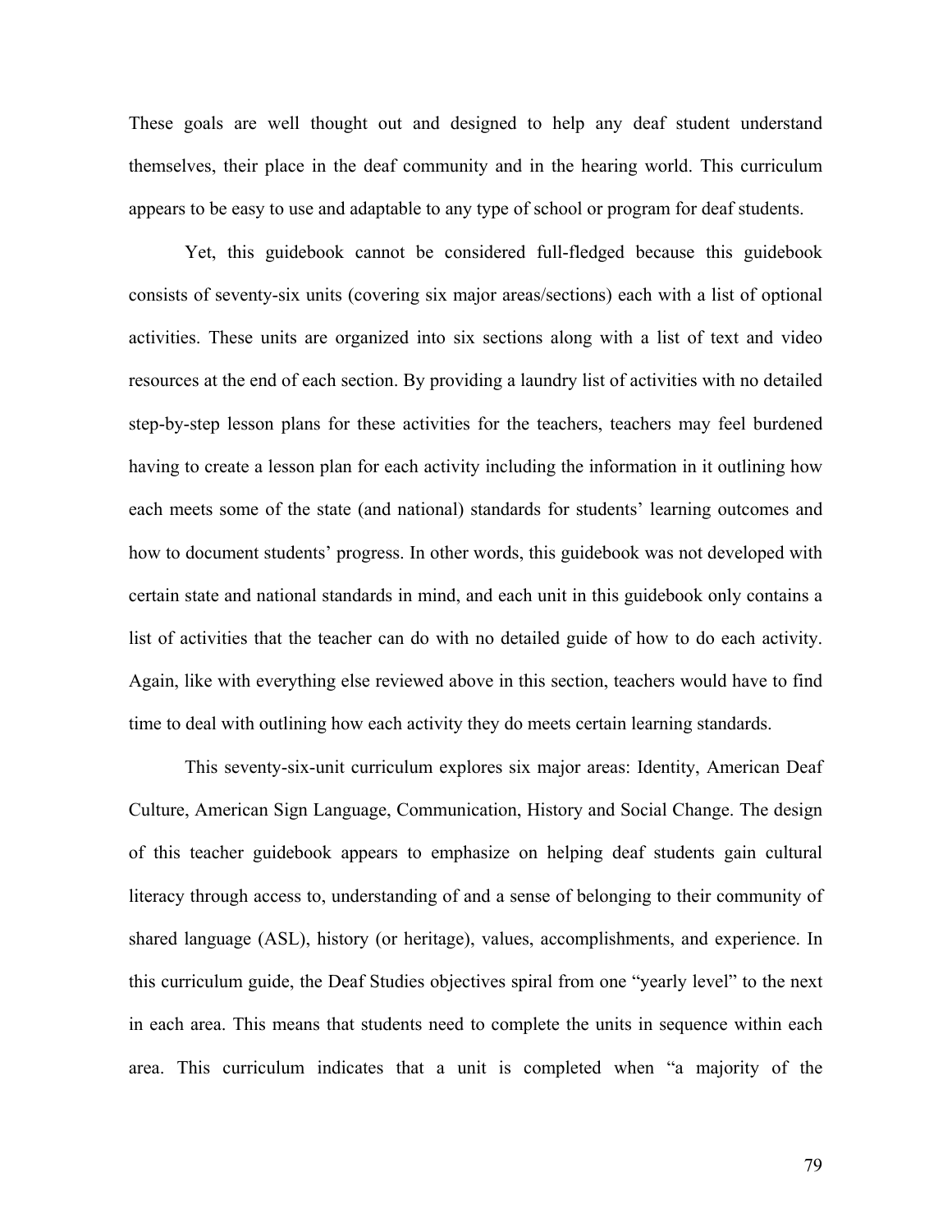These goals are well thought out and designed to help any deaf student understand themselves, their place in the deaf community and in the hearing world. This curriculum appears to be easy to use and adaptable to any type of school or program for deaf students.

Yet, this guidebook cannot be considered full-fledged because this guidebook consists of seventy-six units (covering six major areas/sections) each with a list of optional activities. These units are organized into six sections along with a list of text and video resources at the end of each section. By providing a laundry list of activities with no detailed step-by-step lesson plans for these activities for the teachers, teachers may feel burdened having to create a lesson plan for each activity including the information in it outlining how each meets some of the state (and national) standards for students' learning outcomes and how to document students' progress. In other words, this guidebook was not developed with certain state and national standards in mind, and each unit in this guidebook only contains a list of activities that the teacher can do with no detailed guide of how to do each activity. Again, like with everything else reviewed above in this section, teachers would have to find time to deal with outlining how each activity they do meets certain learning standards.

This seventy-six-unit curriculum explores six major areas: Identity, American Deaf Culture, American Sign Language, Communication, History and Social Change. The design of this teacher guidebook appears to emphasize on helping deaf students gain cultural literacy through access to, understanding of and a sense of belonging to their community of shared language (ASL), history (or heritage), values, accomplishments, and experience. In this curriculum guide, the Deaf Studies objectives spiral from one "yearly level" to the next in each area. This means that students need to complete the units in sequence within each area. This curriculum indicates that a unit is completed when "a majority of the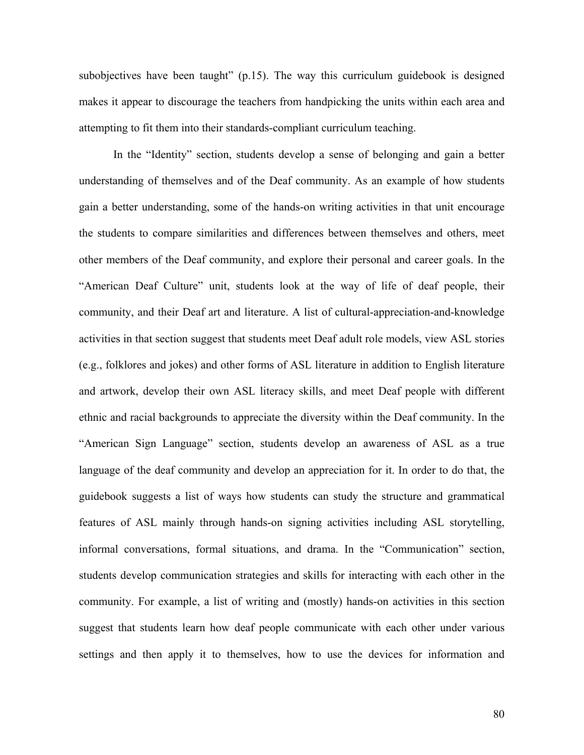subobjectives have been taught" (p.15). The way this curriculum guidebook is designed makes it appear to discourage the teachers from handpicking the units within each area and attempting to fit them into their standards-compliant curriculum teaching.

In the "Identity" section, students develop a sense of belonging and gain a better understanding of themselves and of the Deaf community. As an example of how students gain a better understanding, some of the hands-on writing activities in that unit encourage the students to compare similarities and differences between themselves and others, meet other members of the Deaf community, and explore their personal and career goals. In the "American Deaf Culture" unit, students look at the way of life of deaf people, their community, and their Deaf art and literature. A list of cultural-appreciation-and-knowledge activities in that section suggest that students meet Deaf adult role models, view ASL stories (e.g., folklores and jokes) and other forms of ASL literature in addition to English literature and artwork, develop their own ASL literacy skills, and meet Deaf people with different ethnic and racial backgrounds to appreciate the diversity within the Deaf community. In the "American Sign Language" section, students develop an awareness of ASL as a true language of the deaf community and develop an appreciation for it. In order to do that, the guidebook suggests a list of ways how students can study the structure and grammatical features of ASL mainly through hands-on signing activities including ASL storytelling, informal conversations, formal situations, and drama. In the "Communication" section, students develop communication strategies and skills for interacting with each other in the community. For example, a list of writing and (mostly) hands-on activities in this section suggest that students learn how deaf people communicate with each other under various settings and then apply it to themselves, how to use the devices for information and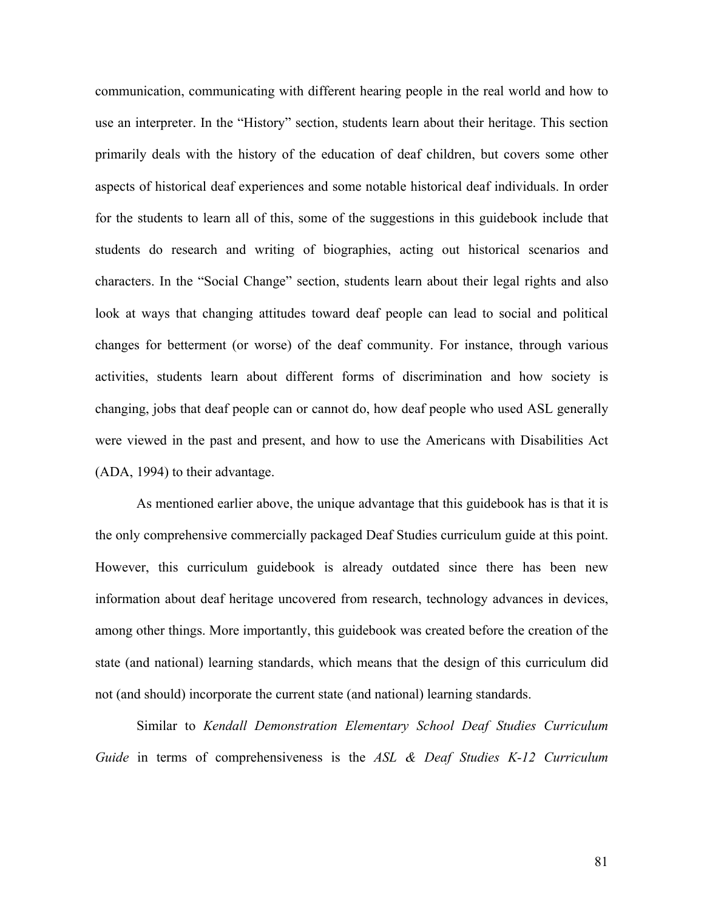communication, communicating with different hearing people in the real world and how to use an interpreter. In the "History" section, students learn about their heritage. This section primarily deals with the history of the education of deaf children, but covers some other aspects of historical deaf experiences and some notable historical deaf individuals. In order for the students to learn all of this, some of the suggestions in this guidebook include that students do research and writing of biographies, acting out historical scenarios and characters. In the "Social Change" section, students learn about their legal rights and also look at ways that changing attitudes toward deaf people can lead to social and political changes for betterment (or worse) of the deaf community. For instance, through various activities, students learn about different forms of discrimination and how society is changing, jobs that deaf people can or cannot do, how deaf people who used ASL generally were viewed in the past and present, and how to use the Americans with Disabilities Act (ADA, 1994) to their advantage.

As mentioned earlier above, the unique advantage that this guidebook has is that it is the only comprehensive commercially packaged Deaf Studies curriculum guide at this point. However, this curriculum guidebook is already outdated since there has been new information about deaf heritage uncovered from research, technology advances in devices, among other things. More importantly, this guidebook was created before the creation of the state (and national) learning standards, which means that the design of this curriculum did not (and should) incorporate the current state (and national) learning standards.

Similar to *Kendall Demonstration Elementary School Deaf Studies Curriculum Guide* in terms of comprehensiveness is the *ASL & Deaf Studies K-12 Curriculum*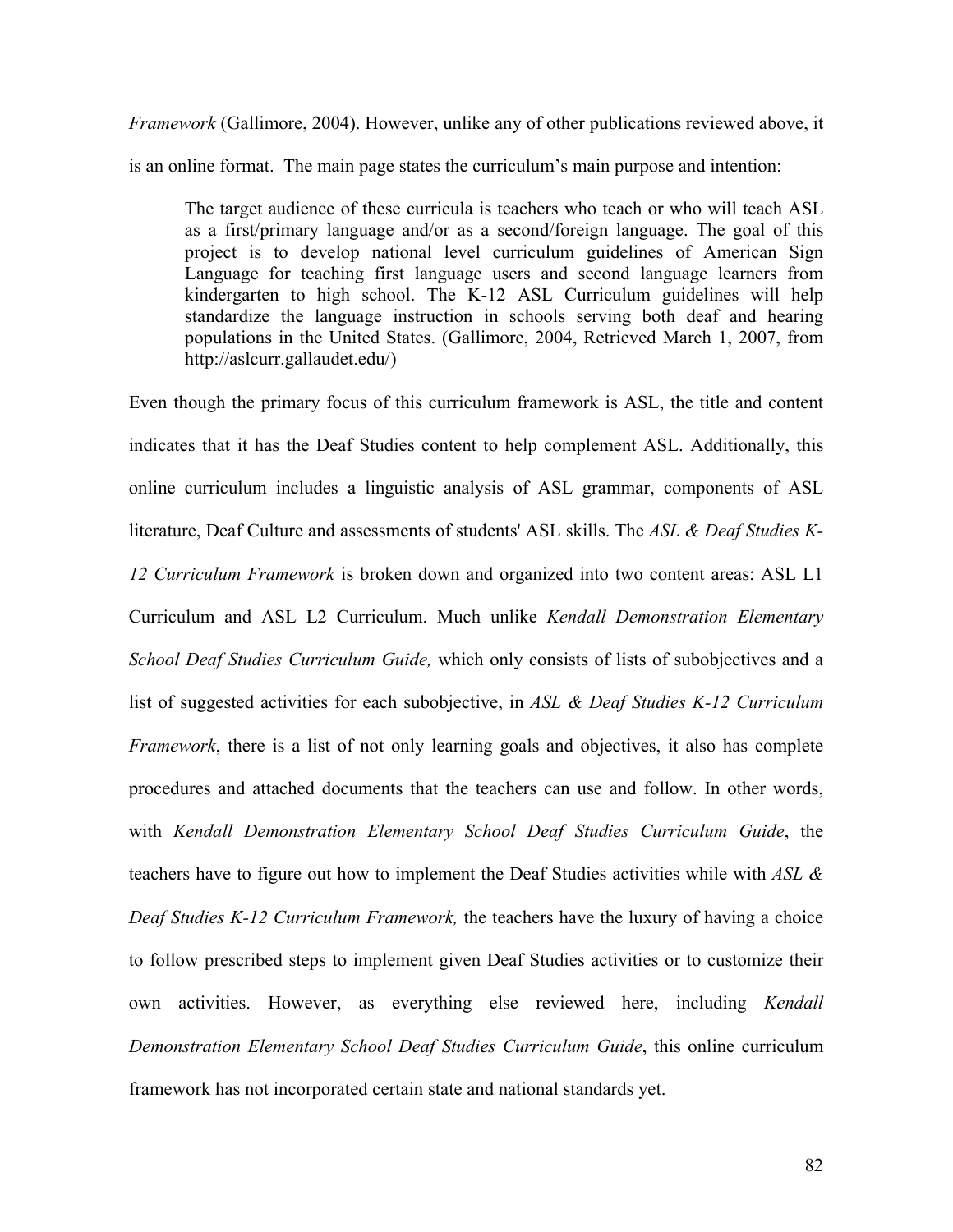*Framework* (Gallimore, 2004). However, unlike any of other publications reviewed above, it is an online format. The main page states the curriculum's main purpose and intention:

> The target audience of these curricula is teachers who teach or who will teach ASL as a first/primary language and/or as a second/foreign language. The goal of this project is to develop national level curriculum guidelines of American Sign Language for teaching first language users and second language learners from kindergarten to high school. The K-12 ASL Curriculum guidelines will help standardize the language instruction in schools serving both deaf and hearing populations in the United States. (Gallimore, 2004, Retrieved March 1, 2007, from http://aslcurr.gallaudet.edu/)

Even though the primary focus of this curriculum framework is ASL, the title and content indicates that it has the Deaf Studies content to help complement ASL. Additionally, this online curriculum includes a linguistic analysis of ASL grammar, components of ASL literature, Deaf Culture and assessments of students' ASL skills. The *ASL & Deaf Studies K-12 Curriculum Framework* is broken down and organized into two content areas: ASL L1 Curriculum and ASL L2 Curriculum. Much unlike *Kendall Demonstration Elementary School Deaf Studies Curriculum Guide,* which only consists of lists of subobjectives and a list of suggested activities for each subobjective, in *ASL & Deaf Studies K-12 Curriculum Framework*, there is a list of not only learning goals and objectives, it also has complete procedures and attached documents that the teachers can use and follow. In other words, with *Kendall Demonstration Elementary School Deaf Studies Curriculum Guide*, the teachers have to figure out how to implement the Deaf Studies activities while with *ASL & Deaf Studies K-12 Curriculum Framework,* the teachers have the luxury of having a choice to follow prescribed steps to implement given Deaf Studies activities or to customize their own activities. However, as everything else reviewed here, including *Kendall Demonstration Elementary School Deaf Studies Curriculum Guide*, this online curriculum framework has not incorporated certain state and national standards yet.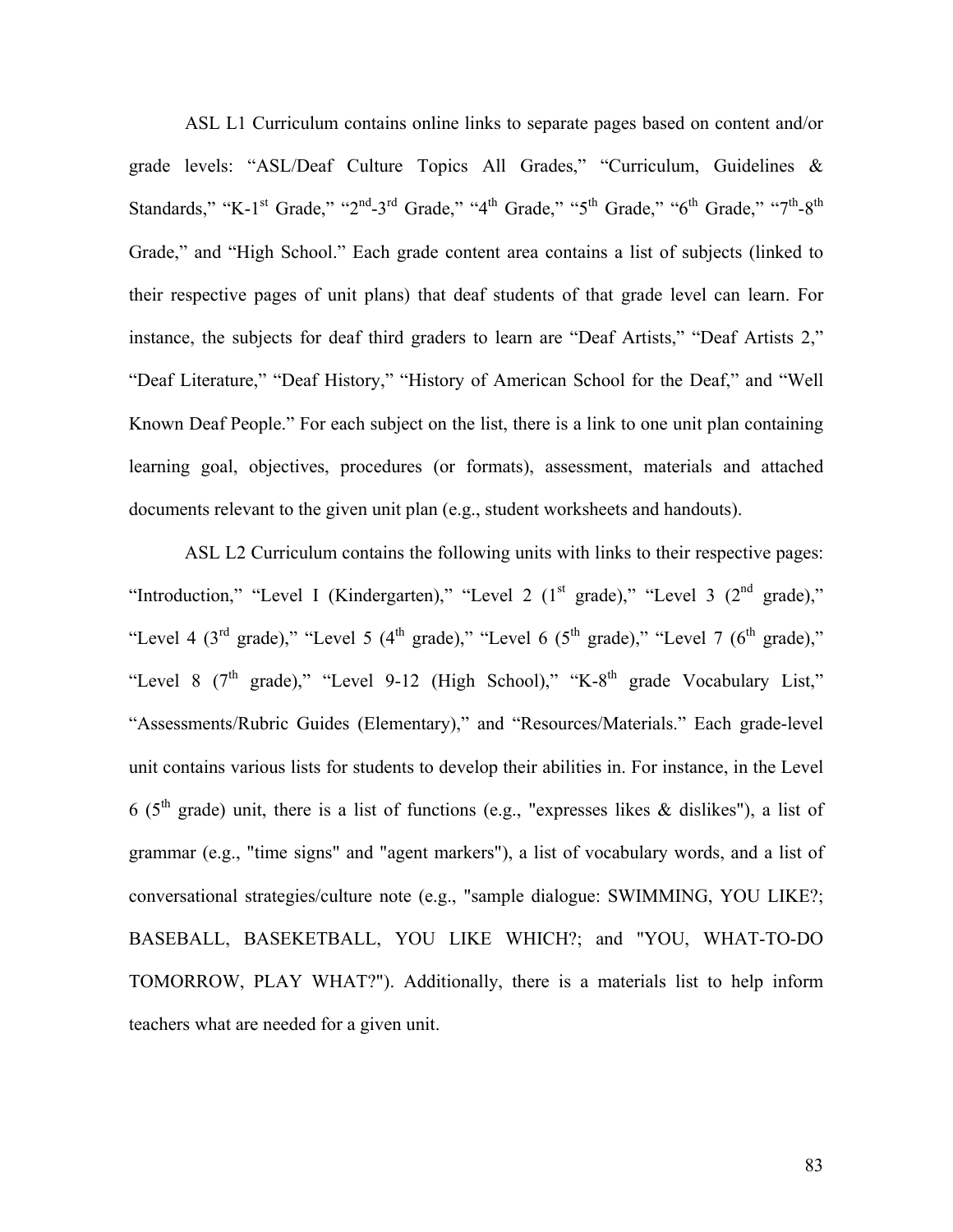ASL L1 Curriculum contains online links to separate pages based on content and/or grade levels: "ASL/Deaf Culture Topics All Grades," "Curriculum, Guidelines & Standards," "K-1st Grade," "2nd-3rd Grade," "4th Grade," "5th Grade," "6th Grade," "7th-8th Grade," and "High School." Each grade content area contains a list of subjects (linked to their respective pages of unit plans) that deaf students of that grade level can learn. For instance, the subjects for deaf third graders to learn are "Deaf Artists," "Deaf Artists 2," "Deaf Literature," "Deaf History," "History of American School for the Deaf," and "Well Known Deaf People." For each subject on the list, there is a link to one unit plan containing learning goal, objectives, procedures (or formats), assessment, materials and attached documents relevant to the given unit plan (e.g., student worksheets and handouts).

ASL L2 Curriculum contains the following units with links to their respective pages: "Introduction," "Level I (Kindergarten)," "Level 2 (1st grade)," "Level 3 (2nd grade)," "Level 4 (3rd grade)," "Level 5 (4th grade)," "Level 6 (5th grade)," "Level 7 (6th grade)," "Level 8 (7th grade)," "Level 9-12 (High School)," "K-8th grade Vocabulary List," "Assessments/Rubric Guides (Elementary)," and "Resources/Materials." Each grade-level unit contains various lists for students to develop their abilities in. For instance, in the Level 6 (5th grade) unit, there is a list of functions (e.g., "expresses likes & dislikes"), a list of grammar (e.g., "time signs" and "agent markers"), a list of vocabulary words, and a list of conversational strategies/culture note (e.g., "sample dialogue: SWIMMING, YOU LIKE?; BASEBALL, BASEKETBALL, YOU LIKE WHICH?; and "YOU, WHAT-TO-DO TOMORROW, PLAY WHAT?"). Additionally, there is a materials list to help inform teachers what are needed for a given unit.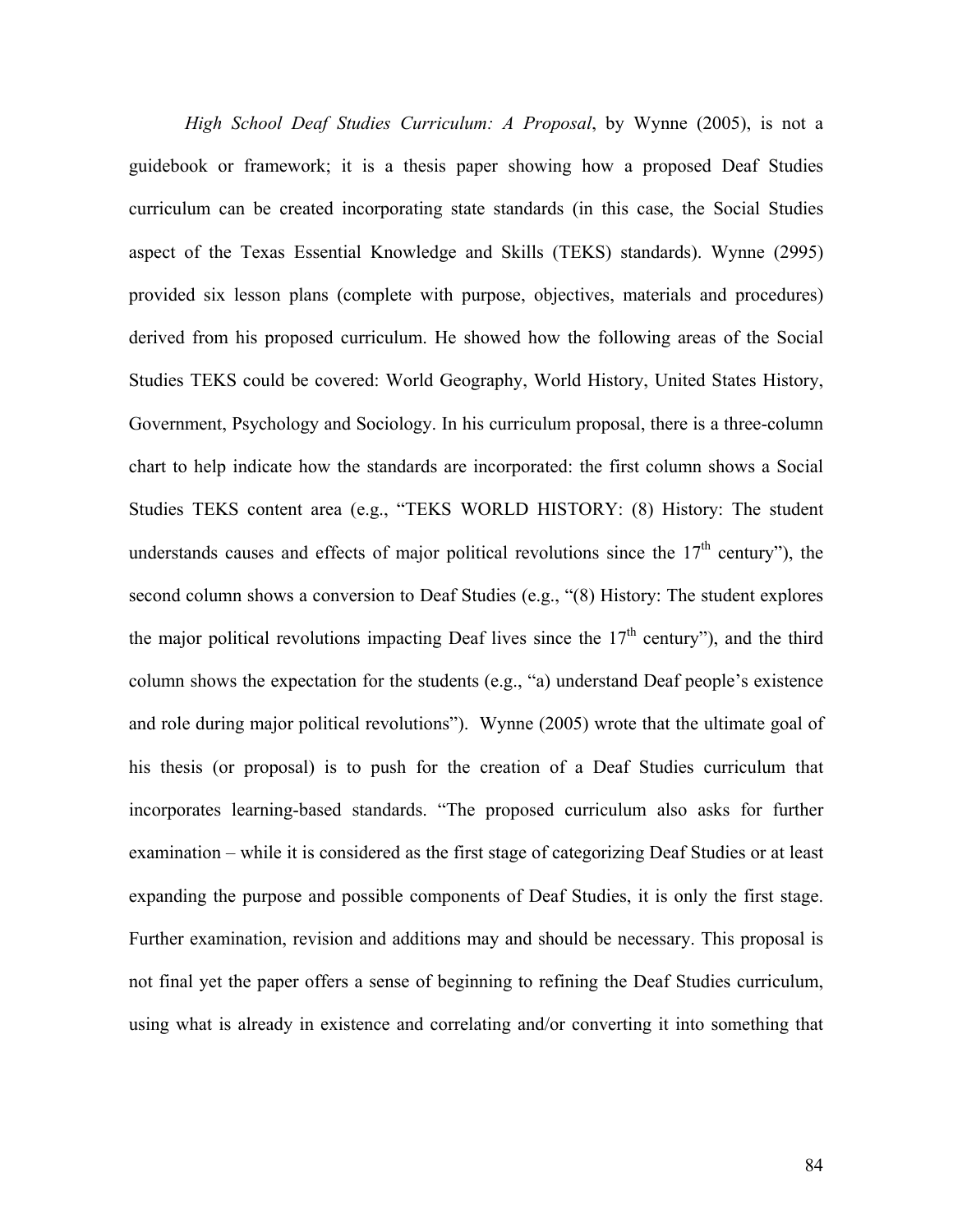*High School Deaf Studies Curriculum: A Proposal*, by Wynne (2005), is not a guidebook or framework; it is a thesis paper showing how a proposed Deaf Studies curriculum can be created incorporating state standards (in this case, the Social Studies aspect of the Texas Essential Knowledge and Skills (TEKS) standards). Wynne (2995) provided six lesson plans (complete with purpose, objectives, materials and procedures) derived from his proposed curriculum. He showed how the following areas of the Social Studies TEKS could be covered: World Geography, World History, United States History, Government, Psychology and Sociology. In his curriculum proposal, there is a three-column chart to help indicate how the standards are incorporated: the first column shows a Social Studies TEKS content area (e.g., "TEKS WORLD HISTORY: (8) History: The student understands causes and effects of major political revolutions since the 17th century"), the second column shows a conversion to Deaf Studies (e.g., "(8) History: The student explores the major political revolutions impacting Deaf lives since the 17th century"), and the third column shows the expectation for the students (e.g., "a) understand Deaf people's existence and role during major political revolutions"). Wynne (2005) wrote that the ultimate goal of his thesis (or proposal) is to push for the creation of a Deaf Studies curriculum that incorporates learning-based standards. "The proposed curriculum also asks for further examination – while it is considered as the first stage of categorizing Deaf Studies or at least expanding the purpose and possible components of Deaf Studies, it is only the first stage. Further examination, revision and additions may and should be necessary. This proposal is not final yet the paper offers a sense of beginning to refining the Deaf Studies curriculum, using what is already in existence and correlating and/or converting it into something that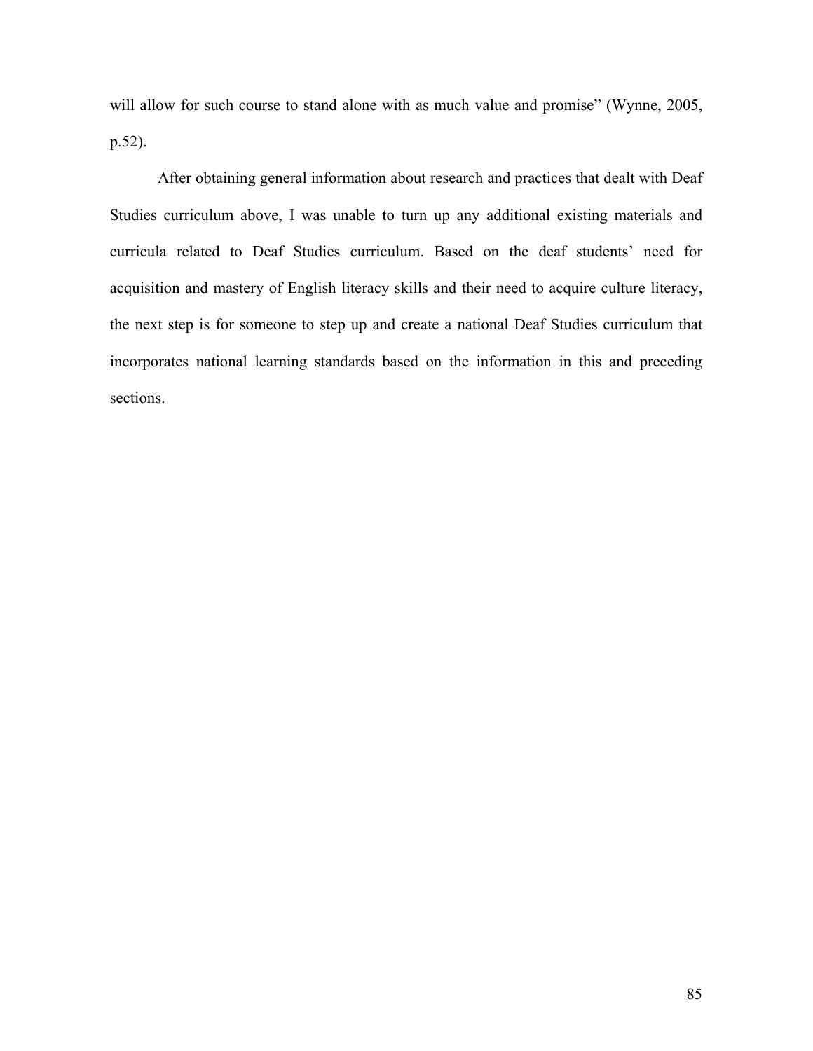will allow for such course to stand alone with as much value and promise" (Wynne, 2005, p.52).

After obtaining general information about research and practices that dealt with Deaf Studies curriculum above, I was unable to turn up any additional existing materials and curricula related to Deaf Studies curriculum. Based on the deaf students' need for acquisition and mastery of English literacy skills and their need to acquire culture literacy, the next step is for someone to step up and create a national Deaf Studies curriculum that incorporates national learning standards based on the information in this and preceding sections.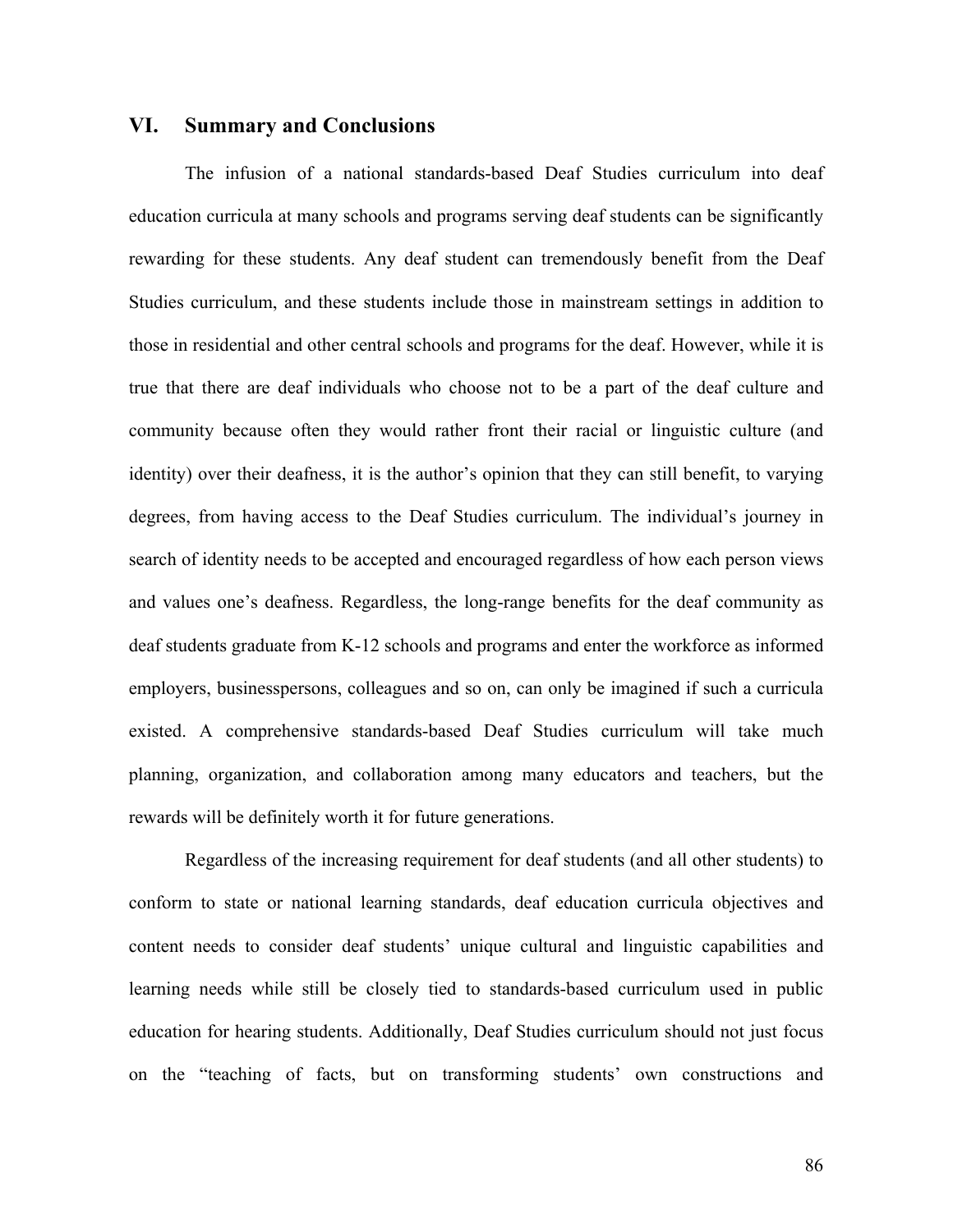## VI. Summary and Conclusions

The infusion of a national standards-based Deaf Studies curriculum into deaf education curricula at many schools and programs serving deaf students can be significantly rewarding for these students. Any deaf student can tremendously benefit from the Deaf Studies curriculum, and these students include those in mainstream settings in addition to those in residential and other central schools and programs for the deaf. However, while it is true that there are deaf individuals who choose not to be a part of the deaf culture and community because often they would rather front their racial or linguistic culture (and identity) over their deafness, it is the author's opinion that they can still benefit, to varying degrees, from having access to the Deaf Studies curriculum. The individual's journey in search of identity needs to be accepted and encouraged regardless of how each person views and values one's deafness. Regardless, the long-range benefits for the deaf community as deaf students graduate from K-12 schools and programs and enter the workforce as informed employers, businesspersons, colleagues and so on, can only be imagined if such a curricula existed. A comprehensive standards-based Deaf Studies curriculum will take much planning, organization, and collaboration among many educators and teachers, but the rewards will be definitely worth it for future generations.

Regardless of the increasing requirement for deaf students (and all other students) to conform to state or national learning standards, deaf education curricula objectives and content needs to consider deaf students' unique cultural and linguistic capabilities and learning needs while still be closely tied to standards-based curriculum used in public education for hearing students. Additionally, Deaf Studies curriculum should not just focus on the "teaching of facts, but on transforming students' own constructions and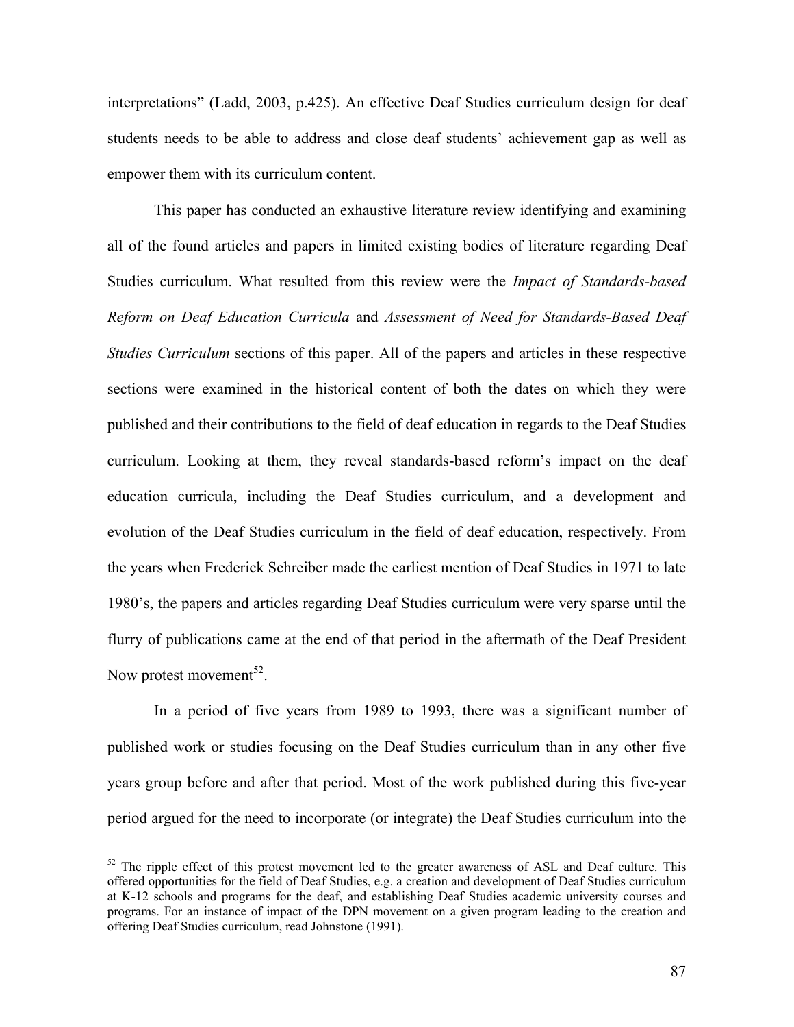interpretations" (Ladd, 2003, p.425). An effective Deaf Studies curriculum design for deaf students needs to be able to address and close deaf students' achievement gap as well as empower them with its curriculum content.

This paper has conducted an exhaustive literature review identifying and examining all of the found articles and papers in limited existing bodies of literature regarding Deaf Studies curriculum. What resulted from this review were the *Impact of Standards-based Reform on Deaf Education Curricula* and *Assessment of Need for Standards-Based Deaf Studies Curriculum* sections of this paper. All of the papers and articles in these respective sections were examined in the historical content of both the dates on which they were published and their contributions to the field of deaf education in regards to the Deaf Studies curriculum. Looking at them, they reveal standards-based reform's impact on the deaf education curricula, including the Deaf Studies curriculum, and a development and evolution of the Deaf Studies curriculum in the field of deaf education, respectively. From the years when Frederick Schreiber made the earliest mention of Deaf Studies in 1971 to late 1980's, the papers and articles regarding Deaf Studies curriculum were very sparse until the flurry of publications came at the end of that period in the aftermath of the Deaf President Now protest movement[52].

In a period of five years from 1989 to 1993, there was a significant number of published work or studies focusing on the Deaf Studies curriculum than in any other five years group before and after that period. Most of the work published during this five-year period argued for the need to incorporate (or integrate) the Deaf Studies curriculum into the

[52] The ripple effect of this protest movement led to the greater awareness of ASL and Deaf culture. This offered opportunities for the field of Deaf Studies, e.g. a creation and development of Deaf Studies curriculum at K-12 schools and programs for the deaf, and establishing Deaf Studies academic university courses and programs. For an instance of impact of the DPN movement on a given program leading to the creation and offering Deaf Studies curriculum, read Johnstone (1991).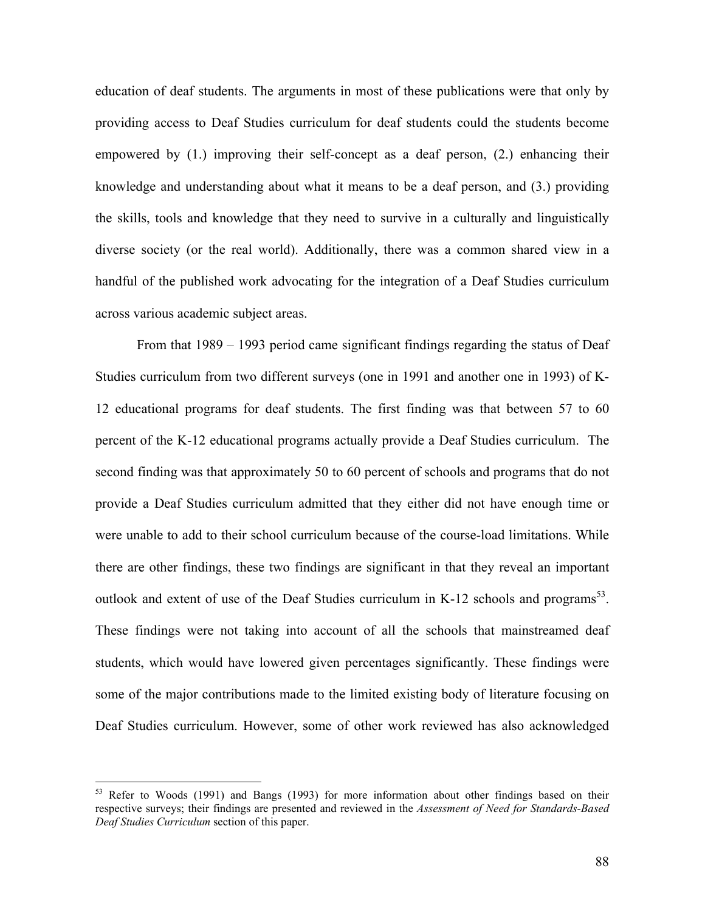education of deaf students. The arguments in most of these publications were that only by providing access to Deaf Studies curriculum for deaf students could the students become empowered by (1.) improving their self-concept as a deaf person, (2.) enhancing their knowledge and understanding about what it means to be a deaf person, and (3.) providing the skills, tools and knowledge that they need to survive in a culturally and linguistically diverse society (or the real world). Additionally, there was a common shared view in a handful of the published work advocating for the integration of a Deaf Studies curriculum across various academic subject areas.

From that 1989 – 1993 period came significant findings regarding the status of Deaf Studies curriculum from two different surveys (one in 1991 and another one in 1993) of K-12 educational programs for deaf students. The first finding was that between 57 to 60 percent of the K-12 educational programs actually provide a Deaf Studies curriculum. The second finding was that approximately 50 to 60 percent of schools and programs that do not provide a Deaf Studies curriculum admitted that they either did not have enough time or were unable to add to their school curriculum because of the course-load limitations. While there are other findings, these two findings are significant in that they reveal an important outlook and extent of use of the Deaf Studies curriculum in K-12 schools and programs[53]. These findings were not taking into account of all the schools that mainstreamed deaf students, which would have lowered given percentages significantly. These findings were some of the major contributions made to the limited existing body of literature focusing on Deaf Studies curriculum. However, some of other work reviewed has also acknowledged

---

[53] Refer to Woods (1991) and Bangs (1993) for more information about other findings based on their respective surveys; their findings are presented and reviewed in the *Assessment of Need for Standards-Based Deaf Studies Curriculum* section of this paper.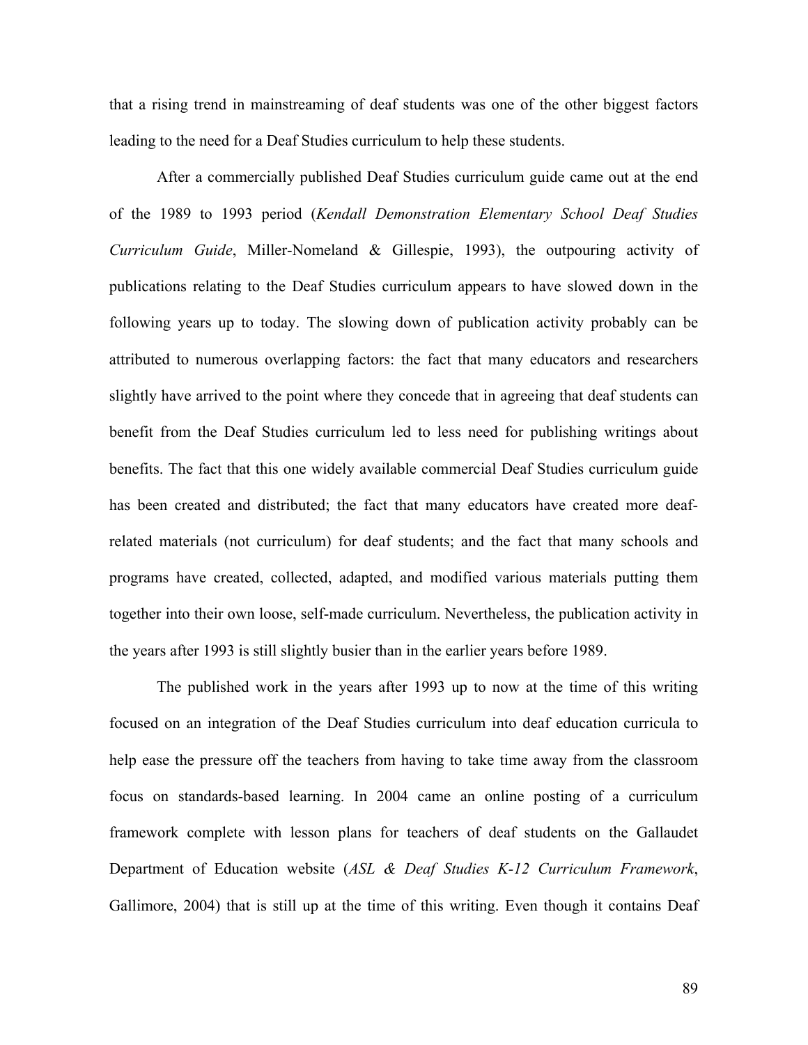that a rising trend in mainstreaming of deaf students was one of the other biggest factors leading to the need for a Deaf Studies curriculum to help these students.

After a commercially published Deaf Studies curriculum guide came out at the end of the 1989 to 1993 period (*Kendall Demonstration Elementary School Deaf Studies Curriculum Guide*, Miller-Nomeland & Gillespie, 1993), the outpouring activity of publications relating to the Deaf Studies curriculum appears to have slowed down in the following years up to today. The slowing down of publication activity probably can be attributed to numerous overlapping factors: the fact that many educators and researchers slightly have arrived to the point where they concede that in agreeing that deaf students can benefit from the Deaf Studies curriculum led to less need for publishing writings about benefits. The fact that this one widely available commercial Deaf Studies curriculum guide has been created and distributed; the fact that many educators have created more deaf-related materials (not curriculum) for deaf students; and the fact that many schools and programs have created, collected, adapted, and modified various materials putting them together into their own loose, self-made curriculum. Nevertheless, the publication activity in the years after 1993 is still slightly busier than in the earlier years before 1989.

The published work in the years after 1993 up to now at the time of this writing focused on an integration of the Deaf Studies curriculum into deaf education curricula to help ease the pressure off the teachers from having to take time away from the classroom focus on standards-based learning. In 2004 came an online posting of a curriculum framework complete with lesson plans for teachers of deaf students on the Gallaudet Department of Education website (*ASL & Deaf Studies K-12 Curriculum Framework*, Gallimore, 2004) that is still up at the time of this writing. Even though it contains Deaf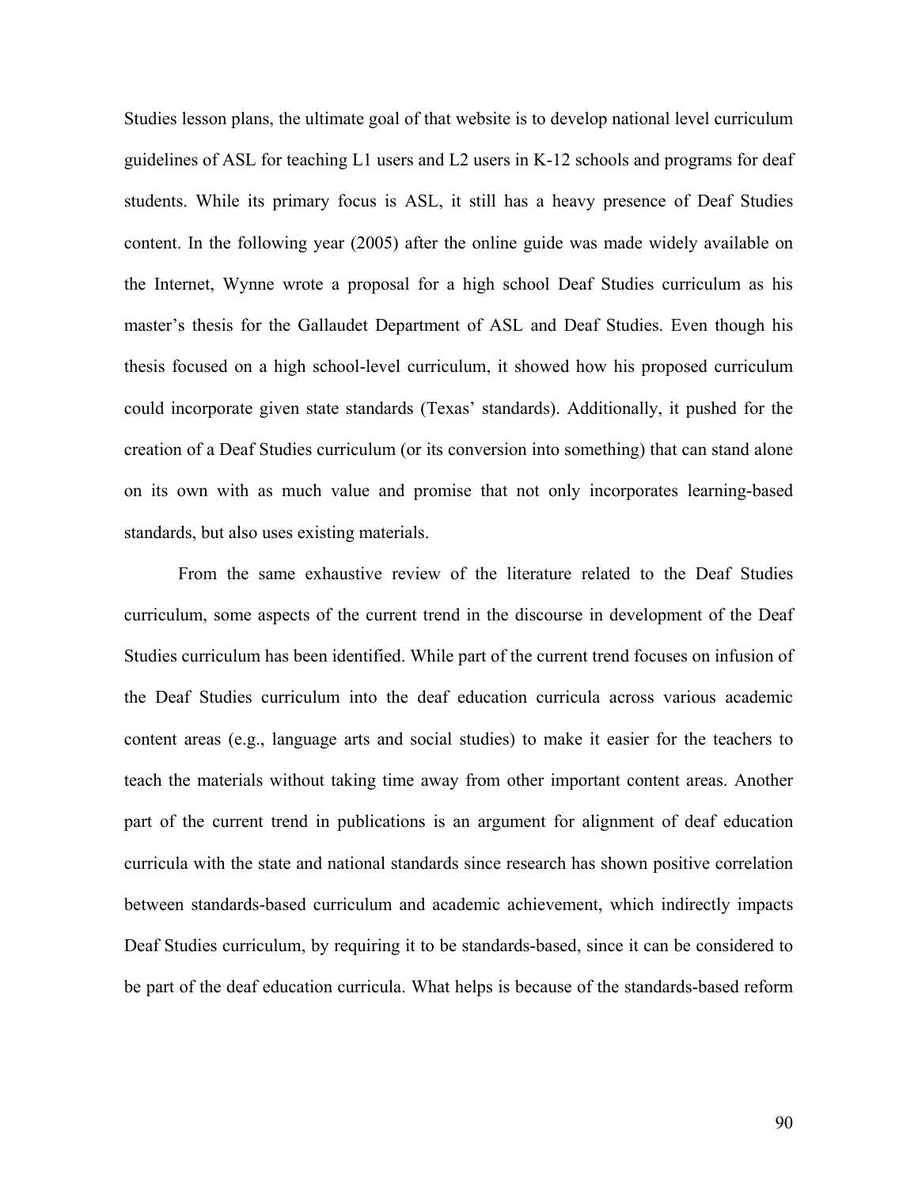Studies lesson plans, the ultimate goal of that website is to develop national level curriculum guidelines of ASL for teaching L1 users and L2 users in K-12 schools and programs for deaf students. While its primary focus is ASL, it still has a heavy presence of Deaf Studies content. In the following year (2005) after the online guide was made widely available on the Internet, Wynne wrote a proposal for a high school Deaf Studies curriculum as his master's thesis for the Gallaudet Department of ASL and Deaf Studies. Even though his thesis focused on a high school-level curriculum, it showed how his proposed curriculum could incorporate given state standards (Texas' standards). Additionally, it pushed for the creation of a Deaf Studies curriculum (or its conversion into something) that can stand alone on its own with as much value and promise that not only incorporates learning-based standards, but also uses existing materials.

From the same exhaustive review of the literature related to the Deaf Studies curriculum, some aspects of the current trend in the discourse in development of the Deaf Studies curriculum has been identified. While part of the current trend focuses on infusion of the Deaf Studies curriculum into the deaf education curricula across various academic content areas (e.g., language arts and social studies) to make it easier for the teachers to teach the materials without taking time away from other important content areas. Another part of the current trend in publications is an argument for alignment of deaf education curricula with the state and national standards since research has shown positive correlation between standards-based curriculum and academic achievement, which indirectly impacts Deaf Studies curriculum, by requiring it to be standards-based, since it can be considered to be part of the deaf education curricula. What helps is because of the standards-based reform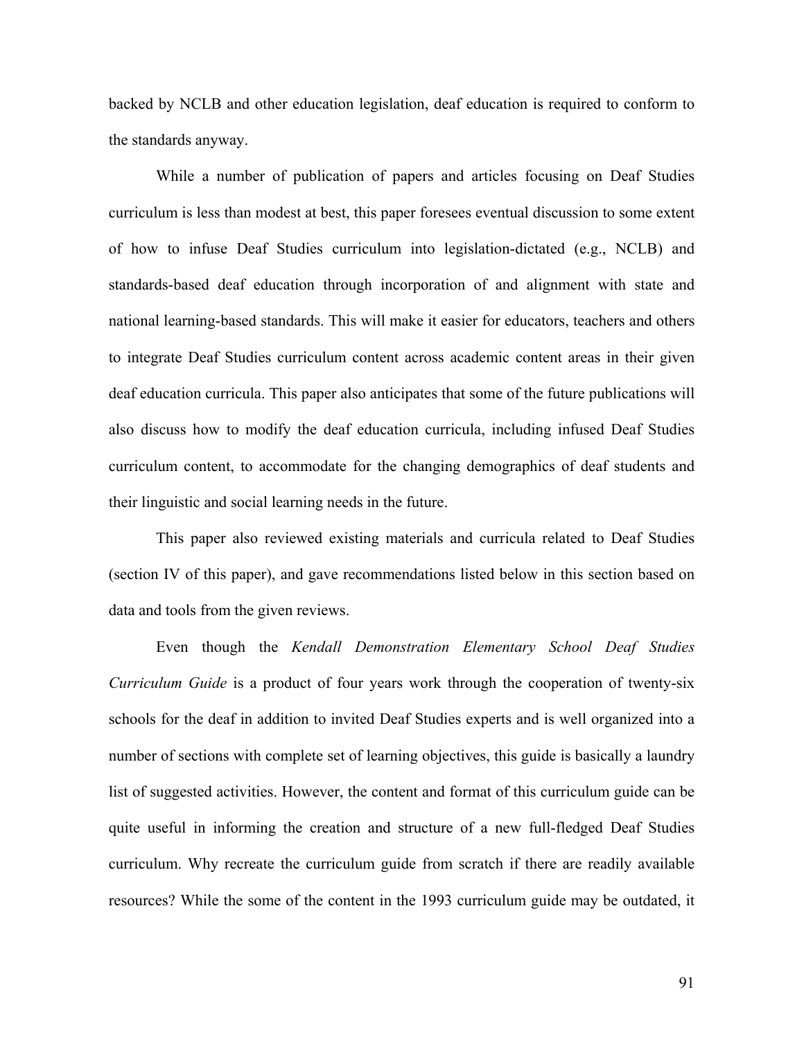backed by NCLB and other education legislation, deaf education is required to conform to the standards anyway.

While a number of publication of papers and articles focusing on Deaf Studies curriculum is less than modest at best, this paper foresees eventual discussion to some extent of how to infuse Deaf Studies curriculum into legislation-dictated (e.g., NCLB) and standards-based deaf education through incorporation of and alignment with state and national learning-based standards. This will make it easier for educators, teachers and others to integrate Deaf Studies curriculum content across academic content areas in their given deaf education curricula. This paper also anticipates that some of the future publications will also discuss how to modify the deaf education curricula, including infused Deaf Studies curriculum content, to accommodate for the changing demographics of deaf students and their linguistic and social learning needs in the future.

This paper also reviewed existing materials and curricula related to Deaf Studies (section IV of this paper), and gave recommendations listed below in this section based on data and tools from the given reviews.

Even though the *Kendall Demonstration Elementary School Deaf Studies Curriculum Guide* is a product of four years work through the cooperation of twenty-six schools for the deaf in addition to invited Deaf Studies experts and is well organized into a number of sections with complete set of learning objectives, this guide is basically a laundry list of suggested activities. However, the content and format of this curriculum guide can be quite useful in informing the creation and structure of a new full-fledged Deaf Studies curriculum. Why recreate the curriculum guide from scratch if there are readily available resources? While the some of the content in the 1993 curriculum guide may be outdated, it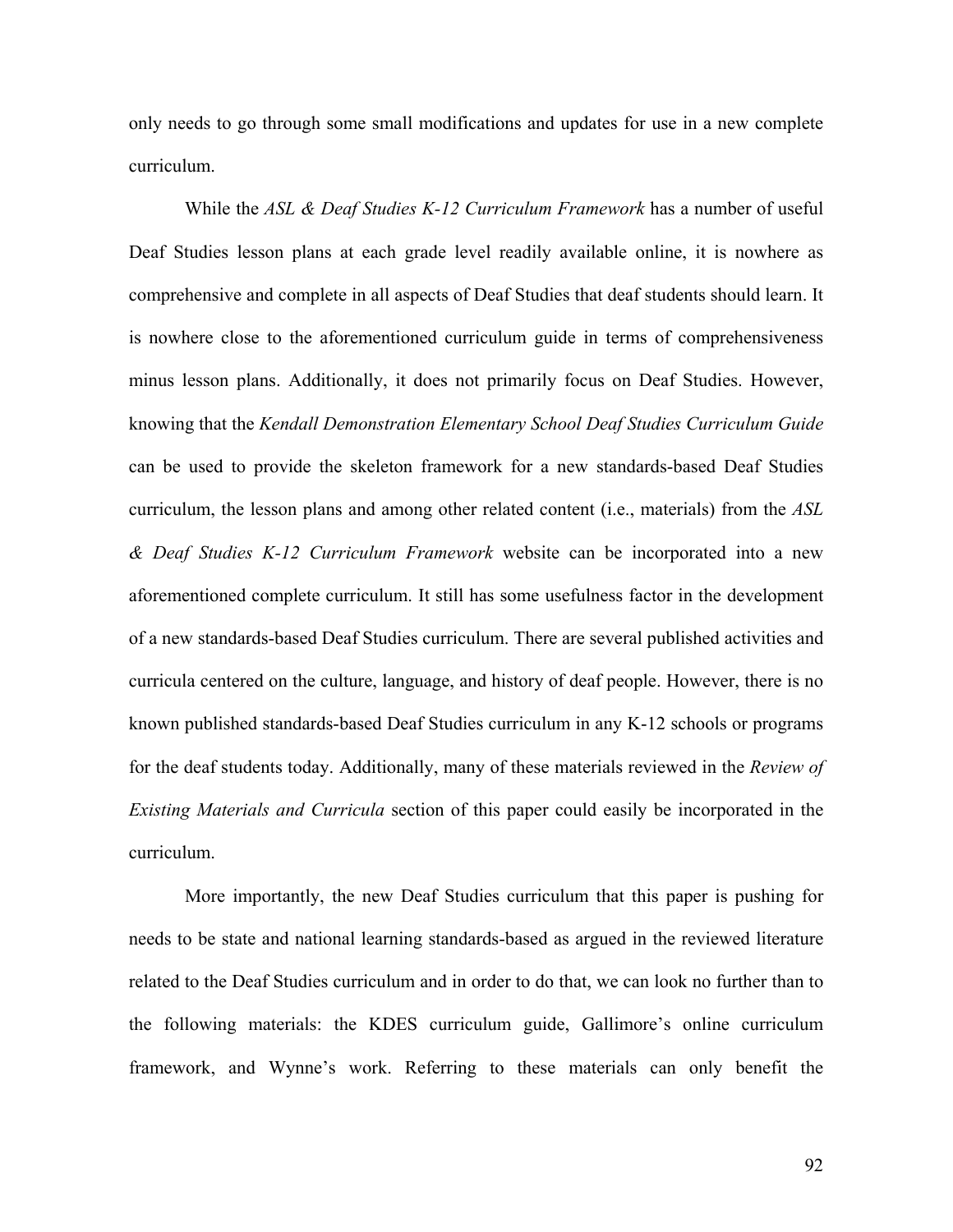only needs to go through some small modifications and updates for use in a new complete curriculum.

While the *ASL & Deaf Studies K-12 Curriculum Framework* has a number of useful Deaf Studies lesson plans at each grade level readily available online, it is nowhere as comprehensive and complete in all aspects of Deaf Studies that deaf students should learn. It is nowhere close to the aforementioned curriculum guide in terms of comprehensiveness minus lesson plans. Additionally, it does not primarily focus on Deaf Studies. However, knowing that the *Kendall Demonstration Elementary School Deaf Studies Curriculum Guide* can be used to provide the skeleton framework for a new standards-based Deaf Studies curriculum, the lesson plans and among other related content (i.e., materials) from the *ASL & Deaf Studies K-12 Curriculum Framework* website can be incorporated into a new aforementioned complete curriculum. It still has some usefulness factor in the development of a new standards-based Deaf Studies curriculum. There are several published activities and curricula centered on the culture, language, and history of deaf people. However, there is no known published standards-based Deaf Studies curriculum in any K-12 schools or programs for the deaf students today. Additionally, many of these materials reviewed in the *Review of Existing Materials and Curricula* section of this paper could easily be incorporated in the curriculum.

More importantly, the new Deaf Studies curriculum that this paper is pushing for needs to be state and national learning standards-based as argued in the reviewed literature related to the Deaf Studies curriculum and in order to do that, we can look no further than to the following materials: the KDES curriculum guide, Gallimore's online curriculum framework, and Wynne's work. Referring to these materials can only benefit the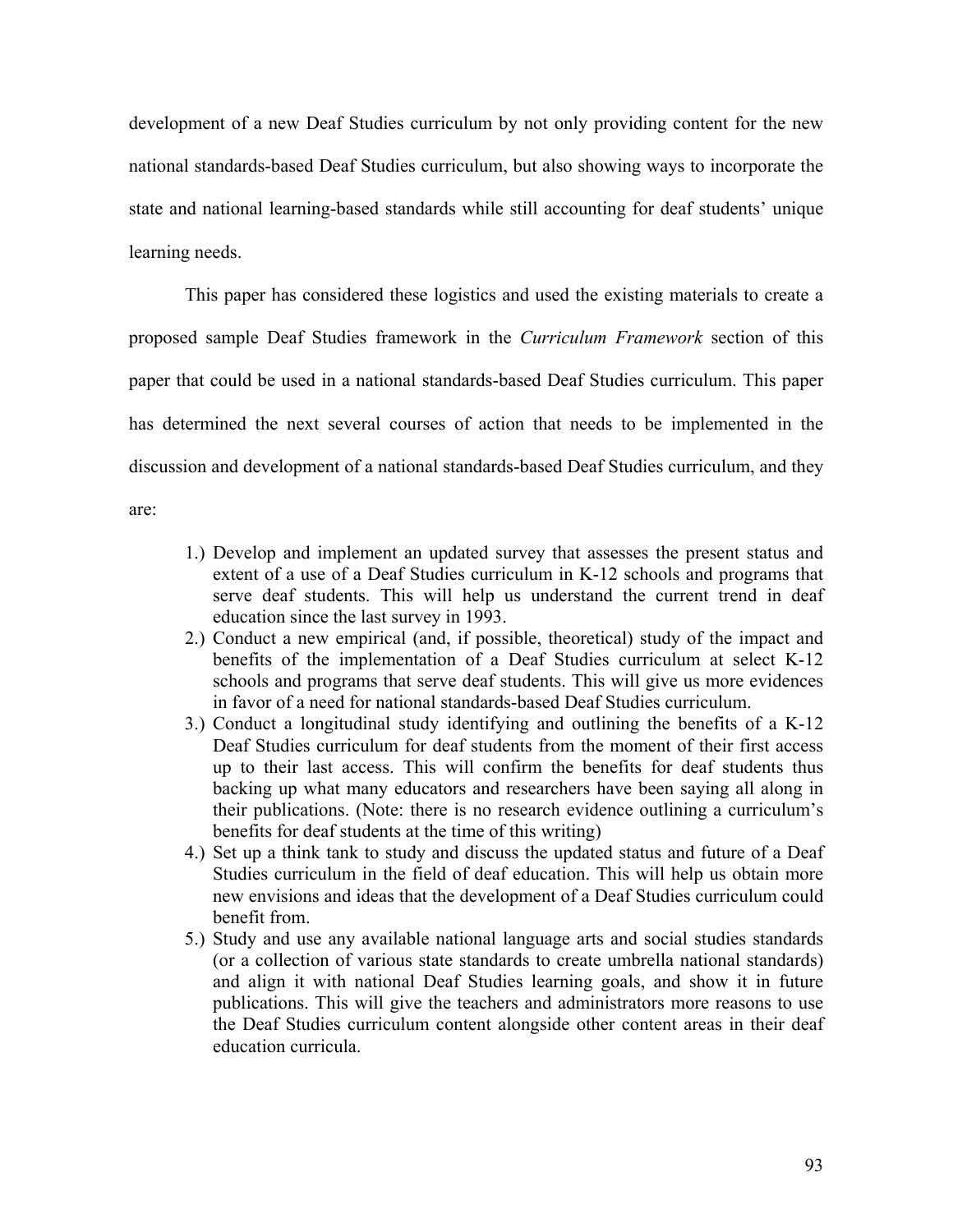development of a new Deaf Studies curriculum by not only providing content for the new national standards-based Deaf Studies curriculum, but also showing ways to incorporate the state and national learning-based standards while still accounting for deaf students' unique learning needs.

This paper has considered these logistics and used the existing materials to create a proposed sample Deaf Studies framework in the *Curriculum Framework* section of this paper that could be used in a national standards-based Deaf Studies curriculum. This paper has determined the next several courses of action that needs to be implemented in the discussion and development of a national standards-based Deaf Studies curriculum, and they are:

1.) Develop and implement an updated survey that assesses the present status and extent of a use of a Deaf Studies curriculum in K-12 schools and programs that serve deaf students. This will help us understand the current trend in deaf education since the last survey in 1993.
2.) Conduct a new empirical (and, if possible, theoretical) study of the impact and benefits of the implementation of a Deaf Studies curriculum at select K-12 schools and programs that serve deaf students. This will give us more evidences in favor of a need for national standards-based Deaf Studies curriculum.
3.) Conduct a longitudinal study identifying and outlining the benefits of a K-12 Deaf Studies curriculum for deaf students from the moment of their first access up to their last access. This will confirm the benefits for deaf students thus backing up what many educators and researchers have been saying all along in their publications. (Note: there is no research evidence outlining a curriculum's benefits for deaf students at the time of this writing)
4.) Set up a think tank to study and discuss the updated status and future of a Deaf Studies curriculum in the field of deaf education. This will help us obtain more new envisions and ideas that the development of a Deaf Studies curriculum could benefit from.
5.) Study and use any available national language arts and social studies standards (or a collection of various state standards to create umbrella national standards) and align it with national Deaf Studies learning goals, and show it in future publications. This will give the teachers and administrators more reasons to use the Deaf Studies curriculum content alongside other content areas in their deaf education curricula.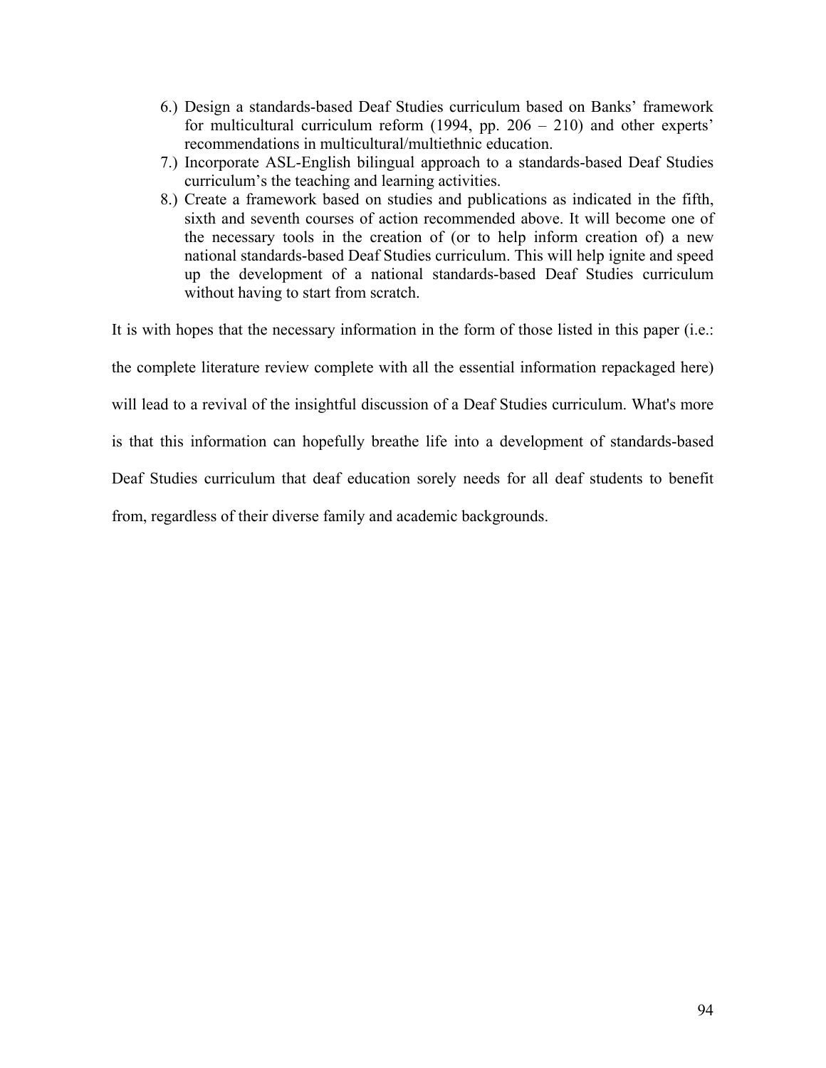6.) Design a standards-based Deaf Studies curriculum based on Banks' framework for multicultural curriculum reform (1994, pp. 206 – 210) and other experts' recommendations in multicultural/multiethnic education.
7.) Incorporate ASL-English bilingual approach to a standards-based Deaf Studies curriculum's the teaching and learning activities.
8.) Create a framework based on studies and publications as indicated in the fifth, sixth and seventh courses of action recommended above. It will become one of the necessary tools in the creation of (or to help inform creation of) a new national standards-based Deaf Studies curriculum. This will help ignite and speed up the development of a national standards-based Deaf Studies curriculum without having to start from scratch.

It is with hopes that the necessary information in the form of those listed in this paper (i.e.: the complete literature review complete with all the essential information repackaged here) will lead to a revival of the insightful discussion of a Deaf Studies curriculum. What's more is that this information can hopefully breathe life into a development of standards-based Deaf Studies curriculum that deaf education sorely needs for all deaf students to benefit from, regardless of their diverse family and academic backgrounds.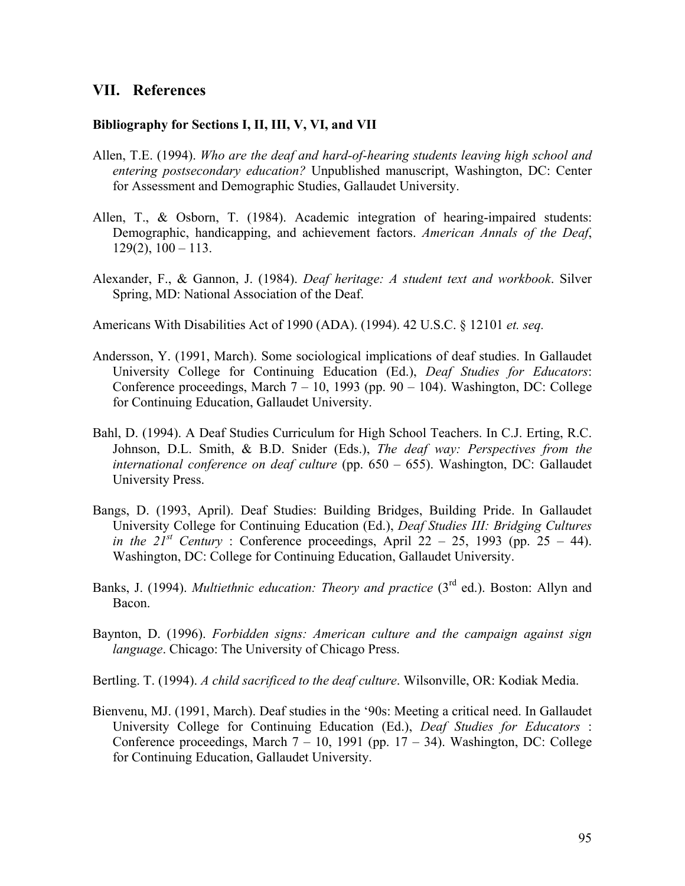## VII. References

### Bibliography for Sections I, II, III, V, VI, and VII

Allen, T.E. (1994). *Who are the deaf and hard-of-hearing students leaving high school and entering postsecondary education?* Unpublished manuscript, Washington, DC: Center for Assessment and Demographic Studies, Gallaudet University.

Allen, T., & Osborn, T. (1984). Academic integration of hearing-impaired students: Demographic, handicapping, and achievement factors. *American Annals of the Deaf*, 129(2), 100 – 113.

Alexander, F., & Gannon, J. (1984). *Deaf heritage: A student text and workbook*. Silver Spring, MD: National Association of the Deaf.

Americans With Disabilities Act of 1990 (ADA). (1994). 42 U.S.C. § 12101 *et. seq.*

Andersson, Y. (1991, March). Some sociological implications of deaf studies. In Gallaudet University College for Continuing Education (Ed.), *Deaf Studies for Educators*: Conference proceedings, March 7 – 10, 1993 (pp. 90 – 104). Washington, DC: College for Continuing Education, Gallaudet University.

Bahl, D. (1994). A Deaf Studies Curriculum for High School Teachers. In C.J. Erting, R.C. Johnson, D.L. Smith, & B.D. Snider (Eds.), *The deaf way: Perspectives from the international conference on deaf culture* (pp. 650 – 655). Washington, DC: Gallaudet University Press.

Bangs, D. (1993, April). Deaf Studies: Building Bridges, Building Pride. In Gallaudet University College for Continuing Education (Ed.), *Deaf Studies III: Bridging Cultures in the 21st Century* : Conference proceedings, April 22 – 25, 1993 (pp. 25 – 44). Washington, DC: College for Continuing Education, Gallaudet University.

Banks, J. (1994). *Multiethnic education: Theory and practice* (3rd ed.). Boston: Allyn and Bacon.

Baynton, D. (1996). *Forbidden signs: American culture and the campaign against sign language*. Chicago: The University of Chicago Press.

Bertling. T. (1994). *A child sacrificed to the deaf culture*. Wilsonville, OR: Kodiak Media.

Bienvenu, MJ. (1991, March). Deaf studies in the '90s: Meeting a critical need. In Gallaudet University College for Continuing Education (Ed.), *Deaf Studies for Educators* : Conference proceedings, March 7 – 10, 1991 (pp. 17 – 34). Washington, DC: College for Continuing Education, Gallaudet University.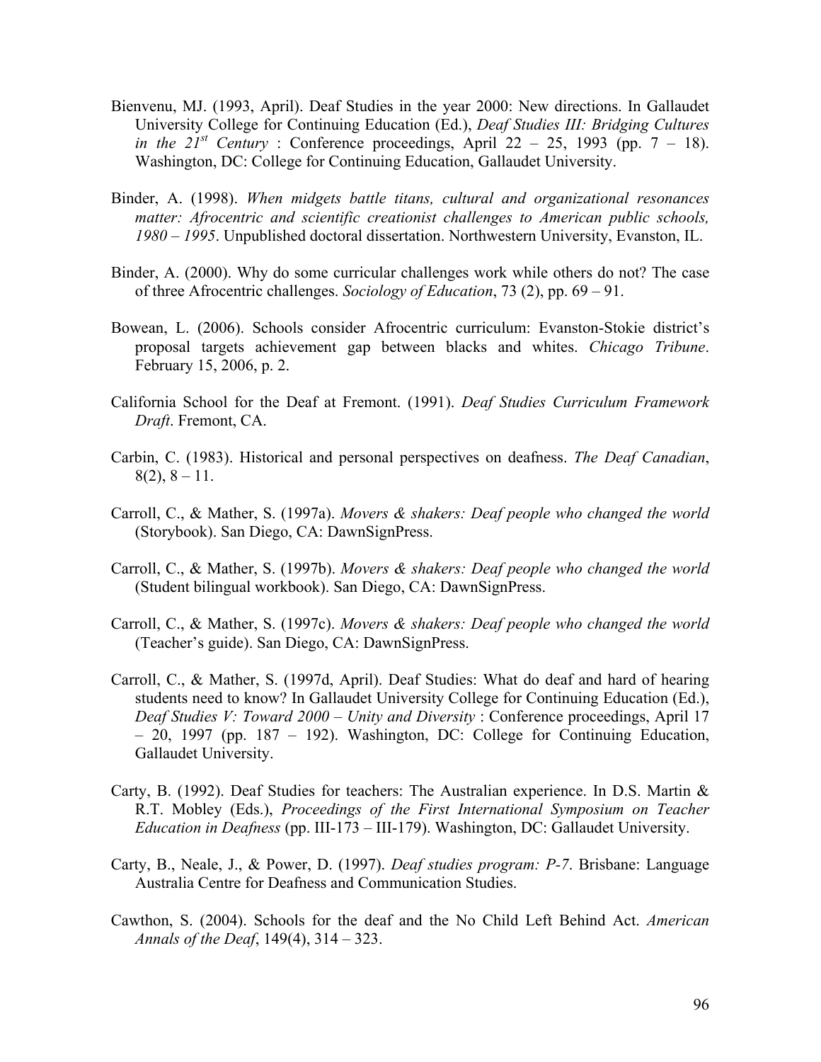Bienvenu, MJ. (1993, April). Deaf Studies in the year 2000: New directions. In Gallaudet University College for Continuing Education (Ed.), *Deaf Studies III: Bridging Cultures in the 21st Century* : Conference proceedings, April 22 – 25, 1993 (pp. 7 – 18). Washington, DC: College for Continuing Education, Gallaudet University.

Binder, A. (1998). *When midgets battle titans, cultural and organizational resonances matter: Afrocentric and scientific creationist challenges to American public schools, 1980 – 1995*. Unpublished doctoral dissertation. Northwestern University, Evanston, IL.

Binder, A. (2000). Why do some curricular challenges work while others do not? The case of three Afrocentric challenges. *Sociology of Education*, 73 (2), pp. 69 – 91.

Bowean, L. (2006). Schools consider Afrocentric curriculum: Evanston-Stokie district's proposal targets achievement gap between blacks and whites. *Chicago Tribune*. February 15, 2006, p. 2.

California School for the Deaf at Fremont. (1991). *Deaf Studies Curriculum Framework Draft*. Fremont, CA.

Carbin, C. (1983). Historical and personal perspectives on deafness. *The Deaf Canadian*, 8(2), 8 – 11.

Carroll, C., & Mather, S. (1997a). *Movers & shakers: Deaf people who changed the world* (Storybook). San Diego, CA: DawnSignPress.

Carroll, C., & Mather, S. (1997b). *Movers & shakers: Deaf people who changed the world* (Student bilingual workbook). San Diego, CA: DawnSignPress.

Carroll, C., & Mather, S. (1997c). *Movers & shakers: Deaf people who changed the world* (Teacher's guide). San Diego, CA: DawnSignPress.

Carroll, C., & Mather, S. (1997d, April). Deaf Studies: What do deaf and hard of hearing students need to know? In Gallaudet University College for Continuing Education (Ed.), *Deaf Studies V: Toward 2000 – Unity and Diversity* : Conference proceedings, April 17 – 20, 1997 (pp. 187 – 192). Washington, DC: College for Continuing Education, Gallaudet University.

Carty, B. (1992). Deaf Studies for teachers: The Australian experience. In D.S. Martin & R.T. Mobley (Eds.), *Proceedings of the First International Symposium on Teacher Education in Deafness* (pp. III-173 – III-179). Washington, DC: Gallaudet University.

Carty, B., Neale, J., & Power, D. (1997). *Deaf studies program: P-7*. Brisbane: Language Australia Centre for Deafness and Communication Studies.

Cawthon, S. (2004). Schools for the deaf and the No Child Left Behind Act. *American Annals of the Deaf*, 149(4), 314 – 323.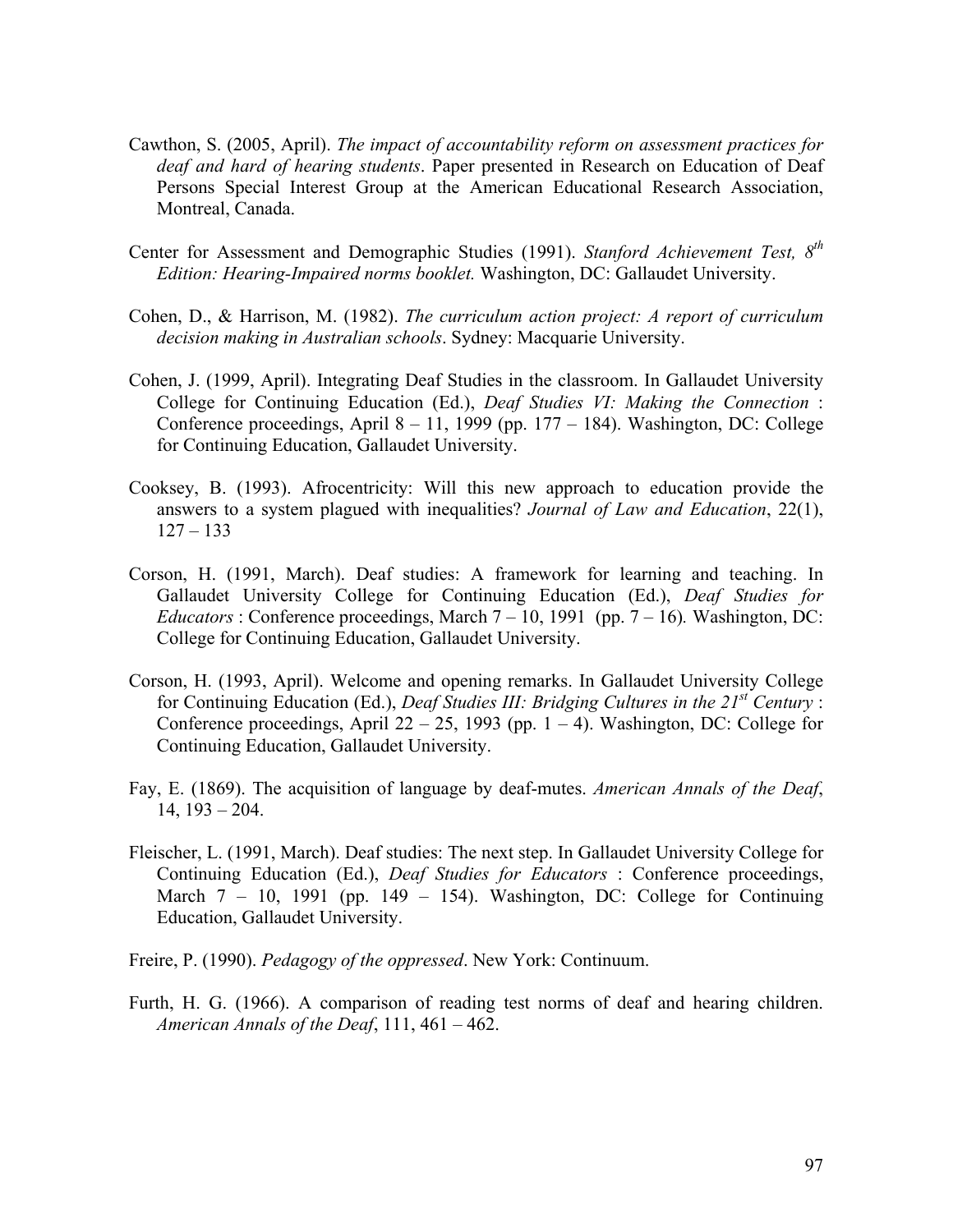Cawthon, S. (2005, April). *The impact of accountability reform on assessment practices for deaf and hard of hearing students*. Paper presented in Research on Education of Deaf Persons Special Interest Group at the American Educational Research Association, Montreal, Canada.

Center for Assessment and Demographic Studies (1991). *Stanford Achievement Test, 8th Edition: Hearing-Impaired norms booklet.* Washington, DC: Gallaudet University.

Cohen, D., & Harrison, M. (1982). *The curriculum action project: A report of curriculum decision making in Australian schools*. Sydney: Macquarie University.

Cohen, J. (1999, April). Integrating Deaf Studies in the classroom. In Gallaudet University College for Continuing Education (Ed.), *Deaf Studies VI: Making the Connection* : Conference proceedings, April 8 – 11, 1999 (pp. 177 – 184). Washington, DC: College for Continuing Education, Gallaudet University.

Cooksey, B. (1993). Afrocentricity: Will this new approach to education provide the answers to a system plagued with inequalities? *Journal of Law and Education*, 22(1), 127 – 133

Corson, H. (1991, March). Deaf studies: A framework for learning and teaching. In Gallaudet University College for Continuing Education (Ed.), *Deaf Studies for Educators* : Conference proceedings, March 7 – 10, 1991 (pp. 7 – 16). Washington, DC: College for Continuing Education, Gallaudet University.

Corson, H. (1993, April). Welcome and opening remarks. In Gallaudet University College for Continuing Education (Ed.), *Deaf Studies III: Bridging Cultures in the 21st Century* : Conference proceedings, April 22 – 25, 1993 (pp. 1 – 4). Washington, DC: College for Continuing Education, Gallaudet University.

Fay, E. (1869). The acquisition of language by deaf-mutes. *American Annals of the Deaf*, 14, 193 – 204.

Fleischer, L. (1991, March). Deaf studies: The next step. In Gallaudet University College for Continuing Education (Ed.), *Deaf Studies for Educators* : Conference proceedings, March 7 – 10, 1991 (pp. 149 – 154). Washington, DC: College for Continuing Education, Gallaudet University.

Freire, P. (1990). *Pedagogy of the oppressed*. New York: Continuum.

Furth, H. G. (1966). A comparison of reading test norms of deaf and hearing children. *American Annals of the Deaf*, 111, 461 – 462.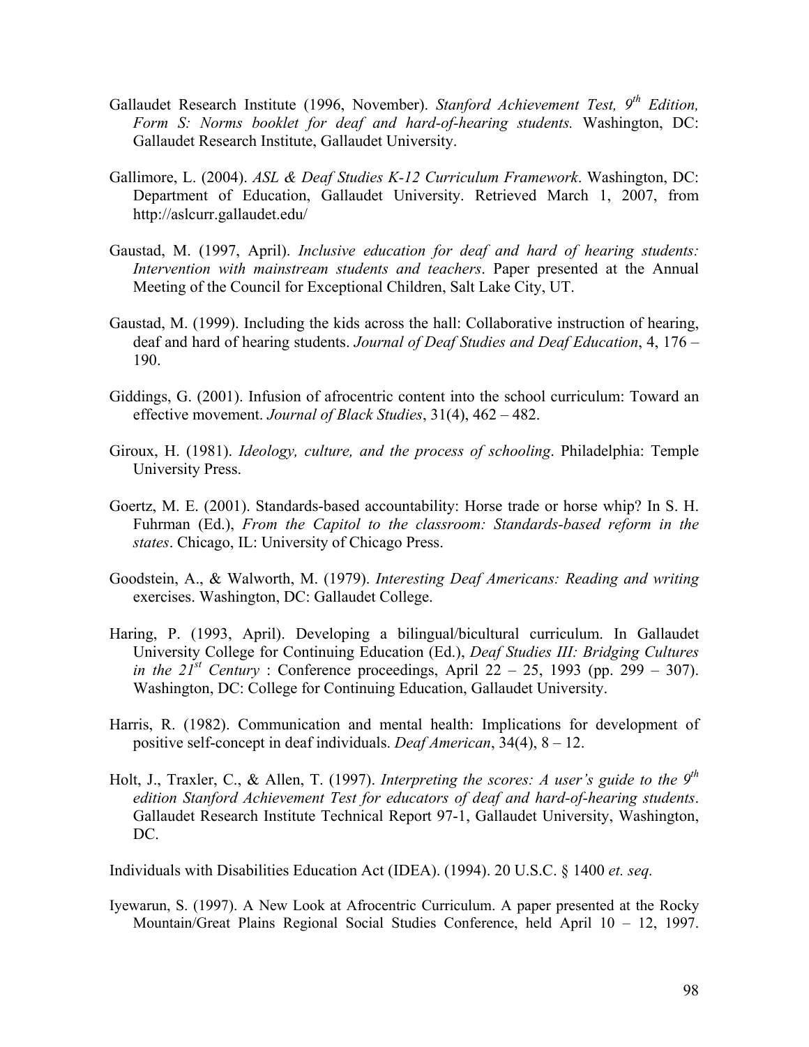Gallaudet Research Institute (1996, November). *Stanford Achievement Test, 9th Edition, Form S: Norms booklet for deaf and hard-of-hearing students.* Washington, DC: Gallaudet Research Institute, Gallaudet University.

Gallimore, L. (2004). *ASL & Deaf Studies K-12 Curriculum Framework*. Washington, DC: Department of Education, Gallaudet University. Retrieved March 1, 2007, from http://aslcurr.gallaudet.edu/

Gaustad, M. (1997, April). *Inclusive education for deaf and hard of hearing students: Intervention with mainstream students and teachers*. Paper presented at the Annual Meeting of the Council for Exceptional Children, Salt Lake City, UT.

Gaustad, M. (1999). Including the kids across the hall: Collaborative instruction of hearing, deaf and hard of hearing students. *Journal of Deaf Studies and Deaf Education*, 4, 176 – 190.

Giddings, G. (2001). Infusion of afrocentric content into the school curriculum: Toward an effective movement. *Journal of Black Studies*, 31(4), 462 – 482.

Giroux, H. (1981). *Ideology, culture, and the process of schooling*. Philadelphia: Temple University Press.

Goertz, M. E. (2001). Standards-based accountability: Horse trade or horse whip? In S. H. Fuhrman (Ed.), *From the Capitol to the classroom: Standards-based reform in the states*. Chicago, IL: University of Chicago Press.

Goodstein, A., & Walworth, M. (1979). *Interesting Deaf Americans: Reading and writing* exercises. Washington, DC: Gallaudet College.

Haring, P. (1993, April). Developing a bilingual/bicultural curriculum. In Gallaudet University College for Continuing Education (Ed.), *Deaf Studies III: Bridging Cultures in the 21st Century* : Conference proceedings, April 22 – 25, 1993 (pp. 299 – 307). Washington, DC: College for Continuing Education, Gallaudet University.

Harris, R. (1982). Communication and mental health: Implications for development of positive self-concept in deaf individuals. *Deaf American*, 34(4), 8 – 12.

Holt, J., Traxler, C., & Allen, T. (1997). *Interpreting the scores: A user's guide to the 9th edition Stanford Achievement Test for educators of deaf and hard-of-hearing students*. Gallaudet Research Institute Technical Report 97-1, Gallaudet University, Washington, DC.

Individuals with Disabilities Education Act (IDEA). (1994). 20 U.S.C. § 1400 *et. seq.*

Iyewarun, S. (1997). A New Look at Afrocentric Curriculum. A paper presented at the Rocky Mountain/Great Plains Regional Social Studies Conference, held April 10 – 12, 1997.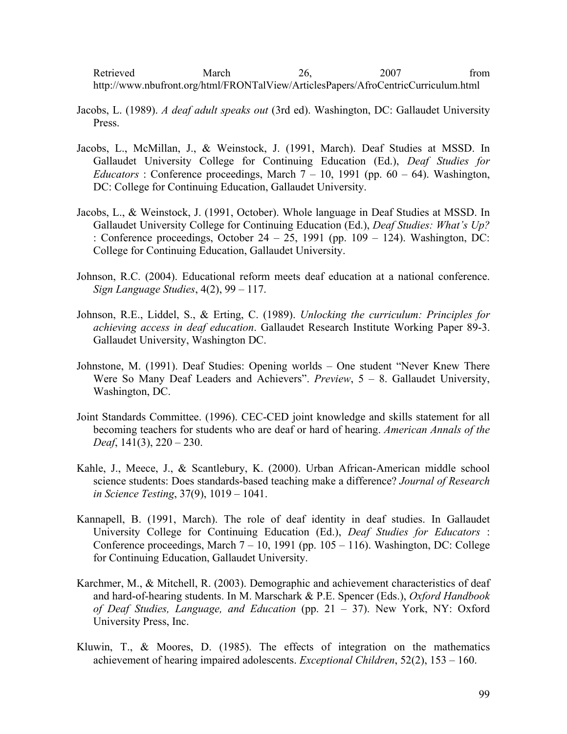Retrieved March 26, 2007 from http://www.nbufront.org/html/FRONTalView/ArticlesPapers/AfroCentricCurriculum.html

Jacobs, L. (1989). *A deaf adult speaks out* (3rd ed). Washington, DC: Gallaudet University Press.

Jacobs, L., McMillan, J., & Weinstock, J. (1991, March). Deaf Studies at MSSD. In Gallaudet University College for Continuing Education (Ed.), *Deaf Studies for Educators* : Conference proceedings, March 7 – 10, 1991 (pp. 60 – 64). Washington, DC: College for Continuing Education, Gallaudet University.

Jacobs, L., & Weinstock, J. (1991, October). Whole language in Deaf Studies at MSSD. In Gallaudet University College for Continuing Education (Ed.), *Deaf Studies: What's Up?* : Conference proceedings, October 24 – 25, 1991 (pp. 109 – 124). Washington, DC: College for Continuing Education, Gallaudet University.

Johnson, R.C. (2004). Educational reform meets deaf education at a national conference. *Sign Language Studies*, 4(2), 99 – 117.

Johnson, R.E., Liddel, S., & Erting, C. (1989). *Unlocking the curriculum: Principles for achieving access in deaf education*. Gallaudet Research Institute Working Paper 89-3. Gallaudet University, Washington DC.

Johnstone, M. (1991). Deaf Studies: Opening worlds – One student "Never Knew There Were So Many Deaf Leaders and Achievers". *Preview*, 5 – 8. Gallaudet University, Washington, DC.

Joint Standards Committee. (1996). CEC-CED joint knowledge and skills statement for all becoming teachers for students who are deaf or hard of hearing. *American Annals of the Deaf*, 141(3), 220 – 230.

Kahle, J., Meece, J., & Scantlebury, K. (2000). Urban African-American middle school science students: Does standards-based teaching make a difference? *Journal of Research in Science Testing*, 37(9), 1019 – 1041.

Kannapell, B. (1991, March). The role of deaf identity in deaf studies. In Gallaudet University College for Continuing Education (Ed.), *Deaf Studies for Educators* : Conference proceedings, March 7 – 10, 1991 (pp. 105 – 116). Washington, DC: College for Continuing Education, Gallaudet University.

Karchmer, M., & Mitchell, R. (2003). Demographic and achievement characteristics of deaf and hard-of-hearing students. In M. Marschark & P.E. Spencer (Eds.), *Oxford Handbook of Deaf Studies, Language, and Education* (pp. 21 – 37). New York, NY: Oxford University Press, Inc.

Kluwin, T., & Moores, D. (1985). The effects of integration on the mathematics achievement of hearing impaired adolescents. *Exceptional Children*, 52(2), 153 – 160.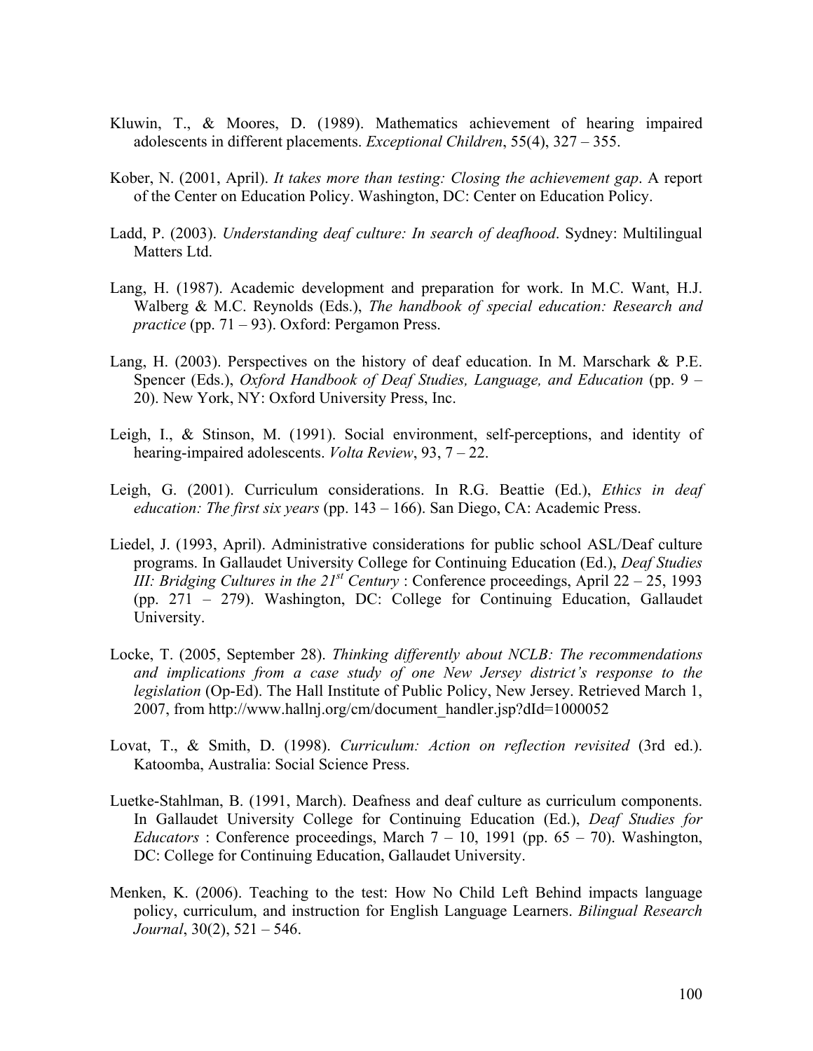Kluwin, T., & Moores, D. (1989). Mathematics achievement of hearing impaired adolescents in different placements. *Exceptional Children*, 55(4), 327 – 355.

Kober, N. (2001, April). *It takes more than testing: Closing the achievement gap*. A report of the Center on Education Policy. Washington, DC: Center on Education Policy.

Ladd, P. (2003). *Understanding deaf culture: In search of deafhood*. Sydney: Multilingual Matters Ltd.

Lang, H. (1987). Academic development and preparation for work. In M.C. Want, H.J. Walberg & M.C. Reynolds (Eds.), *The handbook of special education: Research and practice* (pp. 71 – 93). Oxford: Pergamon Press.

Lang, H. (2003). Perspectives on the history of deaf education. In M. Marschark & P.E. Spencer (Eds.), *Oxford Handbook of Deaf Studies, Language, and Education* (pp. 9 – 20). New York, NY: Oxford University Press, Inc.

Leigh, I., & Stinson, M. (1991). Social environment, self-perceptions, and identity of hearing-impaired adolescents. *Volta Review*, 93, 7 – 22.

Leigh, G. (2001). Curriculum considerations. In R.G. Beattie (Ed.), *Ethics in deaf education: The first six years* (pp. 143 – 166). San Diego, CA: Academic Press.

Liedel, J. (1993, April). Administrative considerations for public school ASL/Deaf culture programs. In Gallaudet University College for Continuing Education (Ed.), *Deaf Studies III: Bridging Cultures in the 21st Century* : Conference proceedings, April 22 – 25, 1993 (pp. 271 – 279). Washington, DC: College for Continuing Education, Gallaudet University.

Locke, T. (2005, September 28). *Thinking differently about NCLB: The recommendations and implications from a case study of one New Jersey district's response to the legislation* (Op-Ed). The Hall Institute of Public Policy, New Jersey. Retrieved March 1, 2007, from http://www.hallnj.org/cm/document_handler.jsp?dId=1000052

Lovat, T., & Smith, D. (1998). *Curriculum: Action on reflection revisited* (3rd ed.). Katoomba, Australia: Social Science Press.

Luetke-Stahlman, B. (1991, March). Deafness and deaf culture as curriculum components. In Gallaudet University College for Continuing Education (Ed.), *Deaf Studies for Educators* : Conference proceedings, March 7 – 10, 1991 (pp. 65 – 70). Washington, DC: College for Continuing Education, Gallaudet University.

Menken, K. (2006). Teaching to the test: How No Child Left Behind impacts language policy, curriculum, and instruction for English Language Learners. *Bilingual Research Journal*, 30(2), 521 – 546.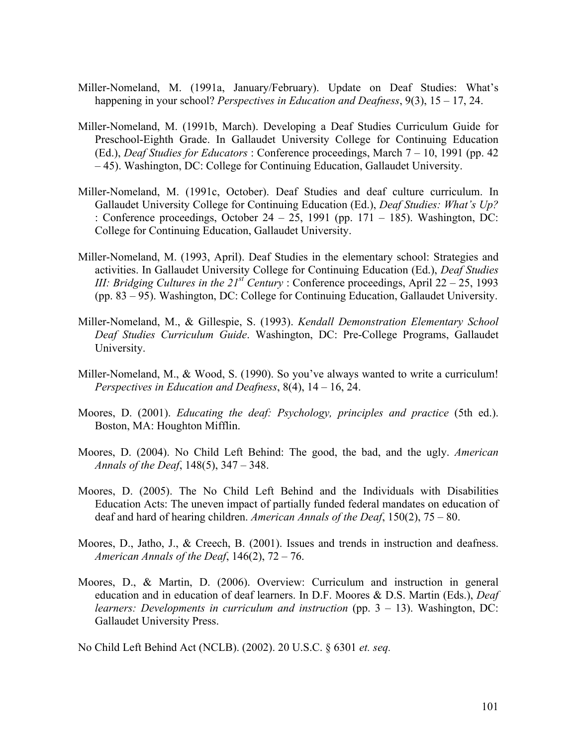Miller-Nomeland, M. (1991a, January/February). Update on Deaf Studies: What's happening in your school? *Perspectives in Education and Deafness*, 9(3), 15 – 17, 24.

Miller-Nomeland, M. (1991b, March). Developing a Deaf Studies Curriculum Guide for Preschool-Eighth Grade. In Gallaudet University College for Continuing Education (Ed.), *Deaf Studies for Educators* : Conference proceedings, March 7 – 10, 1991 (pp. 42 – 45). Washington, DC: College for Continuing Education, Gallaudet University.

Miller-Nomeland, M. (1991c, October). Deaf Studies and deaf culture curriculum. In Gallaudet University College for Continuing Education (Ed.), *Deaf Studies: What's Up?* : Conference proceedings, October 24 – 25, 1991 (pp. 171 – 185). Washington, DC: College for Continuing Education, Gallaudet University.

Miller-Nomeland, M. (1993, April). Deaf Studies in the elementary school: Strategies and activities. In Gallaudet University College for Continuing Education (Ed.), *Deaf Studies III: Bridging Cultures in the 21st Century* : Conference proceedings, April 22 – 25, 1993 (pp. 83 – 95). Washington, DC: College for Continuing Education, Gallaudet University.

Miller-Nomeland, M., & Gillespie, S. (1993). *Kendall Demonstration Elementary School Deaf Studies Curriculum Guide*. Washington, DC: Pre-College Programs, Gallaudet University.

Miller-Nomeland, M., & Wood, S. (1990). So you've always wanted to write a curriculum! *Perspectives in Education and Deafness*, 8(4), 14 – 16, 24.

Moores, D. (2001). *Educating the deaf: Psychology, principles and practice* (5th ed.). Boston, MA: Houghton Mifflin.

Moores, D. (2004). No Child Left Behind: The good, the bad, and the ugly. *American Annals of the Deaf*, 148(5), 347 – 348.

Moores, D. (2005). The No Child Left Behind and the Individuals with Disabilities Education Acts: The uneven impact of partially funded federal mandates on education of deaf and hard of hearing children. *American Annals of the Deaf*, 150(2), 75 – 80.

Moores, D., Jatho, J., & Creech, B. (2001). Issues and trends in instruction and deafness. *American Annals of the Deaf*, 146(2), 72 – 76.

Moores, D., & Martin, D. (2006). Overview: Curriculum and instruction in general education and in education of deaf learners. In D.F. Moores & D.S. Martin (Eds.), *Deaf learners: Developments in curriculum and instruction* (pp. 3 – 13). Washington, DC: Gallaudet University Press.

No Child Left Behind Act (NCLB). (2002). 20 U.S.C. § 6301 *et. seq.*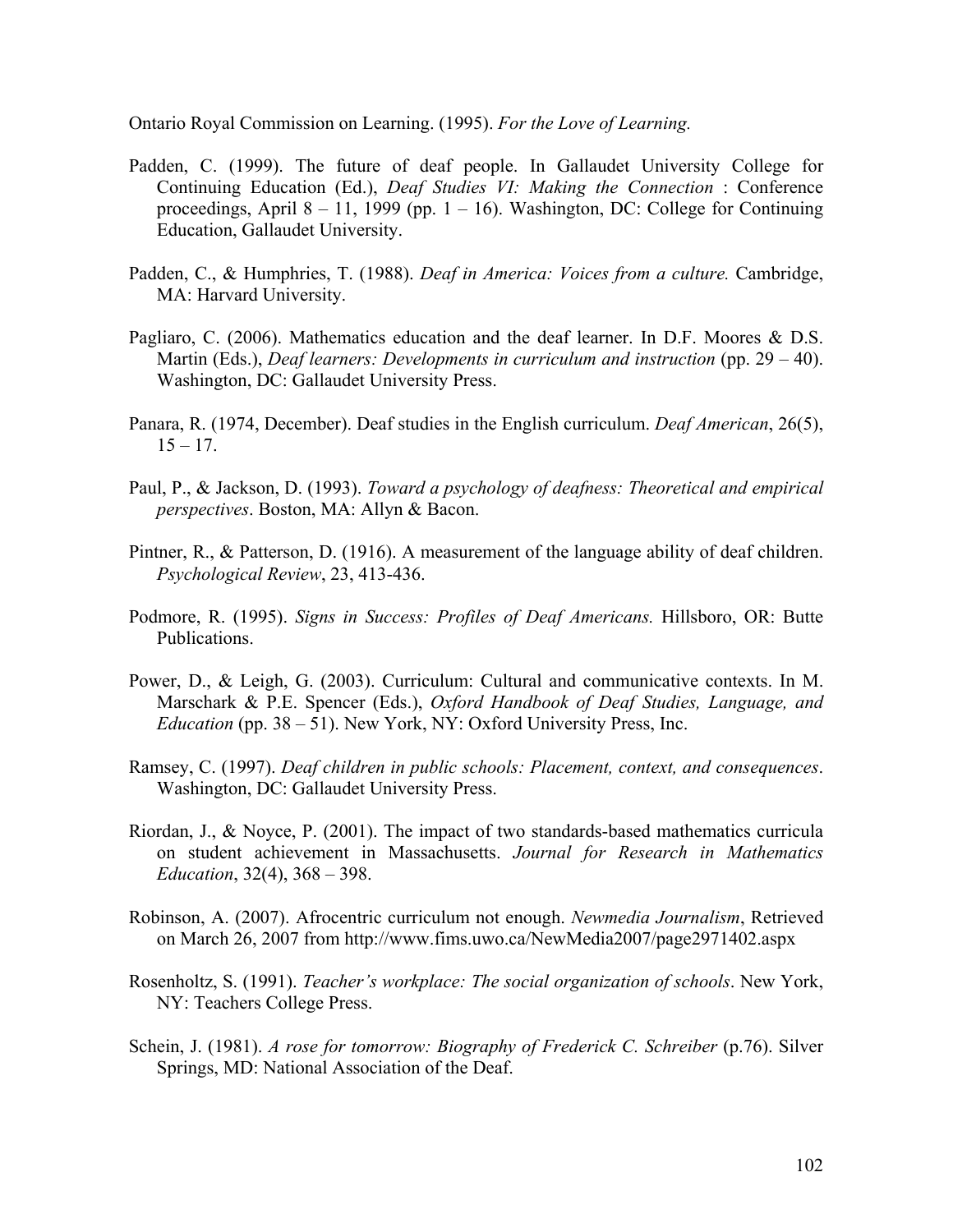Ontario Royal Commission on Learning. (1995). *For the Love of Learning.*

Padden, C. (1999). The future of deaf people. In Gallaudet University College for Continuing Education (Ed.), *Deaf Studies VI: Making the Connection* : Conference proceedings, April 8 – 11, 1999 (pp. 1 – 16). Washington, DC: College for Continuing Education, Gallaudet University.

Padden, C., & Humphries, T. (1988). *Deaf in America: Voices from a culture.* Cambridge, MA: Harvard University.

Pagliaro, C. (2006). Mathematics education and the deaf learner. In D.F. Moores & D.S. Martin (Eds.), *Deaf learners: Developments in curriculum and instruction* (pp. 29 – 40). Washington, DC: Gallaudet University Press.

Panara, R. (1974, December). Deaf studies in the English curriculum. *Deaf American*, 26(5), 15 – 17.

Paul, P., & Jackson, D. (1993). *Toward a psychology of deafness: Theoretical and empirical perspectives*. Boston, MA: Allyn & Bacon.

Pintner, R., & Patterson, D. (1916). A measurement of the language ability of deaf children. *Psychological Review*, 23, 413-436.

Podmore, R. (1995). *Signs in Success: Profiles of Deaf Americans.* Hillsboro, OR: Butte Publications.

Power, D., & Leigh, G. (2003). Curriculum: Cultural and communicative contexts. In M. Marschark & P.E. Spencer (Eds.), *Oxford Handbook of Deaf Studies, Language, and Education* (pp. 38 – 51). New York, NY: Oxford University Press, Inc.

Ramsey, C. (1997). *Deaf children in public schools: Placement, context, and consequences*. Washington, DC: Gallaudet University Press.

Riordan, J., & Noyce, P. (2001). The impact of two standards-based mathematics curricula on student achievement in Massachusetts. *Journal for Research in Mathematics Education*, 32(4), 368 – 398.

Robinson, A. (2007). Afrocentric curriculum not enough. *Newmedia Journalism*, Retrieved on March 26, 2007 from http://www.fims.uwo.ca/NewMedia2007/page2971402.aspx

Rosenholtz, S. (1991). *Teacher's workplace: The social organization of schools*. New York, NY: Teachers College Press.

Schein, J. (1981). *A rose for tomorrow: Biography of Frederick C. Schreiber* (p.76). Silver Springs, MD: National Association of the Deaf.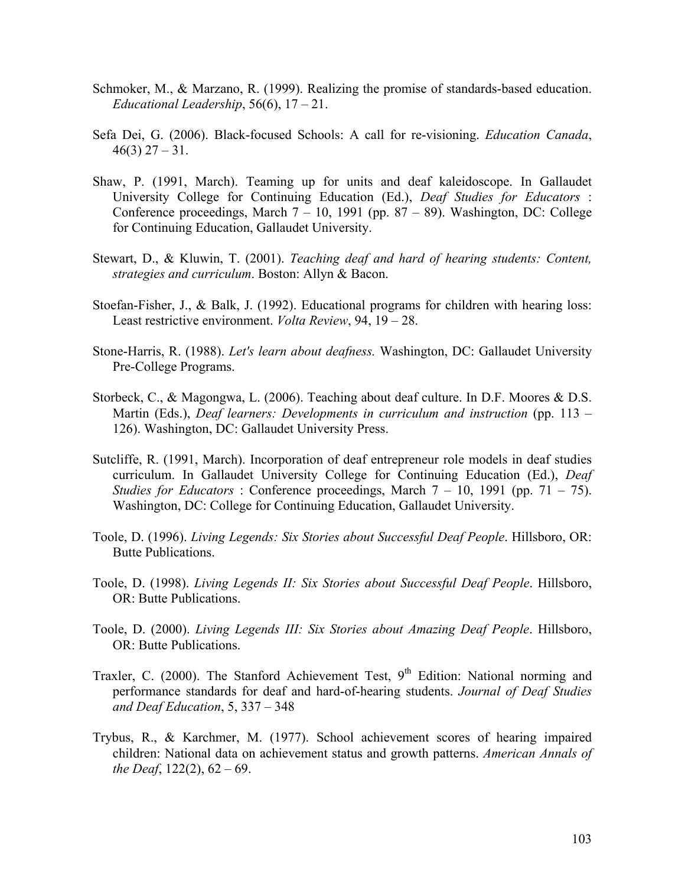Schmoker, M., & Marzano, R. (1999). Realizing the promise of standards-based education. *Educational Leadership*, 56(6), 17 – 21.

Sefa Dei, G. (2006). Black-focused Schools: A call for re-visioning. *Education Canada*, 46(3) 27 – 31.

Shaw, P. (1991, March). Teaming up for units and deaf kaleidoscope. In Gallaudet University College for Continuing Education (Ed.), *Deaf Studies for Educators* : Conference proceedings, March 7 – 10, 1991 (pp. 87 – 89). Washington, DC: College for Continuing Education, Gallaudet University.

Stewart, D., & Kluwin, T. (2001). *Teaching deaf and hard of hearing students: Content, strategies and curriculum*. Boston: Allyn & Bacon.

Stoefan-Fisher, J., & Balk, J. (1992). Educational programs for children with hearing loss: Least restrictive environment. *Volta Review*, 94, 19 – 28.

Stone-Harris, R. (1988). *Let's learn about deafness.* Washington, DC: Gallaudet University Pre-College Programs.

Storbeck, C., & Magongwa, L. (2006). Teaching about deaf culture. In D.F. Moores & D.S. Martin (Eds.), *Deaf learners: Developments in curriculum and instruction* (pp. 113 – 126). Washington, DC: Gallaudet University Press.

Sutcliffe, R. (1991, March). Incorporation of deaf entrepreneur role models in deaf studies curriculum. In Gallaudet University College for Continuing Education (Ed.), *Deaf Studies for Educators* : Conference proceedings, March 7 – 10, 1991 (pp. 71 – 75). Washington, DC: College for Continuing Education, Gallaudet University.

Toole, D. (1996). *Living Legends: Six Stories about Successful Deaf People*. Hillsboro, OR: Butte Publications.

Toole, D. (1998). *Living Legends II: Six Stories about Successful Deaf People*. Hillsboro, OR: Butte Publications.

Toole, D. (2000). *Living Legends III: Six Stories about Amazing Deaf People*. Hillsboro, OR: Butte Publications.

Traxler, C. (2000). The Stanford Achievement Test, 9th Edition: National norming and performance standards for deaf and hard-of-hearing students. *Journal of Deaf Studies and Deaf Education*, 5, 337 – 348

Trybus, R., & Karchmer, M. (1977). School achievement scores of hearing impaired children: National data on achievement status and growth patterns. *American Annals of the Deaf*, 122(2), 62 – 69.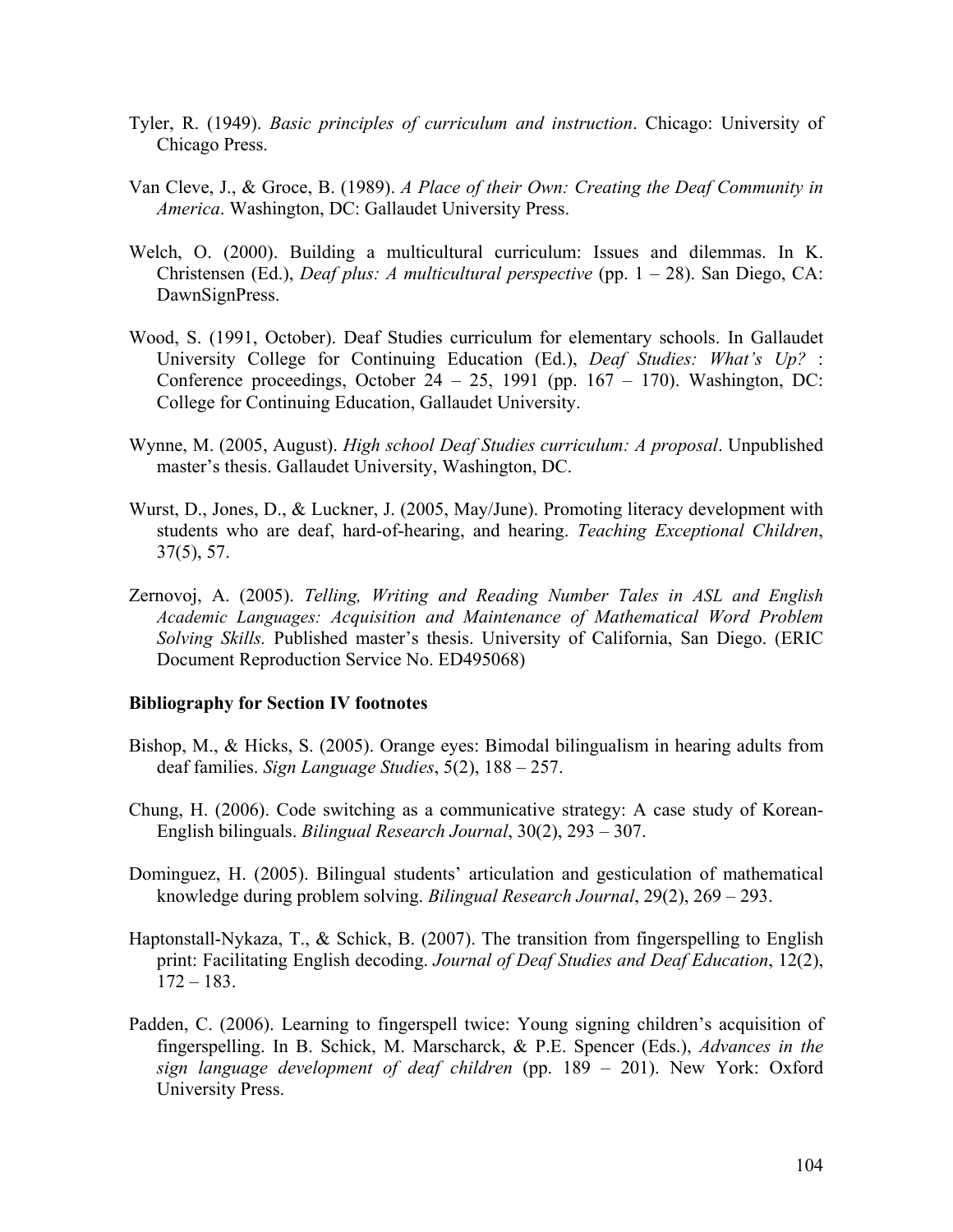Tyler, R. (1949). *Basic principles of curriculum and instruction*. Chicago: University of Chicago Press.

Van Cleve, J., & Groce, B. (1989). *A Place of their Own: Creating the Deaf Community in America*. Washington, DC: Gallaudet University Press.

Welch, O. (2000). Building a multicultural curriculum: Issues and dilemmas. In K. Christensen (Ed.), *Deaf plus: A multicultural perspective* (pp. 1 – 28). San Diego, CA: DawnSignPress.

Wood, S. (1991, October). Deaf Studies curriculum for elementary schools. In Gallaudet University College for Continuing Education (Ed.), *Deaf Studies: What's Up?* : Conference proceedings, October 24 – 25, 1991 (pp. 167 – 170). Washington, DC: College for Continuing Education, Gallaudet University.

Wynne, M. (2005, August). *High school Deaf Studies curriculum: A proposal*. Unpublished master's thesis. Gallaudet University, Washington, DC.

Wurst, D., Jones, D., & Luckner, J. (2005, May/June). Promoting literacy development with students who are deaf, hard-of-hearing, and hearing. *Teaching Exceptional Children*, 37(5), 57.

Zernovoj, A. (2005). *Telling, Writing and Reading Number Tales in ASL and English Academic Languages: Acquisition and Maintenance of Mathematical Word Problem Solving Skills.* Published master's thesis. University of California, San Diego. (ERIC Document Reproduction Service No. ED495068)

**Bibliography for Section IV footnotes**

Bishop, M., & Hicks, S. (2005). Orange eyes: Bimodal bilingualism in hearing adults from deaf families. *Sign Language Studies*, 5(2), 188 – 257.

Chung, H. (2006). Code switching as a communicative strategy: A case study of Korean-English bilinguals. *Bilingual Research Journal*, 30(2), 293 – 307.

Dominguez, H. (2005). Bilingual students' articulation and gesticulation of mathematical knowledge during problem solving. *Bilingual Research Journal*, 29(2), 269 – 293.

Haptonstall-Nykaza, T., & Schick, B. (2007). The transition from fingerspelling to English print: Facilitating English decoding. *Journal of Deaf Studies and Deaf Education*, 12(2), 172 – 183.

Padden, C. (2006). Learning to fingerspell twice: Young signing children's acquisition of fingerspelling. In B. Schick, M. Marscharck, & P.E. Spencer (Eds.), *Advances in the sign language development of deaf children* (pp. 189 – 201). New York: Oxford University Press.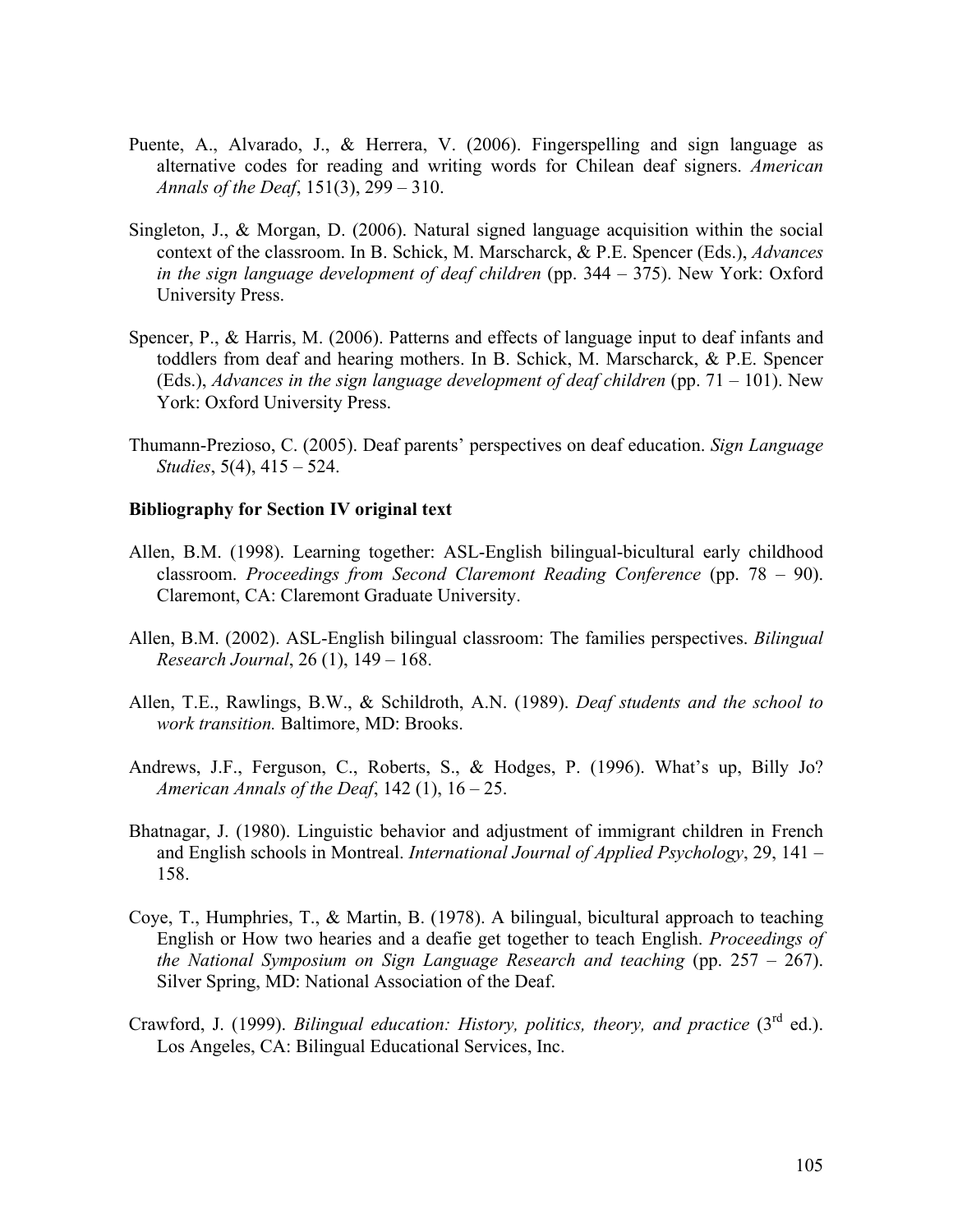Puente, A., Alvarado, J., & Herrera, V. (2006). Fingerspelling and sign language as alternative codes for reading and writing words for Chilean deaf signers. *American Annals of the Deaf*, 151(3), 299 – 310.

Singleton, J., & Morgan, D. (2006). Natural signed language acquisition within the social context of the classroom. In B. Schick, M. Marscharck, & P.E. Spencer (Eds.), *Advances in the sign language development of deaf children* (pp. 344 – 375). New York: Oxford University Press.

Spencer, P., & Harris, M. (2006). Patterns and effects of language input to deaf infants and toddlers from deaf and hearing mothers. In B. Schick, M. Marscharck, & P.E. Spencer (Eds.), *Advances in the sign language development of deaf children* (pp. 71 – 101). New York: Oxford University Press.

Thumann-Prezioso, C. (2005). Deaf parents' perspectives on deaf education. *Sign Language Studies*, 5(4), 415 – 524.

**Bibliography for Section IV original text**

Allen, B.M. (1998). Learning together: ASL-English bilingual-bicultural early childhood classroom. *Proceedings from Second Claremont Reading Conference* (pp. 78 – 90). Claremont, CA: Claremont Graduate University.

Allen, B.M. (2002). ASL-English bilingual classroom: The families perspectives. *Bilingual Research Journal*, 26 (1), 149 – 168.

Allen, T.E., Rawlings, B.W., & Schildroth, A.N. (1989). *Deaf students and the school to work transition.* Baltimore, MD: Brooks.

Andrews, J.F., Ferguson, C., Roberts, S., & Hodges, P. (1996). What's up, Billy Jo? *American Annals of the Deaf*, 142 (1), 16 – 25.

Bhatnagar, J. (1980). Linguistic behavior and adjustment of immigrant children in French and English schools in Montreal. *International Journal of Applied Psychology*, 29, 141 – 158.

Coye, T., Humphries, T., & Martin, B. (1978). A bilingual, bicultural approach to teaching English or How two hearies and a deafie get together to teach English. *Proceedings of the National Symposium on Sign Language Research and teaching* (pp. 257 – 267). Silver Spring, MD: National Association of the Deaf.

Crawford, J. (1999). *Bilingual education: History, politics, theory, and practice* (3rd ed.). Los Angeles, CA: Bilingual Educational Services, Inc.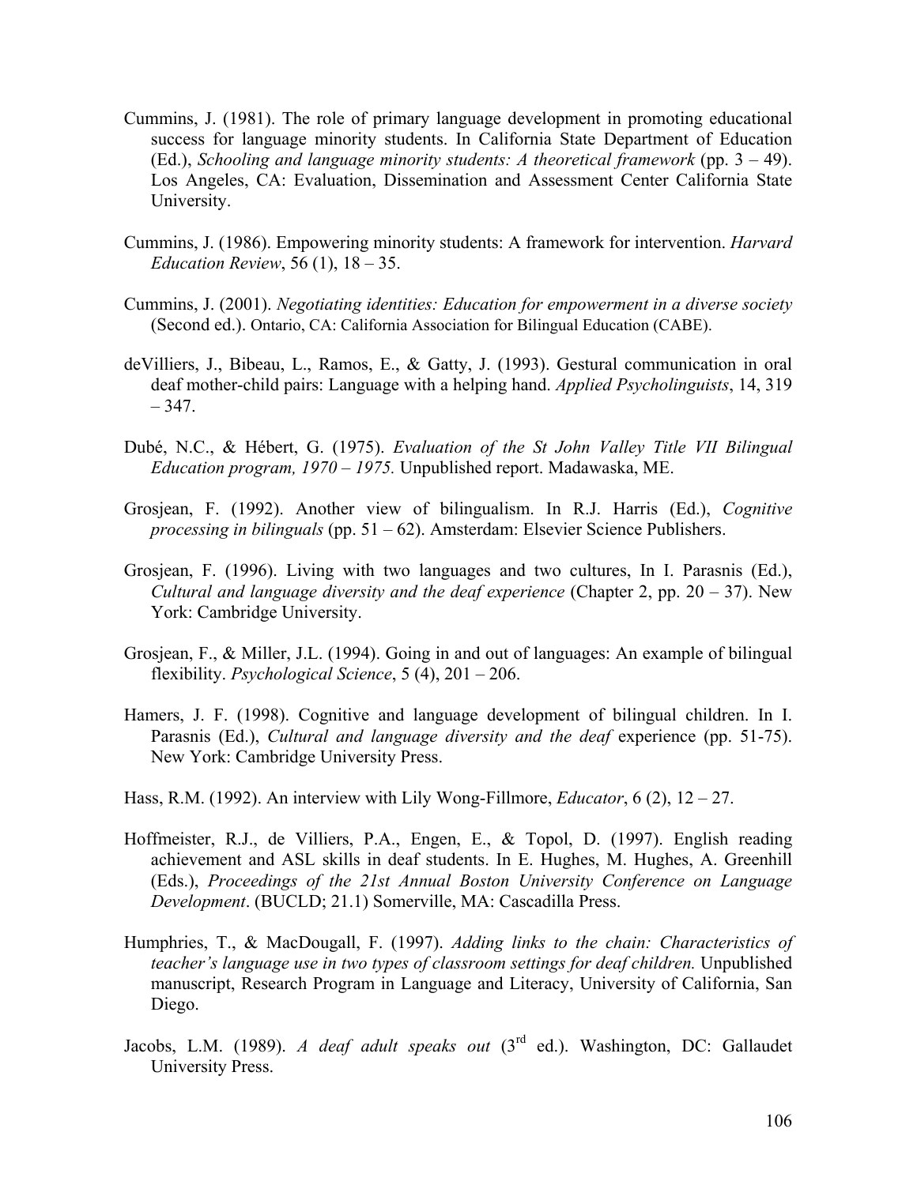Cummins, J. (1981). The role of primary language development in promoting educational success for language minority students. In California State Department of Education (Ed.), *Schooling and language minority students: A theoretical framework* (pp. 3 – 49). Los Angeles, CA: Evaluation, Dissemination and Assessment Center California State University.

Cummins, J. (1986). Empowering minority students: A framework for intervention. *Harvard Education Review*, 56 (1), 18 – 35.

Cummins, J. (2001). *Negotiating identities: Education for empowerment in a diverse society* (Second ed.). Ontario, CA: California Association for Bilingual Education (CABE).

deVilliers, J., Bibeau, L., Ramos, E., & Gatty, J. (1993). Gestural communication in oral deaf mother-child pairs: Language with a helping hand. *Applied Psycholinguists*, 14, 319 – 347.

Dubé, N.C., & Hébert, G. (1975). *Evaluation of the St John Valley Title VII Bilingual Education program, 1970 – 1975.* Unpublished report. Madawaska, ME.

Grosjean, F. (1992). Another view of bilingualism. In R.J. Harris (Ed.), *Cognitive processing in bilinguals* (pp. 51 – 62). Amsterdam: Elsevier Science Publishers.

Grosjean, F. (1996). Living with two languages and two cultures, In I. Parasnis (Ed.), *Cultural and language diversity and the deaf experience* (Chapter 2, pp. 20 – 37). New York: Cambridge University.

Grosjean, F., & Miller, J.L. (1994). Going in and out of languages: An example of bilingual flexibility. *Psychological Science*, 5 (4), 201 – 206.

Hamers, J. F. (1998). Cognitive and language development of bilingual children. In I. Parasnis (Ed.), *Cultural and language diversity and the deaf* experience (pp. 51-75). New York: Cambridge University Press.

Hass, R.M. (1992). An interview with Lily Wong-Fillmore, *Educator*, 6 (2), 12 – 27.

Hoffmeister, R.J., de Villiers, P.A., Engen, E., & Topol, D. (1997). English reading achievement and ASL skills in deaf students. In E. Hughes, M. Hughes, A. Greenhill (Eds.), *Proceedings of the 21st Annual Boston University Conference on Language Development*. (BUCLD; 21.1) Somerville, MA: Cascadilla Press.

Humphries, T., & MacDougall, F. (1997). *Adding links to the chain: Characteristics of teacher's language use in two types of classroom settings for deaf children.* Unpublished manuscript, Research Program in Language and Literacy, University of California, San Diego.

Jacobs, L.M. (1989). *A deaf adult speaks out* (3rd ed.). Washington, DC: Gallaudet University Press.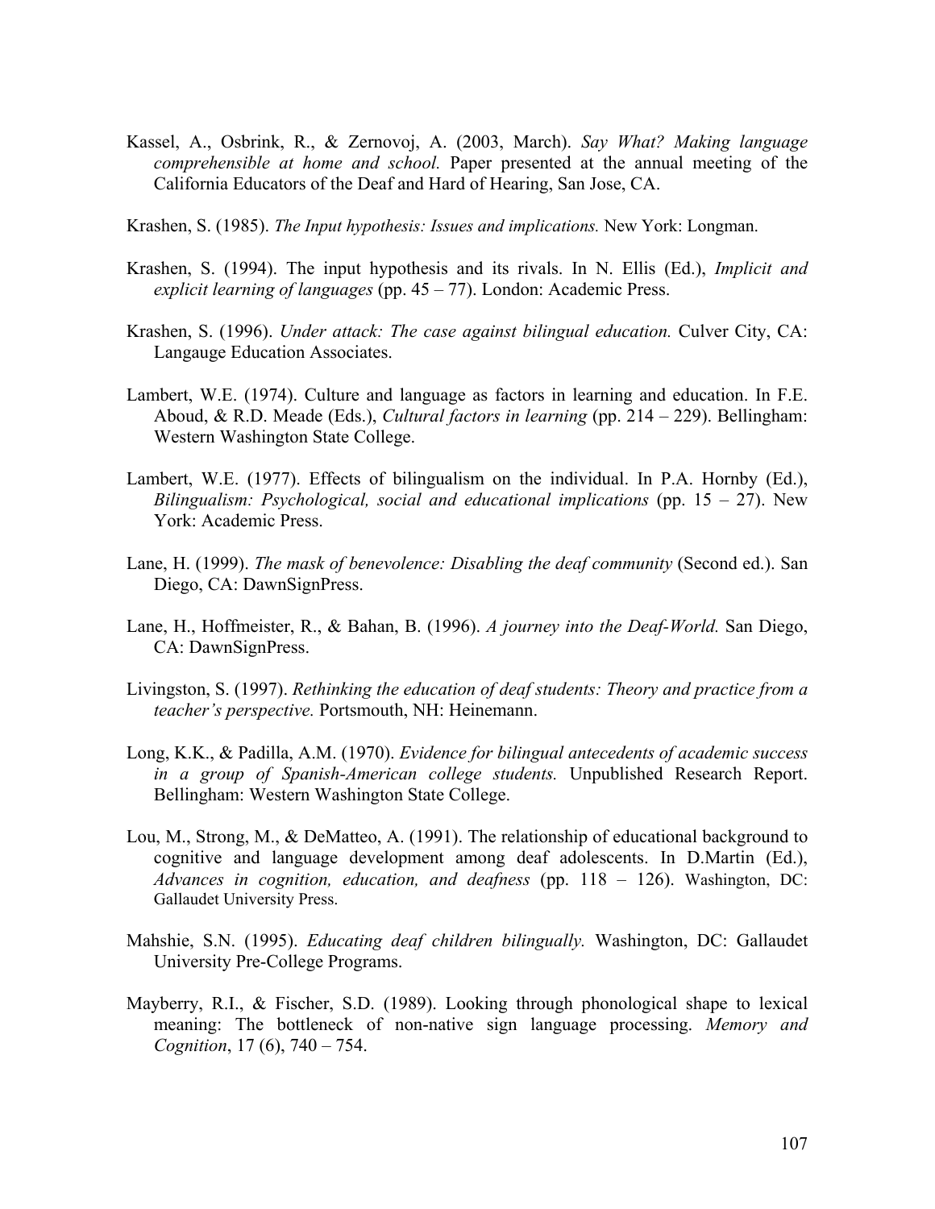Kassel, A., Osbrink, R., & Zernovoj, A. (2003, March). *Say What? Making language comprehensible at home and school.* Paper presented at the annual meeting of the California Educators of the Deaf and Hard of Hearing, San Jose, CA.

Krashen, S. (1985). *The Input hypothesis: Issues and implications.* New York: Longman.

Krashen, S. (1994). The input hypothesis and its rivals. In N. Ellis (Ed.), *Implicit and explicit learning of languages* (pp. 45 – 77). London: Academic Press.

Krashen, S. (1996). *Under attack: The case against bilingual education.* Culver City, CA: Langauge Education Associates.

Lambert, W.E. (1974). Culture and language as factors in learning and education. In F.E. Aboud, & R.D. Meade (Eds.), *Cultural factors in learning* (pp. 214 – 229). Bellingham: Western Washington State College.

Lambert, W.E. (1977). Effects of bilingualism on the individual. In P.A. Hornby (Ed.), *Bilingualism: Psychological, social and educational implications* (pp. 15 – 27). New York: Academic Press.

Lane, H. (1999). *The mask of benevolence: Disabling the deaf community* (Second ed.). San Diego, CA: DawnSignPress.

Lane, H., Hoffmeister, R., & Bahan, B. (1996). *A journey into the Deaf-World.* San Diego, CA: DawnSignPress.

Livingston, S. (1997). *Rethinking the education of deaf students: Theory and practice from a teacher's perspective.* Portsmouth, NH: Heinemann.

Long, K.K., & Padilla, A.M. (1970). *Evidence for bilingual antecedents of academic success in a group of Spanish-American college students.* Unpublished Research Report. Bellingham: Western Washington State College.

Lou, M., Strong, M., & DeMatteo, A. (1991). The relationship of educational background to cognitive and language development among deaf adolescents. In D.Martin (Ed.), *Advances in cognition, education, and deafness* (pp. 118 – 126). Washington, DC: Gallaudet University Press.

Mahshie, S.N. (1995). *Educating deaf children bilingually.* Washington, DC: Gallaudet University Pre-College Programs.

Mayberry, R.I., & Fischer, S.D. (1989). Looking through phonological shape to lexical meaning: The bottleneck of non-native sign language processing. *Memory and Cognition*, 17 (6), 740 – 754.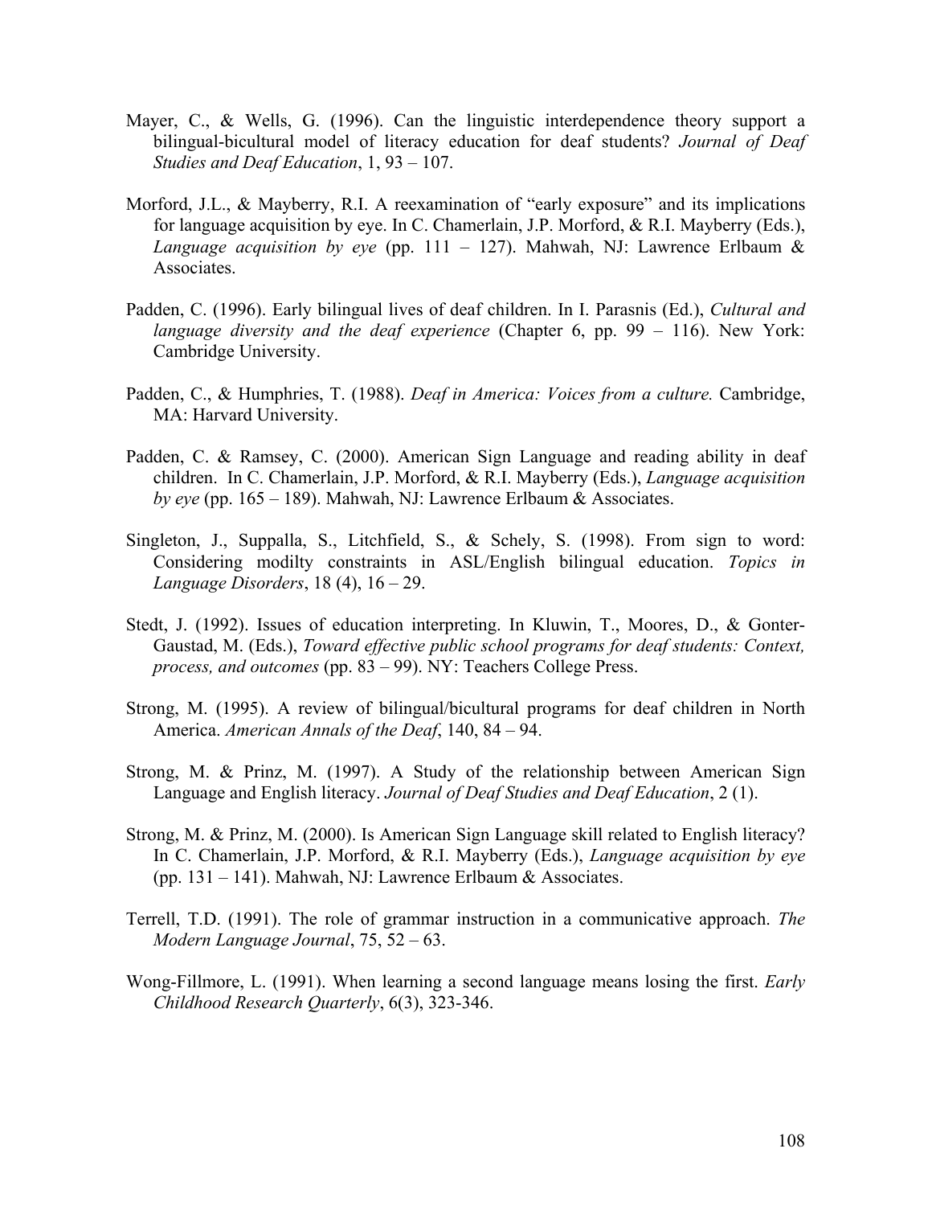Mayer, C., & Wells, G. (1996). Can the linguistic interdependence theory support a bilingual-bicultural model of literacy education for deaf students? *Journal of Deaf Studies and Deaf Education*, 1, 93 – 107.

Morford, J.L., & Mayberry, R.I. A reexamination of "early exposure" and its implications for language acquisition by eye. In C. Chamerlain, J.P. Morford, & R.I. Mayberry (Eds.), *Language acquisition by eye* (pp. 111 – 127). Mahwah, NJ: Lawrence Erlbaum & Associates.

Padden, C. (1996). Early bilingual lives of deaf children. In I. Parasnis (Ed.), *Cultural and language diversity and the deaf experience* (Chapter 6, pp. 99 – 116). New York: Cambridge University.

Padden, C., & Humphries, T. (1988). *Deaf in America: Voices from a culture.* Cambridge, MA: Harvard University.

Padden, C. & Ramsey, C. (2000). American Sign Language and reading ability in deaf children. In C. Chamerlain, J.P. Morford, & R.I. Mayberry (Eds.), *Language acquisition by eye* (pp. 165 – 189). Mahwah, NJ: Lawrence Erlbaum & Associates.

Singleton, J., Suppalla, S., Litchfield, S., & Schely, S. (1998). From sign to word: Considering modilty constraints in ASL/English bilingual education. *Topics in Language Disorders*, 18 (4), 16 – 29.

Stedt, J. (1992). Issues of education interpreting. In Kluwin, T., Moores, D., & Gonter-Gaustad, M. (Eds.), *Toward effective public school programs for deaf students: Context, process, and outcomes* (pp. 83 – 99). NY: Teachers College Press.

Strong, M. (1995). A review of bilingual/bicultural programs for deaf children in North America. *American Annals of the Deaf*, 140, 84 – 94.

Strong, M. & Prinz, M. (1997). A Study of the relationship between American Sign Language and English literacy. *Journal of Deaf Studies and Deaf Education*, 2 (1).

Strong, M. & Prinz, M. (2000). Is American Sign Language skill related to English literacy? In C. Chamerlain, J.P. Morford, & R.I. Mayberry (Eds.), *Language acquisition by eye* (pp. 131 – 141). Mahwah, NJ: Lawrence Erlbaum & Associates.

Terrell, T.D. (1991). The role of grammar instruction in a communicative approach. *The Modern Language Journal*, 75, 52 – 63.

Wong-Fillmore, L. (1991). When learning a second language means losing the first. *Early Childhood Research Quarterly*, 6(3), 323-346.